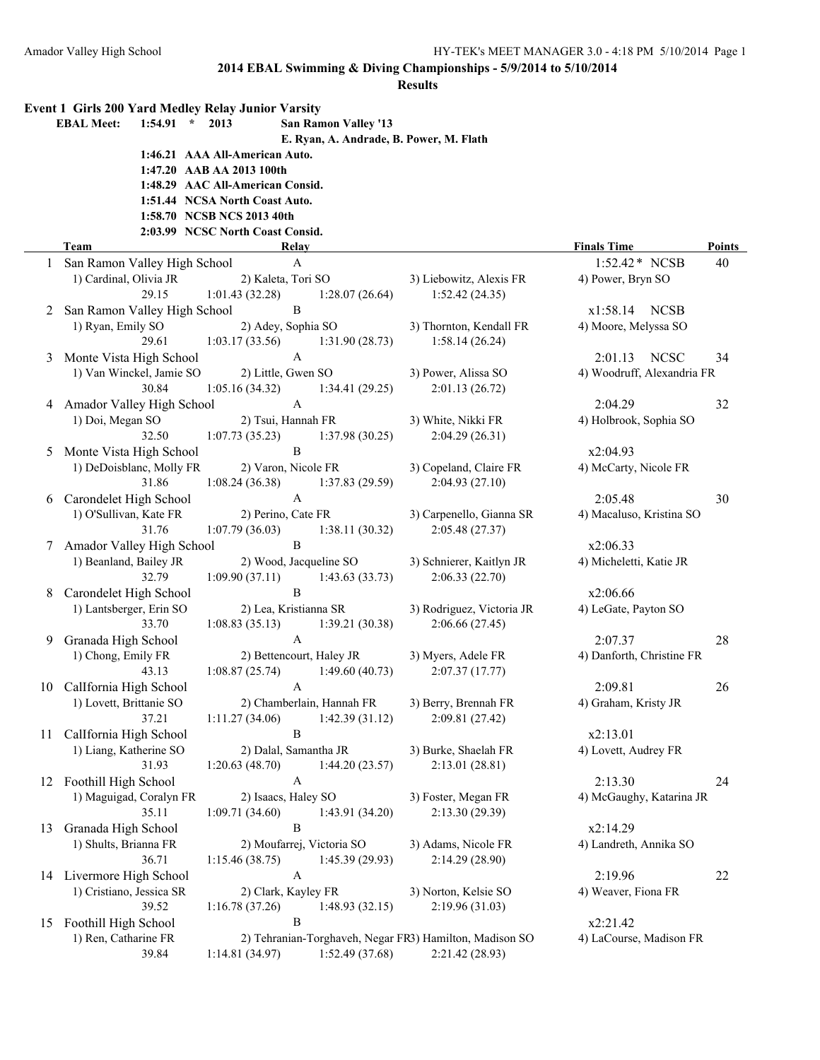## 2014 EBAL Swimming & Diving Championships - 5/9/2014 to 5/10/2014

### Results

**Event 1 Girls 200 Yard Medley Relay Junior Varsity**

| | | | | |
|---|---|---|---|---|
| EBAL Meet: | 1:54.91 | * | 2013 | San Ramon Valley '13 |
| | | | | E. Ryan, A. Andrade, B. Power, M. Flath |
| | 1:46.21 | AAA | All-American Auto. | |
| | 1:47.20 | AAB | AA 2013 100th | |
| | 1:48.29 | AAC | All-American Consid. | |
| | 1:51.44 | NCSA | North Coast Auto. | |
| | 1:58.70 | NCSB | NCS 2013 40th | |
| | 2:03.99 | NCSC | North Coast Consid. | |

| | Team | Relay | | | Finals Time | Points |
|---|---|---|---|---|---|---|
| 1 | San Ramon Valley High School | A | | | 1:52.42* NCSB | 40 |
| | 1) Cardinal, Olivia JR | 2) Kaleta, Tori SO | 3) Liebowitz, Alexis FR | 4) Power, Bryn SO | | |
| | 29.15 | 1:01.43 (32.28) | 1:28.07 (26.64) | 1:52.42 (24.35) | | |
| 2 | San Ramon Valley High School | B | | | x1:58.14 NCSB | |
| | 1) Ryan, Emily SO | 2) Adey, Sophia SO | 3) Thornton, Kendall FR | 4) Moore, Melyssa SO | | |
| | 29.61 | 1:03.17 (33.56) | 1:31.90 (28.73) | 1:58.14 (26.24) | | |
| 3 | Monte Vista High School | A | | | 2:01.13 NCSC | 34 |
| | 1) Van Winckel, Jamie SO | 2) Little, Gwen SO | 3) Power, Alissa SO | 4) Woodruff, Alexandria FR | | |
| | 30.84 | 1:05.16 (34.32) | 1:34.41 (29.25) | 2:01.13 (26.72) | | |
| 4 | Amador Valley High School | A | | | 2:04.29 | 32 |
| | 1) Doi, Megan SO | 2) Tsui, Hannah FR | 3) White, Nikki FR | 4) Holbrook, Sophia SO | | |
| | 32.50 | 1:07.73 (35.23) | 1:37.98 (30.25) | 2:04.29 (26.31) | | |
| 5 | Monte Vista High School | B | | | x2:04.93 | |
| | 1) DeDoisblanc, Molly FR | 2) Varon, Nicole FR | 3) Copeland, Claire FR | 4) McCarty, Nicole FR | | |
| | 31.86 | 1:08.24 (36.38) | 1:37.83 (29.59) | 2:04.93 (27.10) | | |
| 6 | Carondelet High School | A | | | 2:05.48 | 30 |
| | 1) O'Sullivan, Kate FR | 2) Perino, Cate FR | 3) Carpenello, Gianna SR | 4) Macaluso, Kristina SO | | |
| | 31.76 | 1:07.79 (36.03) | 1:38.11 (30.32) | 2:05.48 (27.37) | | |
| 7 | Amador Valley High School | B | | | x2:06.33 | |
| | 1) Beanland, Bailey JR | 2) Wood, Jacqueline SO | 3) Schnierer, Kaitlyn JR | 4) Micheletti, Katie JR | | |
| | 32.79 | 1:09.90 (37.11) | 1:43.63 (33.73) | 2:06.33 (22.70) | | |
| 8 | Carondelet High School | B | | | x2:06.66 | |
| | 1) Lantsberger, Erin SO | 2) Lea, Kristianna SR | 3) Rodriguez, Victoria JR | 4) LeGate, Payton SO | | |
| | 33.70 | 1:08.83 (35.13) | 1:39.21 (30.38) | 2:06.66 (27.45) | | |
| 9 | Granada High School | A | | | 2:07.37 | 28 |
| | 1) Chong, Emily FR | 2) Bettencourt, Haley JR | 3) Myers, Adele FR | 4) Danforth, Christine FR | | |
| | 43.13 | 1:08.87 (25.74) | 1:49.60 (40.73) | 2:07.37 (17.77) | | |
| 10 | CalIfornia High School | A | | | 2:09.81 | 26 |
| | 1) Lovett, Brittanie SO | 2) Chamberlain, Hannah FR | 3) Berry, Brennah FR | 4) Graham, Kristy JR | | |
| | 37.21 | 1:11.27 (34.06) | 1:42.39 (31.12) | 2:09.81 (27.42) | | |
| 11 | CalIfornia High School | B | | | x2:13.01 | |
| | 1) Liang, Katherine SO | 2) Dalal, Samantha JR | 3) Burke, Shaelah FR | 4) Lovett, Audrey FR | | |
| | 31.93 | 1:20.63 (48.70) | 1:44.20 (23.57) | 2:13.01 (28.81) | | |
| 12 | Foothill High School | A | | | 2:13.30 | 24 |
| | 1) Maguigad, Coralyn FR | 2) Isaacs, Haley SO | 3) Foster, Megan FR | 4) McGaughy, Katarina JR | | |
| | 35.11 | 1:09.71 (34.60) | 1:43.91 (34.20) | 2:13.30 (29.39) | | |
| 13 | Granada High School | B | | | x2:14.29 | |
| | 1) Shults, Brianna FR | 2) Moufarrej, Victoria SO | 3) Adams, Nicole FR | 4) Landreth, Annika SO | | |
| | 36.71 | 1:15.46 (38.75) | 1:45.39 (29.93) | 2:14.29 (28.90) | | |
| 14 | Livermore High School | A | | | 2:19.96 | 22 |
| | 1) Cristiano, Jessica SR | 2) Clark, Kayley FR | 3) Norton, Kelsie SO | 4) Weaver, Fiona FR | | |
| | 39.52 | 1:16.78 (37.26) | 1:48.93 (32.15) | 2:19.96 (31.03) | | |
| 15 | Foothill High School | B | | | x2:21.42 | |
| | 1) Ren, Catharine FR | 2) Tehranian-Torghaveh, Negar FR | 3) Hamilton, Madison SO | 4) LaCourse, Madison FR | | |
| | 39.84 | 1:14.81 (34.97) | 1:52.49 (37.68) | 2:21.42 (28.93) | | |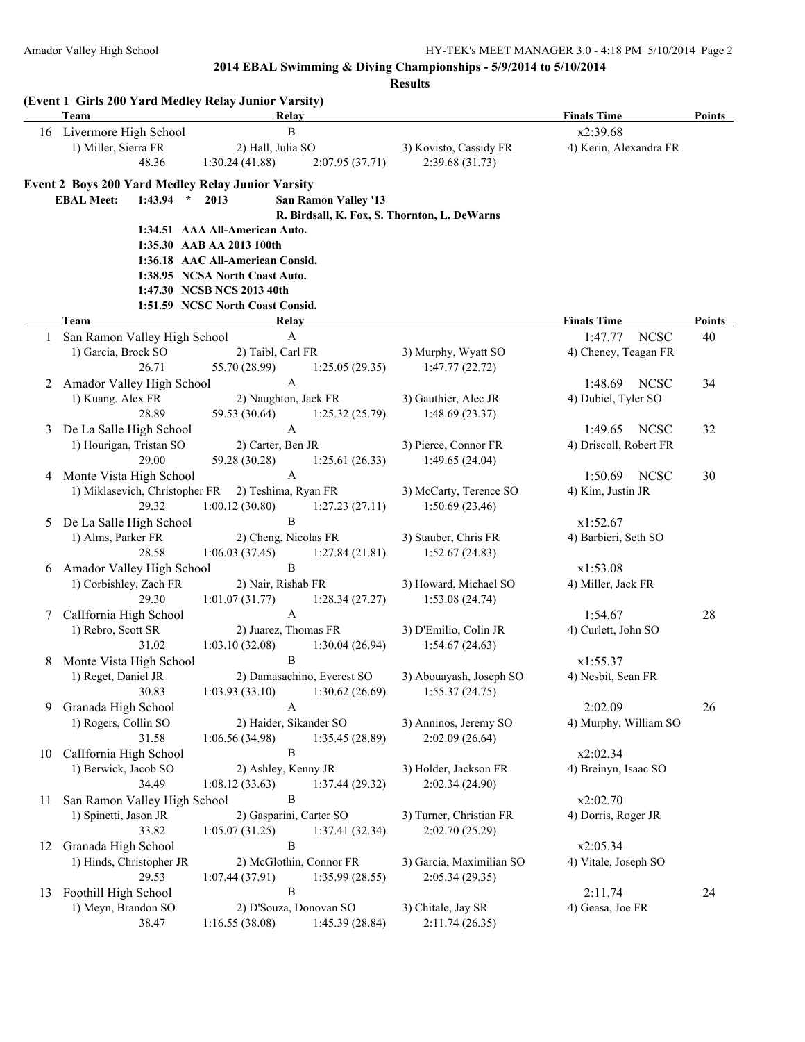## 2014 EBAL Swimming & Diving Championships - 5/9/2014 to 5/10/2014

### Results

**(Event 1 Girls 200 Yard Medley Relay Junior Varsity)**

| | Team | Relay | | | Finals Time | Points |
|---|---|---|---|---|---|---|
| 16 | Livermore High School | B | | | x2:39.68 | |
| | 1) Miller, Sierra FR | 2) Hall, Julia SO | 3) Kovisto, Cassidy FR | 4) Kerin, Alexandra FR | | |
| | 48.36 | 1:30.24 (41.88) | 2:07.95 (37.71) | 2:39.68 (31.73) | | |

**Event 2 Boys 200 Yard Medley Relay Junior Varsity**

**EBAL Meet: 1:43.94 * 2013 San Ramon Valley '13**
**R. Birdsall, K. Fox, S. Thornton, L. DeWarns**

**1:34.51 AAA All-American Auto.**
**1:35.30 AAB AA 2013 100th**
**1:36.18 AAC All-American Consid.**
**1:38.95 NCSA North Coast Auto.**
**1:47.30 NCSB NCS 2013 40th**
**1:51.59 NCSC North Coast Consid.**

| | Team | Relay | | | Finals Time | Points |
|---|---|---|---|---|---|---|
| 1 | San Ramon Valley High School | A | | | 1:47.77 NCSC | 40 |
| | 1) Garcia, Brock SO | 2) Taibl, Carl FR | 3) Murphy, Wyatt SO | 4) Cheney, Teagan FR | | |
| | 26.71 | 55.70 (28.99) | 1:25.05 (29.35) | 1:47.77 (22.72) | | |
| 2 | Amador Valley High School | A | | | 1:48.69 NCSC | 34 |
| | 1) Kuang, Alex FR | 2) Naughton, Jack FR | 3) Gauthier, Alec JR | 4) Dubiel, Tyler SO | | |
| | 28.89 | 59.53 (30.64) | 1:25.32 (25.79) | 1:48.69 (23.37) | | |
| 3 | De La Salle High School | A | | | 1:49.65 NCSC | 32 |
| | 1) Hourigan, Tristan SO | 2) Carter, Ben JR | 3) Pierce, Connor FR | 4) Driscoll, Robert FR | | |
| | 29.00 | 59.28 (30.28) | 1:25.61 (26.33) | 1:49.65 (24.04) | | |
| 4 | Monte Vista High School | A | | | 1:50.69 NCSC | 30 |
| | 1) Miklasevich, Christopher FR | 2) Teshima, Ryan FR | 3) McCarty, Terence SO | 4) Kim, Justin JR | | |
| | 29.32 | 1:00.12 (30.80) | 1:27.23 (27.11) | 1:50.69 (23.46) | | |
| 5 | De La Salle High School | B | | | x1:52.67 | |
| | 1) Alms, Parker FR | 2) Cheng, Nicolas FR | 3) Stauber, Chris FR | 4) Barbieri, Seth SO | | |
| | 28.58 | 1:06.03 (37.45) | 1:27.84 (21.81) | 1:52.67 (24.83) | | |
| 6 | Amador Valley High School | B | | | x1:53.08 | |
| | 1) Corbishley, Zach FR | 2) Nair, Rishab FR | 3) Howard, Michael SO | 4) Miller, Jack FR | | |
| | 29.30 | 1:01.07 (31.77) | 1:28.34 (27.27) | 1:53.08 (24.74) | | |
| 7 | CalIfornia High School | A | | | 1:54.67 | 28 |
| | 1) Rebro, Scott SR | 2) Juarez, Thomas FR | 3) D'Emilio, Colin JR | 4) Curlett, John SO | | |
| | 31.02 | 1:03.10 (32.08) | 1:30.04 (26.94) | 1:54.67 (24.63) | | |
| 8 | Monte Vista High School | B | | | x1:55.37 | |
| | 1) Reget, Daniel JR | 2) Damasachino, Everest SO | 3) Abouayash, Joseph SO | 4) Nesbit, Sean FR | | |
| | 30.83 | 1:03.93 (33.10) | 1:30.62 (26.69) | 1:55.37 (24.75) | | |
| 9 | Granada High School | A | | | 2:02.09 | 26 |
| | 1) Rogers, Collin SO | 2) Haider, Sikander SO | 3) Anninos, Jeremy SO | 4) Murphy, William SO | | |
| | 31.58 | 1:06.56 (34.98) | 1:35.45 (28.89) | 2:02.09 (26.64) | | |
| 10 | CalIfornia High School | B | | | x2:02.34 | |
| | 1) Berwick, Jacob SO | 2) Ashley, Kenny JR | 3) Holder, Jackson FR | 4) Breinyn, Isaac SO | | |
| | 34.49 | 1:08.12 (33.63) | 1:37.44 (29.32) | 2:02.34 (24.90) | | |
| 11 | San Ramon Valley High School | B | | | x2:02.70 | |
| | 1) Spinetti, Jason JR | 2) Gasparini, Carter SO | 3) Turner, Christian FR | 4) Dorris, Roger JR | | |
| | 33.82 | 1:05.07 (31.25) | 1:37.41 (32.34) | 2:02.70 (25.29) | | |
| 12 | Granada High School | B | | | x2:05.34 | |
| | 1) Hinds, Christopher JR | 2) McGlothin, Connor FR | 3) Garcia, Maximilian SO | 4) Vitale, Joseph SO | | |
| | 29.53 | 1:07.44 (37.91) | 1:35.99 (28.55) | 2:05.34 (29.35) | | |
| 13 | Foothill High School | B | | | 2:11.74 | 24 |
| | 1) Meyn, Brandon SO | 2) D'Souza, Donovan SO | 3) Chitale, Jay SR | 4) Geasa, Joe FR | | |
| | 38.47 | 1:16.55 (38.08) | 1:45.39 (28.84) | 2:11.74 (26.35) | | |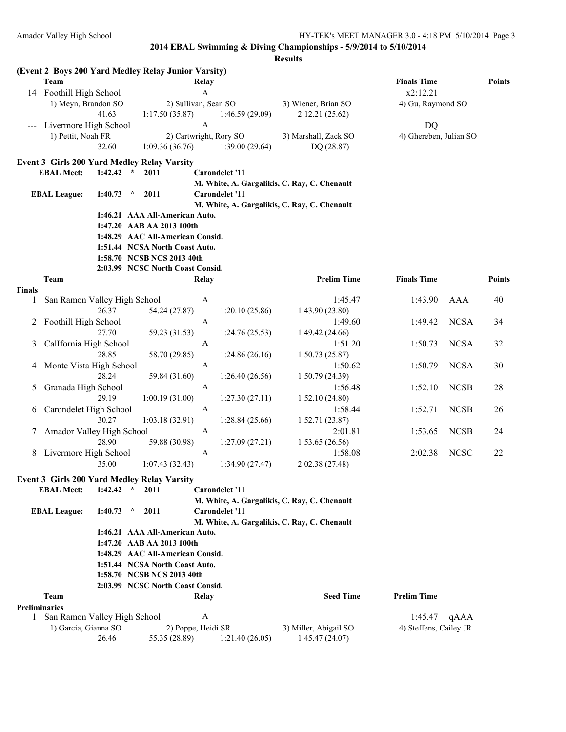## 2014 EBAL Swimming & Diving Championships - 5/9/2014 to 5/10/2014

### Results

**(Event 2 Boys 200 Yard Medley Relay Junior Varsity)**

| | Team | Relay | | | Finals Time | Points |
|---|---|---|---|---|---|---|
| 14 | Foothill High School | A | | | x2:12.21 | |
| | 1) Meyn, Brandon SO | 2) Sullivan, Sean SO | 3) Wiener, Brian SO | | 4) Gu, Raymond SO | |
| | 41.63 | 1:17.50 (35.87) | 1:46.59 (29.09) | 2:12.21 (25.62) | | |
| --- | Livermore High School | A | | | DQ | |
| | 1) Pettit, Noah FR | 2) Cartwright, Rory SO | 3) Marshall, Zack SO | | 4) Ghereben, Julian SO | |
| | 32.60 | 1:09.36 (36.76) | 1:39.00 (29.64) | DQ (28.87) | | |

**Event 3 Girls 200 Yard Medley Relay Varsity**

**EBAL Meet:** 1:42.42 * 2011 Carondelet '11
M. White, A. Gargalikis, C. Ray, C. Chenault

**EBAL League:** 1:40.73 ^ 2011 Carondelet '11
M. White, A. Gargalikis, C. Ray, C. Chenault

- 1:46.21 AAA All-American Auto.
- 1:47.20 AAB AA 2013 100th
- 1:48.29 AAC All-American Consid.
- 1:51.44 NCSA North Coast Auto.
- 1:58.70 NCSB NCS 2013 40th
- 2:03.99 NCSC North Coast Consid.

| | Team | Relay | | | Prelim Time | Finals Time | | Points |
|---|---|---|---|---|---|---|---|---|
| **Finals** | | | | | | | | |
| 1 | San Ramon Valley High School | A | | | 1:45.47 | 1:43.90 | AAA | 40 |
| | 26.37 | 54.24 (27.87) | 1:20.10 (25.86) | 1:43.90 (23.80) | | | | |
| 2 | Foothill High School | A | | | 1:49.60 | 1:49.42 | NCSA | 34 |
| | 27.70 | 59.23 (31.53) | 1:24.76 (25.53) | 1:49.42 (24.66) | | | | |
| 3 | CalIfornia High School | A | | | 1:51.20 | 1:50.73 | NCSA | 32 |
| | 28.85 | 58.70 (29.85) | 1:24.86 (26.16) | 1:50.73 (25.87) | | | | |
| 4 | Monte Vista High School | A | | | 1:50.62 | 1:50.79 | NCSA | 30 |
| | 28.24 | 59.84 (31.60) | 1:26.40 (26.56) | 1:50.79 (24.39) | | | | |
| 5 | Granada High School | A | | | 1:56.48 | 1:52.10 | NCSB | 28 |
| | 29.19 | 1:00.19 (31.00) | 1:27.30 (27.11) | 1:52.10 (24.80) | | | | |
| 6 | Carondelet High School | A | | | 1:58.44 | 1:52.71 | NCSB | 26 |
| | 30.27 | 1:03.18 (32.91) | 1:28.84 (25.66) | 1:52.71 (23.87) | | | | |
| 7 | Amador Valley High School | A | | | 2:01.81 | 1:53.65 | NCSB | 24 |
| | 28.90 | 59.88 (30.98) | 1:27.09 (27.21) | 1:53.65 (26.56) | | | | |
| 8 | Livermore High School | A | | | 1:58.08 | 2:02.38 | NCSC | 22 |
| | 35.00 | 1:07.43 (32.43) | 1:34.90 (27.47) | 2:02.38 (27.48) | | | | |

**Event 3 Girls 200 Yard Medley Relay Varsity**

**EBAL Meet:** 1:42.42 * 2011 Carondelet '11
M. White, A. Gargalikis, C. Ray, C. Chenault

**EBAL League:** 1:40.73 ^ 2011 Carondelet '11
M. White, A. Gargalikis, C. Ray, C. Chenault

- 1:46.21 AAA All-American Auto.
- 1:47.20 AAB AA 2013 100th
- 1:48.29 AAC All-American Consid.
- 1:51.44 NCSA North Coast Auto.
- 1:58.70 NCSB NCS 2013 40th
- 2:03.99 NCSC North Coast Consid.

| | Team | Relay | | Seed Time | Prelim Time | |
|---|---|---|---|---|---|---|
| **Preliminaries** | | | | | | |
| 1 | San Ramon Valley High School | A | | | 1:45.47 | qAAA |
| | 1) Garcia, Gianna SO | 2) Poppe, Heidi SR | 3) Miller, Abigail SO | | 4) Steffens, Cailey JR | |
| | 26.46 | 55.35 (28.89) | 1:21.40 (26.05) | 1:45.47 (24.07) | | |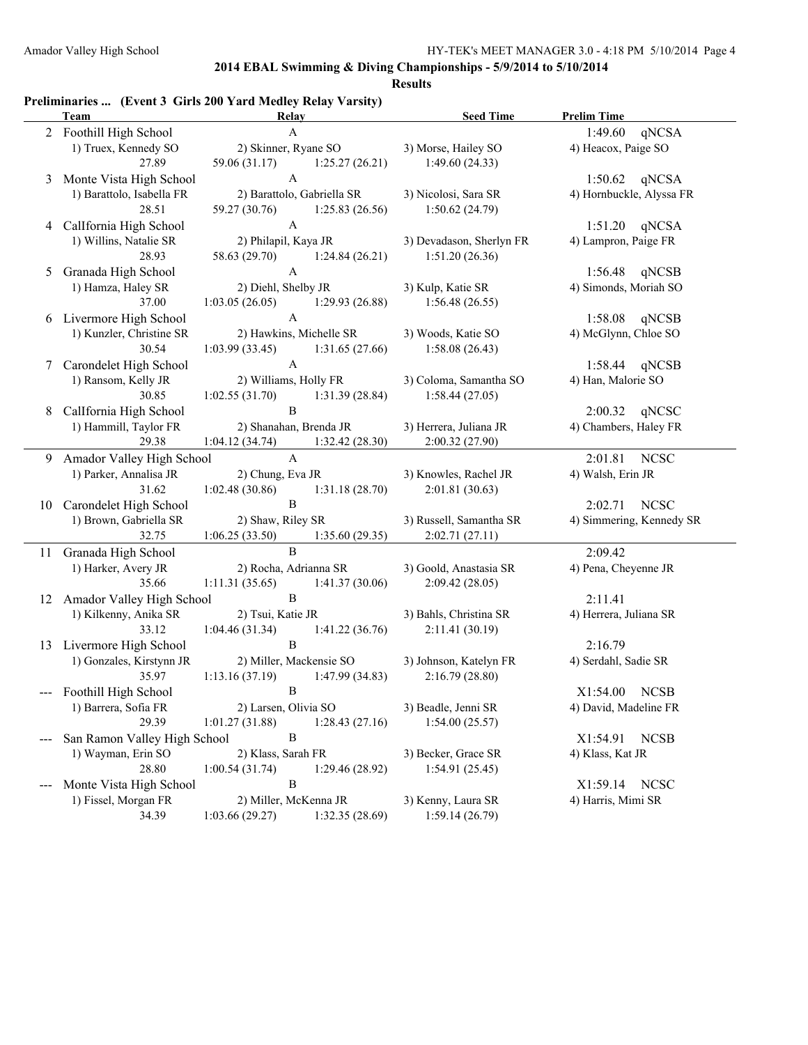## 2014 EBAL Swimming & Diving Championships - 5/9/2014 to 5/10/2014

### Results

**Preliminaries ... (Event 3 Girls 200 Yard Medley Relay Varsity)**

| | Team | Relay | | Seed Time | Prelim Time |
|---|---|---|---|---|---|
| 2 | Foothill High School | A | | | 1:49.60 qNCSA |
| | 1) Truex, Kennedy SO | 2) Skinner, Ryane SO | | 3) Morse, Hailey SO | 4) Heacox, Paige SO |
| | 27.89 | 59.06 (31.17) | 1:25.27 (26.21) | 1:49.60 (24.33) | |
| 3 | Monte Vista High School | A | | | 1:50.62 qNCSA |
| | 1) Barattolo, Isabella FR | 2) Barattolo, Gabriella SR | | 3) Nicolosi, Sara SR | 4) Hornbuckle, Alyssa FR |
| | 28.51 | 59.27 (30.76) | 1:25.83 (26.56) | 1:50.62 (24.79) | |
| 4 | CalIfornia High School | A | | | 1:51.20 qNCSA |
| | 1) Willins, Natalie SR | 2) Philapil, Kaya JR | | 3) Devadason, Sherlyn FR | 4) Lampron, Paige FR |
| | 28.93 | 58.63 (29.70) | 1:24.84 (26.21) | 1:51.20 (26.36) | |
| 5 | Granada High School | A | | | 1:56.48 qNCSB |
| | 1) Hamza, Haley SR | 2) Diehl, Shelby JR | | 3) Kulp, Katie SR | 4) Simonds, Moriah SO |
| | 37.00 | 1:03.05 (26.05) | 1:29.93 (26.88) | 1:56.48 (26.55) | |
| 6 | Livermore High School | A | | | 1:58.08 qNCSB |
| | 1) Kunzler, Christine SR | 2) Hawkins, Michelle SR | | 3) Woods, Katie SO | 4) McGlynn, Chloe SO |
| | 30.54 | 1:03.99 (33.45) | 1:31.65 (27.66) | 1:58.08 (26.43) | |
| 7 | Carondelet High School | A | | | 1:58.44 qNCSB |
| | 1) Ransom, Kelly JR | 2) Williams, Holly FR | | 3) Coloma, Samantha SO | 4) Han, Malorie SO |
| | 30.85 | 1:02.55 (31.70) | 1:31.39 (28.84) | 1:58.44 (27.05) | |
| 8 | CalIfornia High School | B | | | 2:00.32 qNCSC |
| | 1) Hammill, Taylor FR | 2) Shanahan, Brenda JR | | 3) Herrera, Juliana JR | 4) Chambers, Haley FR |
| | 29.38 | 1:04.12 (34.74) | 1:32.42 (28.30) | 2:00.32 (27.90) | |
| 9 | Amador Valley High School | A | | | 2:01.81 NCSC |
| | 1) Parker, Annalisa JR | 2) Chung, Eva JR | | 3) Knowles, Rachel JR | 4) Walsh, Erin JR |
| | 31.62 | 1:02.48 (30.86) | 1:31.18 (28.70) | 2:01.81 (30.63) | |
| 10 | Carondelet High School | B | | | 2:02.71 NCSC |
| | 1) Brown, Gabriella SR | 2) Shaw, Riley SR | | 3) Russell, Samantha SR | 4) Simmering, Kennedy SR |
| | 32.75 | 1:06.25 (33.50) | 1:35.60 (29.35) | 2:02.71 (27.11) | |
| 11 | Granada High School | B | | | 2:09.42 |
| | 1) Harker, Avery JR | 2) Rocha, Adrianna SR | | 3) Goold, Anastasia SR | 4) Pena, Cheyenne JR |
| | 35.66 | 1:11.31 (35.65) | 1:41.37 (30.06) | 2:09.42 (28.05) | |
| 12 | Amador Valley High School | B | | | 2:11.41 |
| | 1) Kilkenny, Anika SR | 2) Tsui, Katie JR | | 3) Bahls, Christina SR | 4) Herrera, Juliana SR |
| | 33.12 | 1:04.46 (31.34) | 1:41.22 (36.76) | 2:11.41 (30.19) | |
| 13 | Livermore High School | B | | | 2:16.79 |
| | 1) Gonzales, Kirstynn JR | 2) Miller, Mackensie SO | | 3) Johnson, Katelyn FR | 4) Serdahl, Sadie SR |
| | 35.97 | 1:13.16 (37.19) | 1:47.99 (34.83) | 2:16.79 (28.80) | |
| --- | Foothill High School | B | | | X1:54.00 NCSB |
| | 1) Barrera, Sofia FR | 2) Larsen, Olivia SO | | 3) Beadle, Jenni SR | 4) David, Madeline FR |
| | 29.39 | 1:01.27 (31.88) | 1:28.43 (27.16) | 1:54.00 (25.57) | |
| --- | San Ramon Valley High School | B | | | X1:54.91 NCSB |
| | 1) Wayman, Erin SO | 2) Klass, Sarah FR | | 3) Becker, Grace SR | 4) Klass, Kat JR |
| | 28.80 | 1:00.54 (31.74) | 1:29.46 (28.92) | 1:54.91 (25.45) | |
| --- | Monte Vista High School | B | | | X1:59.14 NCSC |
| | 1) Fissel, Morgan FR | 2) Miller, McKenna JR | | 3) Kenny, Laura SR | 4) Harris, Mimi SR |
| | 34.39 | 1:03.66 (29.27) | 1:32.35 (28.69) | 1:59.14 (26.79) | |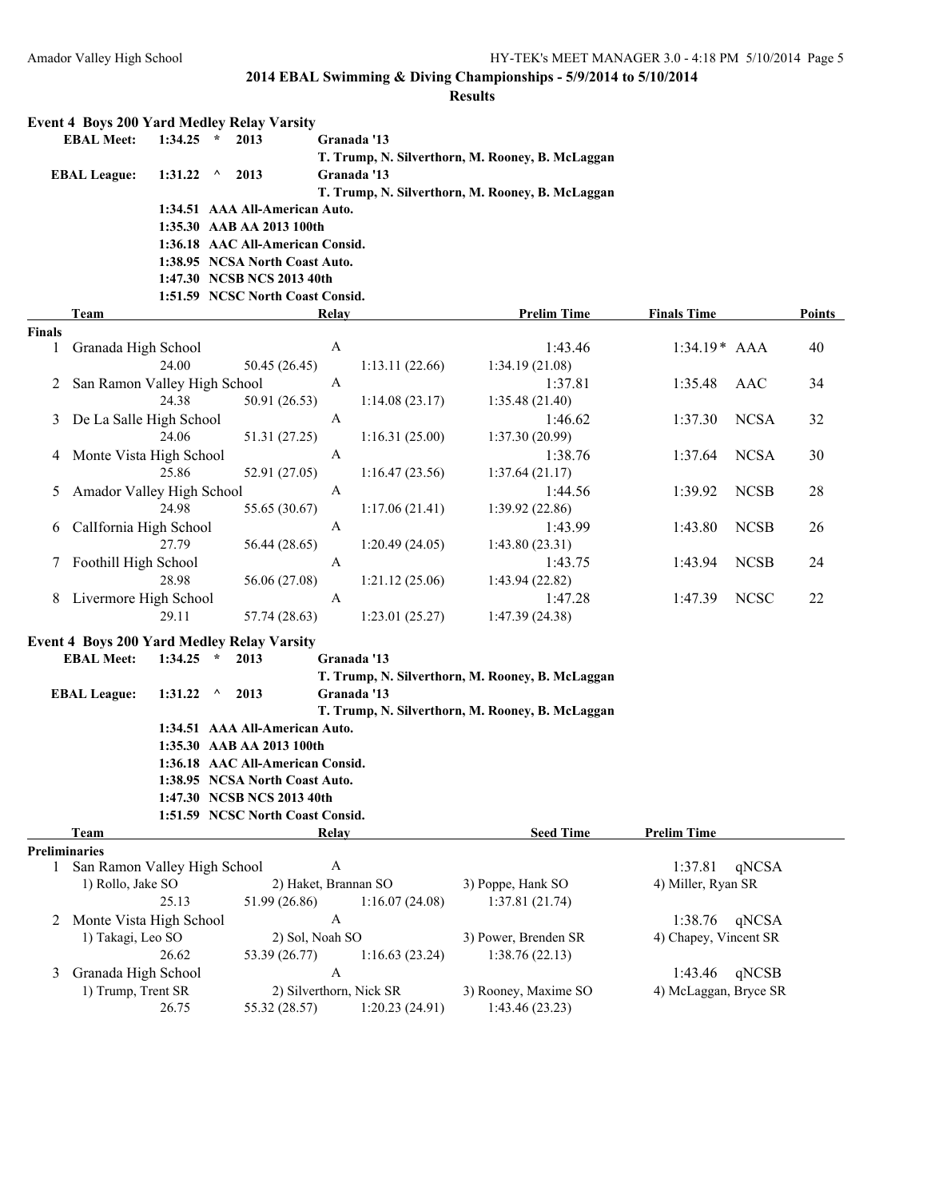## 2014 EBAL Swimming & Diving Championships - 5/9/2014 to 5/10/2014

### Results

**Event 4 Boys 200 Yard Medley Relay Varsity**

| | | | | |
|---|---|---|---|---|
| **EBAL Meet:** | **1:34.25** | **\*** | **2013** | **Granada '13** |
| | | | | **T. Trump, N. Silverthorn, M. Rooney, B. McLaggan** |
| **EBAL League:** | **1:31.22** | **^** | **2013** | **Granada '13** |
| | | | | **T. Trump, N. Silverthorn, M. Rooney, B. McLaggan** |

**1:34.51 AAA All-American Auto.**
**1:35.30 AAB AA 2013 100th**
**1:36.18 AAC All-American Consid.**
**1:38.95 NCSA North Coast Auto.**
**1:47.30 NCSB NCS 2013 40th**
**1:51.59 NCSC North Coast Consid.**

| | Team | Relay | | | Prelim Time | Finals Time | | Points |
|---|---|---|---|---|---|---|---|---|
| **Finals** | | | | | | | | |
| 1 | Granada High School | A | | | 1:43.46 | 1:34.19* | AAA | 40 |
| | 24.00 | 50.45 (26.45) | 1:13.11 (22.66) | 1:34.19 (21.08) | | | | |
| 2 | San Ramon Valley High School | A | | | 1:37.81 | 1:35.48 | AAC | 34 |
| | 24.38 | 50.91 (26.53) | 1:14.08 (23.17) | 1:35.48 (21.40) | | | | |
| 3 | De La Salle High School | A | | | 1:46.62 | 1:37.30 | NCSA | 32 |
| | 24.06 | 51.31 (27.25) | 1:16.31 (25.00) | 1:37.30 (20.99) | | | | |
| 4 | Monte Vista High School | A | | | 1:38.76 | 1:37.64 | NCSA | 30 |
| | 25.86 | 52.91 (27.05) | 1:16.47 (23.56) | 1:37.64 (21.17) | | | | |
| 5 | Amador Valley High School | A | | | 1:44.56 | 1:39.92 | NCSB | 28 |
| | 24.98 | 55.65 (30.67) | 1:17.06 (21.41) | 1:39.92 (22.86) | | | | |
| 6 | CalIfornia High School | A | | | 1:43.99 | 1:43.80 | NCSB | 26 |
| | 27.79 | 56.44 (28.65) | 1:20.49 (24.05) | 1:43.80 (23.31) | | | | |
| 7 | Foothill High School | A | | | 1:43.75 | 1:43.94 | NCSB | 24 |
| | 28.98 | 56.06 (27.08) | 1:21.12 (25.06) | 1:43.94 (22.82) | | | | |
| 8 | Livermore High School | A | | | 1:47.28 | 1:47.39 | NCSC | 22 |
| | 29.11 | 57.74 (28.63) | 1:23.01 (25.27) | 1:47.39 (24.38) | | | | |

**Event 4 Boys 200 Yard Medley Relay Varsity**

| | | | | |
|---|---|---|---|---|
| **EBAL Meet:** | **1:34.25** | **\*** | **2013** | **Granada '13** |
| | | | | **T. Trump, N. Silverthorn, M. Rooney, B. McLaggan** |
| **EBAL League:** | **1:31.22** | **^** | **2013** | **Granada '13** |
| | | | | **T. Trump, N. Silverthorn, M. Rooney, B. McLaggan** |

**1:34.51 AAA All-American Auto.**
**1:35.30 AAB AA 2013 100th**
**1:36.18 AAC All-American Consid.**
**1:38.95 NCSA North Coast Auto.**
**1:47.30 NCSB NCS 2013 40th**
**1:51.59 NCSC North Coast Consid.**

| | Team | Relay | | Seed Time | Prelim Time | |
|---|---|---|---|---|---|---|
| **Preliminaries** | | | | | | |
| 1 | San Ramon Valley High School | A | | | 1:37.81 | qNCSA |
| | 1) Rollo, Jake SO | 2) Haket, Brannan SO | | 3) Poppe, Hank SO | 4) Miller, Ryan SR | |
| | 25.13 | 51.99 (26.86) | 1:16.07 (24.08) | 1:37.81 (21.74) | | |
| 2 | Monte Vista High School | A | | | 1:38.76 | qNCSA |
| | 1) Takagi, Leo SO | 2) Sol, Noah SO | | 3) Power, Brenden SR | 4) Chapey, Vincent SR | |
| | 26.62 | 53.39 (26.77) | 1:16.63 (23.24) | 1:38.76 (22.13) | | |
| 3 | Granada High School | A | | | 1:43.46 | qNCSB |
| | 1) Trump, Trent SR | 2) Silverthorn, Nick SR | | 3) Rooney, Maxime SO | 4) McLaggan, Bryce SR | |
| | 26.75 | 55.32 (28.57) | 1:20.23 (24.91) | 1:43.46 (23.23) | | |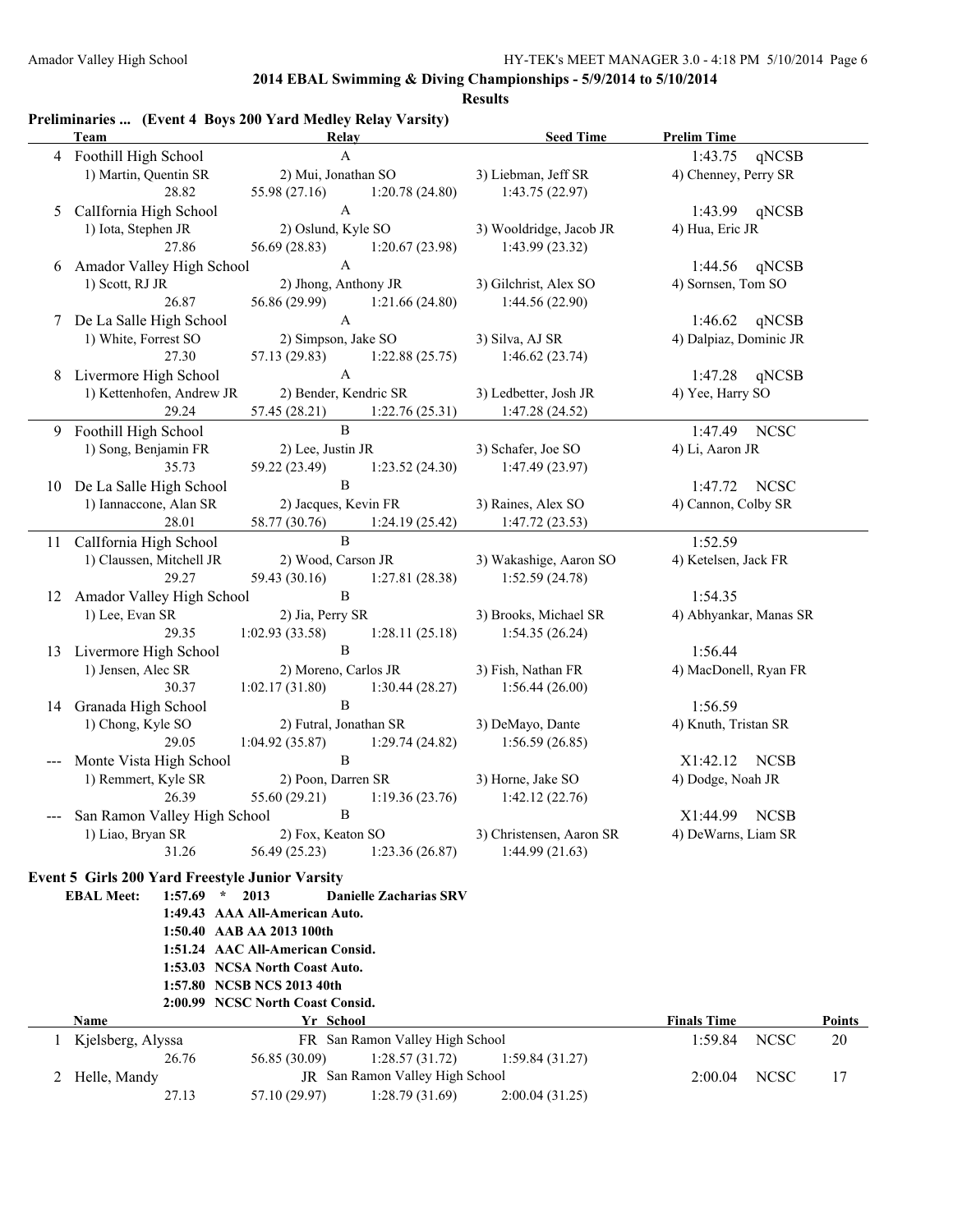## 2014 EBAL Swimming & Diving Championships - 5/9/2014 to 5/10/2014

### Results

**Preliminaries ... (Event 4 Boys 200 Yard Medley Relay Varsity)**

| | Team | Relay | Seed Time | Prelim Time |
|---|---|---|---|---|
| 4 | Foothill High School | A | | 1:43.75 qNCSB |
| | 1) Martin, Quentin SR | 2) Mui, Jonathan SO | 3) Liebman, Jeff SR | 4) Chenney, Perry SR |
| | 28.82 | 55.98 (27.16) 1:20.78 (24.80) | 1:43.75 (22.97) | |
| 5 | CalIfornia High School | A | | 1:43.99 qNCSB |
| | 1) Iota, Stephen JR | 2) Oslund, Kyle SO | 3) Wooldridge, Jacob JR | 4) Hua, Eric JR |
| | 27.86 | 56.69 (28.83) 1:20.67 (23.98) | 1:43.99 (23.32) | |
| 6 | Amador Valley High School | A | | 1:44.56 qNCSB |
| | 1) Scott, RJ JR | 2) Jhong, Anthony JR | 3) Gilchrist, Alex SO | 4) Sornsen, Tom SO |
| | 26.87 | 56.86 (29.99) 1:21.66 (24.80) | 1:44.56 (22.90) | |
| 7 | De La Salle High School | A | | 1:46.62 qNCSB |
| | 1) White, Forrest SO | 2) Simpson, Jake SO | 3) Silva, AJ SR | 4) Dalpiaz, Dominic JR |
| | 27.30 | 57.13 (29.83) 1:22.88 (25.75) | 1:46.62 (23.74) | |
| 8 | Livermore High School | A | | 1:47.28 qNCSB |
| | 1) Kettenhofen, Andrew JR | 2) Bender, Kendric SR | 3) Ledbetter, Josh JR | 4) Yee, Harry SO |
| | 29.24 | 57.45 (28.21) 1:22.76 (25.31) | 1:47.28 (24.52) | |
| 9 | Foothill High School | B | | 1:47.49 NCSC |
| | 1) Song, Benjamin FR | 2) Lee, Justin JR | 3) Schafer, Joe SO | 4) Li, Aaron JR |
| | 35.73 | 59.22 (23.49) 1:23.52 (24.30) | 1:47.49 (23.97) | |
| 10 | De La Salle High School | B | | 1:47.72 NCSC |
| | 1) Iannaccone, Alan SR | 2) Jacques, Kevin FR | 3) Raines, Alex SO | 4) Cannon, Colby SR |
| | 28.01 | 58.77 (30.76) 1:24.19 (25.42) | 1:47.72 (23.53) | |
| 11 | CalIfornia High School | B | | 1:52.59 |
| | 1) Claussen, Mitchell JR | 2) Wood, Carson JR | 3) Wakashige, Aaron SO | 4) Ketelsen, Jack FR |
| | 29.27 | 59.43 (30.16) 1:27.81 (28.38) | 1:52.59 (24.78) | |
| 12 | Amador Valley High School | B | | 1:54.35 |
| | 1) Lee, Evan SR | 2) Jia, Perry SR | 3) Brooks, Michael SR | 4) Abhyankar, Manas SR |
| | 29.35 | 1:02.93 (33.58) 1:28.11 (25.18) | 1:54.35 (26.24) | |
| 13 | Livermore High School | B | | 1:56.44 |
| | 1) Jensen, Alec SR | 2) Moreno, Carlos JR | 3) Fish, Nathan FR | 4) MacDonell, Ryan FR |
| | 30.37 | 1:02.17 (31.80) 1:30.44 (28.27) | 1:56.44 (26.00) | |
| 14 | Granada High School | B | | 1:56.59 |
| | 1) Chong, Kyle SO | 2) Futral, Jonathan SR | 3) DeMayo, Dante | 4) Knuth, Tristan SR |
| | 29.05 | 1:04.92 (35.87) 1:29.74 (24.82) | 1:56.59 (26.85) | |
| --- | Monte Vista High School | B | | X1:42.12 NCSB |
| | 1) Remmert, Kyle SR | 2) Poon, Darren SR | 3) Horne, Jake SO | 4) Dodge, Noah JR |
| | 26.39 | 55.60 (29.21) 1:19.36 (23.76) | 1:42.12 (22.76) | |
| --- | San Ramon Valley High School | B | | X1:44.99 NCSB |
| | 1) Liao, Bryan SR | 2) Fox, Keaton SO | 3) Christensen, Aaron SR | 4) DeWarns, Liam SR |
| | 31.26 | 56.49 (25.23) 1:23.36 (26.87) | 1:44.99 (21.63) | |

**Event 5 Girls 200 Yard Freestyle Junior Varsity**

**EBAL Meet: 1:57.69 * 2013 Danielle Zacharias SRV**
- **1:49.43 AAA All-American Auto.**
- **1:50.40 AAB AA 2013 100th**
- **1:51.24 AAC All-American Consid.**
- **1:53.03 NCSA North Coast Auto.**
- **1:57.80 NCSB NCS 2013 40th**
- **2:00.99 NCSC North Coast Consid.**

| | Name | Yr | School | | Finals Time | Points |
|---|---|---|---|---|---|---|
| 1 | Kjelsberg, Alyssa | FR | San Ramon Valley High School | | 1:59.84 NCSC | 20 |
| | 26.76 | 56.85 (30.09) | 1:28.57 (31.72) | 1:59.84 (31.27) | | |
| 2 | Helle, Mandy | JR | San Ramon Valley High School | | 2:00.04 NCSC | 17 |
| | 27.13 | 57.10 (29.97) | 1:28.79 (31.69) | 2:00.04 (31.25) | | |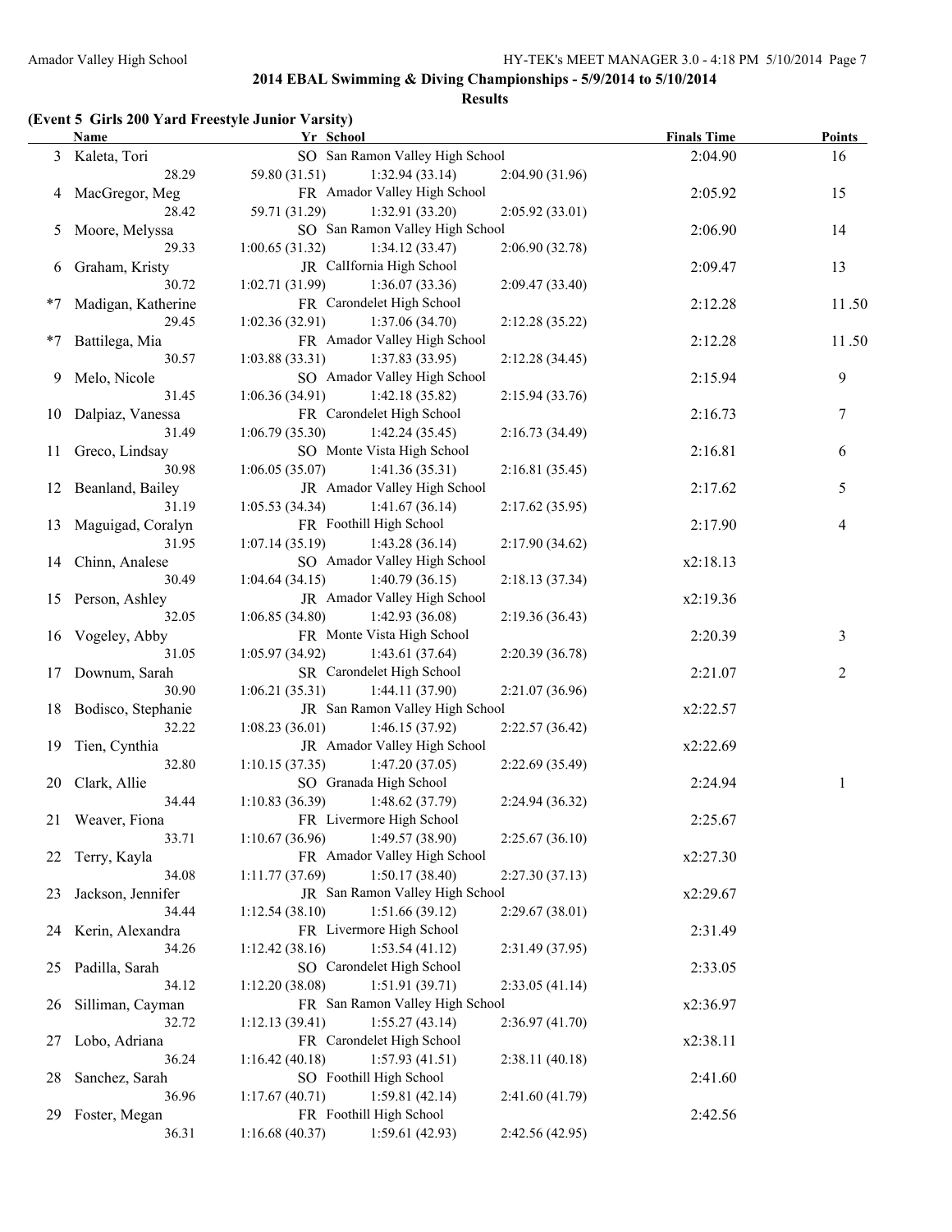## 2014 EBAL Swimming & Diving Championships - 5/9/2014 to 5/10/2014

### Results

**(Event 5 Girls 200 Yard Freestyle Junior Varsity)**

| | Name | Yr | School | Finals Time | Points |
|---|---|---|---|---|---|
| 3 | Kaleta, Tori | SO | San Ramon Valley High School | 2:04.90 | 16 |
| | 28.29 | 59.80 (31.51) | 1:32.94 (33.14) | 2:04.90 (31.96) | |
| 4 | MacGregor, Meg | FR | Amador Valley High School | 2:05.92 | 15 |
| | 28.42 | 59.71 (31.29) | 1:32.91 (33.20) | 2:05.92 (33.01) | |
| 5 | Moore, Melyssa | SO | San Ramon Valley High School | 2:06.90 | 14 |
| | 29.33 | 1:00.65 (31.32) | 1:34.12 (33.47) | 2:06.90 (32.78) | |
| 6 | Graham, Kristy | JR | CalIfornia High School | 2:09.47 | 13 |
| | 30.72 | 1:02.71 (31.99) | 1:36.07 (33.36) | 2:09.47 (33.40) | |
| *7 | Madigan, Katherine | FR | Carondelet High School | 2:12.28 | 11.50 |
| | 29.45 | 1:02.36 (32.91) | 1:37.06 (34.70) | 2:12.28 (35.22) | |
| *7 | Battilega, Mia | FR | Amador Valley High School | 2:12.28 | 11.50 |
| | 30.57 | 1:03.88 (33.31) | 1:37.83 (33.95) | 2:12.28 (34.45) | |
| 9 | Melo, Nicole | SO | Amador Valley High School | 2:15.94 | 9 |
| | 31.45 | 1:06.36 (34.91) | 1:42.18 (35.82) | 2:15.94 (33.76) | |
| 10 | Dalpiaz, Vanessa | FR | Carondelet High School | 2:16.73 | 7 |
| | 31.49 | 1:06.79 (35.30) | 1:42.24 (35.45) | 2:16.73 (34.49) | |
| 11 | Greco, Lindsay | SO | Monte Vista High School | 2:16.81 | 6 |
| | 30.98 | 1:06.05 (35.07) | 1:41.36 (35.31) | 2:16.81 (35.45) | |
| 12 | Beanland, Bailey | JR | Amador Valley High School | 2:17.62 | 5 |
| | 31.19 | 1:05.53 (34.34) | 1:41.67 (36.14) | 2:17.62 (35.95) | |
| 13 | Maguigad, Coralyn | FR | Foothill High School | 2:17.90 | 4 |
| | 31.95 | 1:07.14 (35.19) | 1:43.28 (36.14) | 2:17.90 (34.62) | |
| 14 | Chinn, Analese | SO | Amador Valley High School | x2:18.13 | |
| | 30.49 | 1:04.64 (34.15) | 1:40.79 (36.15) | 2:18.13 (37.34) | |
| 15 | Person, Ashley | JR | Amador Valley High School | x2:19.36 | |
| | 32.05 | 1:06.85 (34.80) | 1:42.93 (36.08) | 2:19.36 (36.43) | |
| 16 | Vogeley, Abby | FR | Monte Vista High School | 2:20.39 | 3 |
| | 31.05 | 1:05.97 (34.92) | 1:43.61 (37.64) | 2:20.39 (36.78) | |
| 17 | Downum, Sarah | SR | Carondelet High School | 2:21.07 | 2 |
| | 30.90 | 1:06.21 (35.31) | 1:44.11 (37.90) | 2:21.07 (36.96) | |
| 18 | Bodisco, Stephanie | JR | San Ramon Valley High School | x2:22.57 | |
| | 32.22 | 1:08.23 (36.01) | 1:46.15 (37.92) | 2:22.57 (36.42) | |
| 19 | Tien, Cynthia | JR | Amador Valley High School | x2:22.69 | |
| | 32.80 | 1:10.15 (37.35) | 1:47.20 (37.05) | 2:22.69 (35.49) | |
| 20 | Clark, Allie | SO | Granada High School | 2:24.94 | 1 |
| | 34.44 | 1:10.83 (36.39) | 1:48.62 (37.79) | 2:24.94 (36.32) | |
| 21 | Weaver, Fiona | FR | Livermore High School | 2:25.67 | |
| | 33.71 | 1:10.67 (36.96) | 1:49.57 (38.90) | 2:25.67 (36.10) | |
| 22 | Terry, Kayla | FR | Amador Valley High School | x2:27.30 | |
| | 34.08 | 1:11.77 (37.69) | 1:50.17 (38.40) | 2:27.30 (37.13) | |
| 23 | Jackson, Jennifer | JR | San Ramon Valley High School | x2:29.67 | |
| | 34.44 | 1:12.54 (38.10) | 1:51.66 (39.12) | 2:29.67 (38.01) | |
| 24 | Kerin, Alexandra | FR | Livermore High School | 2:31.49 | |
| | 34.26 | 1:12.42 (38.16) | 1:53.54 (41.12) | 2:31.49 (37.95) | |
| 25 | Padilla, Sarah | SO | Carondelet High School | 2:33.05 | |
| | 34.12 | 1:12.20 (38.08) | 1:51.91 (39.71) | 2:33.05 (41.14) | |
| 26 | Silliman, Cayman | FR | San Ramon Valley High School | x2:36.97 | |
| | 32.72 | 1:12.13 (39.41) | 1:55.27 (43.14) | 2:36.97 (41.70) | |
| 27 | Lobo, Adriana | FR | Carondelet High School | x2:38.11 | |
| | 36.24 | 1:16.42 (40.18) | 1:57.93 (41.51) | 2:38.11 (40.18) | |
| 28 | Sanchez, Sarah | SO | Foothill High School | 2:41.60 | |
| | 36.96 | 1:17.67 (40.71) | 1:59.81 (42.14) | 2:41.60 (41.79) | |
| 29 | Foster, Megan | FR | Foothill High School | 2:42.56 | |
| | 36.31 | 1:16.68 (40.37) | 1:59.61 (42.93) | 2:42.56 (42.95) | |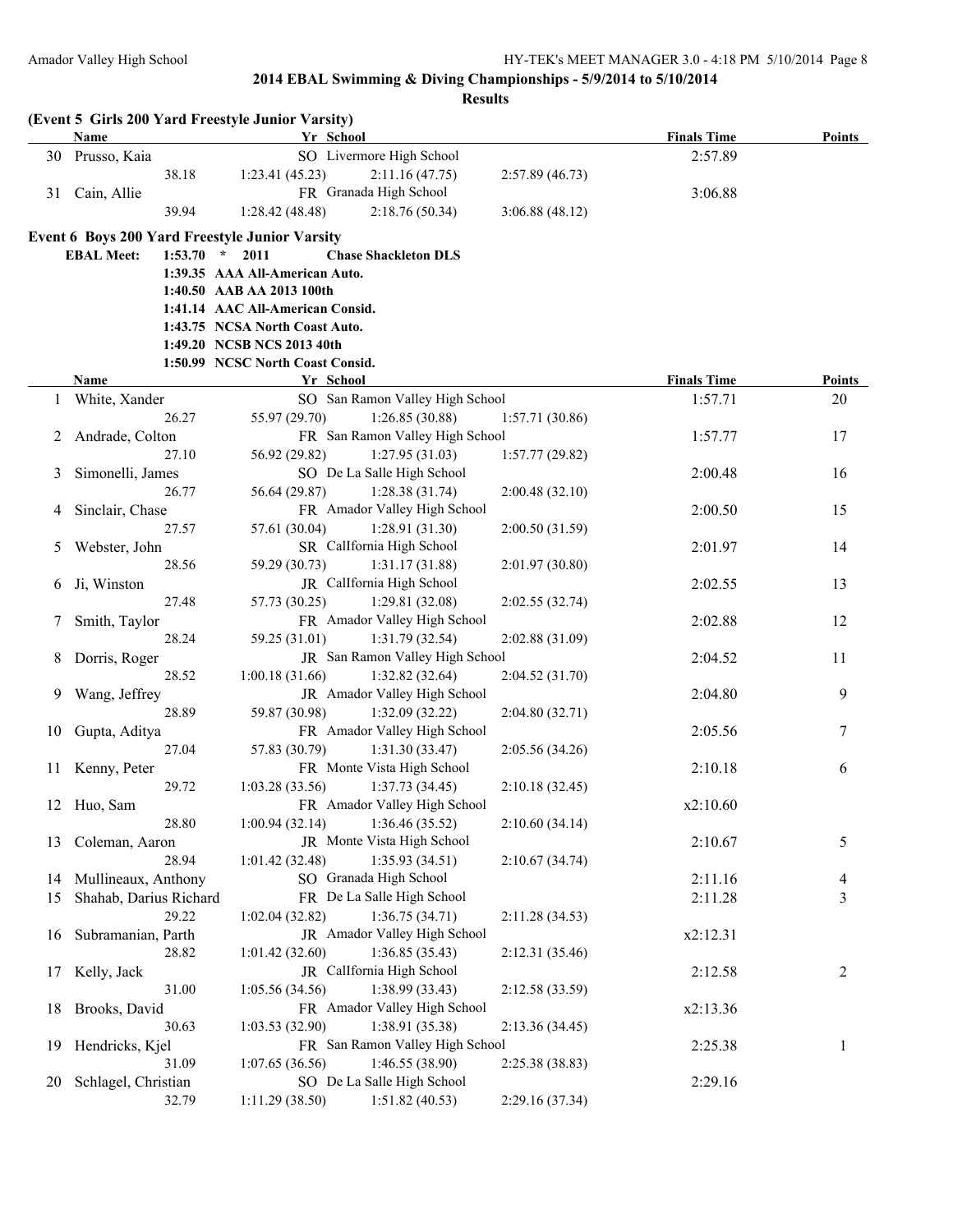**2014 EBAL Swimming & Diving Championships - 5/9/2014 to 5/10/2014**

**Results**

### (Event 5 Girls 200 Yard Freestyle Junior Varsity)

| | Name | Yr | School | | | | Finals Time | Points |
|---|---|---|---|---|---|---|---|---|
| 30 | Prusso, Kaia | SO | Livermore High School | | | | 2:57.89 | |
| | 38.18 | 1:23.41 (45.23) | 2:11.16 (47.75) | 2:57.89 (46.73) | | | | |
| 31 | Cain, Allie | FR | Granada High School | | | | 3:06.88 | |
| | 39.94 | 1:28.42 (48.48) | 2:18.76 (50.34) | 3:06.88 (48.12) | | | | |

### Event 6 Boys 200 Yard Freestyle Junior Varsity

**EBAL Meet:** 1:53.70 * 2011 **Chase Shackleton DLS**

1:39.35 AAA All-American Auto.
1:40.50 AAB AA 2013 100th
1:41.14 AAC All-American Consid.
1:43.75 NCSA North Coast Auto.
1:49.20 NCSB NCS 2013 40th
1:50.99 NCSC North Coast Consid.

| | Name | Yr | School | | | Finals Time | Points |
|---|---|---|---|---|---|---|---|
| 1 | White, Xander | SO | San Ramon Valley High School | | | 1:57.71 | 20 |
| | 26.27 | 55.97 (29.70) | 1:26.85 (30.88) | 1:57.71 (30.86) | | | |
| 2 | Andrade, Colton | FR | San Ramon Valley High School | | | 1:57.77 | 17 |
| | 27.10 | 56.92 (29.82) | 1:27.95 (31.03) | 1:57.77 (29.82) | | | |
| 3 | Simonelli, James | SO | De La Salle High School | | | 2:00.48 | 16 |
| | 26.77 | 56.64 (29.87) | 1:28.38 (31.74) | 2:00.48 (32.10) | | | |
| 4 | Sinclair, Chase | FR | Amador Valley High School | | | 2:00.50 | 15 |
| | 27.57 | 57.61 (30.04) | 1:28.91 (31.30) | 2:00.50 (31.59) | | | |
| 5 | Webster, John | SR | CalIfornia High School | | | 2:01.97 | 14 |
| | 28.56 | 59.29 (30.73) | 1:31.17 (31.88) | 2:01.97 (30.80) | | | |
| 6 | Ji, Winston | JR | CalIfornia High School | | | 2:02.55 | 13 |
| | 27.48 | 57.73 (30.25) | 1:29.81 (32.08) | 2:02.55 (32.74) | | | |
| 7 | Smith, Taylor | FR | Amador Valley High School | | | 2:02.88 | 12 |
| | 28.24 | 59.25 (31.01) | 1:31.79 (32.54) | 2:02.88 (31.09) | | | |
| 8 | Dorris, Roger | JR | San Ramon Valley High School | | | 2:04.52 | 11 |
| | 28.52 | 1:00.18 (31.66) | 1:32.82 (32.64) | 2:04.52 (31.70) | | | |
| 9 | Wang, Jeffrey | JR | Amador Valley High School | | | 2:04.80 | 9 |
| | 28.89 | 59.87 (30.98) | 1:32.09 (32.22) | 2:04.80 (32.71) | | | |
| 10 | Gupta, Aditya | FR | Amador Valley High School | | | 2:05.56 | 7 |
| | 27.04 | 57.83 (30.79) | 1:31.30 (33.47) | 2:05.56 (34.26) | | | |
| 11 | Kenny, Peter | FR | Monte Vista High School | | | 2:10.18 | 6 |
| | 29.72 | 1:03.28 (33.56) | 1:37.73 (34.45) | 2:10.18 (32.45) | | | |
| 12 | Huo, Sam | FR | Amador Valley High School | | | x2:10.60 | |
| | 28.80 | 1:00.94 (32.14) | 1:36.46 (35.52) | 2:10.60 (34.14) | | | |
| 13 | Coleman, Aaron | JR | Monte Vista High School | | | 2:10.67 | 5 |
| | 28.94 | 1:01.42 (32.48) | 1:35.93 (34.51) | 2:10.67 (34.74) | | | |
| 14 | Mullineaux, Anthony | SO | Granada High School | | | 2:11.16 | 4 |
| 15 | Shahab, Darius Richard | FR | De La Salle High School | | | 2:11.28 | 3 |
| | 29.22 | 1:02.04 (32.82) | 1:36.75 (34.71) | 2:11.28 (34.53) | | | |
| 16 | Subramanian, Parth | JR | Amador Valley High School | | | x2:12.31 | |
| | 28.82 | 1:01.42 (32.60) | 1:36.85 (35.43) | 2:12.31 (35.46) | | | |
| 17 | Kelly, Jack | JR | CalIfornia High School | | | 2:12.58 | 2 |
| | 31.00 | 1:05.56 (34.56) | 1:38.99 (33.43) | 2:12.58 (33.59) | | | |
| 18 | Brooks, David | FR | Amador Valley High School | | | x2:13.36 | |
| | 30.63 | 1:03.53 (32.90) | 1:38.91 (35.38) | 2:13.36 (34.45) | | | |
| 19 | Hendricks, Kjel | FR | San Ramon Valley High School | | | 2:25.38 | 1 |
| | 31.09 | 1:07.65 (36.56) | 1:46.55 (38.90) | 2:25.38 (38.83) | | | |
| 20 | Schlagel, Christian | SO | De La Salle High School | | | 2:29.16 | |
| | 32.79 | 1:11.29 (38.50) | 1:51.82 (40.53) | 2:29.16 (37.34) | | | |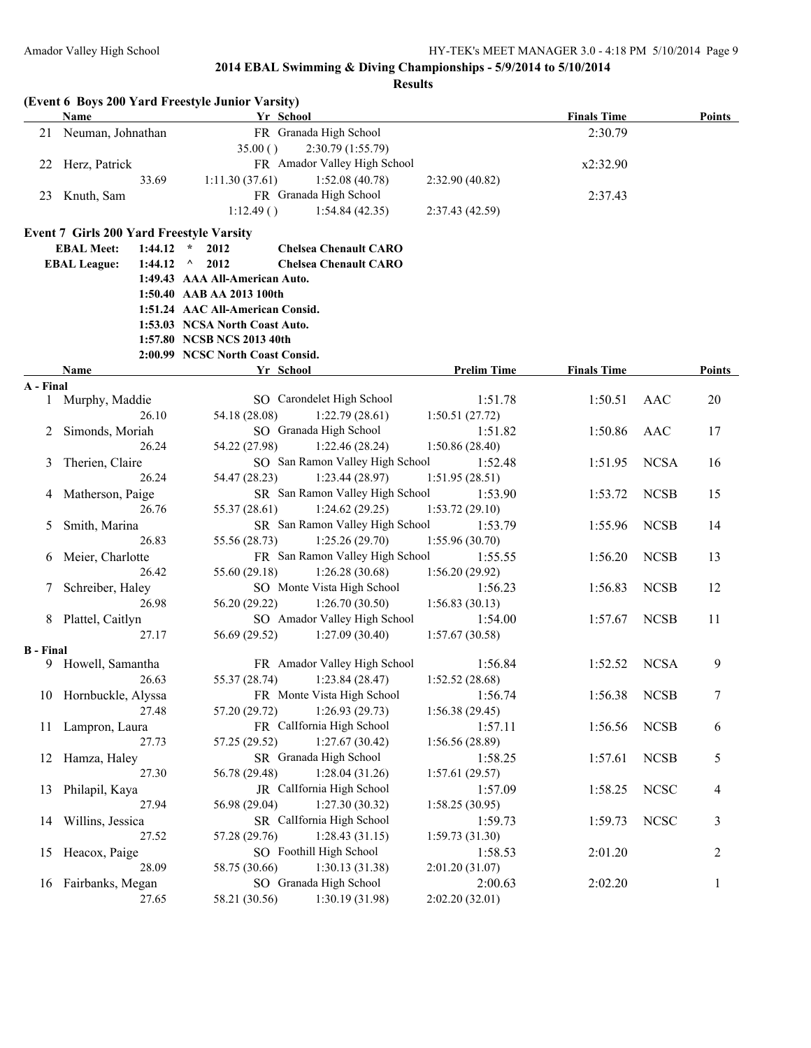## 2014 EBAL Swimming & Diving Championships - 5/9/2014 to 5/10/2014

**Results**

### (Event 6 Boys 200 Yard Freestyle Junior Varsity)

| | Name | Yr | School | Finals Time | Points |
|---|---|---|---|---|---|
| 21 | Neuman, Johnathan | FR | Granada High School | 2:30.79 | |
| | 35.00 ( ) | 2:30.79 (1:55.79) | | | |
| 22 | Herz, Patrick | FR | Amador Valley High School | x2:32.90 | |
| | 33.69 | 1:11.30 (37.61) | 1:52.08 (40.78) | 2:32.90 (40.82) | |
| 23 | Knuth, Sam | FR | Granada High School | 2:37.43 | |
| | 1:12.49 ( ) | 1:54.84 (42.35) | 2:37.43 (42.59) | | |

### Event 7 Girls 200 Yard Freestyle Varsity

**EBAL Meet: 1:44.12 * 2012 Chelsea Chenault CARO**
**EBAL League: 1:44.12 ^ 2012 Chelsea Chenault CARO**
**1:49.43 AAA All-American Auto.**
**1:50.40 AAB AA 2013 100th**
**1:51.24 AAC All-American Consid.**
**1:53.03 NCSA North Coast Auto.**
**1:57.80 NCSB NCS 2013 40th**
**2:00.99 NCSC North Coast Consid.**

| | Name | Yr | School | Prelim Time | Finals Time | | Points |
|---|---|---|---|---|---|---|---|
| **A - Final** | | | | | | | |
| 1 | Murphy, Maddie | SO | Carondelet High School | 1:51.78 | 1:50.51 | AAC | 20 |
| | 26.10 | 54.18 (28.08) | 1:22.79 (28.61) | 1:50.51 (27.72) | | | |
| 2 | Simonds, Moriah | SO | Granada High School | 1:51.82 | 1:50.86 | AAC | 17 |
| | 26.24 | 54.22 (27.98) | 1:22.46 (28.24) | 1:50.86 (28.40) | | | |
| 3 | Therien, Claire | SO | San Ramon Valley High School | 1:52.48 | 1:51.95 | NCSA | 16 |
| | 26.24 | 54.47 (28.23) | 1:23.44 (28.97) | 1:51.95 (28.51) | | | |
| 4 | Matherson, Paige | SR | San Ramon Valley High School | 1:53.90 | 1:53.72 | NCSB | 15 |
| | 26.76 | 55.37 (28.61) | 1:24.62 (29.25) | 1:53.72 (29.10) | | | |
| 5 | Smith, Marina | SR | San Ramon Valley High School | 1:53.79 | 1:55.96 | NCSB | 14 |
| | 26.83 | 55.56 (28.73) | 1:25.26 (29.70) | 1:55.96 (30.70) | | | |
| 6 | Meier, Charlotte | FR | San Ramon Valley High School | 1:55.55 | 1:56.20 | NCSB | 13 |
| | 26.42 | 55.60 (29.18) | 1:26.28 (30.68) | 1:56.20 (29.92) | | | |
| 7 | Schreiber, Haley | SO | Monte Vista High School | 1:56.23 | 1:56.83 | NCSB | 12 |
| | 26.98 | 56.20 (29.22) | 1:26.70 (30.50) | 1:56.83 (30.13) | | | |
| 8 | Plattel, Caitlyn | SO | Amador Valley High School | 1:54.00 | 1:57.67 | NCSB | 11 |
| | 27.17 | 56.69 (29.52) | 1:27.09 (30.40) | 1:57.67 (30.58) | | | |
| **B - Final** | | | | | | | |
| 9 | Howell, Samantha | FR | Amador Valley High School | 1:56.84 | 1:52.52 | NCSA | 9 |
| | 26.63 | 55.37 (28.74) | 1:23.84 (28.47) | 1:52.52 (28.68) | | | |
| 10 | Hornbuckle, Alyssa | FR | Monte Vista High School | 1:56.74 | 1:56.38 | NCSB | 7 |
| | 27.48 | 57.20 (29.72) | 1:26.93 (29.73) | 1:56.38 (29.45) | | | |
| 11 | Lampron, Laura | FR | CalIfornia High School | 1:57.11 | 1:56.56 | NCSB | 6 |
| | 27.73 | 57.25 (29.52) | 1:27.67 (30.42) | 1:56.56 (28.89) | | | |
| 12 | Hamza, Haley | SR | Granada High School | 1:58.25 | 1:57.61 | NCSB | 5 |
| | 27.30 | 56.78 (29.48) | 1:28.04 (31.26) | 1:57.61 (29.57) | | | |
| 13 | Philapil, Kaya | JR | CalIfornia High School | 1:57.09 | 1:58.25 | NCSC | 4 |
| | 27.94 | 56.98 (29.04) | 1:27.30 (30.32) | 1:58.25 (30.95) | | | |
| 14 | Willins, Jessica | SR | CalIfornia High School | 1:59.73 | 1:59.73 | NCSC | 3 |
| | 27.52 | 57.28 (29.76) | 1:28.43 (31.15) | 1:59.73 (31.30) | | | |
| 15 | Heacox, Paige | SO | Foothill High School | 1:58.53 | 2:01.20 | | 2 |
| | 28.09 | 58.75 (30.66) | 1:30.13 (31.38) | 2:01.20 (31.07) | | | |
| 16 | Fairbanks, Megan | SO | Granada High School | 2:00.63 | 2:02.20 | | 1 |
| | 27.65 | 58.21 (30.56) | 1:30.19 (31.98) | 2:02.20 (32.01) | | | |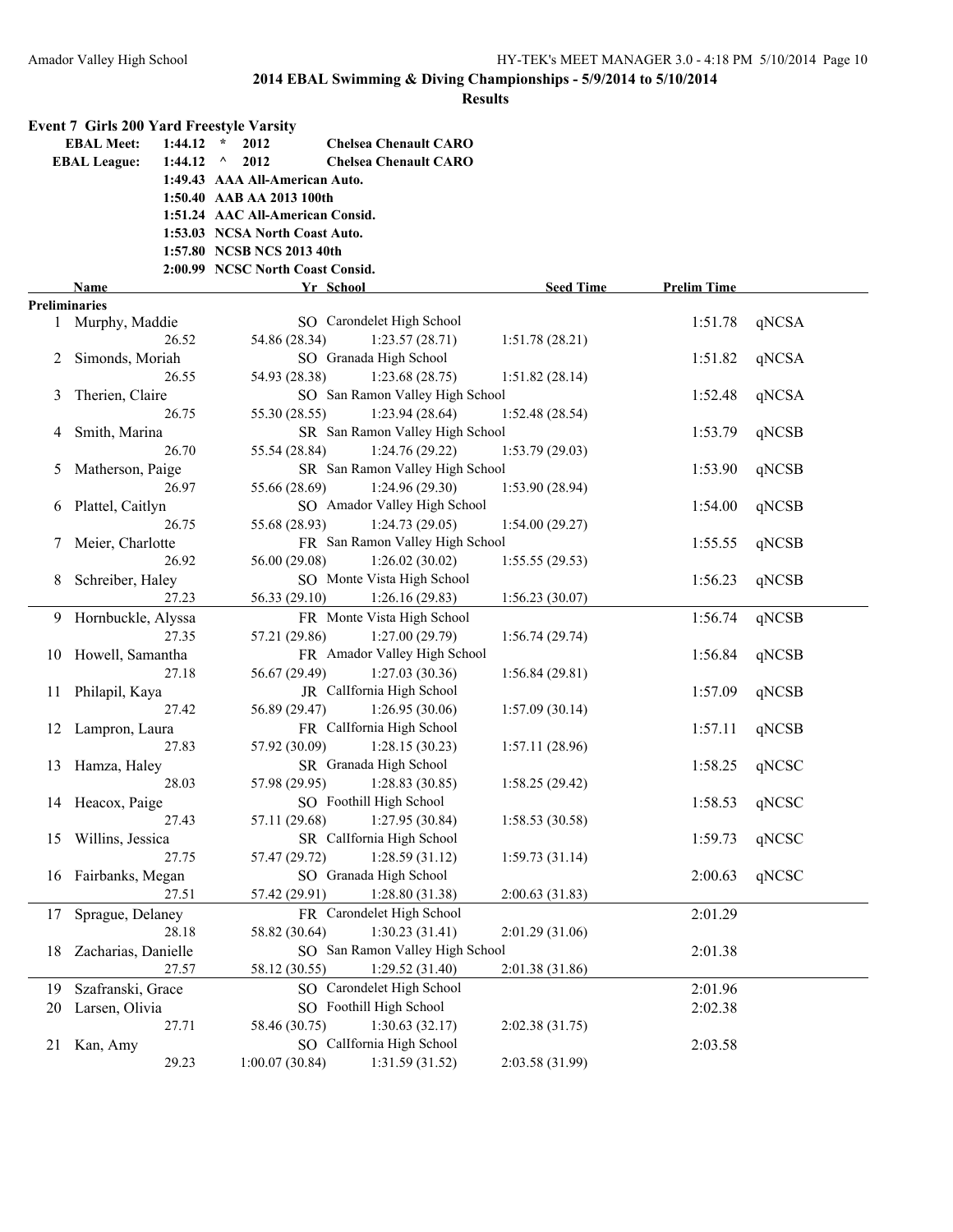## 2014 EBAL Swimming & Diving Championships - 5/9/2014 to 5/10/2014

### Results

**Event 7 Girls 200 Yard Freestyle Varsity**

| | | | |
|---|---|---|---|
| **EBAL Meet:** | 1:44.12 * | 2012 | **Chelsea Chenault CARO** |
| **EBAL League:** | 1:44.12 ^ | 2012 | **Chelsea Chenault CARO** |
| | 1:49.43 | AAA All-American Auto. | |
| | 1:50.40 | AAB AA 2013 100th | |
| | 1:51.24 | AAC All-American Consid. | |
| | 1:53.03 | NCSA North Coast Auto. | |
| | 1:57.80 | NCSB NCS 2013 40th | |
| | 2:00.99 | NCSC North Coast Consid. | |

**Preliminaries**

| | Name | Yr | School | Seed Time | Prelim Time | |
|---|---|---|---|---|---|---|
| 1 | Murphy, Maddie | SO | Carondelet High School | | 1:51.78 | qNCSA |
| | 26.52 | 54.86 (28.34) | 1:23.57 (28.71) | 1:51.78 (28.21) | | |
| 2 | Simonds, Moriah | SO | Granada High School | | 1:51.82 | qNCSA |
| | 26.55 | 54.93 (28.38) | 1:23.68 (28.75) | 1:51.82 (28.14) | | |
| 3 | Therien, Claire | SO | San Ramon Valley High School | | 1:52.48 | qNCSA |
| | 26.75 | 55.30 (28.55) | 1:23.94 (28.64) | 1:52.48 (28.54) | | |
| 4 | Smith, Marina | SR | San Ramon Valley High School | | 1:53.79 | qNCSB |
| | 26.70 | 55.54 (28.84) | 1:24.76 (29.22) | 1:53.79 (29.03) | | |
| 5 | Matherson, Paige | SR | San Ramon Valley High School | | 1:53.90 | qNCSB |
| | 26.97 | 55.66 (28.69) | 1:24.96 (29.30) | 1:53.90 (28.94) | | |
| 6 | Plattel, Caitlyn | SO | Amador Valley High School | | 1:54.00 | qNCSB |
| | 26.75 | 55.68 (28.93) | 1:24.73 (29.05) | 1:54.00 (29.27) | | |
| 7 | Meier, Charlotte | FR | San Ramon Valley High School | | 1:55.55 | qNCSB |
| | 26.92 | 56.00 (29.08) | 1:26.02 (30.02) | 1:55.55 (29.53) | | |
| 8 | Schreiber, Haley | SO | Monte Vista High School | | 1:56.23 | qNCSB |
| | 27.23 | 56.33 (29.10) | 1:26.16 (29.83) | 1:56.23 (30.07) | | |
| 9 | Hornbuckle, Alyssa | FR | Monte Vista High School | | 1:56.74 | qNCSB |
| | 27.35 | 57.21 (29.86) | 1:27.00 (29.79) | 1:56.74 (29.74) | | |
| 10 | Howell, Samantha | FR | Amador Valley High School | | 1:56.84 | qNCSB |
| | 27.18 | 56.67 (29.49) | 1:27.03 (30.36) | 1:56.84 (29.81) | | |
| 11 | Philapil, Kaya | JR | CalIfornia High School | | 1:57.09 | qNCSB |
| | 27.42 | 56.89 (29.47) | 1:26.95 (30.06) | 1:57.09 (30.14) | | |
| 12 | Lampron, Laura | FR | CalIfornia High School | | 1:57.11 | qNCSB |
| | 27.83 | 57.92 (30.09) | 1:28.15 (30.23) | 1:57.11 (28.96) | | |
| 13 | Hamza, Haley | SR | Granada High School | | 1:58.25 | qNCSC |
| | 28.03 | 57.98 (29.95) | 1:28.83 (30.85) | 1:58.25 (29.42) | | |
| 14 | Heacox, Paige | SO | Foothill High School | | 1:58.53 | qNCSC |
| | 27.43 | 57.11 (29.68) | 1:27.95 (30.84) | 1:58.53 (30.58) | | |
| 15 | Willins, Jessica | SR | CalIfornia High School | | 1:59.73 | qNCSC |
| | 27.75 | 57.47 (29.72) | 1:28.59 (31.12) | 1:59.73 (31.14) | | |
| 16 | Fairbanks, Megan | SO | Granada High School | | 2:00.63 | qNCSC |
| | 27.51 | 57.42 (29.91) | 1:28.80 (31.38) | 2:00.63 (31.83) | | |
| 17 | Sprague, Delaney | FR | Carondelet High School | | 2:01.29 | |
| | 28.18 | 58.82 (30.64) | 1:30.23 (31.41) | 2:01.29 (31.06) | | |
| 18 | Zacharias, Danielle | SO | San Ramon Valley High School | | 2:01.38 | |
| | 27.57 | 58.12 (30.55) | 1:29.52 (31.40) | 2:01.38 (31.86) | | |
| 19 | Szafranski, Grace | SO | Carondelet High School | | 2:01.96 | |
| 20 | Larsen, Olivia | SO | Foothill High School | | 2:02.38 | |
| | 27.71 | 58.46 (30.75) | 1:30.63 (32.17) | 2:02.38 (31.75) | | |
| 21 | Kan, Amy | SO | CalIfornia High School | | 2:03.58 | |
| | 29.23 | 1:00.07 (30.84) | 1:31.59 (31.52) | 2:03.58 (31.99) | | |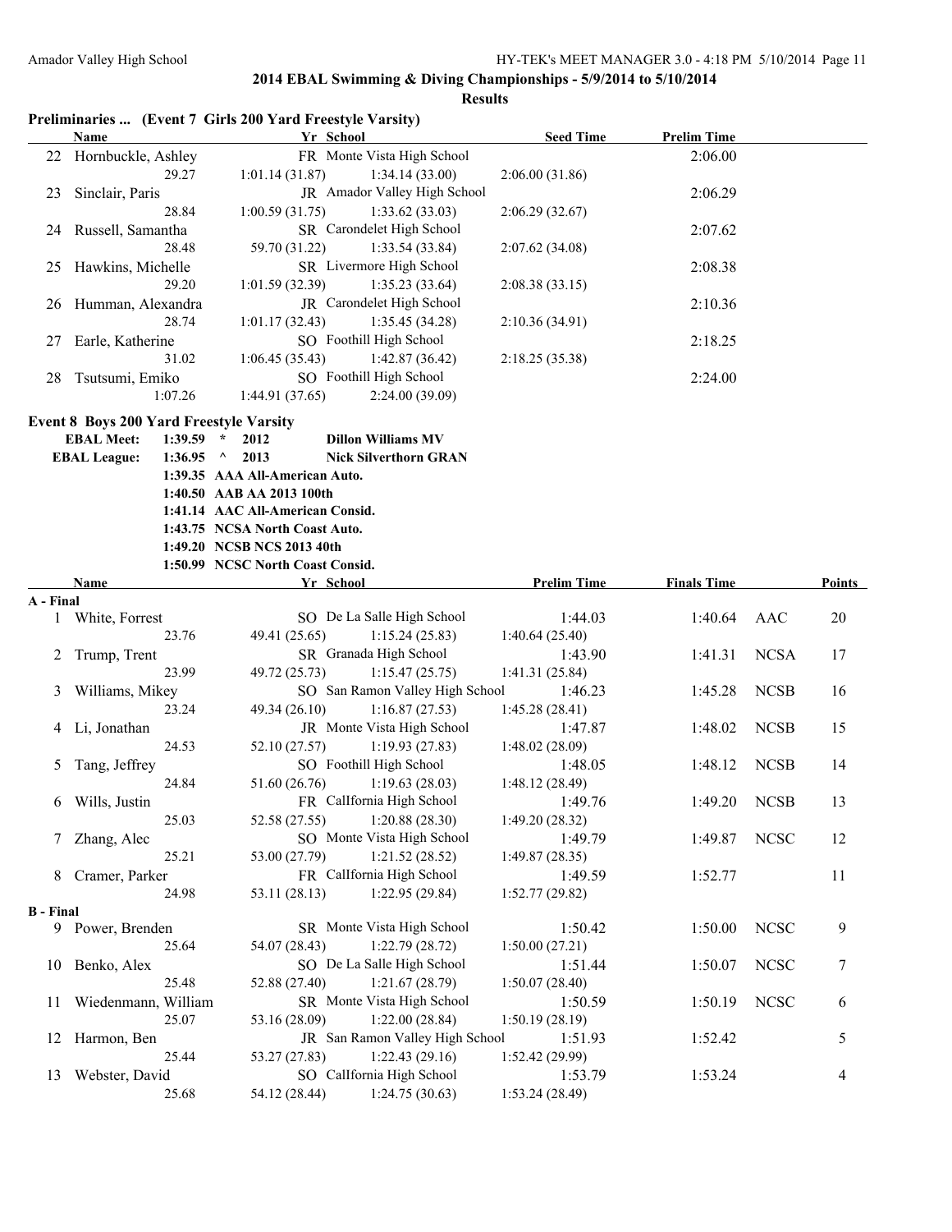## 2014 EBAL Swimming & Diving Championships - 5/9/2014 to 5/10/2014

### Results

**Preliminaries ... (Event 7 Girls 200 Yard Freestyle Varsity)**

| | Name | Yr | School | Seed Time | Prelim Time |
|---|---|---|---|---|---|
| 22 | Hornbuckle, Ashley | FR | Monte Vista High School | | 2:06.00 |
| | 29.27 | 1:01.14 (31.87) | 1:34.14 (33.00) | 2:06.00 (31.86) | |
| 23 | Sinclair, Paris | JR | Amador Valley High School | | 2:06.29 |
| | 28.84 | 1:00.59 (31.75) | 1:33.62 (33.03) | 2:06.29 (32.67) | |
| 24 | Russell, Samantha | SR | Carondelet High School | | 2:07.62 |
| | 28.48 | 59.70 (31.22) | 1:33.54 (33.84) | 2:07.62 (34.08) | |
| 25 | Hawkins, Michelle | SR | Livermore High School | | 2:08.38 |
| | 29.20 | 1:01.59 (32.39) | 1:35.23 (33.64) | 2:08.38 (33.15) | |
| 26 | Humman, Alexandra | JR | Carondelet High School | | 2:10.36 |
| | 28.74 | 1:01.17 (32.43) | 1:35.45 (34.28) | 2:10.36 (34.91) | |
| 27 | Earle, Katherine | SO | Foothill High School | | 2:18.25 |
| | 31.02 | 1:06.45 (35.43) | 1:42.87 (36.42) | 2:18.25 (35.38) | |
| 28 | Tsutsumi, Emiko | SO | Foothill High School | | 2:24.00 |
| | 1:07.26 | 1:44.91 (37.65) | 2:24.00 (39.09) | | |

**Event 8 Boys 200 Yard Freestyle Varsity**

| | | | | |
|---|---|---|---|---|
| EBAL Meet: | 1:39.59 | * | 2012 | Dillon Williams MV |
| EBAL League: | 1:36.95 | ^ | 2013 | Nick Silverthorn GRAN |
| | 1:39.35 | AAA | All-American Auto. | |
| | 1:40.50 | AAB | AA 2013 100th | |
| | 1:41.14 | AAC | All-American Consid. | |
| | 1:43.75 | NCSA | North Coast Auto. | |
| | 1:49.20 | NCSB | NCS 2013 40th | |
| | 1:50.99 | NCSC | North Coast Consid. | |

| | Name | Yr | School | Prelim Time | Finals Time | | Points |
|---|---|---|---|---|---|---|---|
| **A - Final** | | | | | | | |
| 1 | White, Forrest | SO | De La Salle High School | 1:44.03 | 1:40.64 | AAC | 20 |
| | 23.76 | 49.41 (25.65) | 1:15.24 (25.83) | 1:40.64 (25.40) | | | |
| 2 | Trump, Trent | SR | Granada High School | 1:43.90 | 1:41.31 | NCSA | 17 |
| | 23.99 | 49.72 (25.73) | 1:15.47 (25.75) | 1:41.31 (25.84) | | | |
| 3 | Williams, Mikey | SO | San Ramon Valley High School | 1:46.23 | 1:45.28 | NCSB | 16 |
| | 23.24 | 49.34 (26.10) | 1:16.87 (27.53) | 1:45.28 (28.41) | | | |
| 4 | Li, Jonathan | JR | Monte Vista High School | 1:47.87 | 1:48.02 | NCSB | 15 |
| | 24.53 | 52.10 (27.57) | 1:19.93 (27.83) | 1:48.02 (28.09) | | | |
| 5 | Tang, Jeffrey | SO | Foothill High School | 1:48.05 | 1:48.12 | NCSB | 14 |
| | 24.84 | 51.60 (26.76) | 1:19.63 (28.03) | 1:48.12 (28.49) | | | |
| 6 | Wills, Justin | FR | CalIfornia High School | 1:49.76 | 1:49.20 | NCSB | 13 |
| | 25.03 | 52.58 (27.55) | 1:20.88 (28.30) | 1:49.20 (28.32) | | | |
| 7 | Zhang, Alec | SO | Monte Vista High School | 1:49.79 | 1:49.87 | NCSC | 12 |
| | 25.21 | 53.00 (27.79) | 1:21.52 (28.52) | 1:49.87 (28.35) | | | |
| 8 | Cramer, Parker | FR | CalIfornia High School | 1:49.59 | 1:52.77 | | 11 |
| | 24.98 | 53.11 (28.13) | 1:22.95 (29.84) | 1:52.77 (29.82) | | | |
| **B - Final** | | | | | | | |
| 9 | Power, Brenden | SR | Monte Vista High School | 1:50.42 | 1:50.00 | NCSC | 9 |
| | 25.64 | 54.07 (28.43) | 1:22.79 (28.72) | 1:50.00 (27.21) | | | |
| 10 | Benko, Alex | SO | De La Salle High School | 1:51.44 | 1:50.07 | NCSC | 7 |
| | 25.48 | 52.88 (27.40) | 1:21.67 (28.79) | 1:50.07 (28.40) | | | |
| 11 | Wiedenmann, William | SR | Monte Vista High School | 1:50.59 | 1:50.19 | NCSC | 6 |
| | 25.07 | 53.16 (28.09) | 1:22.00 (28.84) | 1:50.19 (28.19) | | | |
| 12 | Harmon, Ben | JR | San Ramon Valley High School | 1:51.93 | 1:52.42 | | 5 |
| | 25.44 | 53.27 (27.83) | 1:22.43 (29.16) | 1:52.42 (29.99) | | | |
| 13 | Webster, David | SO | CalIfornia High School | 1:53.79 | 1:53.24 | | 4 |
| | 25.68 | 54.12 (28.44) | 1:24.75 (30.63) | 1:53.24 (28.49) | | | |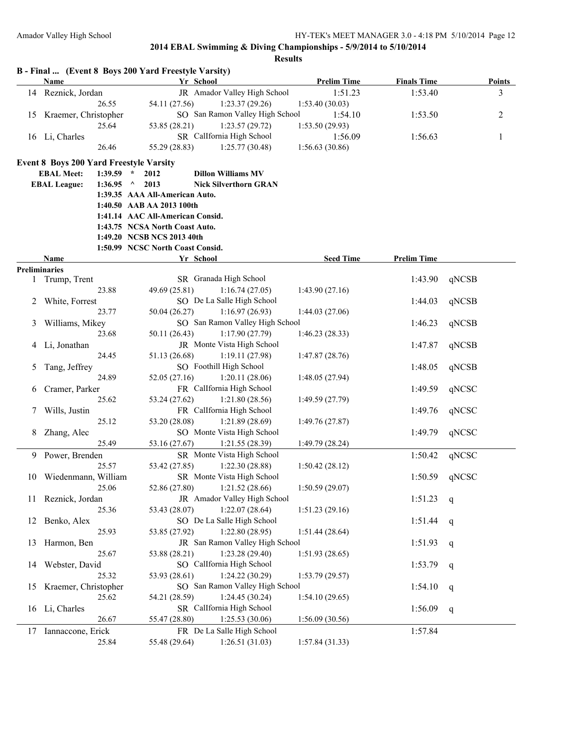## 2014 EBAL Swimming & Diving Championships - 5/9/2014 to 5/10/2014

### Results

### B - Final ... (Event 8 Boys 200 Yard Freestyle Varsity)

| | Name | Yr | School | Prelim Time | Finals Time | Points |
|---|---|---|---|---|---|---|
| 14 | Reznick, Jordan | JR | Amador Valley High School | 1:51.23 | 1:53.40 | 3 |
| | 26.55 | 54.11 (27.56) | 1:23.37 (29.26) | 1:53.40 (30.03) | | |
| 15 | Kraemer, Christopher | SO | San Ramon Valley High School | 1:54.10 | 1:53.50 | 2 |
| | 25.64 | 53.85 (28.21) | 1:23.57 (29.72) | 1:53.50 (29.93) | | |
| 16 | Li, Charles | SR | CalIfornia High School | 1:56.09 | 1:56.63 | 1 |
| | 26.46 | 55.29 (28.83) | 1:25.77 (30.48) | 1:56.63 (30.86) | | |

### Event 8 Boys 200 Yard Freestyle Varsity

EBAL Meet: 1:39.59 * 2012 Dillon Williams MV
EBAL League: 1:36.95 ^ 2013 Nick Silverthorn GRAN
1:39.35 AAA All-American Auto.
1:40.50 AAB AA 2013 100th
1:41.14 AAC All-American Consid.
1:43.75 NCSA North Coast Auto.
1:49.20 NCSB NCS 2013 40th
1:50.99 NCSC North Coast Consid.

| | Name | Yr | School | Seed Time | Prelim Time | |
|---|---|---|---|---|---|---|
| **Preliminaries** | | | | | | |
| 1 | Trump, Trent | SR | Granada High School | | 1:43.90 | qNCSB |
| | 23.88 | 49.69 (25.81) | 1:16.74 (27.05) | 1:43.90 (27.16) | | |
| 2 | White, Forrest | SO | De La Salle High School | | 1:44.03 | qNCSB |
| | 23.77 | 50.04 (26.27) | 1:16.97 (26.93) | 1:44.03 (27.06) | | |
| 3 | Williams, Mikey | SO | San Ramon Valley High School | | 1:46.23 | qNCSB |
| | 23.68 | 50.11 (26.43) | 1:17.90 (27.79) | 1:46.23 (28.33) | | |
| 4 | Li, Jonathan | JR | Monte Vista High School | | 1:47.87 | qNCSB |
| | 24.45 | 51.13 (26.68) | 1:19.11 (27.98) | 1:47.87 (28.76) | | |
| 5 | Tang, Jeffrey | SO | Foothill High School | | 1:48.05 | qNCSB |
| | 24.89 | 52.05 (27.16) | 1:20.11 (28.06) | 1:48.05 (27.94) | | |
| 6 | Cramer, Parker | FR | CalIfornia High School | | 1:49.59 | qNCSC |
| | 25.62 | 53.24 (27.62) | 1:21.80 (28.56) | 1:49.59 (27.79) | | |
| 7 | Wills, Justin | FR | CalIfornia High School | | 1:49.76 | qNCSC |
| | 25.12 | 53.20 (28.08) | 1:21.89 (28.69) | 1:49.76 (27.87) | | |
| 8 | Zhang, Alec | SO | Monte Vista High School | | 1:49.79 | qNCSC |
| | 25.49 | 53.16 (27.67) | 1:21.55 (28.39) | 1:49.79 (28.24) | | |
| 9 | Power, Brenden | SR | Monte Vista High School | | 1:50.42 | qNCSC |
| | 25.57 | 53.42 (27.85) | 1:22.30 (28.88) | 1:50.42 (28.12) | | |
| 10 | Wiedenmann, William | SR | Monte Vista High School | | 1:50.59 | qNCSC |
| | 25.06 | 52.86 (27.80) | 1:21.52 (28.66) | 1:50.59 (29.07) | | |
| 11 | Reznick, Jordan | JR | Amador Valley High School | | 1:51.23 | q |
| | 25.36 | 53.43 (28.07) | 1:22.07 (28.64) | 1:51.23 (29.16) | | |
| 12 | Benko, Alex | SO | De La Salle High School | | 1:51.44 | q |
| | 25.93 | 53.85 (27.92) | 1:22.80 (28.95) | 1:51.44 (28.64) | | |
| 13 | Harmon, Ben | JR | San Ramon Valley High School | | 1:51.93 | q |
| | 25.67 | 53.88 (28.21) | 1:23.28 (29.40) | 1:51.93 (28.65) | | |
| 14 | Webster, David | SO | CalIfornia High School | | 1:53.79 | q |
| | 25.32 | 53.93 (28.61) | 1:24.22 (30.29) | 1:53.79 (29.57) | | |
| 15 | Kraemer, Christopher | SO | San Ramon Valley High School | | 1:54.10 | q |
| | 25.62 | 54.21 (28.59) | 1:24.45 (30.24) | 1:54.10 (29.65) | | |
| 16 | Li, Charles | SR | CalIfornia High School | | 1:56.09 | q |
| | 26.67 | 55.47 (28.80) | 1:25.53 (30.06) | 1:56.09 (30.56) | | |
| 17 | Iannaccone, Erick | FR | De La Salle High School | | 1:57.84 | |
| | 25.84 | 55.48 (29.64) | 1:26.51 (31.03) | 1:57.84 (31.33) | | |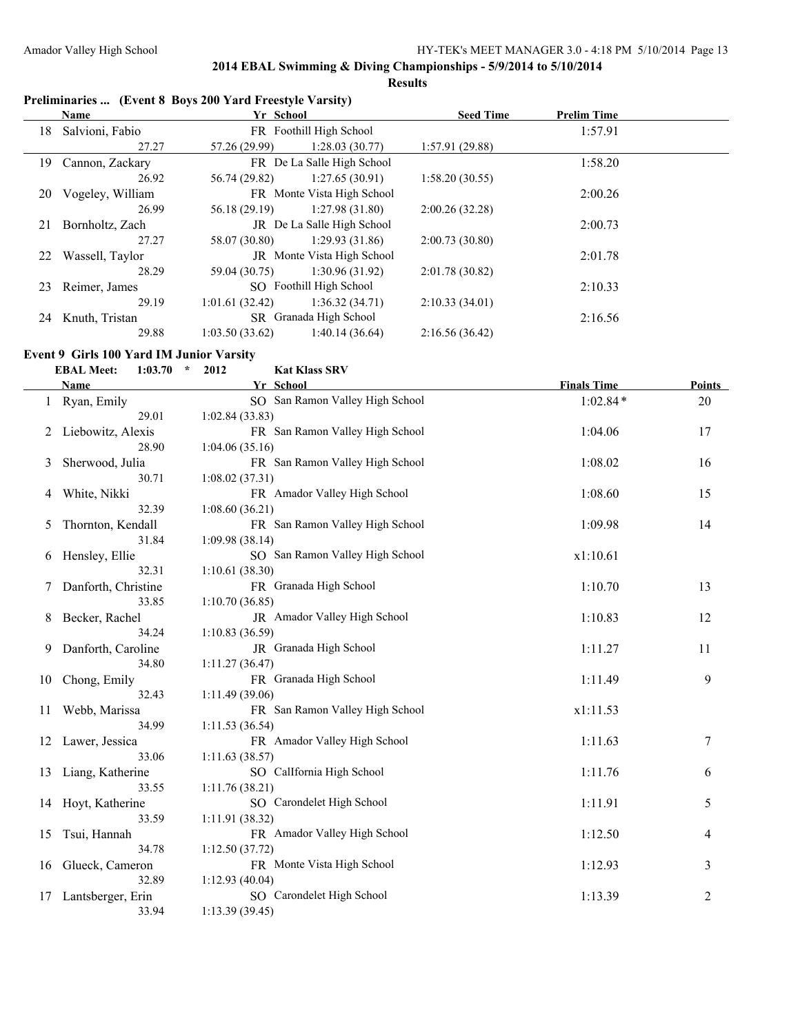## 2014 EBAL Swimming & Diving Championships - 5/9/2014 to 5/10/2014

### Results

#### Preliminaries ... (Event 8 Boys 200 Yard Freestyle Varsity)

| | Name | Yr | School | Seed Time | Prelim Time |
|---|---|---|---|---|---|
| 18 | Salvioni, Fabio | FR | Foothill High School | | 1:57.91 |
| | 27.27 | 57.26 (29.99) | 1:28.03 (30.77) | 1:57.91 (29.88) | |
| 19 | Cannon, Zackary | FR | De La Salle High School | | 1:58.20 |
| | 26.92 | 56.74 (29.82) | 1:27.65 (30.91) | 1:58.20 (30.55) | |
| 20 | Vogeley, William | FR | Monte Vista High School | | 2:00.26 |
| | 26.99 | 56.18 (29.19) | 1:27.98 (31.80) | 2:00.26 (32.28) | |
| 21 | Bornholtz, Zach | JR | De La Salle High School | | 2:00.73 |
| | 27.27 | 58.07 (30.80) | 1:29.93 (31.86) | 2:00.73 (30.80) | |
| 22 | Wassell, Taylor | JR | Monte Vista High School | | 2:01.78 |
| | 28.29 | 59.04 (30.75) | 1:30.96 (31.92) | 2:01.78 (30.82) | |
| 23 | Reimer, James | SO | Foothill High School | | 2:10.33 |
| | 29.19 | 1:01.61 (32.42) | 1:36.32 (34.71) | 2:10.33 (34.01) | |
| 24 | Knuth, Tristan | SR | Granada High School | | 2:16.56 |
| | 29.88 | 1:03.50 (33.62) | 1:40.14 (36.64) | 2:16.56 (36.42) | |

#### Event 9 Girls 100 Yard IM Junior Varsity

EBAL Meet: 1:03.70 * 2012 Kat Klass SRV

| | Name | Yr | School | Finals Time | Points |
|---|---|---|---|---|---|
| 1 | Ryan, Emily | SO | San Ramon Valley High School | 1:02.84* | 20 |
| | 29.01 | 1:02.84 (33.83) | | | |
| 2 | Liebowitz, Alexis | FR | San Ramon Valley High School | 1:04.06 | 17 |
| | 28.90 | 1:04.06 (35.16) | | | |
| 3 | Sherwood, Julia | FR | San Ramon Valley High School | 1:08.02 | 16 |
| | 30.71 | 1:08.02 (37.31) | | | |
| 4 | White, Nikki | FR | Amador Valley High School | 1:08.60 | 15 |
| | 32.39 | 1:08.60 (36.21) | | | |
| 5 | Thornton, Kendall | FR | San Ramon Valley High School | 1:09.98 | 14 |
| | 31.84 | 1:09.98 (38.14) | | | |
| 6 | Hensley, Ellie | SO | San Ramon Valley High School | x1:10.61 | |
| | 32.31 | 1:10.61 (38.30) | | | |
| 7 | Danforth, Christine | FR | Granada High School | 1:10.70 | 13 |
| | 33.85 | 1:10.70 (36.85) | | | |
| 8 | Becker, Rachel | JR | Amador Valley High School | 1:10.83 | 12 |
| | 34.24 | 1:10.83 (36.59) | | | |
| 9 | Danforth, Caroline | JR | Granada High School | 1:11.27 | 11 |
| | 34.80 | 1:11.27 (36.47) | | | |
| 10 | Chong, Emily | FR | Granada High School | 1:11.49 | 9 |
| | 32.43 | 1:11.49 (39.06) | | | |
| 11 | Webb, Marissa | FR | San Ramon Valley High School | x1:11.53 | |
| | 34.99 | 1:11.53 (36.54) | | | |
| 12 | Lawer, Jessica | FR | Amador Valley High School | 1:11.63 | 7 |
| | 33.06 | 1:11.63 (38.57) | | | |
| 13 | Liang, Katherine | SO | CalIfornia High School | 1:11.76 | 6 |
| | 33.55 | 1:11.76 (38.21) | | | |
| 14 | Hoyt, Katherine | SO | Carondelet High School | 1:11.91 | 5 |
| | 33.59 | 1:11.91 (38.32) | | | |
| 15 | Tsui, Hannah | FR | Amador Valley High School | 1:12.50 | 4 |
| | 34.78 | 1:12.50 (37.72) | | | |
| 16 | Glueck, Cameron | FR | Monte Vista High School | 1:12.93 | 3 |
| | 32.89 | 1:12.93 (40.04) | | | |
| 17 | Lantsberger, Erin | SO | Carondelet High School | 1:13.39 | 2 |
| | 33.94 | 1:13.39 (39.45) | | | |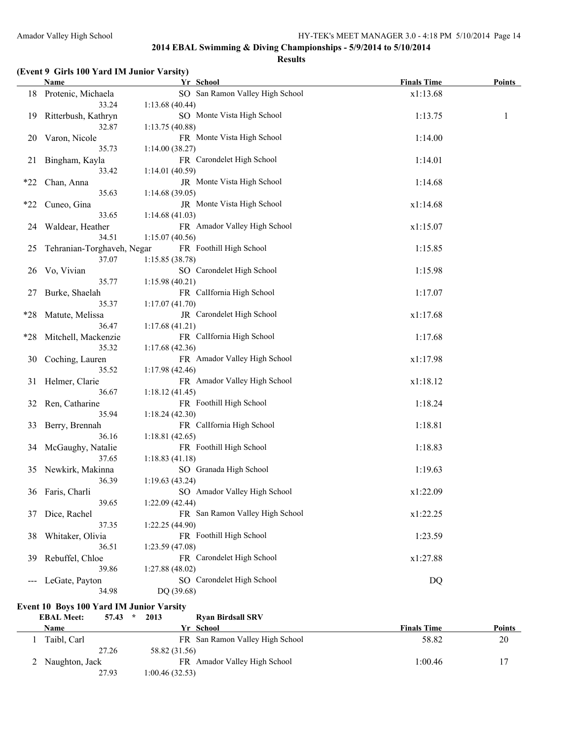## 2014 EBAL Swimming & Diving Championships - 5/9/2014 to 5/10/2014

### Results

**(Event 9 Girls 100 Yard IM Junior Varsity)**

| | Name | Yr | School | Finals Time | Points |
|---|---|---|---|---|---|
| 18 | Protenic, Michaela | SO | San Ramon Valley High School | x1:13.68 | |
| | 33.24 | 1:13.68 (40.44) | | | |
| 19 | Ritterbush, Kathryn | SO | Monte Vista High School | 1:13.75 | 1 |
| | 32.87 | 1:13.75 (40.88) | | | |
| 20 | Varon, Nicole | FR | Monte Vista High School | 1:14.00 | |
| | 35.73 | 1:14.00 (38.27) | | | |
| 21 | Bingham, Kayla | FR | Carondelet High School | 1:14.01 | |
| | 33.42 | 1:14.01 (40.59) | | | |
| *22 | Chan, Anna | JR | Monte Vista High School | 1:14.68 | |
| | 35.63 | 1:14.68 (39.05) | | | |
| *22 | Cuneo, Gina | JR | Monte Vista High School | x1:14.68 | |
| | 33.65 | 1:14.68 (41.03) | | | |
| 24 | Waldear, Heather | FR | Amador Valley High School | x1:15.07 | |
| | 34.51 | 1:15.07 (40.56) | | | |
| 25 | Tehranian-Torghaveh, Negar | FR | Foothill High School | 1:15.85 | |
| | 37.07 | 1:15.85 (38.78) | | | |
| 26 | Vo, Vivian | SO | Carondelet High School | 1:15.98 | |
| | 35.77 | 1:15.98 (40.21) | | | |
| 27 | Burke, Shaelah | FR | CalIfornia High School | 1:17.07 | |
| | 35.37 | 1:17.07 (41.70) | | | |
| *28 | Matute, Melissa | JR | Carondelet High School | x1:17.68 | |
| | 36.47 | 1:17.68 (41.21) | | | |
| *28 | Mitchell, Mackenzie | FR | CalIfornia High School | 1:17.68 | |
| | 35.32 | 1:17.68 (42.36) | | | |
| 30 | Coching, Lauren | FR | Amador Valley High School | x1:17.98 | |
| | 35.52 | 1:17.98 (42.46) | | | |
| 31 | Helmer, Clarie | FR | Amador Valley High School | x1:18.12 | |
| | 36.67 | 1:18.12 (41.45) | | | |
| 32 | Ren, Catharine | FR | Foothill High School | 1:18.24 | |
| | 35.94 | 1:18.24 (42.30) | | | |
| 33 | Berry, Brennah | FR | CalIfornia High School | 1:18.81 | |
| | 36.16 | 1:18.81 (42.65) | | | |
| 34 | McGaughy, Natalie | FR | Foothill High School | 1:18.83 | |
| | 37.65 | 1:18.83 (41.18) | | | |
| 35 | Newkirk, Makinna | SO | Granada High School | 1:19.63 | |
| | 36.39 | 1:19.63 (43.24) | | | |
| 36 | Faris, Charli | SO | Amador Valley High School | x1:22.09 | |
| | 39.65 | 1:22.09 (42.44) | | | |
| 37 | Dice, Rachel | FR | San Ramon Valley High School | x1:22.25 | |
| | 37.35 | 1:22.25 (44.90) | | | |
| 38 | Whitaker, Olivia | FR | Foothill High School | 1:23.59 | |
| | 36.51 | 1:23.59 (47.08) | | | |
| 39 | Rebuffel, Chloe | FR | Carondelet High School | x1:27.88 | |
| | 39.86 | 1:27.88 (48.02) | | | |
| --- | LeGate, Payton | SO | Carondelet High School | DQ | |
| | 34.98 | DQ (39.68) | | | |

**Event 10 Boys 100 Yard IM Junior Varsity**

EBAL Meet: 57.43 * 2013 Ryan Birdsall SRV

| | Name | Yr | School | Finals Time | Points |
|---|---|---|---|---|---|
| 1 | Taibl, Carl | FR | San Ramon Valley High School | 58.82 | 20 |
| | 27.26 | 58.82 (31.56) | | | |
| 2 | Naughton, Jack | FR | Amador Valley High School | 1:00.46 | 17 |
| | 27.93 | 1:00.46 (32.53) | | | |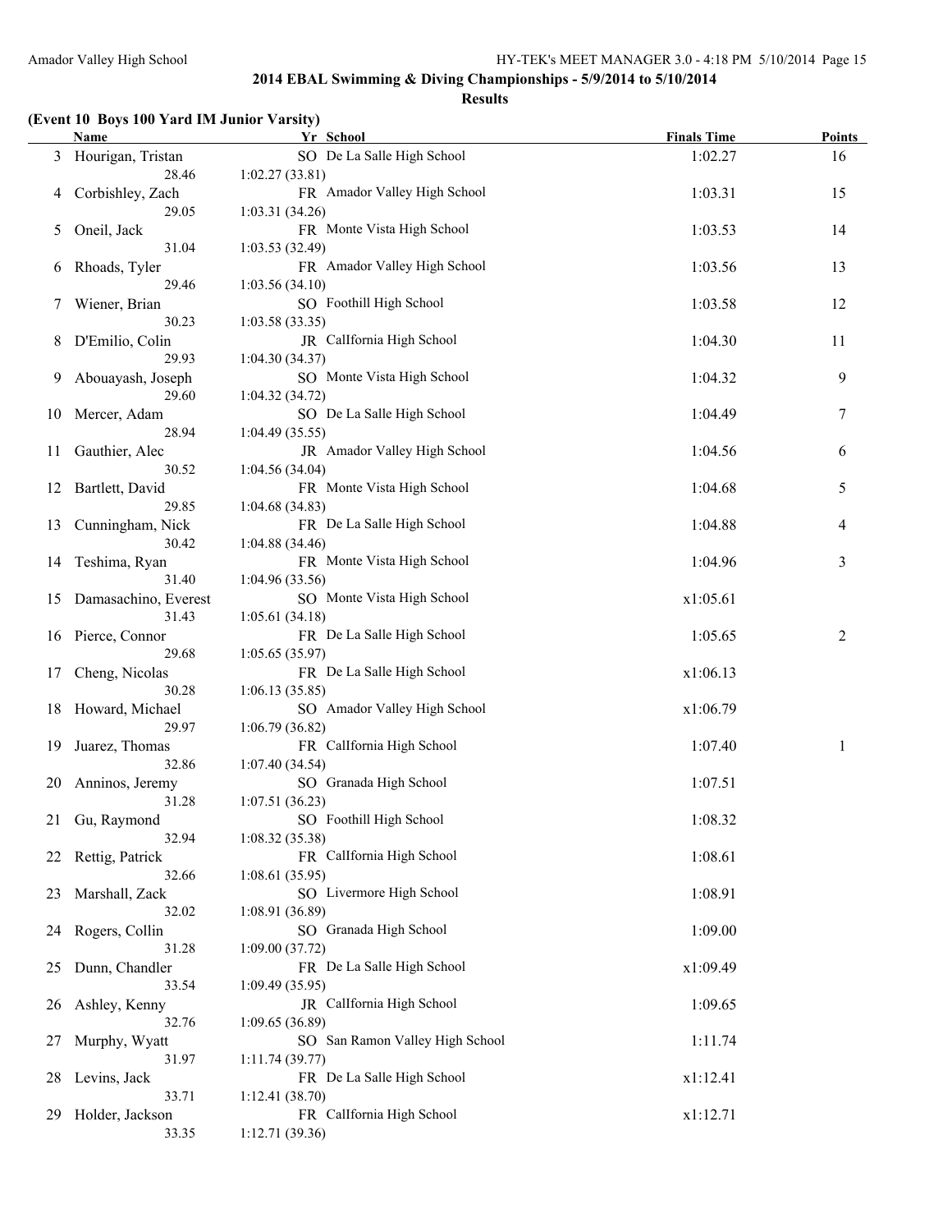## 2014 EBAL Swimming & Diving Championships - 5/9/2014 to 5/10/2014

### Results

**(Event 10 Boys 100 Yard IM Junior Varsity)**

| | Name | Yr | School | Finals Time | Points |
|---|---|---|---|---|---|
| 3 | Hourigan, Tristan | SO | De La Salle High School | 1:02.27 | 16 |
| | 28.46 | 1:02.27 (33.81) | | | |
| 4 | Corbishley, Zach | FR | Amador Valley High School | 1:03.31 | 15 |
| | 29.05 | 1:03.31 (34.26) | | | |
| 5 | Oneil, Jack | FR | Monte Vista High School | 1:03.53 | 14 |
| | 31.04 | 1:03.53 (32.49) | | | |
| 6 | Rhoads, Tyler | FR | Amador Valley High School | 1:03.56 | 13 |
| | 29.46 | 1:03.56 (34.10) | | | |
| 7 | Wiener, Brian | SO | Foothill High School | 1:03.58 | 12 |
| | 30.23 | 1:03.58 (33.35) | | | |
| 8 | D'Emilio, Colin | JR | CalIfornia High School | 1:04.30 | 11 |
| | 29.93 | 1:04.30 (34.37) | | | |
| 9 | Abouayash, Joseph | SO | Monte Vista High School | 1:04.32 | 9 |
| | 29.60 | 1:04.32 (34.72) | | | |
| 10 | Mercer, Adam | SO | De La Salle High School | 1:04.49 | 7 |
| | 28.94 | 1:04.49 (35.55) | | | |
| 11 | Gauthier, Alec | JR | Amador Valley High School | 1:04.56 | 6 |
| | 30.52 | 1:04.56 (34.04) | | | |
| 12 | Bartlett, David | FR | Monte Vista High School | 1:04.68 | 5 |
| | 29.85 | 1:04.68 (34.83) | | | |
| 13 | Cunningham, Nick | FR | De La Salle High School | 1:04.88 | 4 |
| | 30.42 | 1:04.88 (34.46) | | | |
| 14 | Teshima, Ryan | FR | Monte Vista High School | 1:04.96 | 3 |
| | 31.40 | 1:04.96 (33.56) | | | |
| 15 | Damasachino, Everest | SO | Monte Vista High School | x1:05.61 | |
| | 31.43 | 1:05.61 (34.18) | | | |
| 16 | Pierce, Connor | FR | De La Salle High School | 1:05.65 | 2 |
| | 29.68 | 1:05.65 (35.97) | | | |
| 17 | Cheng, Nicolas | FR | De La Salle High School | x1:06.13 | |
| | 30.28 | 1:06.13 (35.85) | | | |
| 18 | Howard, Michael | SO | Amador Valley High School | x1:06.79 | |
| | 29.97 | 1:06.79 (36.82) | | | |
| 19 | Juarez, Thomas | FR | CalIfornia High School | 1:07.40 | 1 |
| | 32.86 | 1:07.40 (34.54) | | | |
| 20 | Anninos, Jeremy | SO | Granada High School | 1:07.51 | |
| | 31.28 | 1:07.51 (36.23) | | | |
| 21 | Gu, Raymond | SO | Foothill High School | 1:08.32 | |
| | 32.94 | 1:08.32 (35.38) | | | |
| 22 | Rettig, Patrick | FR | CalIfornia High School | 1:08.61 | |
| | 32.66 | 1:08.61 (35.95) | | | |
| 23 | Marshall, Zack | SO | Livermore High School | 1:08.91 | |
| | 32.02 | 1:08.91 (36.89) | | | |
| 24 | Rogers, Collin | SO | Granada High School | 1:09.00 | |
| | 31.28 | 1:09.00 (37.72) | | | |
| 25 | Dunn, Chandler | FR | De La Salle High School | x1:09.49 | |
| | 33.54 | 1:09.49 (35.95) | | | |
| 26 | Ashley, Kenny | JR | CalIfornia High School | 1:09.65 | |
| | 32.76 | 1:09.65 (36.89) | | | |
| 27 | Murphy, Wyatt | SO | San Ramon Valley High School | 1:11.74 | |
| | 31.97 | 1:11.74 (39.77) | | | |
| 28 | Levins, Jack | FR | De La Salle High School | x1:12.41 | |
| | 33.71 | 1:12.41 (38.70) | | | |
| 29 | Holder, Jackson | FR | CalIfornia High School | x1:12.71 | |
| | 33.35 | 1:12.71 (39.36) | | | |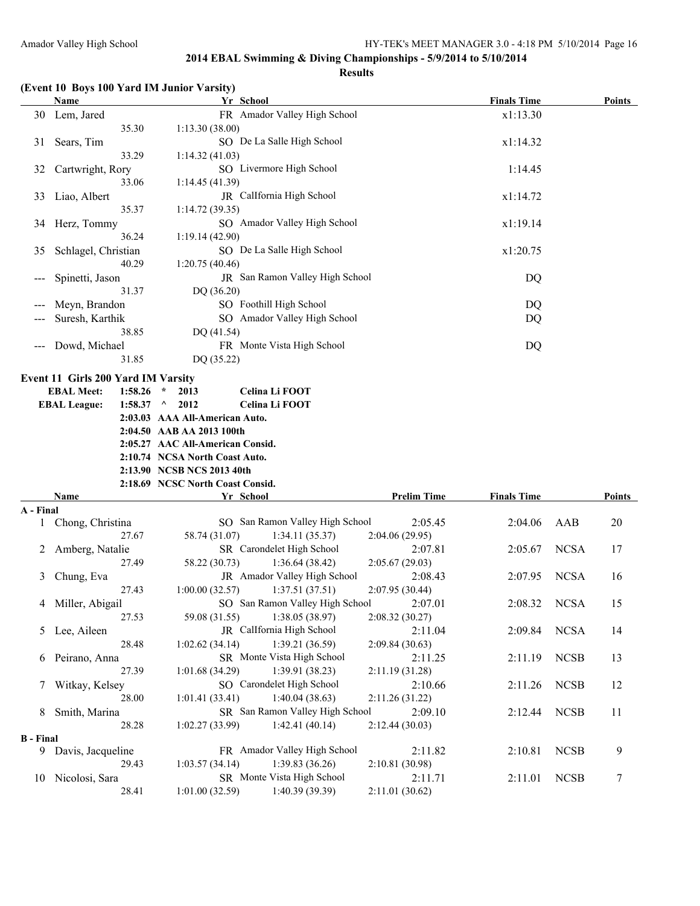## 2014 EBAL Swimming & Diving Championships - 5/9/2014 to 5/10/2014

### Results

**(Event 10 Boys 100 Yard IM Junior Varsity)**

| | Name | Yr | School | Finals Time | Points |
|---|---|---|---|---|---|
| 30 | Lem, Jared | FR | Amador Valley High School | x1:13.30 | |
| | 35.30 | 1:13.30 (38.00) | | | |
| 31 | Sears, Tim | SO | De La Salle High School | x1:14.32 | |
| | 33.29 | 1:14.32 (41.03) | | | |
| 32 | Cartwright, Rory | SO | Livermore High School | 1:14.45 | |
| | 33.06 | 1:14.45 (41.39) | | | |
| 33 | Liao, Albert | JR | CalIfornia High School | x1:14.72 | |
| | 35.37 | 1:14.72 (39.35) | | | |
| 34 | Herz, Tommy | SO | Amador Valley High School | x1:19.14 | |
| | 36.24 | 1:19.14 (42.90) | | | |
| 35 | Schlagel, Christian | SO | De La Salle High School | x1:20.75 | |
| | 40.29 | 1:20.75 (40.46) | | | |
| --- | Spinetti, Jason | JR | San Ramon Valley High School | DQ | |
| | 31.37 | DQ (36.20) | | | |
| --- | Meyn, Brandon | SO | Foothill High School | DQ | |
| --- | Suresh, Karthik | SO | Amador Valley High School | DQ | |
| | 38.85 | DQ (41.54) | | | |
| --- | Dowd, Michael | FR | Monte Vista High School | DQ | |
| | 31.85 | DQ (35.22) | | | |

### Event 11 Girls 200 Yard IM Varsity

**EBAL Meet: 1:58.26 * 2013 Celina Li FOOT**
**EBAL League: 1:58.37 ^ 2012 Celina Li FOOT**
**2:03.03 AAA All-American Auto.**
**2:04.50 AAB AA 2013 100th**
**2:05.27 AAC All-American Consid.**
**2:10.74 NCSA North Coast Auto.**
**2:13.90 NCSB NCS 2013 40th**
**2:18.69 NCSC North Coast Consid.**

| | Name | Yr | School | Prelim Time | Finals Time | | Points |
|---|---|---|---|---|---|---|---|
| **A - Final** | | | | | | | |
| 1 | Chong, Christina | SO | San Ramon Valley High School | 2:05.45 | 2:04.06 | AAB | 20 |
| | 27.67 | 58.74 (31.07) | 1:34.11 (35.37) | 2:04.06 (29.95) | | | |
| 2 | Amberg, Natalie | SR | Carondelet High School | 2:07.81 | 2:05.67 | NCSA | 17 |
| | 27.49 | 58.22 (30.73) | 1:36.64 (38.42) | 2:05.67 (29.03) | | | |
| 3 | Chung, Eva | JR | Amador Valley High School | 2:08.43 | 2:07.95 | NCSA | 16 |
| | 27.43 | 1:00.00 (32.57) | 1:37.51 (37.51) | 2:07.95 (30.44) | | | |
| 4 | Miller, Abigail | SO | San Ramon Valley High School | 2:07.01 | 2:08.32 | NCSA | 15 |
| | 27.53 | 59.08 (31.55) | 1:38.05 (38.97) | 2:08.32 (30.27) | | | |
| 5 | Lee, Aileen | JR | CalIfornia High School | 2:11.04 | 2:09.84 | NCSA | 14 |
| | 28.48 | 1:02.62 (34.14) | 1:39.21 (36.59) | 2:09.84 (30.63) | | | |
| 6 | Peirano, Anna | SR | Monte Vista High School | 2:11.25 | 2:11.19 | NCSB | 13 |
| | 27.39 | 1:01.68 (34.29) | 1:39.91 (38.23) | 2:11.19 (31.28) | | | |
| 7 | Witkay, Kelsey | SO | Carondelet High School | 2:10.66 | 2:11.26 | NCSB | 12 |
| | 28.00 | 1:01.41 (33.41) | 1:40.04 (38.63) | 2:11.26 (31.22) | | | |
| 8 | Smith, Marina | SR | San Ramon Valley High School | 2:09.10 | 2:12.44 | NCSB | 11 |
| | 28.28 | 1:02.27 (33.99) | 1:42.41 (40.14) | 2:12.44 (30.03) | | | |
| **B - Final** | | | | | | | |
| 9 | Davis, Jacqueline | FR | Amador Valley High School | 2:11.82 | 2:10.81 | NCSB | 9 |
| | 29.43 | 1:03.57 (34.14) | 1:39.83 (36.26) | 2:10.81 (30.98) | | | |
| 10 | Nicolosi, Sara | SR | Monte Vista High School | 2:11.71 | 2:11.01 | NCSB | 7 |
| | 28.41 | 1:01.00 (32.59) | 1:40.39 (39.39) | 2:11.01 (30.62) | | | |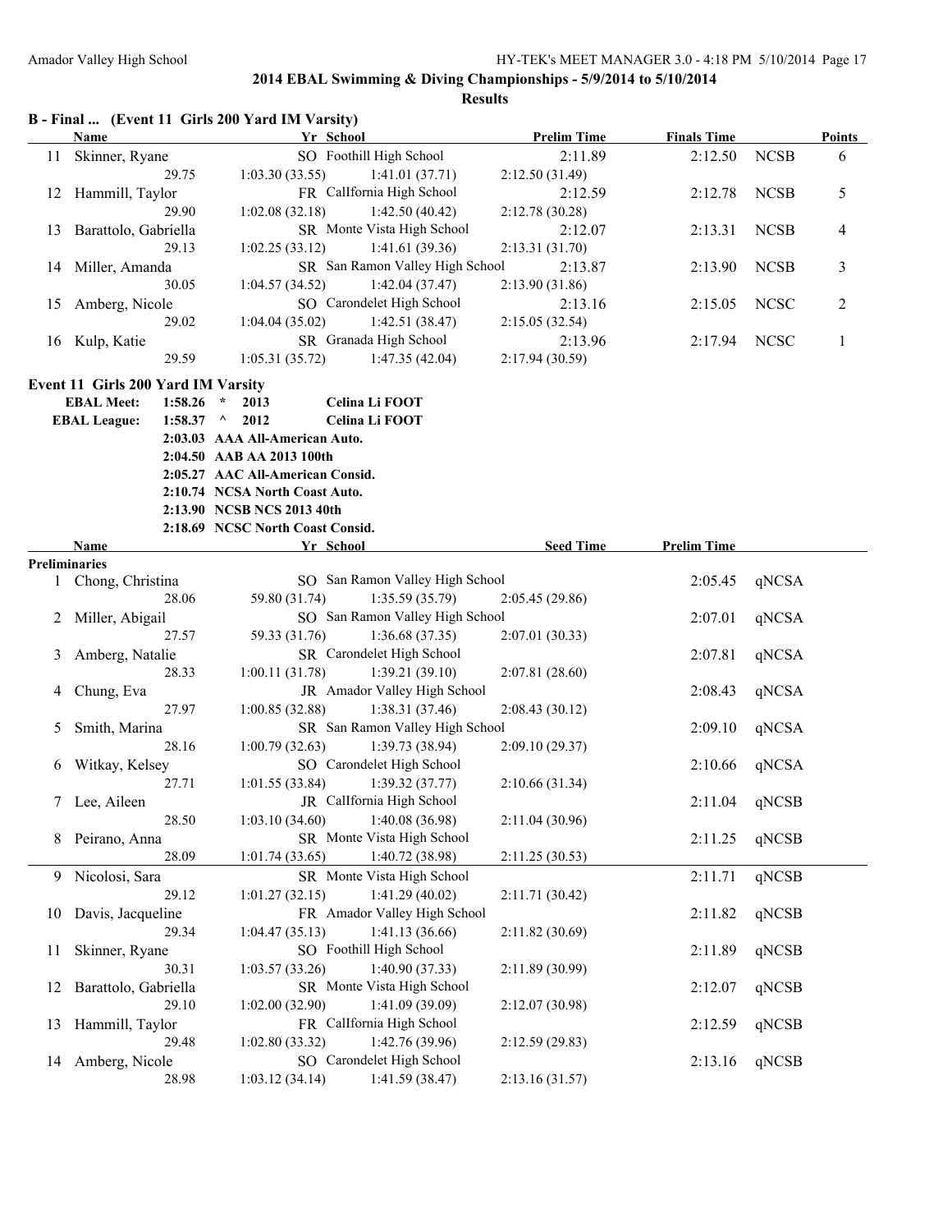## 2014 EBAL Swimming & Diving Championships - 5/9/2014 to 5/10/2014

### Results

**B - Final ... (Event 11 Girls 200 Yard IM Varsity)**

| | Name | Yr | School | Prelim Time | Finals Time | | Points |
|---|---|---|---|---|---|---|---|
| 11 | Skinner, Ryane | SO | Foothill High School | 2:11.89 | 2:12.50 | NCSB | 6 |
| | 29.75 | 1:03.30 (33.55) | 1:41.01 (37.71) | 2:12.50 (31.49) | | | |
| 12 | Hammill, Taylor | FR | CalIfornia High School | 2:12.59 | 2:12.78 | NCSB | 5 |
| | 29.90 | 1:02.08 (32.18) | 1:42.50 (40.42) | 2:12.78 (30.28) | | | |
| 13 | Barattolo, Gabriella | SR | Monte Vista High School | 2:12.07 | 2:13.31 | NCSB | 4 |
| | 29.13 | 1:02.25 (33.12) | 1:41.61 (39.36) | 2:13.31 (31.70) | | | |
| 14 | Miller, Amanda | SR | San Ramon Valley High School | 2:13.87 | 2:13.90 | NCSB | 3 |
| | 30.05 | 1:04.57 (34.52) | 1:42.04 (37.47) | 2:13.90 (31.86) | | | |
| 15 | Amberg, Nicole | SO | Carondelet High School | 2:13.16 | 2:15.05 | NCSC | 2 |
| | 29.02 | 1:04.04 (35.02) | 1:42.51 (38.47) | 2:15.05 (32.54) | | | |
| 16 | Kulp, Katie | SR | Granada High School | 2:13.96 | 2:17.94 | NCSC | 1 |
| | 29.59 | 1:05.31 (35.72) | 1:47.35 (42.04) | 2:17.94 (30.59) | | | |

**Event 11 Girls 200 Yard IM Varsity**

| | | | | |
|---|---|---|---|---|
| **EBAL Meet:** | **1:58.26** | **\*** | **2013** | **Celina Li FOOT** |
| **EBAL League:** | **1:58.37** | **^** | **2012** | **Celina Li FOOT** |
| | **2:03.03** | **AAA** | **All-American Auto.** | |
| | **2:04.50** | **AAB** | **AA 2013 100th** | |
| | **2:05.27** | **AAC** | **All-American Consid.** | |
| | **2:10.74** | **NCSA** | **North Coast Auto.** | |
| | **2:13.90** | **NCSB** | **NCS 2013 40th** | |
| | **2:18.69** | **NCSC** | **North Coast Consid.** | |

| | Name | Yr | School | Seed Time | Prelim Time | |
|---|---|---|---|---|---|---|
| **Preliminaries** | | | | | | |
| 1 | Chong, Christina | SO | San Ramon Valley High School | | 2:05.45 | qNCSA |
| | 28.06 | 59.80 (31.74) | 1:35.59 (35.79) | 2:05.45 (29.86) | | |
| 2 | Miller, Abigail | SO | San Ramon Valley High School | | 2:07.01 | qNCSA |
| | 27.57 | 59.33 (31.76) | 1:36.68 (37.35) | 2:07.01 (30.33) | | |
| 3 | Amberg, Natalie | SR | Carondelet High School | | 2:07.81 | qNCSA |
| | 28.33 | 1:00.11 (31.78) | 1:39.21 (39.10) | 2:07.81 (28.60) | | |
| 4 | Chung, Eva | JR | Amador Valley High School | | 2:08.43 | qNCSA |
| | 27.97 | 1:00.85 (32.88) | 1:38.31 (37.46) | 2:08.43 (30.12) | | |
| 5 | Smith, Marina | SR | San Ramon Valley High School | | 2:09.10 | qNCSA |
| | 28.16 | 1:00.79 (32.63) | 1:39.73 (38.94) | 2:09.10 (29.37) | | |
| 6 | Witkay, Kelsey | SO | Carondelet High School | | 2:10.66 | qNCSA |
| | 27.71 | 1:01.55 (33.84) | 1:39.32 (37.77) | 2:10.66 (31.34) | | |
| 7 | Lee, Aileen | JR | CalIfornia High School | | 2:11.04 | qNCSB |
| | 28.50 | 1:03.10 (34.60) | 1:40.08 (36.98) | 2:11.04 (30.96) | | |
| 8 | Peirano, Anna | SR | Monte Vista High School | | 2:11.25 | qNCSB |
| | 28.09 | 1:01.74 (33.65) | 1:40.72 (38.98) | 2:11.25 (30.53) | | |
| 9 | Nicolosi, Sara | SR | Monte Vista High School | | 2:11.71 | qNCSB |
| | 29.12 | 1:01.27 (32.15) | 1:41.29 (40.02) | 2:11.71 (30.42) | | |
| 10 | Davis, Jacqueline | FR | Amador Valley High School | | 2:11.82 | qNCSB |
| | 29.34 | 1:04.47 (35.13) | 1:41.13 (36.66) | 2:11.82 (30.69) | | |
| 11 | Skinner, Ryane | SO | Foothill High School | | 2:11.89 | qNCSB |
| | 30.31 | 1:03.57 (33.26) | 1:40.90 (37.33) | 2:11.89 (30.99) | | |
| 12 | Barattolo, Gabriella | SR | Monte Vista High School | | 2:12.07 | qNCSB |
| | 29.10 | 1:02.00 (32.90) | 1:41.09 (39.09) | 2:12.07 (30.98) | | |
| 13 | Hammill, Taylor | FR | CalIfornia High School | | 2:12.59 | qNCSB |
| | 29.48 | 1:02.80 (33.32) | 1:42.76 (39.96) | 2:12.59 (29.83) | | |
| 14 | Amberg, Nicole | SO | Carondelet High School | | 2:13.16 | qNCSB |
| | 28.98 | 1:03.12 (34.14) | 1:41.59 (38.47) | 2:13.16 (31.57) | | |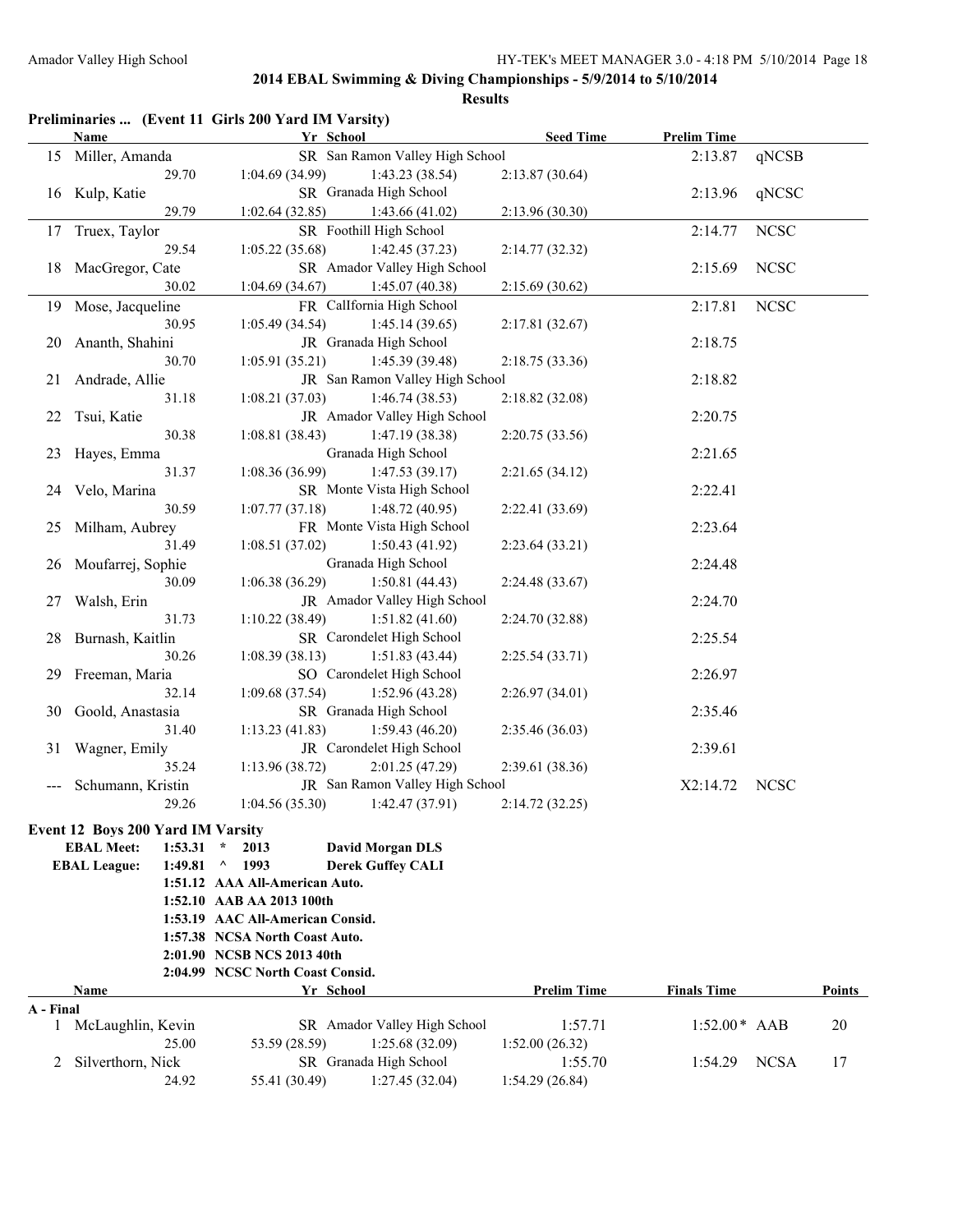## 2014 EBAL Swimming & Diving Championships - 5/9/2014 to 5/10/2014

### Results

**Preliminaries ... (Event 11 Girls 200 Yard IM Varsity)**

| | Name | Yr | School | Seed Time | Prelim Time | |
|---|---|---|---|---|---|---|
| 15 | Miller, Amanda | SR | San Ramon Valley High School | | 2:13.87 | qNCSB |
| | 29.70 | 1:04.69 (34.99) | 1:43.23 (38.54) | 2:13.87 (30.64) | | |
| 16 | Kulp, Katie | SR | Granada High School | | 2:13.96 | qNCSC |
| | 29.79 | 1:02.64 (32.85) | 1:43.66 (41.02) | 2:13.96 (30.30) | | |
| 17 | Truex, Taylor | SR | Foothill High School | | 2:14.77 | NCSC |
| | 29.54 | 1:05.22 (35.68) | 1:42.45 (37.23) | 2:14.77 (32.32) | | |
| 18 | MacGregor, Cate | SR | Amador Valley High School | | 2:15.69 | NCSC |
| | 30.02 | 1:04.69 (34.67) | 1:45.07 (40.38) | 2:15.69 (30.62) | | |
| 19 | Mose, Jacqueline | FR | California High School | | 2:17.81 | NCSC |
| | 30.95 | 1:05.49 (34.54) | 1:45.14 (39.65) | 2:17.81 (32.67) | | |
| 20 | Ananth, Shahini | JR | Granada High School | | 2:18.75 | |
| | 30.70 | 1:05.91 (35.21) | 1:45.39 (39.48) | 2:18.75 (33.36) | | |
| 21 | Andrade, Allie | JR | San Ramon Valley High School | | 2:18.82 | |
| | 31.18 | 1:08.21 (37.03) | 1:46.74 (38.53) | 2:18.82 (32.08) | | |
| 22 | Tsui, Katie | JR | Amador Valley High School | | 2:20.75 | |
| | 30.38 | 1:08.81 (38.43) | 1:47.19 (38.38) | 2:20.75 (33.56) | | |
| 23 | Hayes, Emma | | Granada High School | | 2:21.65 | |
| | 31.37 | 1:08.36 (36.99) | 1:47.53 (39.17) | 2:21.65 (34.12) | | |
| 24 | Velo, Marina | SR | Monte Vista High School | | 2:22.41 | |
| | 30.59 | 1:07.77 (37.18) | 1:48.72 (40.95) | 2:22.41 (33.69) | | |
| 25 | Milham, Aubrey | FR | Monte Vista High School | | 2:23.64 | |
| | 31.49 | 1:08.51 (37.02) | 1:50.43 (41.92) | 2:23.64 (33.21) | | |
| 26 | Moufarrej, Sophie | | Granada High School | | 2:24.48 | |
| | 30.09 | 1:06.38 (36.29) | 1:50.81 (44.43) | 2:24.48 (33.67) | | |
| 27 | Walsh, Erin | JR | Amador Valley High School | | 2:24.70 | |
| | 31.73 | 1:10.22 (38.49) | 1:51.82 (41.60) | 2:24.70 (32.88) | | |
| 28 | Burnash, Kaitlin | SR | Carondelet High School | | 2:25.54 | |
| | 30.26 | 1:08.39 (38.13) | 1:51.83 (43.44) | 2:25.54 (33.71) | | |
| 29 | Freeman, Maria | SO | Carondelet High School | | 2:26.97 | |
| | 32.14 | 1:09.68 (37.54) | 1:52.96 (43.28) | 2:26.97 (34.01) | | |
| 30 | Goold, Anastasia | SR | Granada High School | | 2:35.46 | |
| | 31.40 | 1:13.23 (41.83) | 1:59.43 (46.20) | 2:35.46 (36.03) | | |
| 31 | Wagner, Emily | JR | Carondelet High School | | 2:39.61 | |
| | 35.24 | 1:13.96 (38.72) | 2:01.25 (47.29) | 2:39.61 (38.36) | | |
| --- | Schumann, Kristin | JR | San Ramon Valley High School | | X2:14.72 | NCSC |
| | 29.26 | 1:04.56 (35.30) | 1:42.47 (37.91) | 2:14.72 (32.25) | | |

**Event 12 Boys 200 Yard IM Varsity**

| | | | | |
|---|---|---|---|---|
| EBAL Meet: | 1:53.31 | * | 2013 | David Morgan DLS |
| EBAL League: | 1:49.81 | ^ | 1993 | Derek Guffey CALI |
| | 1:51.12 | AAA | All-American Auto. | |
| | 1:52.10 | AAB | AA 2013 100th | |
| | 1:53.19 | AAC | All-American Consid. | |
| | 1:57.38 | NCSA | North Coast Auto. | |
| | 2:01.90 | NCSB | NCS 2013 40th | |
| | 2:04.99 | NCSC | North Coast Consid. | |

| | Name | Yr | School | Prelim Time | Finals Time | | Points |
|---|---|---|---|---|---|---|---|
| **A - Final** | | | | | | | |
| 1 | McLaughlin, Kevin | SR | Amador Valley High School | 1:57.71 | 1:52.00* | AAB | 20 |
| | 25.00 | 53.59 (28.59) | 1:25.68 (32.09) | 1:52.00 (26.32) | | | |
| 2 | Silverthorn, Nick | SR | Granada High School | 1:55.70 | 1:54.29 | NCSA | 17 |
| | 24.92 | 55.41 (30.49) | 1:27.45 (32.04) | 1:54.29 (26.84) | | | |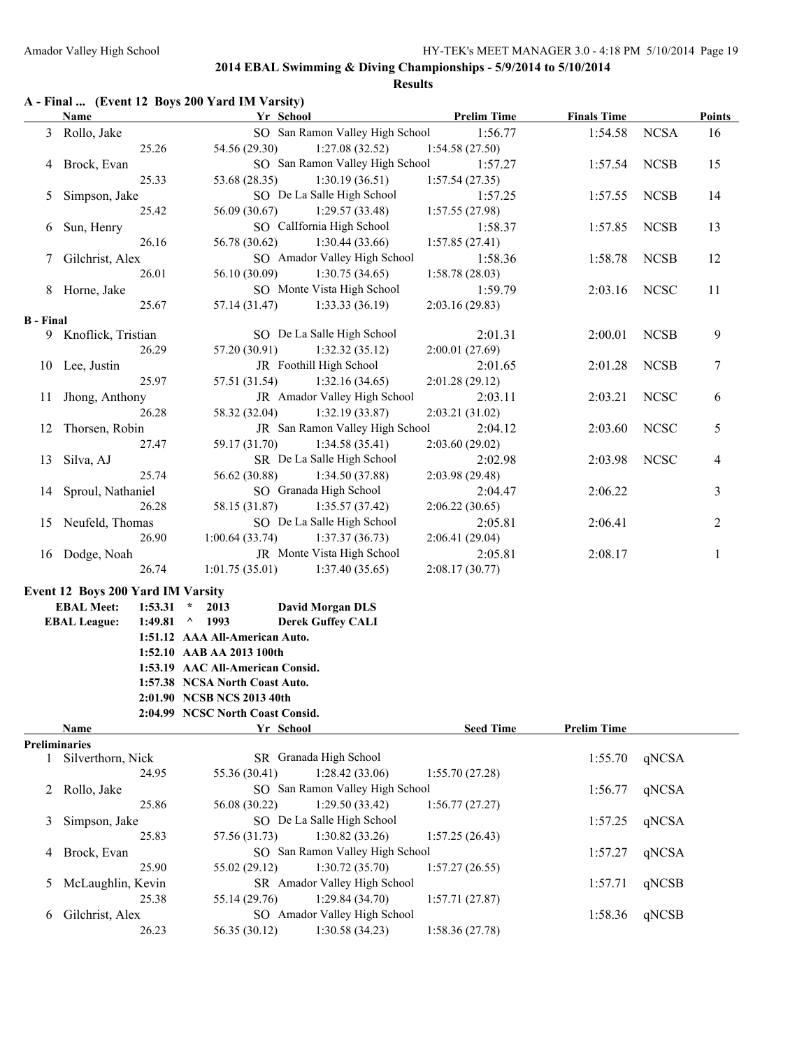## 2014 EBAL Swimming & Diving Championships - 5/9/2014 to 5/10/2014

### Results

**A - Final ... (Event 12 Boys 200 Yard IM Varsity)**

| | Name | Yr | School | Prelim Time | Finals Time | | Points |
|---|---|---|---|---|---|---|---|
| 3 | Rollo, Jake | SO | San Ramon Valley High School | 1:56.77 | 1:54.58 | NCSA | 16 |
| | 25.26 | 54.56 (29.30) | 1:27.08 (32.52) | 1:54.58 (27.50) | | | |
| 4 | Brock, Evan | SO | San Ramon Valley High School | 1:57.27 | 1:57.54 | NCSB | 15 |
| | 25.33 | 53.68 (28.35) | 1:30.19 (36.51) | 1:57.54 (27.35) | | | |
| 5 | Simpson, Jake | SO | De La Salle High School | 1:57.25 | 1:57.55 | NCSB | 14 |
| | 25.42 | 56.09 (30.67) | 1:29.57 (33.48) | 1:57.55 (27.98) | | | |
| 6 | Sun, Henry | SO | CalIfornia High School | 1:58.37 | 1:57.85 | NCSB | 13 |
| | 26.16 | 56.78 (30.62) | 1:30.44 (33.66) | 1:57.85 (27.41) | | | |
| 7 | Gilchrist, Alex | SO | Amador Valley High School | 1:58.36 | 1:58.78 | NCSB | 12 |
| | 26.01 | 56.10 (30.09) | 1:30.75 (34.65) | 1:58.78 (28.03) | | | |
| 8 | Horne, Jake | SO | Monte Vista High School | 1:59.79 | 2:03.16 | NCSC | 11 |
| | 25.67 | 57.14 (31.47) | 1:33.33 (36.19) | 2:03.16 (29.83) | | | |
| **B - Final** | | | | | | | |
| 9 | Knoflick, Tristian | SO | De La Salle High School | 2:01.31 | 2:00.01 | NCSB | 9 |
| | 26.29 | 57.20 (30.91) | 1:32.32 (35.12) | 2:00.01 (27.69) | | | |
| 10 | Lee, Justin | JR | Foothill High School | 2:01.65 | 2:01.28 | NCSB | 7 |
| | 25.97 | 57.51 (31.54) | 1:32.16 (34.65) | 2:01.28 (29.12) | | | |
| 11 | Jhong, Anthony | JR | Amador Valley High School | 2:03.11 | 2:03.21 | NCSC | 6 |
| | 26.28 | 58.32 (32.04) | 1:32.19 (33.87) | 2:03.21 (31.02) | | | |
| 12 | Thorsen, Robin | JR | San Ramon Valley High School | 2:04.12 | 2:03.60 | NCSC | 5 |
| | 27.47 | 59.17 (31.70) | 1:34.58 (35.41) | 2:03.60 (29.02) | | | |
| 13 | Silva, AJ | SR | De La Salle High School | 2:02.98 | 2:03.98 | NCSC | 4 |
| | 25.74 | 56.62 (30.88) | 1:34.50 (37.88) | 2:03.98 (29.48) | | | |
| 14 | Sproul, Nathaniel | SO | Granada High School | 2:04.47 | 2:06.22 | | 3 |
| | 26.28 | 58.15 (31.87) | 1:35.57 (37.42) | 2:06.22 (30.65) | | | |
| 15 | Neufeld, Thomas | SO | De La Salle High School | 2:05.81 | 2:06.41 | | 2 |
| | 26.90 | 1:00.64 (33.74) | 1:37.37 (36.73) | 2:06.41 (29.04) | | | |
| 16 | Dodge, Noah | JR | Monte Vista High School | 2:05.81 | 2:08.17 | | 1 |
| | 26.74 | 1:01.75 (35.01) | 1:37.40 (35.65) | 2:08.17 (30.77) | | | |

**Event 12 Boys 200 Yard IM Varsity**

| | | | | |
|---|---|---|---|---|
| **EBAL Meet:** | **1:53.31** | * | **2013** | **David Morgan DLS** |
| **EBAL League:** | **1:49.81** | ^ | **1993** | **Derek Guffey CALI** |
| | **1:51.12** | **AAA** | **All-American Auto.** | |
| | **1:52.10** | **AAB** | **AA 2013 100th** | |
| | **1:53.19** | **AAC** | **All-American Consid.** | |
| | **1:57.38** | **NCSA** | **North Coast Auto.** | |
| | **2:01.90** | **NCSB** | **NCS 2013 40th** | |
| | **2:04.99** | **NCSC** | **North Coast Consid.** | |

| | Name | Yr | School | Seed Time | Prelim Time | |
|---|---|---|---|---|---|---|
| **Preliminaries** | | | | | | |
| 1 | Silverthorn, Nick | SR | Granada High School | | 1:55.70 | qNCSA |
| | 24.95 | 55.36 (30.41) | 1:28.42 (33.06) | 1:55.70 (27.28) | | |
| 2 | Rollo, Jake | SO | San Ramon Valley High School | | 1:56.77 | qNCSA |
| | 25.86 | 56.08 (30.22) | 1:29.50 (33.42) | 1:56.77 (27.27) | | |
| 3 | Simpson, Jake | SO | De La Salle High School | | 1:57.25 | qNCSA |
| | 25.83 | 57.56 (31.73) | 1:30.82 (33.26) | 1:57.25 (26.43) | | |
| 4 | Brock, Evan | SO | San Ramon Valley High School | | 1:57.27 | qNCSA |
| | 25.90 | 55.02 (29.12) | 1:30.72 (35.70) | 1:57.27 (26.55) | | |
| 5 | McLaughlin, Kevin | SR | Amador Valley High School | | 1:57.71 | qNCSB |
| | 25.38 | 55.14 (29.76) | 1:29.84 (34.70) | 1:57.71 (27.87) | | |
| 6 | Gilchrist, Alex | SO | Amador Valley High School | | 1:58.36 | qNCSB |
| | 26.23 | 56.35 (30.12) | 1:30.58 (34.23) | 1:58.36 (27.78) | | |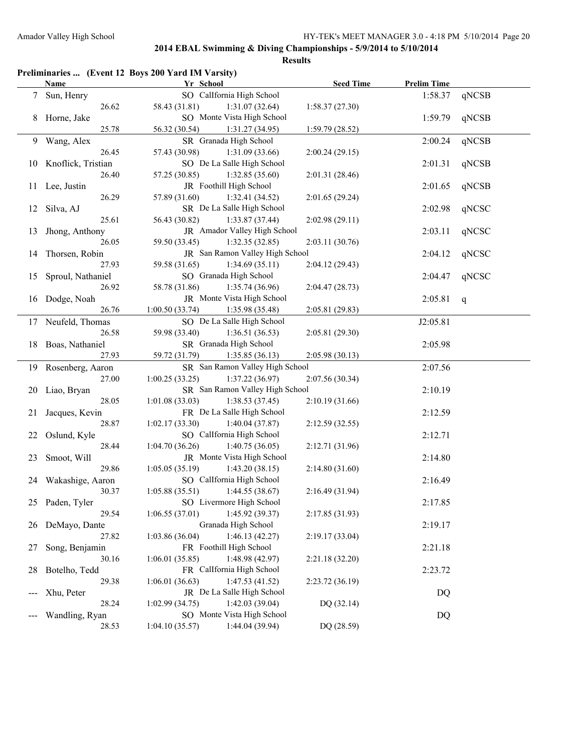## 2014 EBAL Swimming & Diving Championships - 5/9/2014 to 5/10/2014

### Results

**Preliminaries ... (Event 12 Boys 200 Yard IM Varsity)**

| | Name | Yr | School | Seed Time | Prelim Time | |
|---|---|---|---|---|---|---|
| 7 | Sun, Henry | SO | California High School | | 1:58.37 | qNCSB |
| | 26.62 | 58.43 (31.81) | 1:31.07 (32.64) | 1:58.37 (27.30) | | |
| 8 | Horne, Jake | SO | Monte Vista High School | | 1:59.79 | qNCSB |
| | 25.78 | 56.32 (30.54) | 1:31.27 (34.95) | 1:59.79 (28.52) | | |
| 9 | Wang, Alex | SR | Granada High School | | 2:00.24 | qNCSB |
| | 26.45 | 57.43 (30.98) | 1:31.09 (33.66) | 2:00.24 (29.15) | | |
| 10 | Knoflick, Tristian | SO | De La Salle High School | | 2:01.31 | qNCSB |
| | 26.40 | 57.25 (30.85) | 1:32.85 (35.60) | 2:01.31 (28.46) | | |
| 11 | Lee, Justin | JR | Foothill High School | | 2:01.65 | qNCSB |
| | 26.29 | 57.89 (31.60) | 1:32.41 (34.52) | 2:01.65 (29.24) | | |
| 12 | Silva, AJ | SR | De La Salle High School | | 2:02.98 | qNCSC |
| | 25.61 | 56.43 (30.82) | 1:33.87 (37.44) | 2:02.98 (29.11) | | |
| 13 | Jhong, Anthony | JR | Amador Valley High School | | 2:03.11 | qNCSC |
| | 26.05 | 59.50 (33.45) | 1:32.35 (32.85) | 2:03.11 (30.76) | | |
| 14 | Thorsen, Robin | JR | San Ramon Valley High School | | 2:04.12 | qNCSC |
| | 27.93 | 59.58 (31.65) | 1:34.69 (35.11) | 2:04.12 (29.43) | | |
| 15 | Sproul, Nathaniel | SO | Granada High School | | 2:04.47 | qNCSC |
| | 26.92 | 58.78 (31.86) | 1:35.74 (36.96) | 2:04.47 (28.73) | | |
| 16 | Dodge, Noah | JR | Monte Vista High School | | 2:05.81 | q |
| | 26.76 | 1:00.50 (33.74) | 1:35.98 (35.48) | 2:05.81 (29.83) | | |
| 17 | Neufeld, Thomas | SO | De La Salle High School | | J2:05.81 | |
| | 26.58 | 59.98 (33.40) | 1:36.51 (36.53) | 2:05.81 (29.30) | | |
| 18 | Boas, Nathaniel | SR | Granada High School | | 2:05.98 | |
| | 27.93 | 59.72 (31.79) | 1:35.85 (36.13) | 2:05.98 (30.13) | | |
| 19 | Rosenberg, Aaron | SR | San Ramon Valley High School | | 2:07.56 | |
| | 27.00 | 1:00.25 (33.25) | 1:37.22 (36.97) | 2:07.56 (30.34) | | |
| 20 | Liao, Bryan | SR | San Ramon Valley High School | | 2:10.19 | |
| | 28.05 | 1:01.08 (33.03) | 1:38.53 (37.45) | 2:10.19 (31.66) | | |
| 21 | Jacques, Kevin | FR | De La Salle High School | | 2:12.59 | |
| | 28.87 | 1:02.17 (33.30) | 1:40.04 (37.87) | 2:12.59 (32.55) | | |
| 22 | Oslund, Kyle | SO | California High School | | 2:12.71 | |
| | 28.44 | 1:04.70 (36.26) | 1:40.75 (36.05) | 2:12.71 (31.96) | | |
| 23 | Smoot, Will | JR | Monte Vista High School | | 2:14.80 | |
| | 29.86 | 1:05.05 (35.19) | 1:43.20 (38.15) | 2:14.80 (31.60) | | |
| 24 | Wakashige, Aaron | SO | California High School | | 2:16.49 | |
| | 30.37 | 1:05.88 (35.51) | 1:44.55 (38.67) | 2:16.49 (31.94) | | |
| 25 | Paden, Tyler | SO | Livermore High School | | 2:17.85 | |
| | 29.54 | 1:06.55 (37.01) | 1:45.92 (39.37) | 2:17.85 (31.93) | | |
| 26 | DeMayo, Dante | | Granada High School | | 2:19.17 | |
| | 27.82 | 1:03.86 (36.04) | 1:46.13 (42.27) | 2:19.17 (33.04) | | |
| 27 | Song, Benjamin | FR | Foothill High School | | 2:21.18 | |
| | 30.16 | 1:06.01 (35.85) | 1:48.98 (42.97) | 2:21.18 (32.20) | | |
| 28 | Botelho, Tedd | FR | California High School | | 2:23.72 | |
| | 29.38 | 1:06.01 (36.63) | 1:47.53 (41.52) | 2:23.72 (36.19) | | |
| --- | Xhu, Peter | JR | De La Salle High School | | DQ | |
| | 28.24 | 1:02.99 (34.75) | 1:42.03 (39.04) | DQ (32.14) | | |
| --- | Wandling, Ryan | SO | Monte Vista High School | | DQ | |
| | 28.53 | 1:04.10 (35.57) | 1:44.04 (39.94) | DQ (28.59) | | |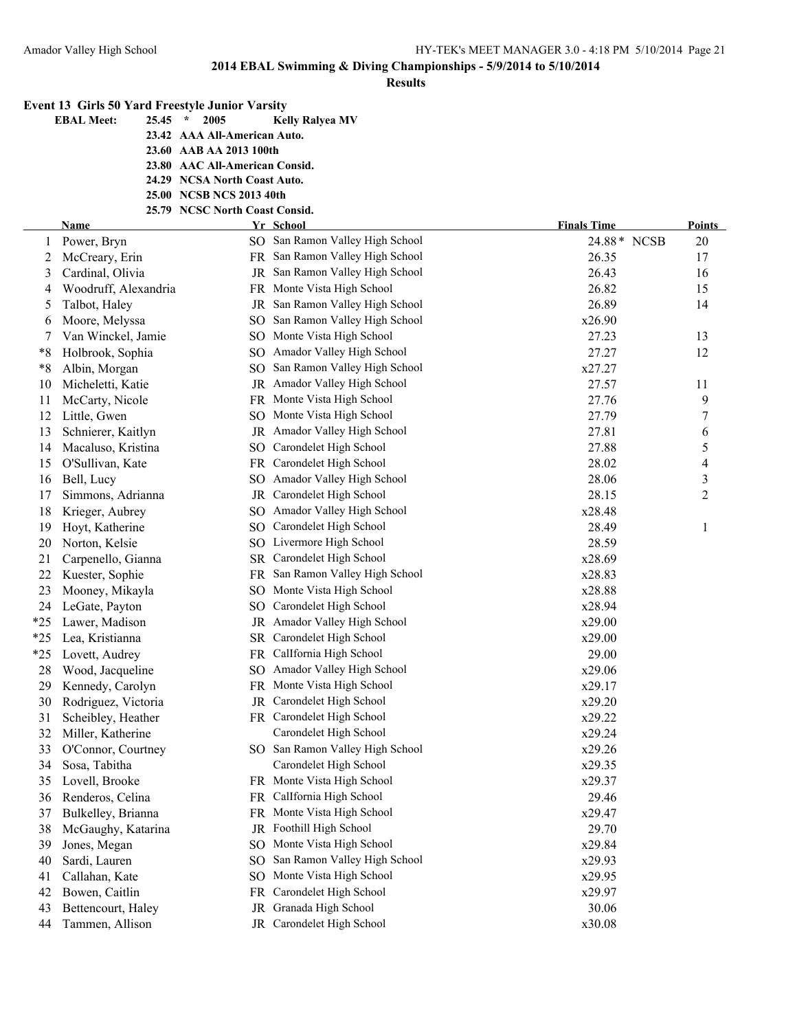# 2014 EBAL Swimming & Diving Championships - 5/9/2014 to 5/10/2014

## Results

### Event 13 Girls 50 Yard Freestyle Junior Varsity

**EBAL Meet:** 25.45 * 2005 **Kelly Ralyea MV**

**23.42 AAA All-American Auto.**
**23.60 AAB AA 2013 100th**
**23.80 AAC All-American Consid.**
**24.29 NCSA North Coast Auto.**
**25.00 NCSB NCS 2013 40th**
**25.79 NCSC North Coast Consid.**

| | Name | Yr | School | Finals Time | Points |
|---|---|---|---|---|---|
| 1 | Power, Bryn | SO | San Ramon Valley High School | 24.88* NCSB | 20 |
| 2 | McCreary, Erin | FR | San Ramon Valley High School | 26.35 | 17 |
| 3 | Cardinal, Olivia | JR | San Ramon Valley High School | 26.43 | 16 |
| 4 | Woodruff, Alexandria | FR | Monte Vista High School | 26.82 | 15 |
| 5 | Talbot, Haley | JR | San Ramon Valley High School | 26.89 | 14 |
| 6 | Moore, Melyssa | SO | San Ramon Valley High School | x26.90 | |
| 7 | Van Winckel, Jamie | SO | Monte Vista High School | 27.23 | 13 |
| *8 | Holbrook, Sophia | SO | Amador Valley High School | 27.27 | 12 |
| *8 | Albin, Morgan | SO | San Ramon Valley High School | x27.27 | |
| 10 | Micheletti, Katie | JR | Amador Valley High School | 27.57 | 11 |
| 11 | McCarty, Nicole | FR | Monte Vista High School | 27.76 | 9 |
| 12 | Little, Gwen | SO | Monte Vista High School | 27.79 | 7 |
| 13 | Schnierer, Kaitlyn | JR | Amador Valley High School | 27.81 | 6 |
| 14 | Macaluso, Kristina | SO | Carondelet High School | 27.88 | 5 |
| 15 | O'Sullivan, Kate | FR | Carondelet High School | 28.02 | 4 |
| 16 | Bell, Lucy | SO | Amador Valley High School | 28.06 | 3 |
| 17 | Simmons, Adrianna | JR | Carondelet High School | 28.15 | 2 |
| 18 | Krieger, Aubrey | SO | Amador Valley High School | x28.48 | |
| 19 | Hoyt, Katherine | SO | Carondelet High School | 28.49 | 1 |
| 20 | Norton, Kelsie | SO | Livermore High School | 28.59 | |
| 21 | Carpenello, Gianna | SR | Carondelet High School | x28.69 | |
| 22 | Kuester, Sophie | FR | San Ramon Valley High School | x28.83 | |
| 23 | Mooney, Mikayla | SO | Monte Vista High School | x28.88 | |
| 24 | LeGate, Payton | SO | Carondelet High School | x28.94 | |
| *25 | Lawer, Madison | JR | Amador Valley High School | x29.00 | |
| *25 | Lea, Kristianna | SR | Carondelet High School | x29.00 | |
| *25 | Lovett, Audrey | FR | CalIfornia High School | 29.00 | |
| 28 | Wood, Jacqueline | SO | Amador Valley High School | x29.06 | |
| 29 | Kennedy, Carolyn | FR | Monte Vista High School | x29.17 | |
| 30 | Rodriguez, Victoria | JR | Carondelet High School | x29.20 | |
| 31 | Scheibley, Heather | FR | Carondelet High School | x29.22 | |
| 32 | Miller, Katherine | | Carondelet High School | x29.24 | |
| 33 | O'Connor, Courtney | SO | San Ramon Valley High School | x29.26 | |
| 34 | Sosa, Tabitha | | Carondelet High School | x29.35 | |
| 35 | Lovell, Brooke | FR | Monte Vista High School | x29.37 | |
| 36 | Renderos, Celina | FR | CalIfornia High School | 29.46 | |
| 37 | Bulkelley, Brianna | FR | Monte Vista High School | x29.47 | |
| 38 | McGaughy, Katarina | JR | Foothill High School | 29.70 | |
| 39 | Jones, Megan | SO | Monte Vista High School | x29.84 | |
| 40 | Sardi, Lauren | SO | San Ramon Valley High School | x29.93 | |
| 41 | Callahan, Kate | SO | Monte Vista High School | x29.95 | |
| 42 | Bowen, Caitlin | FR | Carondelet High School | x29.97 | |
| 43 | Bettencourt, Haley | JR | Granada High School | 30.06 | |
| 44 | Tammen, Allison | JR | Carondelet High School | x30.08 | |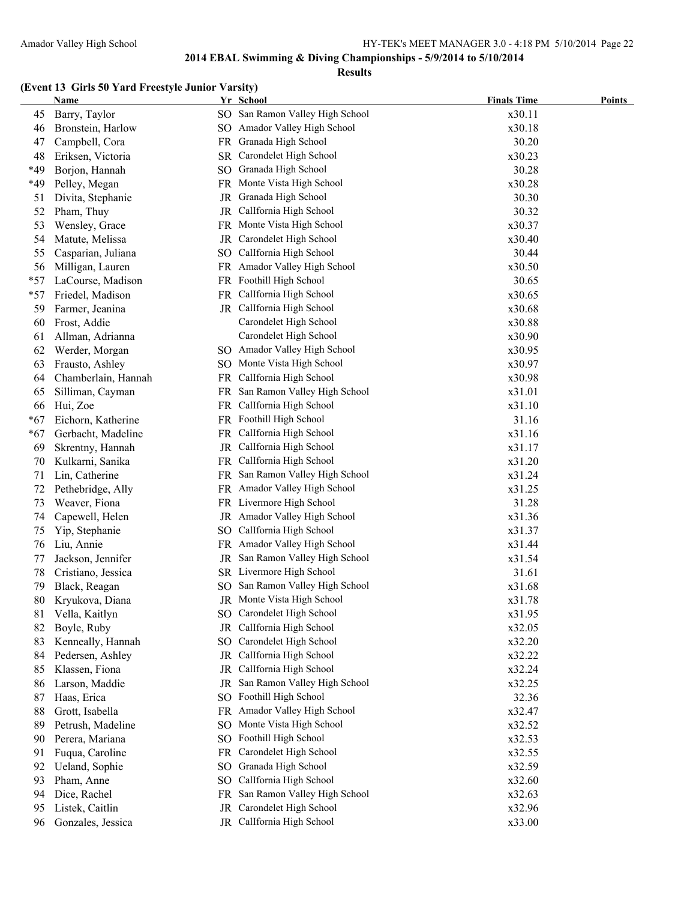## 2014 EBAL Swimming & Diving Championships - 5/9/2014 to 5/10/2014

### Results

**(Event 13 Girls 50 Yard Freestyle Junior Varsity)**

| | Name | Yr | School | Finals Time | Points |
|---|---|---|---|---|---|
| 45 | Barry, Taylor | SO | San Ramon Valley High School | x30.11 | |
| 46 | Bronstein, Harlow | SO | Amador Valley High School | x30.18 | |
| 47 | Campbell, Cora | FR | Granada High School | 30.20 | |
| 48 | Eriksen, Victoria | SR | Carondelet High School | x30.23 | |
| *49 | Borjon, Hannah | SO | Granada High School | 30.28 | |
| *49 | Pelley, Megan | FR | Monte Vista High School | x30.28 | |
| 51 | Divita, Stephanie | JR | Granada High School | 30.30 | |
| 52 | Pham, Thuy | JR | CalIfornia High School | 30.32 | |
| 53 | Wensley, Grace | FR | Monte Vista High School | x30.37 | |
| 54 | Matute, Melissa | JR | Carondelet High School | x30.40 | |
| 55 | Casparian, Juliana | SO | CalIfornia High School | 30.44 | |
| 56 | Milligan, Lauren | FR | Amador Valley High School | x30.50 | |
| *57 | LaCourse, Madison | FR | Foothill High School | 30.65 | |
| *57 | Friedel, Madison | FR | CalIfornia High School | x30.65 | |
| 59 | Farmer, Jeanina | JR | CalIfornia High School | x30.68 | |
| 60 | Frost, Addie | | Carondelet High School | x30.88 | |
| 61 | Allman, Adrianna | | Carondelet High School | x30.90 | |
| 62 | Werder, Morgan | SO | Amador Valley High School | x30.95 | |
| 63 | Frausto, Ashley | SO | Monte Vista High School | x30.97 | |
| 64 | Chamberlain, Hannah | FR | CalIfornia High School | x30.98 | |
| 65 | Silliman, Cayman | FR | San Ramon Valley High School | x31.01 | |
| 66 | Hui, Zoe | FR | CalIfornia High School | x31.10 | |
| *67 | Eichorn, Katherine | FR | Foothill High School | 31.16 | |
| *67 | Gerbacht, Madeline | FR | CalIfornia High School | x31.16 | |
| 69 | Skrentny, Hannah | JR | CalIfornia High School | x31.17 | |
| 70 | Kulkarni, Sanika | FR | CalIfornia High School | x31.20 | |
| 71 | Lin, Catherine | FR | San Ramon Valley High School | x31.24 | |
| 72 | Pethebridge, Ally | FR | Amador Valley High School | x31.25 | |
| 73 | Weaver, Fiona | FR | Livermore High School | 31.28 | |
| 74 | Capewell, Helen | JR | Amador Valley High School | x31.36 | |
| 75 | Yip, Stephanie | SO | CalIfornia High School | x31.37 | |
| 76 | Liu, Annie | FR | Amador Valley High School | x31.44 | |
| 77 | Jackson, Jennifer | JR | San Ramon Valley High School | x31.54 | |
| 78 | Cristiano, Jessica | SR | Livermore High School | 31.61 | |
| 79 | Black, Reagan | SO | San Ramon Valley High School | x31.68 | |
| 80 | Kryukova, Diana | JR | Monte Vista High School | x31.78 | |
| 81 | Vella, Kaitlyn | SO | Carondelet High School | x31.95 | |
| 82 | Boyle, Ruby | JR | CalIfornia High School | x32.05 | |
| 83 | Kenneally, Hannah | SO | Carondelet High School | x32.20 | |
| 84 | Pedersen, Ashley | JR | CalIfornia High School | x32.22 | |
| 85 | Klassen, Fiona | JR | CalIfornia High School | x32.24 | |
| 86 | Larson, Maddie | JR | San Ramon Valley High School | x32.25 | |
| 87 | Haas, Erica | SO | Foothill High School | 32.36 | |
| 88 | Grott, Isabella | FR | Amador Valley High School | x32.47 | |
| 89 | Petrush, Madeline | SO | Monte Vista High School | x32.52 | |
| 90 | Perera, Mariana | SO | Foothill High School | x32.53 | |
| 91 | Fuqua, Caroline | FR | Carondelet High School | x32.55 | |
| 92 | Ueland, Sophie | SO | Granada High School | x32.59 | |
| 93 | Pham, Anne | SO | CalIfornia High School | x32.60 | |
| 94 | Dice, Rachel | FR | San Ramon Valley High School | x32.63 | |
| 95 | Listek, Caitlin | JR | Carondelet High School | x32.96 | |
| 96 | Gonzales, Jessica | JR | CalIfornia High School | x33.00 | |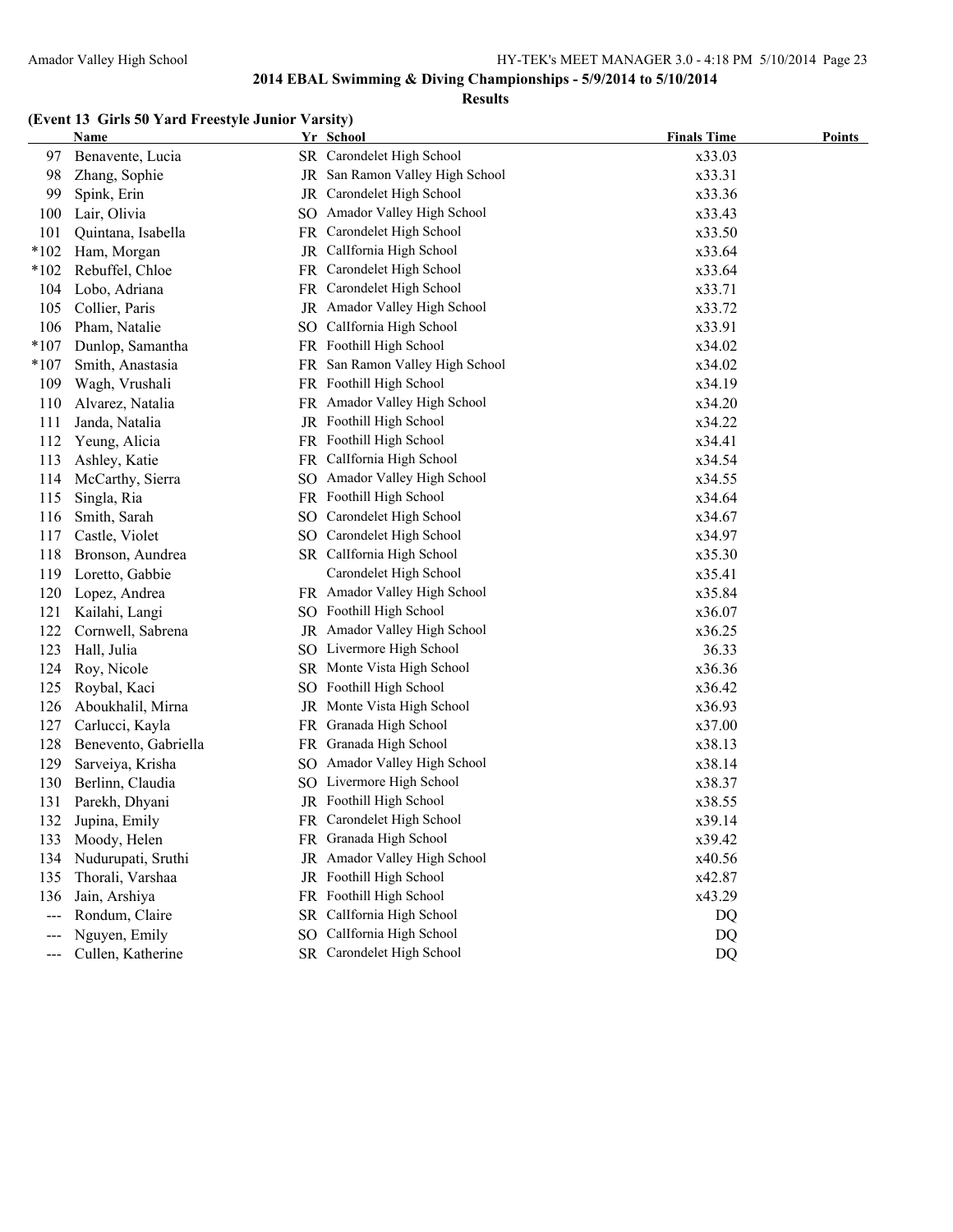## 2014 EBAL Swimming & Diving Championships - 5/9/2014 to 5/10/2014

### Results

#### (Event 13 Girls 50 Yard Freestyle Junior Varsity)

| | Name | Yr | School | Finals Time | Points |
|---|---|---|---|---|---|
| 97 | Benavente, Lucia | SR | Carondelet High School | x33.03 | |
| 98 | Zhang, Sophie | JR | San Ramon Valley High School | x33.31 | |
| 99 | Spink, Erin | JR | Carondelet High School | x33.36 | |
| 100 | Lair, Olivia | SO | Amador Valley High School | x33.43 | |
| 101 | Quintana, Isabella | FR | Carondelet High School | x33.50 | |
| *102 | Ham, Morgan | JR | CalIfornia High School | x33.64 | |
| *102 | Rebuffel, Chloe | FR | Carondelet High School | x33.64 | |
| 104 | Lobo, Adriana | FR | Carondelet High School | x33.71 | |
| 105 | Collier, Paris | JR | Amador Valley High School | x33.72 | |
| 106 | Pham, Natalie | SO | CalIfornia High School | x33.91 | |
| *107 | Dunlop, Samantha | FR | Foothill High School | x34.02 | |
| *107 | Smith, Anastasia | FR | San Ramon Valley High School | x34.02 | |
| 109 | Wagh, Vrushali | FR | Foothill High School | x34.19 | |
| 110 | Alvarez, Natalia | FR | Amador Valley High School | x34.20 | |
| 111 | Janda, Natalia | JR | Foothill High School | x34.22 | |
| 112 | Yeung, Alicia | FR | Foothill High School | x34.41 | |
| 113 | Ashley, Katie | FR | CalIfornia High School | x34.54 | |
| 114 | McCarthy, Sierra | SO | Amador Valley High School | x34.55 | |
| 115 | Singla, Ria | FR | Foothill High School | x34.64 | |
| 116 | Smith, Sarah | SO | Carondelet High School | x34.67 | |
| 117 | Castle, Violet | SO | Carondelet High School | x34.97 | |
| 118 | Bronson, Aundrea | SR | CalIfornia High School | x35.30 | |
| 119 | Loretto, Gabbie | | Carondelet High School | x35.41 | |
| 120 | Lopez, Andrea | FR | Amador Valley High School | x35.84 | |
| 121 | Kailahi, Langi | SO | Foothill High School | x36.07 | |
| 122 | Cornwell, Sabrena | JR | Amador Valley High School | x36.25 | |
| 123 | Hall, Julia | SO | Livermore High School | 36.33 | |
| 124 | Roy, Nicole | SR | Monte Vista High School | x36.36 | |
| 125 | Roybal, Kaci | SO | Foothill High School | x36.42 | |
| 126 | Aboukhalil, Mirna | JR | Monte Vista High School | x36.93 | |
| 127 | Carlucci, Kayla | FR | Granada High School | x37.00 | |
| 128 | Benevento, Gabriella | FR | Granada High School | x38.13 | |
| 129 | Sarveiya, Krisha | SO | Amador Valley High School | x38.14 | |
| 130 | Berlinn, Claudia | SO | Livermore High School | x38.37 | |
| 131 | Parekh, Dhyani | JR | Foothill High School | x38.55 | |
| 132 | Jupina, Emily | FR | Carondelet High School | x39.14 | |
| 133 | Moody, Helen | FR | Granada High School | x39.42 | |
| 134 | Nudurupati, Sruthi | JR | Amador Valley High School | x40.56 | |
| 135 | Thorali, Varshaa | JR | Foothill High School | x42.87 | |
| 136 | Jain, Arshiya | FR | Foothill High School | x43.29 | |
| --- | Rondum, Claire | SR | CalIfornia High School | DQ | |
| --- | Nguyen, Emily | SO | CalIfornia High School | DQ | |
| --- | Cullen, Katherine | SR | Carondelet High School | DQ | |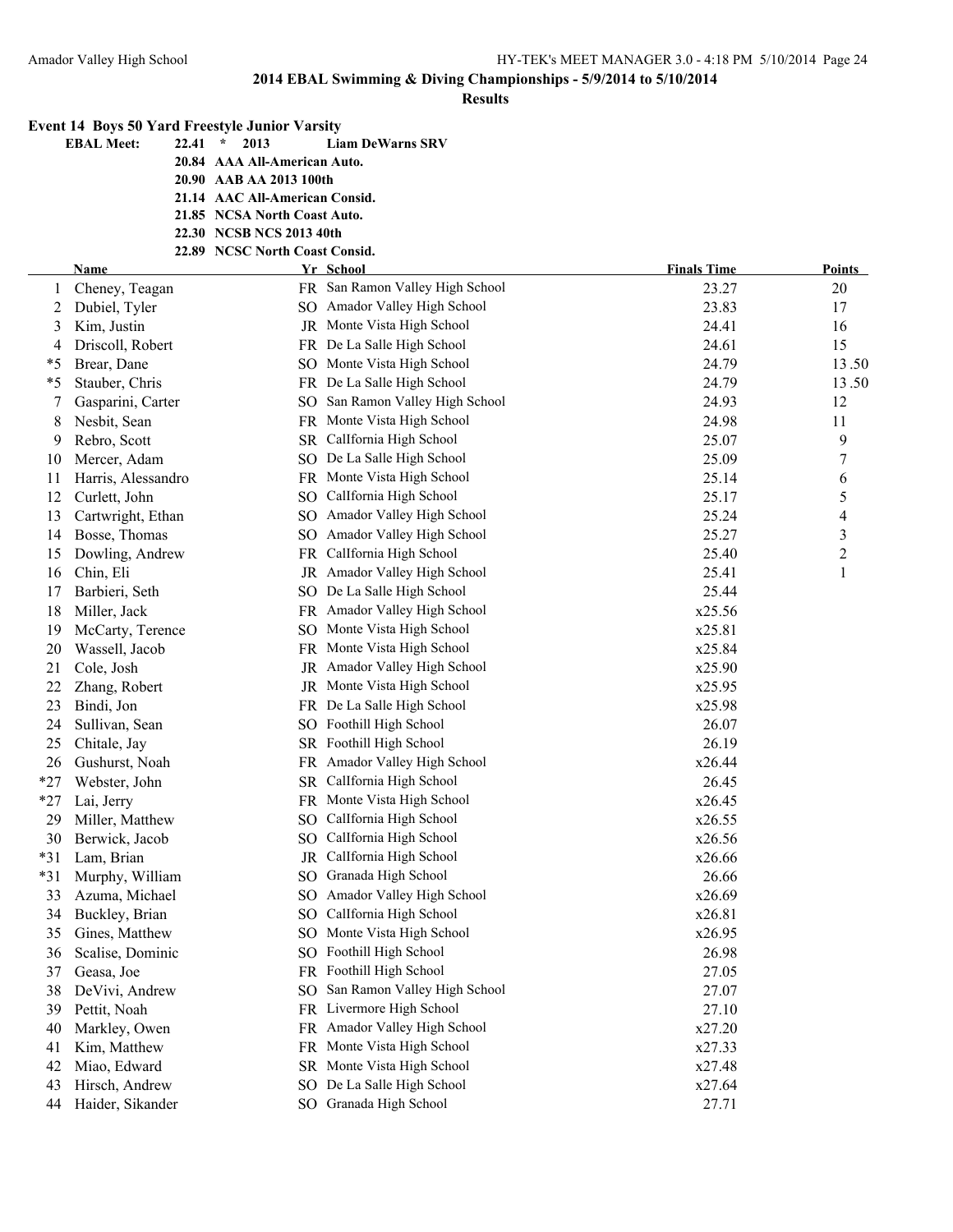## 2014 EBAL Swimming & Diving Championships - 5/9/2014 to 5/10/2014

### Results

**Event 14 Boys 50 Yard Freestyle Junior Varsity**

| | | | |
|---|---|---|---|
| **EBAL Meet:** | **22.41** * **2013** | **Liam DeWarns SRV** | |
| | **20.84** | **AAA All-American Auto.** | |
| | **20.90** | **AAB AA 2013 100th** | |
| | **21.14** | **AAC All-American Consid.** | |
| | **21.85** | **NCSA North Coast Auto.** | |
| | **22.30** | **NCSB NCS 2013 40th** | |
| | **22.89** | **NCSC North Coast Consid.** | |

| | Name | Yr | School | Finals Time | Points |
|---|---|---|---|---|---|
| 1 | Cheney, Teagan | FR | San Ramon Valley High School | 23.27 | 20 |
| 2 | Dubiel, Tyler | SO | Amador Valley High School | 23.83 | 17 |
| 3 | Kim, Justin | JR | Monte Vista High School | 24.41 | 16 |
| 4 | Driscoll, Robert | FR | De La Salle High School | 24.61 | 15 |
| *5 | Brear, Dane | SO | Monte Vista High School | 24.79 | 13.50 |
| *5 | Stauber, Chris | FR | De La Salle High School | 24.79 | 13.50 |
| 7 | Gasparini, Carter | SO | San Ramon Valley High School | 24.93 | 12 |
| 8 | Nesbit, Sean | FR | Monte Vista High School | 24.98 | 11 |
| 9 | Rebro, Scott | SR | Callfornia High School | 25.07 | 9 |
| 10 | Mercer, Adam | SO | De La Salle High School | 25.09 | 7 |
| 11 | Harris, Alessandro | FR | Monte Vista High School | 25.14 | 6 |
| 12 | Curlett, John | SO | Callfornia High School | 25.17 | 5 |
| 13 | Cartwright, Ethan | SO | Amador Valley High School | 25.24 | 4 |
| 14 | Bosse, Thomas | SO | Amador Valley High School | 25.27 | 3 |
| 15 | Dowling, Andrew | FR | Callfornia High School | 25.40 | 2 |
| 16 | Chin, Eli | JR | Amador Valley High School | 25.41 | 1 |
| 17 | Barbieri, Seth | SO | De La Salle High School | 25.44 | |
| 18 | Miller, Jack | FR | Amador Valley High School | x25.56 | |
| 19 | McCarty, Terence | SO | Monte Vista High School | x25.81 | |
| 20 | Wassell, Jacob | FR | Monte Vista High School | x25.84 | |
| 21 | Cole, Josh | JR | Amador Valley High School | x25.90 | |
| 22 | Zhang, Robert | JR | Monte Vista High School | x25.95 | |
| 23 | Bindi, Jon | FR | De La Salle High School | x25.98 | |
| 24 | Sullivan, Sean | SO | Foothill High School | 26.07 | |
| 25 | Chitale, Jay | SR | Foothill High School | 26.19 | |
| 26 | Gushurst, Noah | FR | Amador Valley High School | x26.44 | |
| *27 | Webster, John | SR | Callfornia High School | 26.45 | |
| *27 | Lai, Jerry | FR | Monte Vista High School | x26.45 | |
| 29 | Miller, Matthew | SO | Callfornia High School | x26.55 | |
| 30 | Berwick, Jacob | SO | Callfornia High School | x26.56 | |
| *31 | Lam, Brian | JR | Callfornia High School | x26.66 | |
| *31 | Murphy, William | SO | Granada High School | 26.66 | |
| 33 | Azuma, Michael | SO | Amador Valley High School | x26.69 | |
| 34 | Buckley, Brian | SO | Callfornia High School | x26.81 | |
| 35 | Gines, Matthew | SO | Monte Vista High School | x26.95 | |
| 36 | Scalise, Dominic | SO | Foothill High School | 26.98 | |
| 37 | Geasa, Joe | FR | Foothill High School | 27.05 | |
| 38 | DeVivi, Andrew | SO | San Ramon Valley High School | 27.07 | |
| 39 | Pettit, Noah | FR | Livermore High School | 27.10 | |
| 40 | Markley, Owen | FR | Amador Valley High School | x27.20 | |
| 41 | Kim, Matthew | FR | Monte Vista High School | x27.33 | |
| 42 | Miao, Edward | SR | Monte Vista High School | x27.48 | |
| 43 | Hirsch, Andrew | SO | De La Salle High School | x27.64 | |
| 44 | Haider, Sikander | SO | Granada High School | 27.71 | |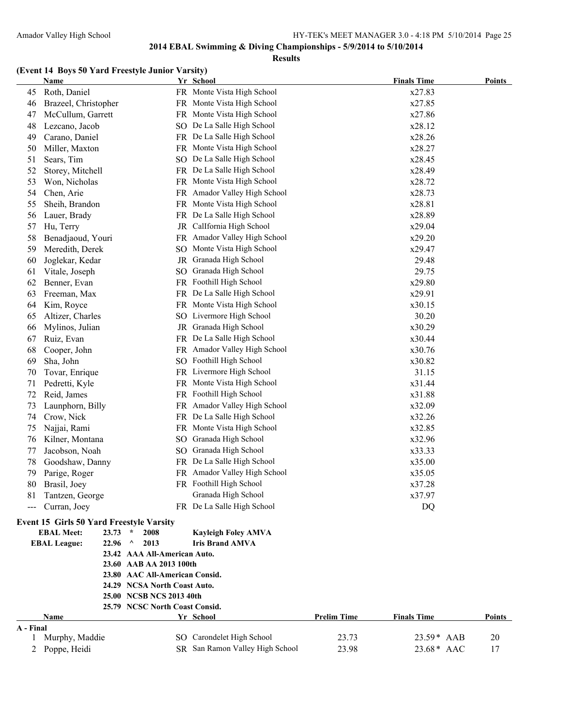## 2014 EBAL Swimming & Diving Championships - 5/9/2014 to 5/10/2014

### Results

### (Event 14 Boys 50 Yard Freestyle Junior Varsity)

| | Name | Yr | School | Finals Time | Points |
|---|---|---|---|---|---|
| 45 | Roth, Daniel | FR | Monte Vista High School | x27.83 | |
| 46 | Brazeel, Christopher | FR | Monte Vista High School | x27.85 | |
| 47 | McCullum, Garrett | FR | Monte Vista High School | x27.86 | |
| 48 | Lezcano, Jacob | SO | De La Salle High School | x28.12 | |
| 49 | Carano, Daniel | FR | De La Salle High School | x28.26 | |
| 50 | Miller, Maxton | FR | Monte Vista High School | x28.27 | |
| 51 | Sears, Tim | SO | De La Salle High School | x28.45 | |
| 52 | Storey, Mitchell | FR | De La Salle High School | x28.49 | |
| 53 | Won, Nicholas | FR | Monte Vista High School | x28.72 | |
| 54 | Chen, Arie | FR | Amador Valley High School | x28.73 | |
| 55 | Sheih, Brandon | FR | Monte Vista High School | x28.81 | |
| 56 | Lauer, Brady | FR | De La Salle High School | x28.89 | |
| 57 | Hu, Terry | JR | Callfornia High School | x29.04 | |
| 58 | Benadjaoud, Youri | FR | Amador Valley High School | x29.20 | |
| 59 | Meredith, Derek | SO | Monte Vista High School | x29.47 | |
| 60 | Joglekar, Kedar | JR | Granada High School | 29.48 | |
| 61 | Vitale, Joseph | SO | Granada High School | 29.75 | |
| 62 | Benner, Evan | FR | Foothill High School | x29.80 | |
| 63 | Freeman, Max | FR | De La Salle High School | x29.91 | |
| 64 | Kim, Royce | FR | Monte Vista High School | x30.15 | |
| 65 | Altizer, Charles | SO | Livermore High School | 30.20 | |
| 66 | Mylinos, Julian | JR | Granada High School | x30.29 | |
| 67 | Ruiz, Evan | FR | De La Salle High School | x30.44 | |
| 68 | Cooper, John | FR | Amador Valley High School | x30.76 | |
| 69 | Sha, John | SO | Foothill High School | x30.82 | |
| 70 | Tovar, Enrique | FR | Livermore High School | 31.15 | |
| 71 | Pedretti, Kyle | FR | Monte Vista High School | x31.44 | |
| 72 | Reid, James | FR | Foothill High School | x31.88 | |
| 73 | Launphorn, Billy | FR | Amador Valley High School | x32.09 | |
| 74 | Crow, Nick | FR | De La Salle High School | x32.26 | |
| 75 | Najjai, Rami | FR | Monte Vista High School | x32.85 | |
| 76 | Kilner, Montana | SO | Granada High School | x32.96 | |
| 77 | Jacobson, Noah | SO | Granada High School | x33.33 | |
| 78 | Goodshaw, Danny | FR | De La Salle High School | x35.00 | |
| 79 | Parige, Roger | FR | Amador Valley High School | x35.05 | |
| 80 | Brasil, Joey | FR | Foothill High School | x37.28 | |
| 81 | Tantzen, George | | Granada High School | x37.97 | |
| --- | Curran, Joey | FR | De La Salle High School | DQ | |

### Event 15 Girls 50 Yard Freestyle Varsity

**EBAL Meet:** 23.73 * 2008 **Kayleigh Foley AMVA**
**EBAL League:** 22.96 ^ 2013 **Iris Brand AMVA**

- 23.42 AAA All-American Auto.
- 23.60 AAB AA 2013 100th
- 23.80 AAC All-American Consid.
- 24.29 NCSA North Coast Auto.
- 25.00 NCSB NCS 2013 40th
- 25.79 NCSC North Coast Consid.

| | Name | Yr | School | Prelim Time | Finals Time | Points |
|---|---|---|---|---|---|---|
| **A - Final** | | | | | | |
| 1 | Murphy, Maddie | SO | Carondelet High School | 23.73 | 23.59* AAB | 20 |
| 2 | Poppe, Heidi | SR | San Ramon Valley High School | 23.98 | 23.68* AAC | 17 |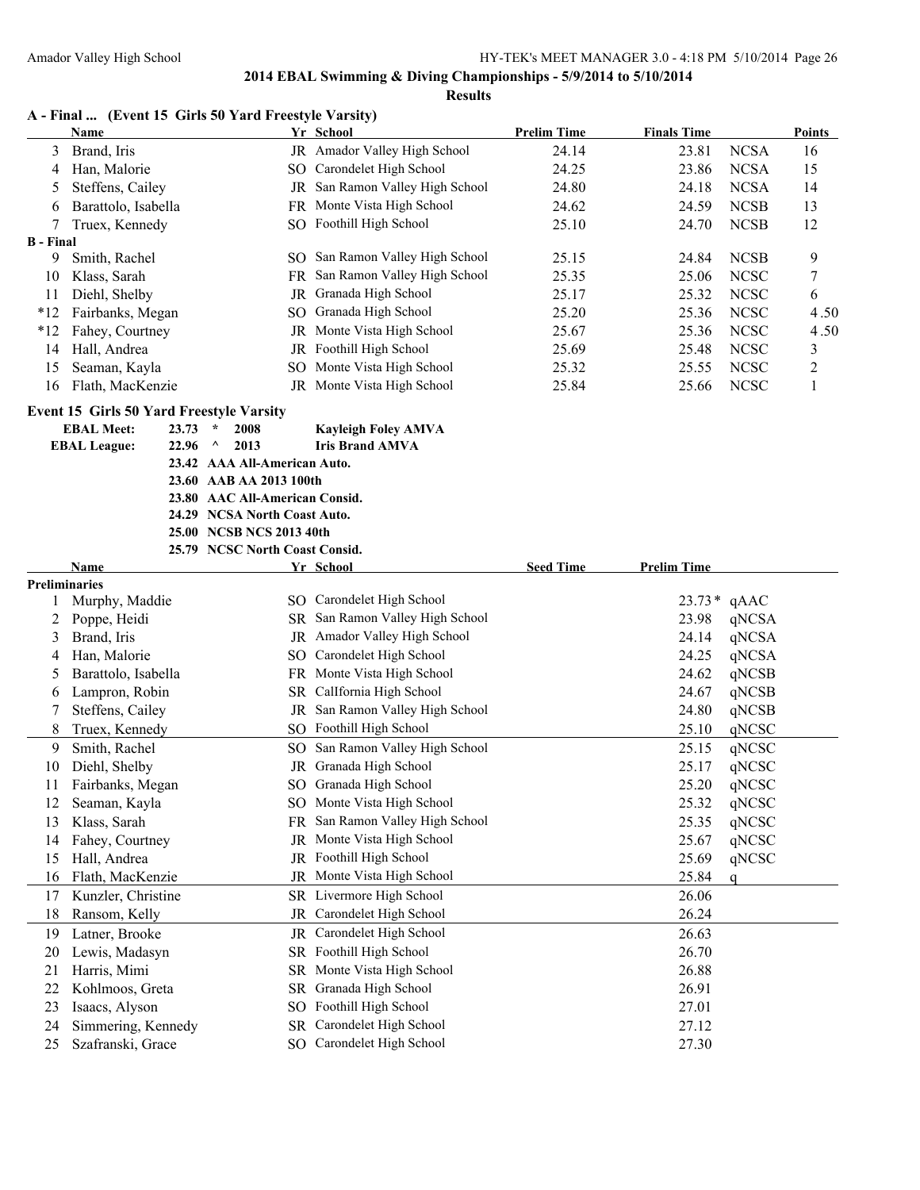## 2014 EBAL Swimming & Diving Championships - 5/9/2014 to 5/10/2014

### Results

### A - Final ... (Event 15 Girls 50 Yard Freestyle Varsity)

| | Name | Yr | School | Prelim Time | Finals Time | | Points |
|---|---|---|---|---|---|---|---|
| 3 | Brand, Iris | JR | Amador Valley High School | 24.14 | 23.81 | NCSA | 16 |
| 4 | Han, Malorie | SO | Carondelet High School | 24.25 | 23.86 | NCSA | 15 |
| 5 | Steffens, Cailey | JR | San Ramon Valley High School | 24.80 | 24.18 | NCSA | 14 |
| 6 | Barattolo, Isabella | FR | Monte Vista High School | 24.62 | 24.59 | NCSB | 13 |
| 7 | Truex, Kennedy | SO | Foothill High School | 25.10 | 24.70 | NCSB | 12 |
| **B - Final** | | | | | | | |
| 9 | Smith, Rachel | SO | San Ramon Valley High School | 25.15 | 24.84 | NCSB | 9 |
| 10 | Klass, Sarah | FR | San Ramon Valley High School | 25.35 | 25.06 | NCSC | 7 |
| 11 | Diehl, Shelby | JR | Granada High School | 25.17 | 25.32 | NCSC | 6 |
| *12 | Fairbanks, Megan | SO | Granada High School | 25.20 | 25.36 | NCSC | 4.50 |
| *12 | Fahey, Courtney | JR | Monte Vista High School | 25.67 | 25.36 | NCSC | 4.50 |
| 14 | Hall, Andrea | JR | Foothill High School | 25.69 | 25.48 | NCSC | 3 |
| 15 | Seaman, Kayla | SO | Monte Vista High School | 25.32 | 25.55 | NCSC | 2 |
| 16 | Flath, MacKenzie | JR | Monte Vista High School | 25.84 | 25.66 | NCSC | 1 |

### Event 15 Girls 50 Yard Freestyle Varsity

**EBAL Meet:** 23.73 * 2008 **Kayleigh Foley AMVA**
**EBAL League:** 22.96 ^ 2013 **Iris Brand AMVA**
**23.42 AAA All-American Auto.**
**23.60 AAB AA 2013 100th**
**23.80 AAC All-American Consid.**
**24.29 NCSA North Coast Auto.**
**25.00 NCSB NCS 2013 40th**
**25.79 NCSC North Coast Consid.**

| | Name | Yr | School | Seed Time | Prelim Time | |
|---|---|---|---|---|---|---|
| **Preliminaries** | | | | | | |
| 1 | Murphy, Maddie | SO | Carondelet High School | | 23.73* | qAAC |
| 2 | Poppe, Heidi | SR | San Ramon Valley High School | | 23.98 | qNCSA |
| 3 | Brand, Iris | JR | Amador Valley High School | | 24.14 | qNCSA |
| 4 | Han, Malorie | SO | Carondelet High School | | 24.25 | qNCSA |
| 5 | Barattolo, Isabella | FR | Monte Vista High School | | 24.62 | qNCSB |
| 6 | Lampron, Robin | SR | California High School | | 24.67 | qNCSB |
| 7 | Steffens, Cailey | JR | San Ramon Valley High School | | 24.80 | qNCSB |
| 8 | Truex, Kennedy | SO | Foothill High School | | 25.10 | qNCSC |
| 9 | Smith, Rachel | SO | San Ramon Valley High School | | 25.15 | qNCSC |
| 10 | Diehl, Shelby | JR | Granada High School | | 25.17 | qNCSC |
| 11 | Fairbanks, Megan | SO | Granada High School | | 25.20 | qNCSC |
| 12 | Seaman, Kayla | SO | Monte Vista High School | | 25.32 | qNCSC |
| 13 | Klass, Sarah | FR | San Ramon Valley High School | | 25.35 | qNCSC |
| 14 | Fahey, Courtney | JR | Monte Vista High School | | 25.67 | qNCSC |
| 15 | Hall, Andrea | JR | Foothill High School | | 25.69 | qNCSC |
| 16 | Flath, MacKenzie | JR | Monte Vista High School | | 25.84 | q |
| 17 | Kunzler, Christine | SR | Livermore High School | | 26.06 | |
| 18 | Ransom, Kelly | JR | Carondelet High School | | 26.24 | |
| 19 | Latner, Brooke | JR | Carondelet High School | | 26.63 | |
| 20 | Lewis, Madasyn | SR | Foothill High School | | 26.70 | |
| 21 | Harris, Mimi | SR | Monte Vista High School | | 26.88 | |
| 22 | Kohlmoos, Greta | SR | Granada High School | | 26.91 | |
| 23 | Isaacs, Alyson | SO | Foothill High School | | 27.01 | |
| 24 | Simmering, Kennedy | SR | Carondelet High School | | 27.12 | |
| 25 | Szafranski, Grace | SO | Carondelet High School | | 27.30 | |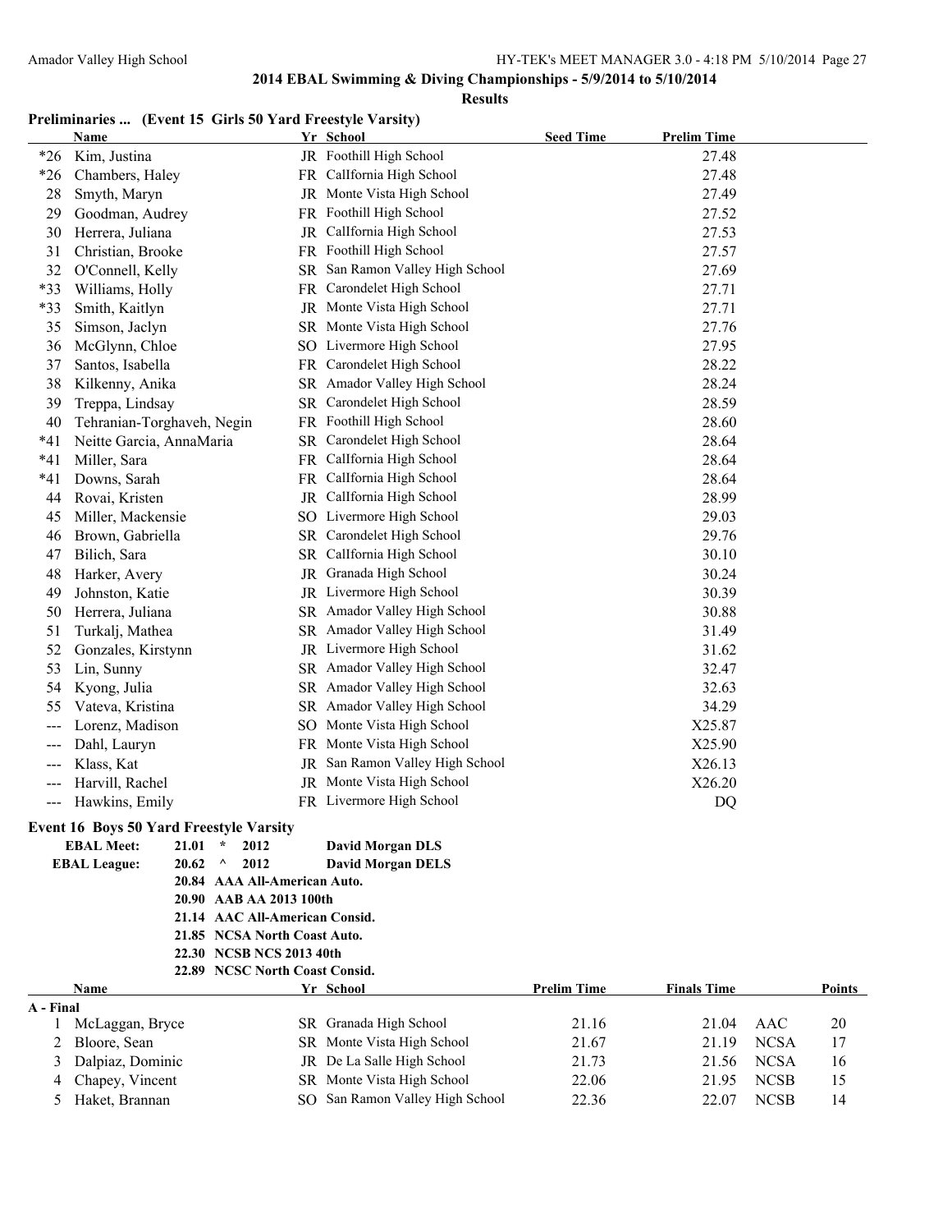## 2014 EBAL Swimming & Diving Championships - 5/9/2014 to 5/10/2014

### Results

**Preliminaries ... (Event 15 Girls 50 Yard Freestyle Varsity)**

| | Name | Yr | School | Seed Time | Prelim Time |
|---|---|---|---|---|---|
| *26 | Kim, Justina | JR | Foothill High School | | 27.48 |
| *26 | Chambers, Haley | FR | Callfornia High School | | 27.48 |
| 28 | Smyth, Maryn | JR | Monte Vista High School | | 27.49 |
| 29 | Goodman, Audrey | FR | Foothill High School | | 27.52 |
| 30 | Herrera, Juliana | JR | Callfornia High School | | 27.53 |
| 31 | Christian, Brooke | FR | Foothill High School | | 27.57 |
| 32 | O'Connell, Kelly | SR | San Ramon Valley High School | | 27.69 |
| *33 | Williams, Holly | FR | Carondelet High School | | 27.71 |
| *33 | Smith, Kaitlyn | JR | Monte Vista High School | | 27.71 |
| 35 | Simson, Jaclyn | SR | Monte Vista High School | | 27.76 |
| 36 | McGlynn, Chloe | SO | Livermore High School | | 27.95 |
| 37 | Santos, Isabella | FR | Carondelet High School | | 28.22 |
| 38 | Kilkenny, Anika | SR | Amador Valley High School | | 28.24 |
| 39 | Treppa, Lindsay | SR | Carondelet High School | | 28.59 |
| 40 | Tehranian-Torghaveh, Negin | FR | Foothill High School | | 28.60 |
| *41 | Neitte Garcia, AnnaMaria | SR | Carondelet High School | | 28.64 |
| *41 | Miller, Sara | FR | Callfornia High School | | 28.64 |
| *41 | Downs, Sarah | FR | Callfornia High School | | 28.64 |
| 44 | Rovai, Kristen | JR | Callfornia High School | | 28.99 |
| 45 | Miller, Mackensie | SO | Livermore High School | | 29.03 |
| 46 | Brown, Gabriella | SR | Carondelet High School | | 29.76 |
| 47 | Bilich, Sara | SR | Callfornia High School | | 30.10 |
| 48 | Harker, Avery | JR | Granada High School | | 30.24 |
| 49 | Johnston, Katie | JR | Livermore High School | | 30.39 |
| 50 | Herrera, Juliana | SR | Amador Valley High School | | 30.88 |
| 51 | Turkalj, Mathea | SR | Amador Valley High School | | 31.49 |
| 52 | Gonzales, Kirstynn | JR | Livermore High School | | 31.62 |
| 53 | Lin, Sunny | SR | Amador Valley High School | | 32.47 |
| 54 | Kyong, Julia | SR | Amador Valley High School | | 32.63 |
| 55 | Vateva, Kristina | SR | Amador Valley High School | | 34.29 |
| --- | Lorenz, Madison | SO | Monte Vista High School | | X25.87 |
| --- | Dahl, Lauryn | FR | Monte Vista High School | | X25.90 |
| --- | Klass, Kat | JR | San Ramon Valley High School | | X26.13 |
| --- | Harvill, Rachel | JR | Monte Vista High School | | X26.20 |
| --- | Hawkins, Emily | FR | Livermore High School | | DQ |

**Event 16 Boys 50 Yard Freestyle Varsity**

| | | | | |
|---|---|---|---|---|
| **EBAL Meet:** | **21.01** | **\*** | **2012** | **David Morgan DLS** |
| **EBAL League:** | **20.62** | **^** | **2012** | **David Morgan DELS** |
| | **20.84** | **AAA All-American Auto.** | | |
| | **20.90** | **AAB AA 2013 100th** | | |
| | **21.14** | **AAC All-American Consid.** | | |
| | **21.85** | **NCSA North Coast Auto.** | | |
| | **22.30** | **NCSB NCS 2013 40th** | | |
| | **22.89** | **NCSC North Coast Consid.** | | |

| | Name | Yr | School | Prelim Time | Finals Time | | Points |
|---|---|---|---|---|---|---|---|
| **A - Final** | | | | | | | |
| 1 | McLaggan, Bryce | SR | Granada High School | 21.16 | 21.04 | AAC | 20 |
| 2 | Bloore, Sean | SR | Monte Vista High School | 21.67 | 21.19 | NCSA | 17 |
| 3 | Dalpiaz, Dominic | JR | De La Salle High School | 21.73 | 21.56 | NCSA | 16 |
| 4 | Chapey, Vincent | SR | Monte Vista High School | 22.06 | 21.95 | NCSB | 15 |
| 5 | Haket, Brannan | SO | San Ramon Valley High School | 22.36 | 22.07 | NCSB | 14 |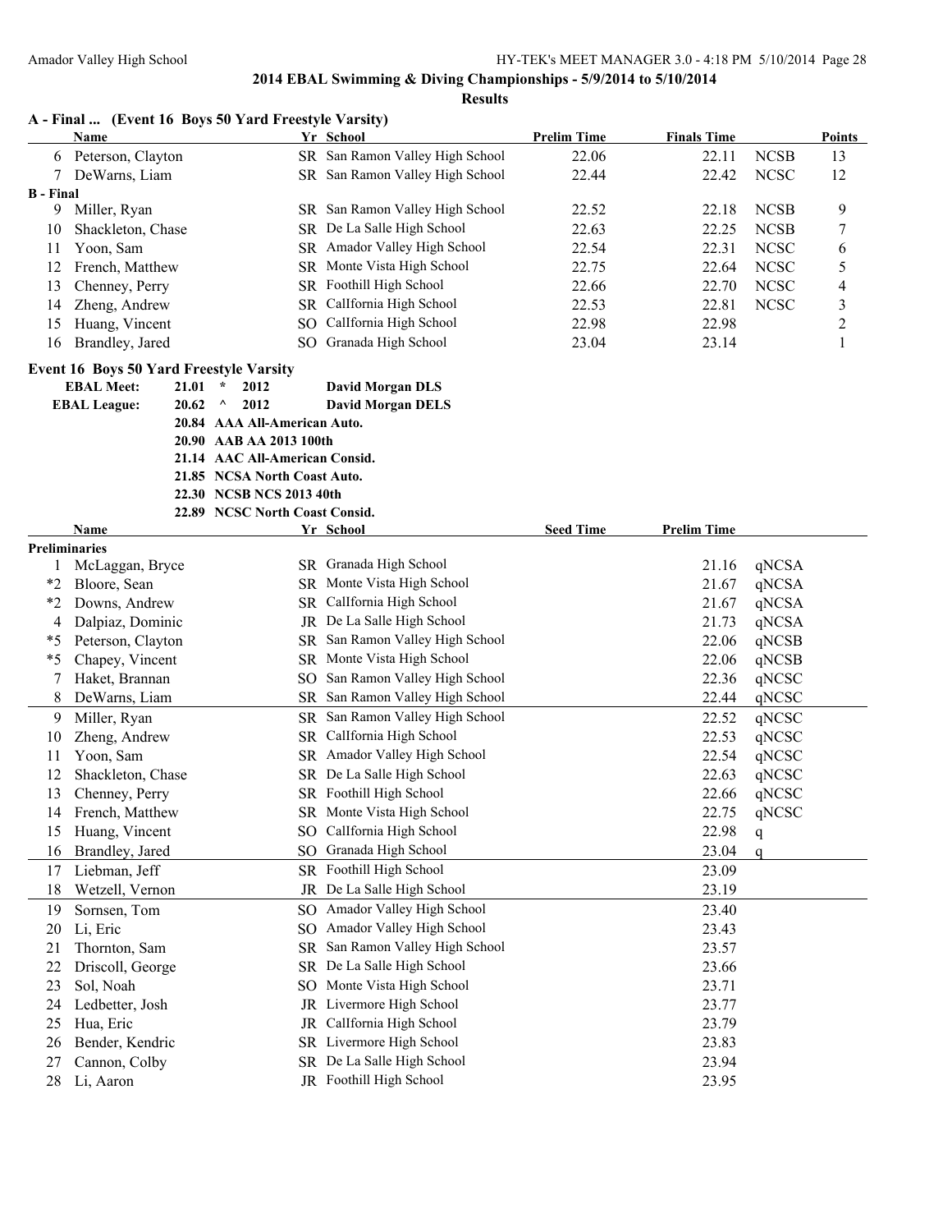## 2014 EBAL Swimming & Diving Championships - 5/9/2014 to 5/10/2014

### Results

### A - Final ... (Event 16 Boys 50 Yard Freestyle Varsity)

| | Name | Yr | School | Prelim Time | Finals Time | | Points |
|---|---|---|---|---|---|---|---|
| 6 | Peterson, Clayton | SR | San Ramon Valley High School | 22.06 | 22.11 | NCSB | 13 |
| 7 | DeWarns, Liam | SR | San Ramon Valley High School | 22.44 | 22.42 | NCSC | 12 |
| **B - Final** | | | | | | | |
| 9 | Miller, Ryan | SR | San Ramon Valley High School | 22.52 | 22.18 | NCSB | 9 |
| 10 | Shackleton, Chase | SR | De La Salle High School | 22.63 | 22.25 | NCSB | 7 |
| 11 | Yoon, Sam | SR | Amador Valley High School | 22.54 | 22.31 | NCSC | 6 |
| 12 | French, Matthew | SR | Monte Vista High School | 22.75 | 22.64 | NCSC | 5 |
| 13 | Chenney, Perry | SR | Foothill High School | 22.66 | 22.70 | NCSC | 4 |
| 14 | Zheng, Andrew | SR | Calfiornia High School | 22.53 | 22.81 | NCSC | 3 |
| 15 | Huang, Vincent | SO | Calfiornia High School | 22.98 | 22.98 | | 2 |
| 16 | Brandley, Jared | SO | Granada High School | 23.04 | 23.14 | | 1 |

### Event 16 Boys 50 Yard Freestyle Varsity

- **EBAL Meet:** 21.01 * 2012 **David Morgan DLS**
- **EBAL League:** 20.62 ^ 2012 **David Morgan DELS**
- **20.84 AAA All-American Auto.**
- **20.90 AAB AA 2013 100th**
- **21.14 AAC All-American Consid.**
- **21.85 NCSA North Coast Auto.**
- **22.30 NCSB NCS 2013 40th**
- **22.89 NCSC North Coast Consid.**

| | Name | Yr | School | Seed Time | Prelim Time | |
|---|---|---|---|---|---|---|
| **Preliminaries** | | | | | | |
| 1 | McLaggan, Bryce | SR | Granada High School | | 21.16 | qNCSA |
| *2 | Bloore, Sean | SR | Monte Vista High School | | 21.67 | qNCSA |
| *2 | Downs, Andrew | SR | Calfiornia High School | | 21.67 | qNCSA |
| 4 | Dalpiaz, Dominic | JR | De La Salle High School | | 21.73 | qNCSA |
| *5 | Peterson, Clayton | SR | San Ramon Valley High School | | 22.06 | qNCSB |
| *5 | Chapey, Vincent | SR | Monte Vista High School | | 22.06 | qNCSB |
| 7 | Haket, Brannan | SO | San Ramon Valley High School | | 22.36 | qNCSC |
| 8 | DeWarns, Liam | SR | San Ramon Valley High School | | 22.44 | qNCSC |
| 9 | Miller, Ryan | SR | San Ramon Valley High School | | 22.52 | qNCSC |
| 10 | Zheng, Andrew | SR | Calfiornia High School | | 22.53 | qNCSC |
| 11 | Yoon, Sam | SR | Amador Valley High School | | 22.54 | qNCSC |
| 12 | Shackleton, Chase | SR | De La Salle High School | | 22.63 | qNCSC |
| 13 | Chenney, Perry | SR | Foothill High School | | 22.66 | qNCSC |
| 14 | French, Matthew | SR | Monte Vista High School | | 22.75 | qNCSC |
| 15 | Huang, Vincent | SO | Calfiornia High School | | 22.98 | q |
| 16 | Brandley, Jared | SO | Granada High School | | 23.04 | q |
| 17 | Liebman, Jeff | SR | Foothill High School | | 23.09 | |
| 18 | Wetzell, Vernon | JR | De La Salle High School | | 23.19 | |
| 19 | Sornsen, Tom | SO | Amador Valley High School | | 23.40 | |
| 20 | Li, Eric | SO | Amador Valley High School | | 23.43 | |
| 21 | Thornton, Sam | SR | San Ramon Valley High School | | 23.57 | |
| 22 | Driscoll, George | SR | De La Salle High School | | 23.66 | |
| 23 | Sol, Noah | SO | Monte Vista High School | | 23.71 | |
| 24 | Ledbetter, Josh | JR | Livermore High School | | 23.77 | |
| 25 | Hua, Eric | JR | Calfiornia High School | | 23.79 | |
| 26 | Bender, Kendric | SR | Livermore High School | | 23.83 | |
| 27 | Cannon, Colby | SR | De La Salle High School | | 23.94 | |
| 28 | Li, Aaron | JR | Foothill High School | | 23.95 | |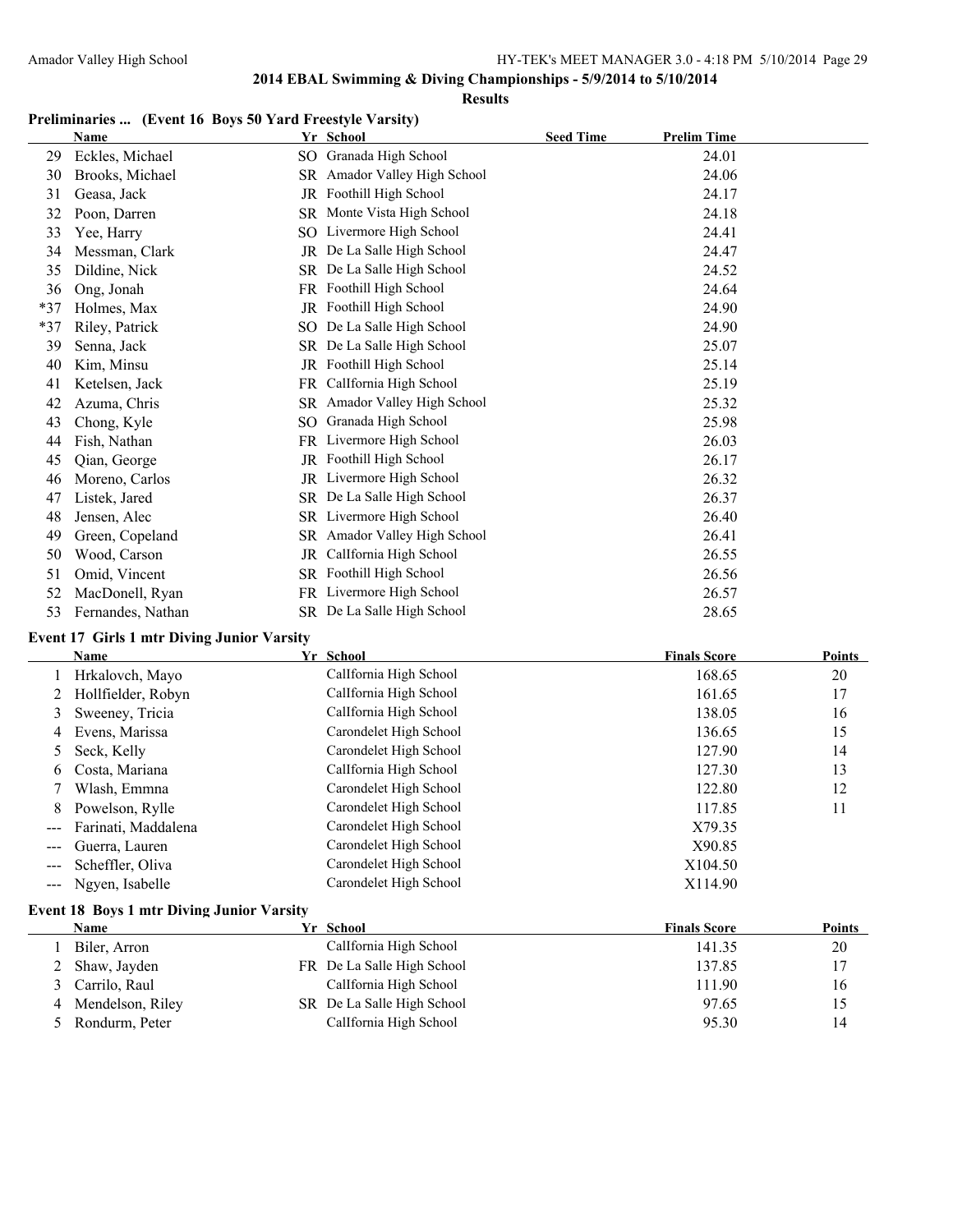## 2014 EBAL Swimming & Diving Championships - 5/9/2014 to 5/10/2014

### Results

### Preliminaries ... (Event 16 Boys 50 Yard Freestyle Varsity)

| | Name | Yr | School | Seed Time | Prelim Time |
|---|---|---|---|---|---|
| 29 | Eckles, Michael | SO | Granada High School | | 24.01 |
| 30 | Brooks, Michael | SR | Amador Valley High School | | 24.06 |
| 31 | Geasa, Jack | JR | Foothill High School | | 24.17 |
| 32 | Poon, Darren | SR | Monte Vista High School | | 24.18 |
| 33 | Yee, Harry | SO | Livermore High School | | 24.41 |
| 34 | Messman, Clark | JR | De La Salle High School | | 24.47 |
| 35 | Dildine, Nick | SR | De La Salle High School | | 24.52 |
| 36 | Ong, Jonah | FR | Foothill High School | | 24.64 |
| *37 | Holmes, Max | JR | Foothill High School | | 24.90 |
| *37 | Riley, Patrick | SO | De La Salle High School | | 24.90 |
| 39 | Senna, Jack | SR | De La Salle High School | | 25.07 |
| 40 | Kim, Minsu | JR | Foothill High School | | 25.14 |
| 41 | Ketelsen, Jack | FR | Callfornia High School | | 25.19 |
| 42 | Azuma, Chris | SR | Amador Valley High School | | 25.32 |
| 43 | Chong, Kyle | SO | Granada High School | | 25.98 |
| 44 | Fish, Nathan | FR | Livermore High School | | 26.03 |
| 45 | Qian, George | JR | Foothill High School | | 26.17 |
| 46 | Moreno, Carlos | JR | Livermore High School | | 26.32 |
| 47 | Listek, Jared | SR | De La Salle High School | | 26.37 |
| 48 | Jensen, Alec | SR | Livermore High School | | 26.40 |
| 49 | Green, Copeland | SR | Amador Valley High School | | 26.41 |
| 50 | Wood, Carson | JR | Callfornia High School | | 26.55 |
| 51 | Omid, Vincent | SR | Foothill High School | | 26.56 |
| 52 | MacDonell, Ryan | FR | Livermore High School | | 26.57 |
| 53 | Fernandes, Nathan | SR | De La Salle High School | | 28.65 |

### Event 17 Girls 1 mtr Diving Junior Varsity

| | Name | Yr | School | Finals Score | Points |
|---|---|---|---|---|---|
| 1 | Hrkalovch, Mayo | | Callfornia High School | 168.65 | 20 |
| 2 | Hollfielder, Robyn | | Callfornia High School | 161.65 | 17 |
| 3 | Sweeney, Tricia | | Callfornia High School | 138.05 | 16 |
| 4 | Evens, Marissa | | Carondelet High School | 136.65 | 15 |
| 5 | Seck, Kelly | | Carondelet High School | 127.90 | 14 |
| 6 | Costa, Mariana | | Callfornia High School | 127.30 | 13 |
| 7 | Wlash, Emmna | | Carondelet High School | 122.80 | 12 |
| 8 | Powelson, Rylle | | Carondelet High School | 117.85 | 11 |
| --- | Farinati, Maddalena | | Carondelet High School | X79.35 | |
| --- | Guerra, Lauren | | Carondelet High School | X90.85 | |
| --- | Scheffler, Oliva | | Carondelet High School | X104.50 | |
| --- | Ngyen, Isabelle | | Carondelet High School | X114.90 | |

### Event 18 Boys 1 mtr Diving Junior Varsity

| | Name | Yr | School | Finals Score | Points |
|---|---|---|---|---|---|
| 1 | Biler, Arron | | Callfornia High School | 141.35 | 20 |
| 2 | Shaw, Jayden | FR | De La Salle High School | 137.85 | 17 |
| 3 | Carrilo, Raul | | Callfornia High School | 111.90 | 16 |
| 4 | Mendelson, Riley | SR | De La Salle High School | 97.65 | 15 |
| 5 | Rondurm, Peter | | Callfornia High School | 95.30 | 14 |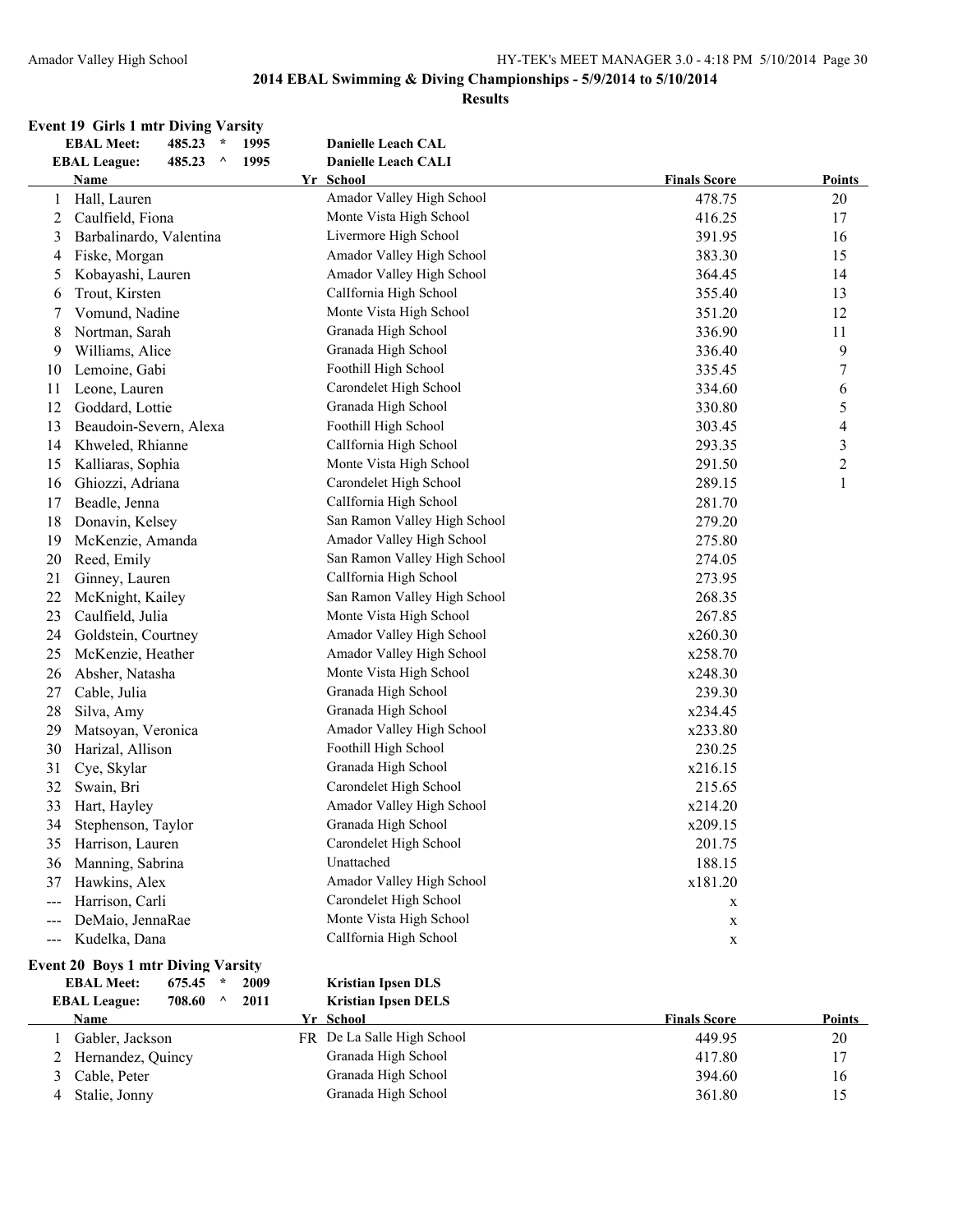## 2014 EBAL Swimming & Diving Championships - 5/9/2014 to 5/10/2014

### Results

**Event 19 Girls 1 mtr Diving Varsity**

| | | | | |
|---|---|---|---|---|
| **EBAL Meet:** | 485.23 * | 1995 | **Danielle Leach CAL** | |
| **EBAL League:** | 485.23 ^ | 1995 | **Danielle Leach CALI** | |

| | Name | Yr | School | Finals Score | Points |
|---|---|---|---|---|---|
| 1 | Hall, Lauren | | Amador Valley High School | 478.75 | 20 |
| 2 | Caulfield, Fiona | | Monte Vista High School | 416.25 | 17 |
| 3 | Barbalinardo, Valentina | | Livermore High School | 391.95 | 16 |
| 4 | Fiske, Morgan | | Amador Valley High School | 383.30 | 15 |
| 5 | Kobayashi, Lauren | | Amador Valley High School | 364.45 | 14 |
| 6 | Trout, Kirsten | | Callfornia High School | 355.40 | 13 |
| 7 | Vomund, Nadine | | Monte Vista High School | 351.20 | 12 |
| 8 | Nortman, Sarah | | Granada High School | 336.90 | 11 |
| 9 | Williams, Alice | | Granada High School | 336.40 | 9 |
| 10 | Lemoine, Gabi | | Foothill High School | 335.45 | 7 |
| 11 | Leone, Lauren | | Carondelet High School | 334.60 | 6 |
| 12 | Goddard, Lottie | | Granada High School | 330.80 | 5 |
| 13 | Beaudoin-Severn, Alexa | | Foothill High School | 303.45 | 4 |
| 14 | Khweled, Rhianne | | Callfornia High School | 293.35 | 3 |
| 15 | Kalliaras, Sophia | | Monte Vista High School | 291.50 | 2 |
| 16 | Ghiozzi, Adriana | | Carondelet High School | 289.15 | 1 |
| 17 | Beadle, Jenna | | Callfornia High School | 281.70 | |
| 18 | Donavin, Kelsey | | San Ramon Valley High School | 279.20 | |
| 19 | McKenzie, Amanda | | Amador Valley High School | 275.80 | |
| 20 | Reed, Emily | | San Ramon Valley High School | 274.05 | |
| 21 | Ginney, Lauren | | Callfornia High School | 273.95 | |
| 22 | McKnight, Kailey | | San Ramon Valley High School | 268.35 | |
| 23 | Caulfield, Julia | | Monte Vista High School | 267.85 | |
| 24 | Goldstein, Courtney | | Amador Valley High School | x260.30 | |
| 25 | McKenzie, Heather | | Amador Valley High School | x258.70 | |
| 26 | Absher, Natasha | | Monte Vista High School | x248.30 | |
| 27 | Cable, Julia | | Granada High School | 239.30 | |
| 28 | Silva, Amy | | Granada High School | x234.45 | |
| 29 | Matsoyan, Veronica | | Amador Valley High School | x233.80 | |
| 30 | Harizal, Allison | | Foothill High School | 230.25 | |
| 31 | Cye, Skylar | | Granada High School | x216.15 | |
| 32 | Swain, Bri | | Carondelet High School | 215.65 | |
| 33 | Hart, Hayley | | Amador Valley High School | x214.20 | |
| 34 | Stephenson, Taylor | | Granada High School | x209.15 | |
| 35 | Harrison, Lauren | | Carondelet High School | 201.75 | |
| 36 | Manning, Sabrina | | Unattached | 188.15 | |
| 37 | Hawkins, Alex | | Amador Valley High School | x181.20 | |
| --- | Harrison, Carli | | Carondelet High School | x | |
| --- | DeMaio, JennaRae | | Monte Vista High School | x | |
| --- | Kudelka, Dana | | Callfornia High School | x | |

**Event 20 Boys 1 mtr Diving Varsity**

| | | | | |
|---|---|---|---|---|
| **EBAL Meet:** | 675.45 * | 2009 | **Kristian Ipsen DLS** | |
| **EBAL League:** | 708.60 ^ | 2011 | **Kristian Ipsen DELS** | |

| | Name | Yr | School | Finals Score | Points |
|---|---|---|---|---|---|
| 1 | Gabler, Jackson | FR | De La Salle High School | 449.95 | 20 |
| 2 | Hernandez, Quincy | | Granada High School | 417.80 | 17 |
| 3 | Cable, Peter | | Granada High School | 394.60 | 16 |
| 4 | Stalie, Jonny | | Granada High School | 361.80 | 15 |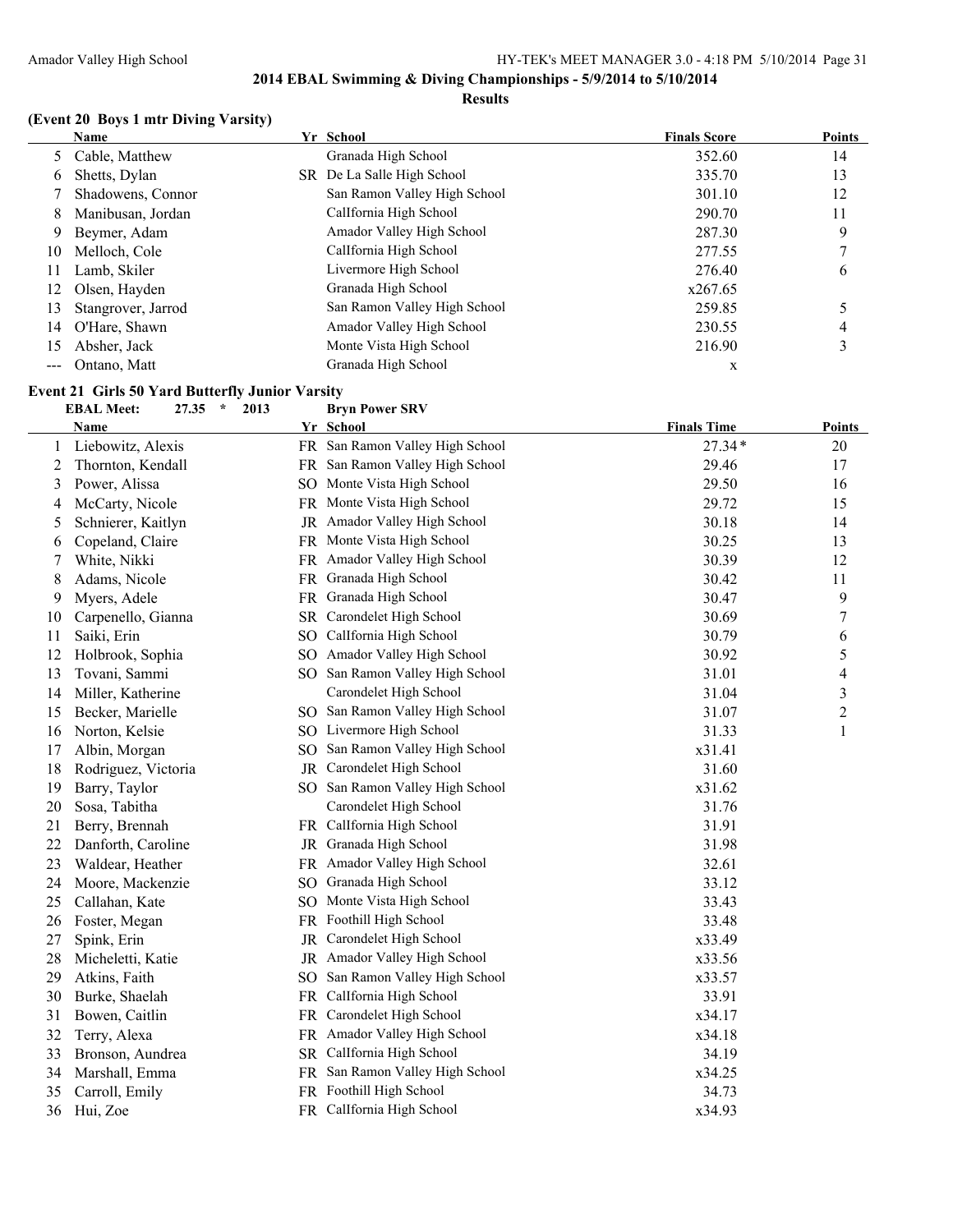**2014 EBAL Swimming & Diving Championships - 5/9/2014 to 5/10/2014**

**Results**

### (Event 20 Boys 1 mtr Diving Varsity)

| | Name | Yr | School | Finals Score | Points |
|---|---|---|---|---|---|
| 5 | Cable, Matthew | | Granada High School | 352.60 | 14 |
| 6 | Shetts, Dylan | SR | De La Salle High School | 335.70 | 13 |
| 7 | Shadowens, Connor | | San Ramon Valley High School | 301.10 | 12 |
| 8 | Manibusan, Jordan | | Callfornia High School | 290.70 | 11 |
| 9 | Beymer, Adam | | Amador Valley High School | 287.30 | 9 |
| 10 | Melloch, Cole | | Callfornia High School | 277.55 | 7 |
| 11 | Lamb, Skiler | | Livermore High School | 276.40 | 6 |
| 12 | Olsen, Hayden | | Granada High School | x267.65 | |
| 13 | Stangrover, Jarrod | | San Ramon Valley High School | 259.85 | 5 |
| 14 | O'Hare, Shawn | | Amador Valley High School | 230.55 | 4 |
| 15 | Absher, Jack | | Monte Vista High School | 216.90 | 3 |
| --- | Ontano, Matt | | Granada High School | x | |

### Event 21 Girls 50 Yard Butterfly Junior Varsity

**EBAL Meet: 27.35 * 2013 Bryn Power SRV**

| | Name | Yr | School | Finals Time | Points |
|---|---|---|---|---|---|
| 1 | Liebowitz, Alexis | FR | San Ramon Valley High School | 27.34* | 20 |
| 2 | Thornton, Kendall | FR | San Ramon Valley High School | 29.46 | 17 |
| 3 | Power, Alissa | SO | Monte Vista High School | 29.50 | 16 |
| 4 | McCarty, Nicole | FR | Monte Vista High School | 29.72 | 15 |
| 5 | Schnierer, Kaitlyn | JR | Amador Valley High School | 30.18 | 14 |
| 6 | Copeland, Claire | FR | Monte Vista High School | 30.25 | 13 |
| 7 | White, Nikki | FR | Amador Valley High School | 30.39 | 12 |
| 8 | Adams, Nicole | FR | Granada High School | 30.42 | 11 |
| 9 | Myers, Adele | FR | Granada High School | 30.47 | 9 |
| 10 | Carpenello, Gianna | SR | Carondelet High School | 30.69 | 7 |
| 11 | Saiki, Erin | SO | Callfornia High School | 30.79 | 6 |
| 12 | Holbrook, Sophia | SO | Amador Valley High School | 30.92 | 5 |
| 13 | Tovani, Sammi | SO | San Ramon Valley High School | 31.01 | 4 |
| 14 | Miller, Katherine | | Carondelet High School | 31.04 | 3 |
| 15 | Becker, Marielle | SO | San Ramon Valley High School | 31.07 | 2 |
| 16 | Norton, Kelsie | SO | Livermore High School | 31.33 | 1 |
| 17 | Albin, Morgan | SO | San Ramon Valley High School | x31.41 | |
| 18 | Rodriguez, Victoria | JR | Carondelet High School | 31.60 | |
| 19 | Barry, Taylor | SO | San Ramon Valley High School | x31.62 | |
| 20 | Sosa, Tabitha | | Carondelet High School | 31.76 | |
| 21 | Berry, Brennah | FR | Callfornia High School | 31.91 | |
| 22 | Danforth, Caroline | JR | Granada High School | 31.98 | |
| 23 | Waldear, Heather | FR | Amador Valley High School | 32.61 | |
| 24 | Moore, Mackenzie | SO | Granada High School | 33.12 | |
| 25 | Callahan, Kate | SO | Monte Vista High School | 33.43 | |
| 26 | Foster, Megan | FR | Foothill High School | 33.48 | |
| 27 | Spink, Erin | JR | Carondelet High School | x33.49 | |
| 28 | Micheletti, Katie | JR | Amador Valley High School | x33.56 | |
| 29 | Atkins, Faith | SO | San Ramon Valley High School | x33.57 | |
| 30 | Burke, Shaelah | FR | Callfornia High School | 33.91 | |
| 31 | Bowen, Caitlin | FR | Carondelet High School | x34.17 | |
| 32 | Terry, Alexa | FR | Amador Valley High School | x34.18 | |
| 33 | Bronson, Aundrea | SR | Callfornia High School | 34.19 | |
| 34 | Marshall, Emma | FR | San Ramon Valley High School | x34.25 | |
| 35 | Carroll, Emily | FR | Foothill High School | 34.73 | |
| 36 | Hui, Zoe | FR | Callfornia High School | x34.93 | |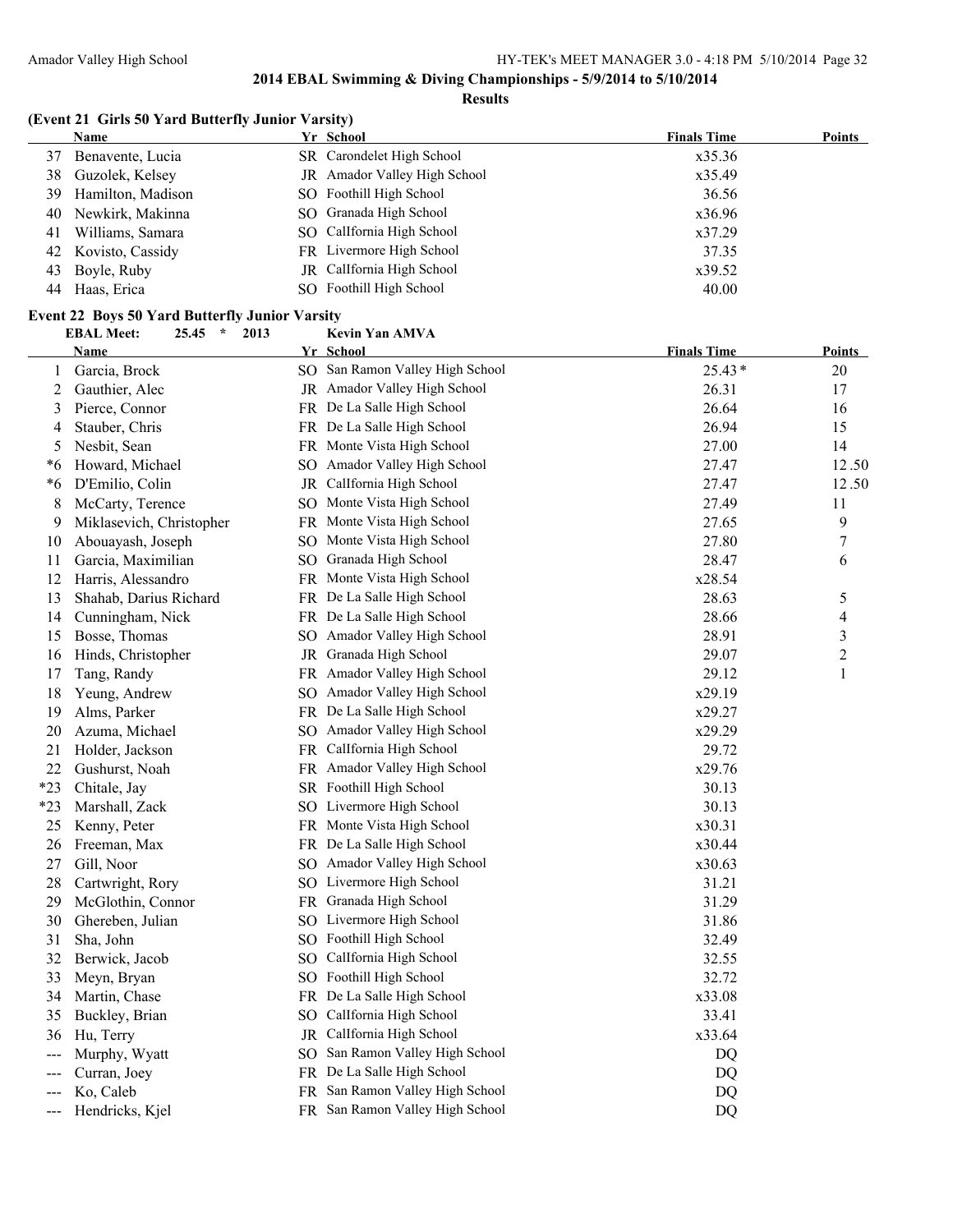## 2014 EBAL Swimming & Diving Championships - 5/9/2014 to 5/10/2014

**Results**

### (Event 21 Girls 50 Yard Butterfly Junior Varsity)

| | Name | Yr | School | Finals Time | Points |
|---|---|---|---|---|---|
| 37 | Benavente, Lucia | SR | Carondelet High School | x35.36 | |
| 38 | Guzolek, Kelsey | JR | Amador Valley High School | x35.49 | |
| 39 | Hamilton, Madison | SO | Foothill High School | 36.56 | |
| 40 | Newkirk, Makinna | SO | Granada High School | x36.96 | |
| 41 | Williams, Samara | SO | Callfornia High School | x37.29 | |
| 42 | Kovisto, Cassidy | FR | Livermore High School | 37.35 | |
| 43 | Boyle, Ruby | JR | Callfornia High School | x39.52 | |
| 44 | Haas, Erica | SO | Foothill High School | 40.00 | |

### Event 22 Boys 50 Yard Butterfly Junior Varsity

**EBAL Meet: 25.45 * 2013 Kevin Yan AMVA**

| | Name | Yr | School | Finals Time | Points |
|---|---|---|---|---|---|
| 1 | Garcia, Brock | SO | San Ramon Valley High School | 25.43* | 20 |
| 2 | Gauthier, Alec | JR | Amador Valley High School | 26.31 | 17 |
| 3 | Pierce, Connor | FR | De La Salle High School | 26.64 | 16 |
| 4 | Stauber, Chris | FR | De La Salle High School | 26.94 | 15 |
| 5 | Nesbit, Sean | FR | Monte Vista High School | 27.00 | 14 |
| *6 | Howard, Michael | SO | Amador Valley High School | 27.47 | 12.50 |
| *6 | D'Emilio, Colin | JR | Callfornia High School | 27.47 | 12.50 |
| 8 | McCarty, Terence | SO | Monte Vista High School | 27.49 | 11 |
| 9 | Miklasevich, Christopher | FR | Monte Vista High School | 27.65 | 9 |
| 10 | Abouayash, Joseph | SO | Monte Vista High School | 27.80 | 7 |
| 11 | Garcia, Maximilian | SO | Granada High School | 28.47 | 6 |
| 12 | Harris, Alessandro | FR | Monte Vista High School | x28.54 | |
| 13 | Shahab, Darius Richard | FR | De La Salle High School | 28.63 | 5 |
| 14 | Cunningham, Nick | FR | De La Salle High School | 28.66 | 4 |
| 15 | Bosse, Thomas | SO | Amador Valley High School | 28.91 | 3 |
| 16 | Hinds, Christopher | JR | Granada High School | 29.07 | 2 |
| 17 | Tang, Randy | FR | Amador Valley High School | 29.12 | 1 |
| 18 | Yeung, Andrew | SO | Amador Valley High School | x29.19 | |
| 19 | Alms, Parker | FR | De La Salle High School | x29.27 | |
| 20 | Azuma, Michael | SO | Amador Valley High School | x29.29 | |
| 21 | Holder, Jackson | FR | Callfornia High School | 29.72 | |
| 22 | Gushurst, Noah | FR | Amador Valley High School | x29.76 | |
| *23 | Chitale, Jay | SR | Foothill High School | 30.13 | |
| *23 | Marshall, Zack | SO | Livermore High School | 30.13 | |
| 25 | Kenny, Peter | FR | Monte Vista High School | x30.31 | |
| 26 | Freeman, Max | FR | De La Salle High School | x30.44 | |
| 27 | Gill, Noor | SO | Amador Valley High School | x30.63 | |
| 28 | Cartwright, Rory | SO | Livermore High School | 31.21 | |
| 29 | McGlothin, Connor | FR | Granada High School | 31.29 | |
| 30 | Ghereben, Julian | SO | Livermore High School | 31.86 | |
| 31 | Sha, John | SO | Foothill High School | 32.49 | |
| 32 | Berwick, Jacob | SO | Callfornia High School | 32.55 | |
| 33 | Meyn, Bryan | SO | Foothill High School | 32.72 | |
| 34 | Martin, Chase | FR | De La Salle High School | x33.08 | |
| 35 | Buckley, Brian | SO | Callfornia High School | 33.41 | |
| 36 | Hu, Terry | JR | Callfornia High School | x33.64 | |
| --- | Murphy, Wyatt | SO | San Ramon Valley High School | DQ | |
| --- | Curran, Joey | FR | De La Salle High School | DQ | |
| --- | Ko, Caleb | FR | San Ramon Valley High School | DQ | |
| --- | Hendricks, Kjel | FR | San Ramon Valley High School | DQ | |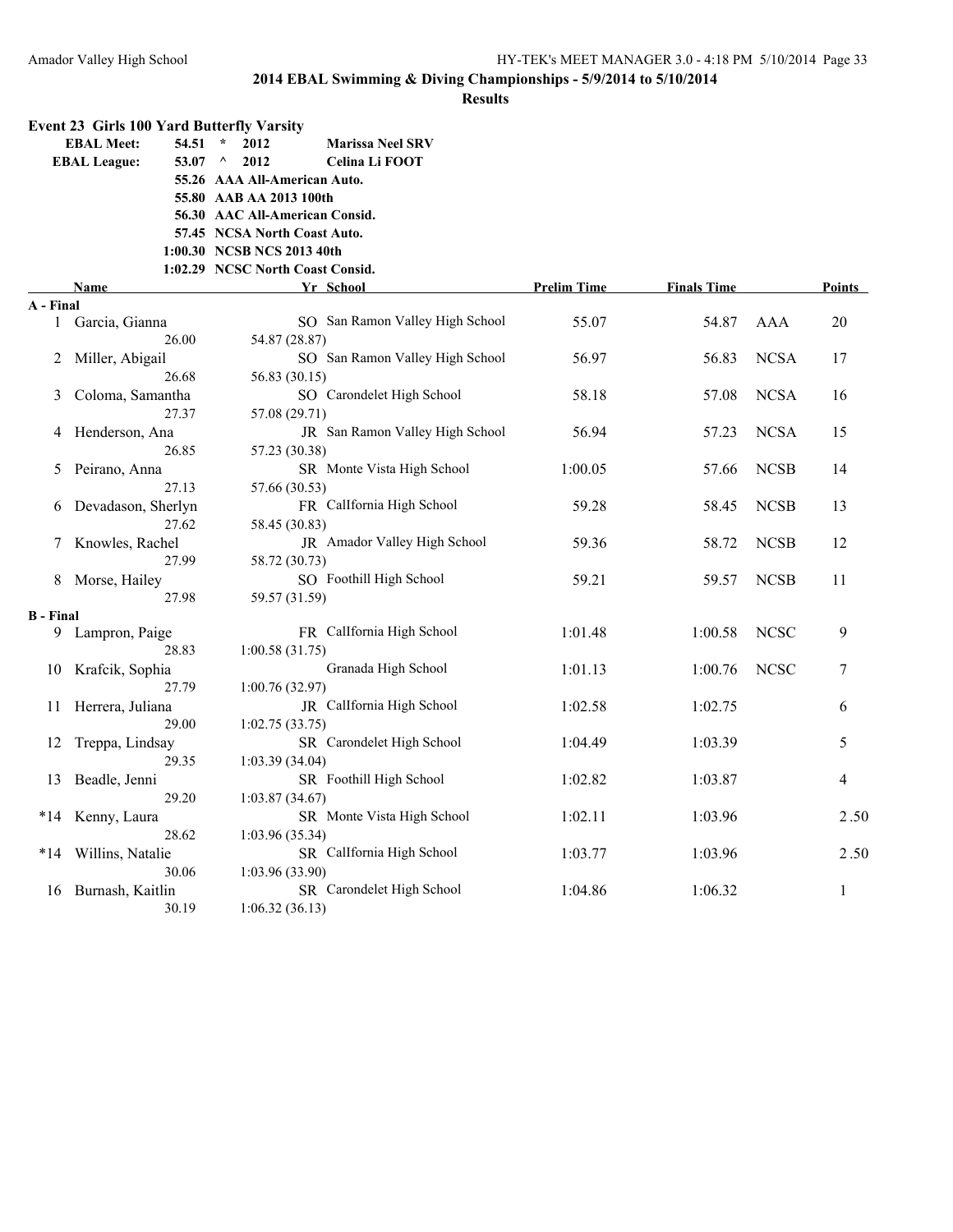## 2014 EBAL Swimming & Diving Championships - 5/9/2014 to 5/10/2014

### Results

**Event 23 Girls 100 Yard Butterfly Varsity**

| | | | |
|---|---|---|---|
| **EBAL Meet:** | 54.51 * | 2012 | Marissa Neel SRV |
| **EBAL League:** | 53.07 ^ | 2012 | Celina Li FOOT |
| | 55.26 | AAA All-American Auto. | |
| | 55.80 | AAB AA 2013 100th | |
| | 56.30 | AAC All-American Consid. | |
| | 57.45 | NCSA North Coast Auto. | |
| | 1:00.30 | NCSB NCS 2013 40th | |
| | 1:02.29 | NCSC North Coast Consid. | |

| | Name | Yr | School | Prelim Time | Finals Time | | Points |
|---|---|---|---|---|---|---|---|
| **A - Final** | | | | | | | |
| 1 | Garcia, Gianna | SO | San Ramon Valley High School | 55.07 | 54.87 | AAA | 20 |
| | 26.00 | 54.87 (28.87) | | | | | |
| 2 | Miller, Abigail | SO | San Ramon Valley High School | 56.97 | 56.83 | NCSA | 17 |
| | 26.68 | 56.83 (30.15) | | | | | |
| 3 | Coloma, Samantha | SO | Carondelet High School | 58.18 | 57.08 | NCSA | 16 |
| | 27.37 | 57.08 (29.71) | | | | | |
| 4 | Henderson, Ana | JR | San Ramon Valley High School | 56.94 | 57.23 | NCSA | 15 |
| | 26.85 | 57.23 (30.38) | | | | | |
| 5 | Peirano, Anna | SR | Monte Vista High School | 1:00.05 | 57.66 | NCSB | 14 |
| | 27.13 | 57.66 (30.53) | | | | | |
| 6 | Devadason, Sherlyn | FR | CalIfornia High School | 59.28 | 58.45 | NCSB | 13 |
| | 27.62 | 58.45 (30.83) | | | | | |
| 7 | Knowles, Rachel | JR | Amador Valley High School | 59.36 | 58.72 | NCSB | 12 |
| | 27.99 | 58.72 (30.73) | | | | | |
| 8 | Morse, Hailey | SO | Foothill High School | 59.21 | 59.57 | NCSB | 11 |
| | 27.98 | 59.57 (31.59) | | | | | |
| **B - Final** | | | | | | | |
| 9 | Lampron, Paige | FR | CalIfornia High School | 1:01.48 | 1:00.58 | NCSC | 9 |
| | 28.83 | 1:00.58 (31.75) | | | | | |
| 10 | Krafcik, Sophia | | Granada High School | 1:01.13 | 1:00.76 | NCSC | 7 |
| | 27.79 | 1:00.76 (32.97) | | | | | |
| 11 | Herrera, Juliana | JR | CalIfornia High School | 1:02.58 | 1:02.75 | | 6 |
| | 29.00 | 1:02.75 (33.75) | | | | | |
| 12 | Treppa, Lindsay | SR | Carondelet High School | 1:04.49 | 1:03.39 | | 5 |
| | 29.35 | 1:03.39 (34.04) | | | | | |
| 13 | Beadle, Jenni | SR | Foothill High School | 1:02.82 | 1:03.87 | | 4 |
| | 29.20 | 1:03.87 (34.67) | | | | | |
| *14 | Kenny, Laura | SR | Monte Vista High School | 1:02.11 | 1:03.96 | | 2.50 |
| | 28.62 | 1:03.96 (35.34) | | | | | |
| *14 | Willins, Natalie | SR | CalIfornia High School | 1:03.77 | 1:03.96 | | 2.50 |
| | 30.06 | 1:03.96 (33.90) | | | | | |
| 16 | Burnash, Kaitlin | SR | Carondelet High School | 1:04.86 | 1:06.32 | | 1 |
| | 30.19 | 1:06.32 (36.13) | | | | | |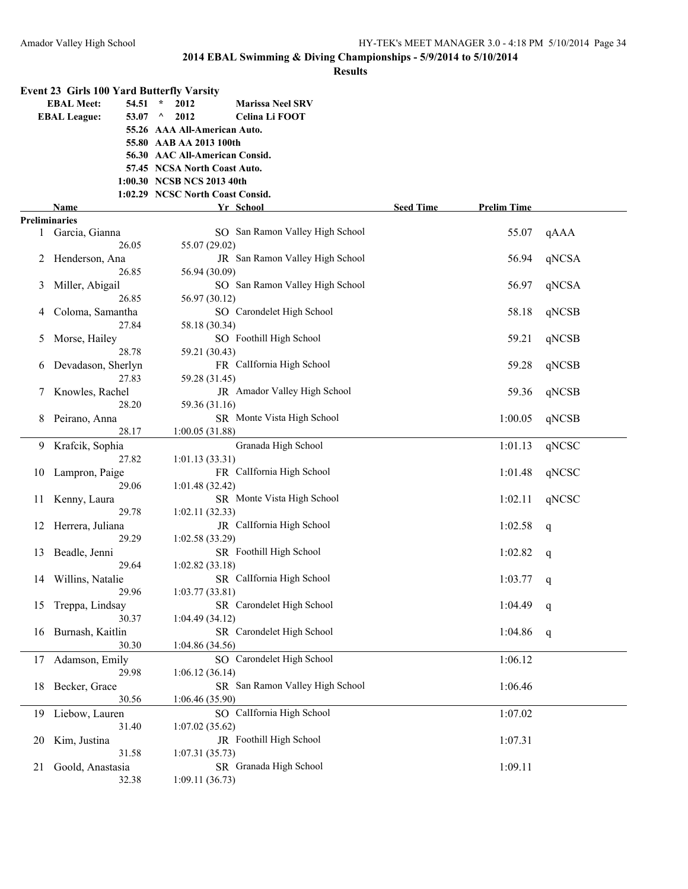## 2014 EBAL Swimming & Diving Championships - 5/9/2014 to 5/10/2014

### Results

**Event 23 Girls 100 Yard Butterfly Varsity**

| | | | |
|---|---|---|---|
| **EBAL Meet:** | 54.51 | * 2012 | **Marissa Neel SRV** |
| **EBAL League:** | 53.07 | ^ 2012 | **Celina Li FOOT** |
| | 55.26 | AAA All-American Auto. | |
| | 55.80 | AAB AA 2013 100th | |
| | 56.30 | AAC All-American Consid. | |
| | 57.45 | NCSA North Coast Auto. | |
| | 1:00.30 | NCSB NCS 2013 40th | |
| | 1:02.29 | NCSC North Coast Consid. | |

| | Name | Yr | School | Seed Time | Prelim Time | |
|---|---|---|---|---|---|---|
| **Preliminaries** | | | | | | |
| 1 | Garcia, Gianna | SO | San Ramon Valley High School | | 55.07 | qAAA |
| | 26.05 55.07 (29.02) | | | | | |
| 2 | Henderson, Ana | JR | San Ramon Valley High School | | 56.94 | qNCSA |
| | 26.85 56.94 (30.09) | | | | | |
| 3 | Miller, Abigail | SO | San Ramon Valley High School | | 56.97 | qNCSA |
| | 26.85 56.97 (30.12) | | | | | |
| 4 | Coloma, Samantha | SO | Carondelet High School | | 58.18 | qNCSB |
| | 27.84 58.18 (30.34) | | | | | |
| 5 | Morse, Hailey | SO | Foothill High School | | 59.21 | qNCSB |
| | 28.78 59.21 (30.43) | | | | | |
| 6 | Devadason, Sherlyn | FR | CalIfornia High School | | 59.28 | qNCSB |
| | 27.83 59.28 (31.45) | | | | | |
| 7 | Knowles, Rachel | JR | Amador Valley High School | | 59.36 | qNCSB |
| | 28.20 59.36 (31.16) | | | | | |
| 8 | Peirano, Anna | SR | Monte Vista High School | | 1:00.05 | qNCSB |
| | 28.17 1:00.05 (31.88) | | | | | |
| 9 | Krafcik, Sophia | | Granada High School | | 1:01.13 | qNCSC |
| | 27.82 1:01.13 (33.31) | | | | | |
| 10 | Lampron, Paige | FR | CalIfornia High School | | 1:01.48 | qNCSC |
| | 29.06 1:01.48 (32.42) | | | | | |
| 11 | Kenny, Laura | SR | Monte Vista High School | | 1:02.11 | qNCSC |
| | 29.78 1:02.11 (32.33) | | | | | |
| 12 | Herrera, Juliana | JR | CalIfornia High School | | 1:02.58 | q |
| | 29.29 1:02.58 (33.29) | | | | | |
| 13 | Beadle, Jenni | SR | Foothill High School | | 1:02.82 | q |
| | 29.64 1:02.82 (33.18) | | | | | |
| 14 | Willins, Natalie | SR | CalIfornia High School | | 1:03.77 | q |
| | 29.96 1:03.77 (33.81) | | | | | |
| 15 | Treppa, Lindsay | SR | Carondelet High School | | 1:04.49 | q |
| | 30.37 1:04.49 (34.12) | | | | | |
| 16 | Burnash, Kaitlin | SR | Carondelet High School | | 1:04.86 | q |
| | 30.30 1:04.86 (34.56) | | | | | |
| 17 | Adamson, Emily | SO | Carondelet High School | | 1:06.12 | |
| | 29.98 1:06.12 (36.14) | | | | | |
| 18 | Becker, Grace | SR | San Ramon Valley High School | | 1:06.46 | |
| | 30.56 1:06.46 (35.90) | | | | | |
| 19 | Liebow, Lauren | SO | CalIfornia High School | | 1:07.02 | |
| | 31.40 1:07.02 (35.62) | | | | | |
| 20 | Kim, Justina | JR | Foothill High School | | 1:07.31 | |
| | 31.58 1:07.31 (35.73) | | | | | |
| 21 | Goold, Anastasia | SR | Granada High School | | 1:09.11 | |
| | 32.38 1:09.11 (36.73) | | | | | |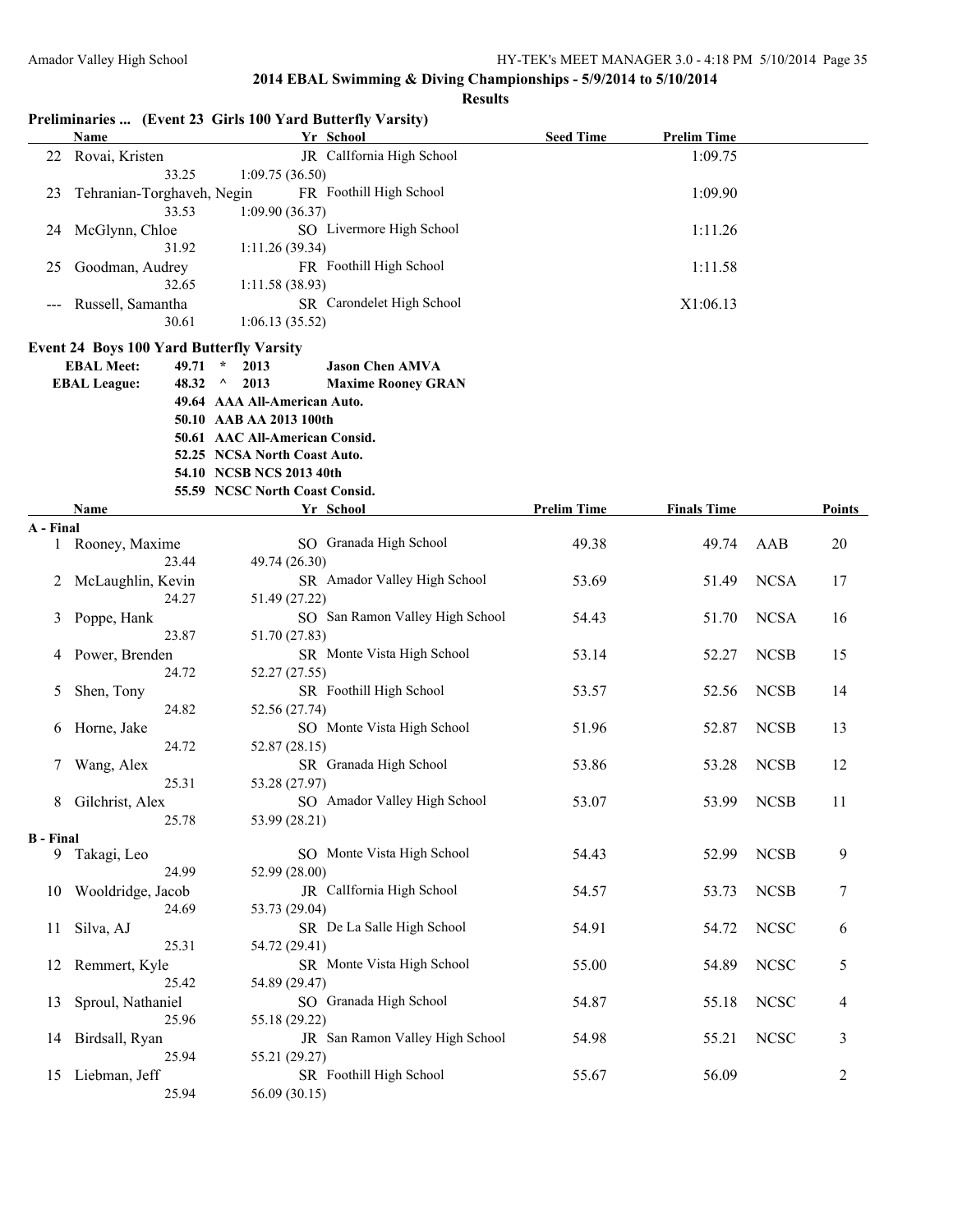## 2014 EBAL Swimming & Diving Championships - 5/9/2014 to 5/10/2014

### Results

**Preliminaries ... (Event 23 Girls 100 Yard Butterfly Varsity)**

| | Name | Yr | School | Seed Time | Prelim Time |
|---|---|---|---|---|---|
| 22 | Rovai, Kristen | JR | California High School | | 1:09.75 |
| | 33.25 | 1:09.75 (36.50) | | | |
| 23 | Tehranian-Torghaveh, Negin | FR | Foothill High School | | 1:09.90 |
| | 33.53 | 1:09.90 (36.37) | | | |
| 24 | McGlynn, Chloe | SO | Livermore High School | | 1:11.26 |
| | 31.92 | 1:11.26 (39.34) | | | |
| 25 | Goodman, Audrey | FR | Foothill High School | | 1:11.58 |
| | 32.65 | 1:11.58 (38.93) | | | |
| --- | Russell, Samantha | SR | Carondelet High School | | X1:06.13 |
| | 30.61 | 1:06.13 (35.52) | | | |

### Event 24 Boys 100 Yard Butterfly Varsity

**EBAL Meet:** 49.71 * 2013 **Jason Chen AMVA**
**EBAL League:** 48.32 ^ 2013 **Maxime Rooney GRAN**

- 49.64 AAA All-American Auto.
- 50.10 AAB AA 2013 100th
- 50.61 AAC All-American Consid.
- 52.25 NCSA North Coast Auto.
- 54.10 NCSB NCS 2013 40th
- 55.59 NCSC North Coast Consid.

| | Name | Yr | School | Prelim Time | Finals Time | | Points |
|---|---|---|---|---|---|---|---|
| **A - Final** | | | | | | | |
| 1 | Rooney, Maxime | SO | Granada High School | 49.38 | 49.74 | AAB | 20 |
| | 23.44 | 49.74 (26.30) | | | | | |
| 2 | McLaughlin, Kevin | SR | Amador Valley High School | 53.69 | 51.49 | NCSA | 17 |
| | 24.27 | 51.49 (27.22) | | | | | |
| 3 | Poppe, Hank | SO | San Ramon Valley High School | 54.43 | 51.70 | NCSA | 16 |
| | 23.87 | 51.70 (27.83) | | | | | |
| 4 | Power, Brenden | SR | Monte Vista High School | 53.14 | 52.27 | NCSB | 15 |
| | 24.72 | 52.27 (27.55) | | | | | |
| 5 | Shen, Tony | SR | Foothill High School | 53.57 | 52.56 | NCSB | 14 |
| | 24.82 | 52.56 (27.74) | | | | | |
| 6 | Horne, Jake | SO | Monte Vista High School | 51.96 | 52.87 | NCSB | 13 |
| | 24.72 | 52.87 (28.15) | | | | | |
| 7 | Wang, Alex | SR | Granada High School | 53.86 | 53.28 | NCSB | 12 |
| | 25.31 | 53.28 (27.97) | | | | | |
| 8 | Gilchrist, Alex | SO | Amador Valley High School | 53.07 | 53.99 | NCSB | 11 |
| | 25.78 | 53.99 (28.21) | | | | | |
| **B - Final** | | | | | | | |
| 9 | Takagi, Leo | SO | Monte Vista High School | 54.43 | 52.99 | NCSB | 9 |
| | 24.99 | 52.99 (28.00) | | | | | |
| 10 | Wooldridge, Jacob | JR | California High School | 54.57 | 53.73 | NCSB | 7 |
| | 24.69 | 53.73 (29.04) | | | | | |
| 11 | Silva, AJ | SR | De La Salle High School | 54.91 | 54.72 | NCSC | 6 |
| | 25.31 | 54.72 (29.41) | | | | | |
| 12 | Remmert, Kyle | SR | Monte Vista High School | 55.00 | 54.89 | NCSC | 5 |
| | 25.42 | 54.89 (29.47) | | | | | |
| 13 | Sproul, Nathaniel | SO | Granada High School | 54.87 | 55.18 | NCSC | 4 |
| | 25.96 | 55.18 (29.22) | | | | | |
| 14 | Birdsall, Ryan | JR | San Ramon Valley High School | 54.98 | 55.21 | NCSC | 3 |
| | 25.94 | 55.21 (29.27) | | | | | |
| 15 | Liebman, Jeff | SR | Foothill High School | 55.67 | 56.09 | | 2 |
| | 25.94 | 56.09 (30.15) | | | | | |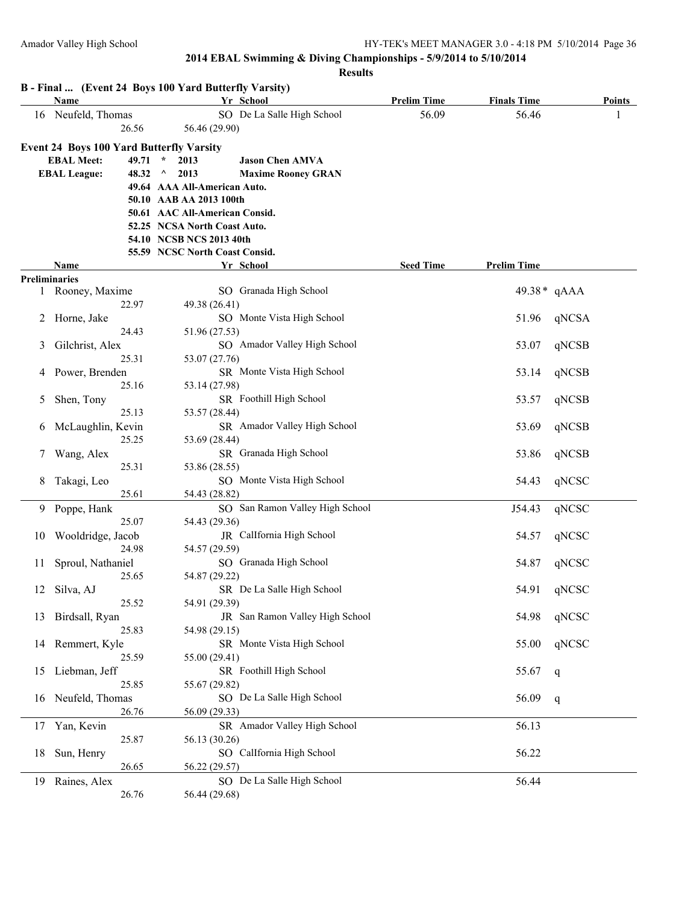## 2014 EBAL Swimming & Diving Championships - 5/9/2014 to 5/10/2014

### Results

**B - Final ... (Event 24 Boys 100 Yard Butterfly Varsity)**

| | Name | Yr | School | Prelim Time | Finals Time | Points |
|---|---|---|---|---|---|---|
| 16 | Neufeld, Thomas | SO | De La Salle High School | 56.09 | 56.46 | 1 |
| | 26.56 | | 56.46 (29.90) | | | |

**Event 24 Boys 100 Yard Butterfly Varsity**

| | | | |
|---|---|---|---|
| EBAL Meet: | 49.71 * | 2013 | Jason Chen AMVA |
| EBAL League: | 48.32 ^ | 2013 | Maxime Rooney GRAN |
| | 49.64 | AAA All-American Auto. | |
| | 50.10 | AAB AA 2013 100th | |
| | 50.61 | AAC All-American Consid. | |
| | 52.25 | NCSA North Coast Auto. | |
| | 54.10 | NCSB NCS 2013 40th | |
| | 55.59 | NCSC North Coast Consid. | |

**Preliminaries**

| | Name | Yr | School | Seed Time | Prelim Time | |
|---|---|---|---|---|---|---|
| 1 | Rooney, Maxime | SO | Granada High School | | 49.38* | qAAA |
| | 22.97 | | 49.38 (26.41) | | | |
| 2 | Horne, Jake | SO | Monte Vista High School | | 51.96 | qNCSA |
| | 24.43 | | 51.96 (27.53) | | | |
| 3 | Gilchrist, Alex | SO | Amador Valley High School | | 53.07 | qNCSB |
| | 25.31 | | 53.07 (27.76) | | | |
| 4 | Power, Brenden | SR | Monte Vista High School | | 53.14 | qNCSB |
| | 25.16 | | 53.14 (27.98) | | | |
| 5 | Shen, Tony | SR | Foothill High School | | 53.57 | qNCSB |
| | 25.13 | | 53.57 (28.44) | | | |
| 6 | McLaughlin, Kevin | SR | Amador Valley High School | | 53.69 | qNCSB |
| | 25.25 | | 53.69 (28.44) | | | |
| 7 | Wang, Alex | SR | Granada High School | | 53.86 | qNCSB |
| | 25.31 | | 53.86 (28.55) | | | |
| 8 | Takagi, Leo | SO | Monte Vista High School | | 54.43 | qNCSC |
| | 25.61 | | 54.43 (28.82) | | | |
| 9 | Poppe, Hank | SO | San Ramon Valley High School | | J54.43 | qNCSC |
| | 25.07 | | 54.43 (29.36) | | | |
| 10 | Wooldridge, Jacob | JR | California High School | | 54.57 | qNCSC |
| | 24.98 | | 54.57 (29.59) | | | |
| 11 | Sproul, Nathaniel | SO | Granada High School | | 54.87 | qNCSC |
| | 25.65 | | 54.87 (29.22) | | | |
| 12 | Silva, AJ | SR | De La Salle High School | | 54.91 | qNCSC |
| | 25.52 | | 54.91 (29.39) | | | |
| 13 | Birdsall, Ryan | JR | San Ramon Valley High School | | 54.98 | qNCSC |
| | 25.83 | | 54.98 (29.15) | | | |
| 14 | Remmert, Kyle | SR | Monte Vista High School | | 55.00 | qNCSC |
| | 25.59 | | 55.00 (29.41) | | | |
| 15 | Liebman, Jeff | SR | Foothill High School | | 55.67 | q |
| | 25.85 | | 55.67 (29.82) | | | |
| 16 | Neufeld, Thomas | SO | De La Salle High School | | 56.09 | q |
| | 26.76 | | 56.09 (29.33) | | | |
| 17 | Yan, Kevin | SR | Amador Valley High School | | 56.13 | |
| | 25.87 | | 56.13 (30.26) | | | |
| 18 | Sun, Henry | SO | California High School | | 56.22 | |
| | 26.65 | | 56.22 (29.57) | | | |
| 19 | Raines, Alex | SO | De La Salle High School | | 56.44 | |
| | 26.76 | | 56.44 (29.68) | | | |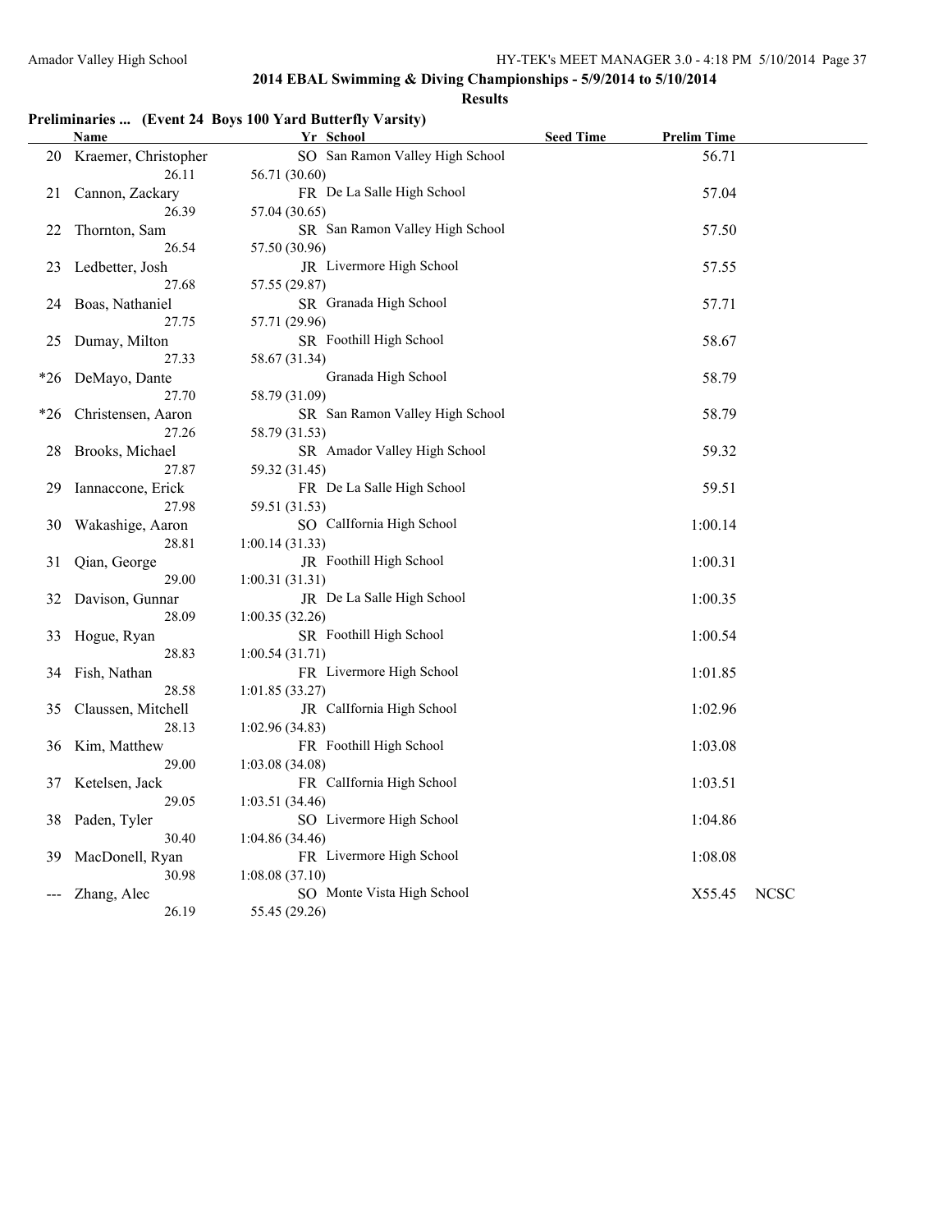## 2014 EBAL Swimming & Diving Championships - 5/9/2014 to 5/10/2014

### Results

**Preliminaries ... (Event 24 Boys 100 Yard Butterfly Varsity)**

| | Name | Yr | School | Seed Time | Prelim Time | |
|---|---|---|---|---|---|---|
| 20 | Kraemer, Christopher | SO | San Ramon Valley High School | | 56.71 | |
| | 26.11 | 56.71 (30.60) | | | | |
| 21 | Cannon, Zackary | FR | De La Salle High School | | 57.04 | |
| | 26.39 | 57.04 (30.65) | | | | |
| 22 | Thornton, Sam | SR | San Ramon Valley High School | | 57.50 | |
| | 26.54 | 57.50 (30.96) | | | | |
| 23 | Ledbetter, Josh | JR | Livermore High School | | 57.55 | |
| | 27.68 | 57.55 (29.87) | | | | |
| 24 | Boas, Nathaniel | SR | Granada High School | | 57.71 | |
| | 27.75 | 57.71 (29.96) | | | | |
| 25 | Dumay, Milton | SR | Foothill High School | | 58.67 | |
| | 27.33 | 58.67 (31.34) | | | | |
| *26 | DeMayo, Dante | | Granada High School | | 58.79 | |
| | 27.70 | 58.79 (31.09) | | | | |
| *26 | Christensen, Aaron | SR | San Ramon Valley High School | | 58.79 | |
| | 27.26 | 58.79 (31.53) | | | | |
| 28 | Brooks, Michael | SR | Amador Valley High School | | 59.32 | |
| | 27.87 | 59.32 (31.45) | | | | |
| 29 | Iannaccone, Erick | FR | De La Salle High School | | 59.51 | |
| | 27.98 | 59.51 (31.53) | | | | |
| 30 | Wakashige, Aaron | SO | CalIfornia High School | | 1:00.14 | |
| | 28.81 | 1:00.14 (31.33) | | | | |
| 31 | Qian, George | JR | Foothill High School | | 1:00.31 | |
| | 29.00 | 1:00.31 (31.31) | | | | |
| 32 | Davison, Gunnar | JR | De La Salle High School | | 1:00.35 | |
| | 28.09 | 1:00.35 (32.26) | | | | |
| 33 | Hogue, Ryan | SR | Foothill High School | | 1:00.54 | |
| | 28.83 | 1:00.54 (31.71) | | | | |
| 34 | Fish, Nathan | FR | Livermore High School | | 1:01.85 | |
| | 28.58 | 1:01.85 (33.27) | | | | |
| 35 | Claussen, Mitchell | JR | CalIfornia High School | | 1:02.96 | |
| | 28.13 | 1:02.96 (34.83) | | | | |
| 36 | Kim, Matthew | FR | Foothill High School | | 1:03.08 | |
| | 29.00 | 1:03.08 (34.08) | | | | |
| 37 | Ketelsen, Jack | FR | CalIfornia High School | | 1:03.51 | |
| | 29.05 | 1:03.51 (34.46) | | | | |
| 38 | Paden, Tyler | SO | Livermore High School | | 1:04.86 | |
| | 30.40 | 1:04.86 (34.46) | | | | |
| 39 | MacDonell, Ryan | FR | Livermore High School | | 1:08.08 | |
| | 30.98 | 1:08.08 (37.10) | | | | |
| --- | Zhang, Alec | SO | Monte Vista High School | | X55.45 | NCSC |
| | 26.19 | 55.45 (29.26) | | | | |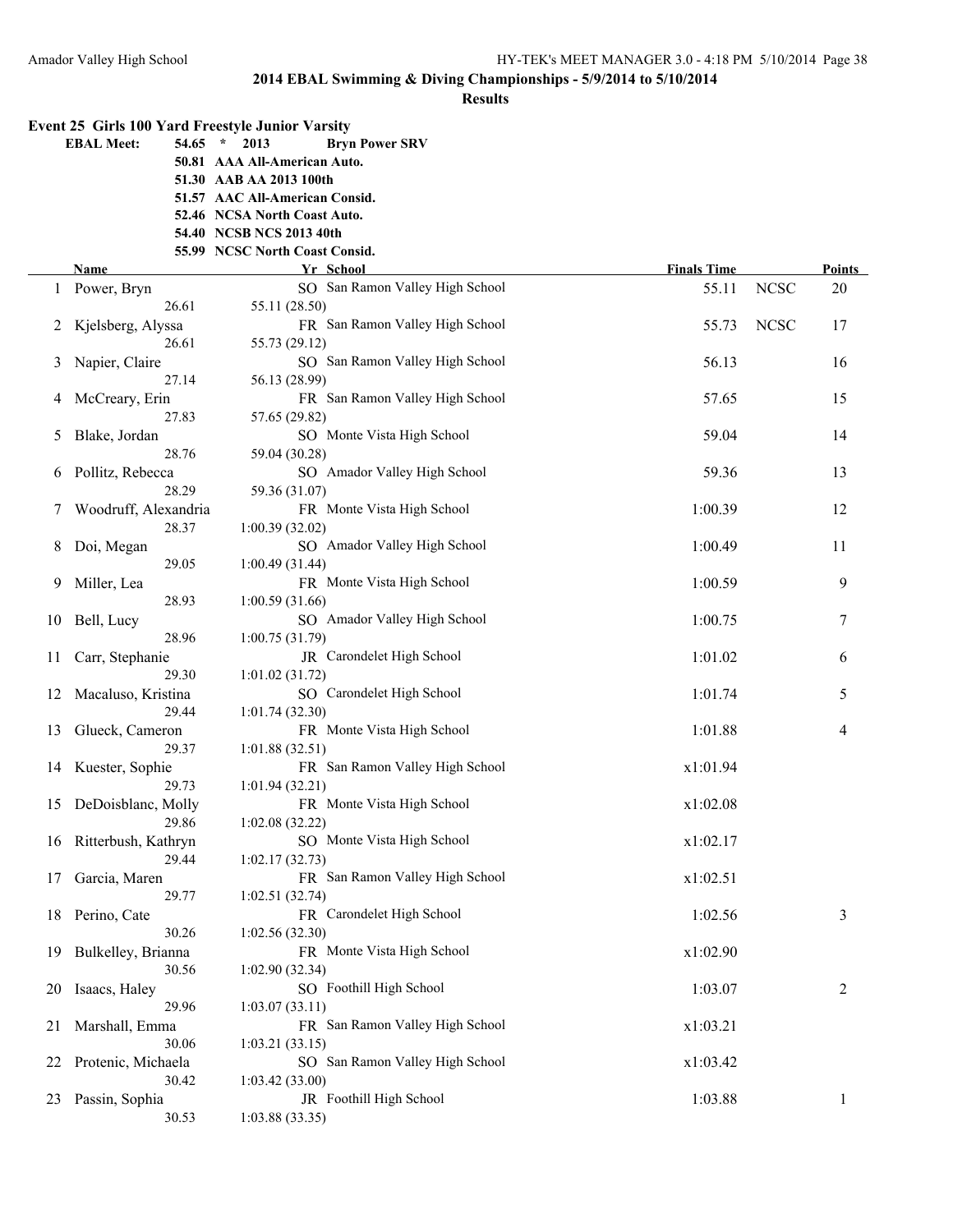## 2014 EBAL Swimming & Diving Championships - 5/9/2014 to 5/10/2014

### Results

**Event 25 Girls 100 Yard Freestyle Junior Varsity**

| | | | |
|---|---|---|---|
| **EBAL Meet:** | **54.65** | * **2013** | **Bryn Power SRV** |
| | **50.81** | **AAA All-American Auto.** | |
| | **51.30** | **AAB AA 2013 100th** | |
| | **51.57** | **AAC All-American Consid.** | |
| | **52.46** | **NCSA North Coast Auto.** | |
| | **54.40** | **NCSB NCS 2013 40th** | |
| | **55.99** | **NCSC North Coast Consid.** | |

| | Name | Yr | School | Finals Time | | Points |
|---|---|---|---|---|---|---|
| 1 | Power, Bryn | SO | San Ramon Valley High School | 55.11 | NCSC | 20 |
| | 26.61 | 55.11 (28.50) | | | | |
| 2 | Kjelsberg, Alyssa | FR | San Ramon Valley High School | 55.73 | NCSC | 17 |
| | 26.61 | 55.73 (29.12) | | | | |
| 3 | Napier, Claire | SO | San Ramon Valley High School | 56.13 | | 16 |
| | 27.14 | 56.13 (28.99) | | | | |
| 4 | McCreary, Erin | FR | San Ramon Valley High School | 57.65 | | 15 |
| | 27.83 | 57.65 (29.82) | | | | |
| 5 | Blake, Jordan | SO | Monte Vista High School | 59.04 | | 14 |
| | 28.76 | 59.04 (30.28) | | | | |
| 6 | Pollitz, Rebecca | SO | Amador Valley High School | 59.36 | | 13 |
| | 28.29 | 59.36 (31.07) | | | | |
| 7 | Woodruff, Alexandria | FR | Monte Vista High School | 1:00.39 | | 12 |
| | 28.37 | 1:00.39 (32.02) | | | | |
| 8 | Doi, Megan | SO | Amador Valley High School | 1:00.49 | | 11 |
| | 29.05 | 1:00.49 (31.44) | | | | |
| 9 | Miller, Lea | FR | Monte Vista High School | 1:00.59 | | 9 |
| | 28.93 | 1:00.59 (31.66) | | | | |
| 10 | Bell, Lucy | SO | Amador Valley High School | 1:00.75 | | 7 |
| | 28.96 | 1:00.75 (31.79) | | | | |
| 11 | Carr, Stephanie | JR | Carondelet High School | 1:01.02 | | 6 |
| | 29.30 | 1:01.02 (31.72) | | | | |
| 12 | Macaluso, Kristina | SO | Carondelet High School | 1:01.74 | | 5 |
| | 29.44 | 1:01.74 (32.30) | | | | |
| 13 | Glueck, Cameron | FR | Monte Vista High School | 1:01.88 | | 4 |
| | 29.37 | 1:01.88 (32.51) | | | | |
| 14 | Kuester, Sophie | FR | San Ramon Valley High School | x1:01.94 | | |
| | 29.73 | 1:01.94 (32.21) | | | | |
| 15 | DeDoisblanc, Molly | FR | Monte Vista High School | x1:02.08 | | |
| | 29.86 | 1:02.08 (32.22) | | | | |
| 16 | Ritterbush, Kathryn | SO | Monte Vista High School | x1:02.17 | | |
| | 29.44 | 1:02.17 (32.73) | | | | |
| 17 | Garcia, Maren | FR | San Ramon Valley High School | x1:02.51 | | |
| | 29.77 | 1:02.51 (32.74) | | | | |
| 18 | Perino, Cate | FR | Carondelet High School | 1:02.56 | | 3 |
| | 30.26 | 1:02.56 (32.30) | | | | |
| 19 | Bulkelley, Brianna | FR | Monte Vista High School | x1:02.90 | | |
| | 30.56 | 1:02.90 (32.34) | | | | |
| 20 | Isaacs, Haley | SO | Foothill High School | 1:03.07 | | 2 |
| | 29.96 | 1:03.07 (33.11) | | | | |
| 21 | Marshall, Emma | FR | San Ramon Valley High School | x1:03.21 | | |
| | 30.06 | 1:03.21 (33.15) | | | | |
| 22 | Protenic, Michaela | SO | San Ramon Valley High School | x1:03.42 | | |
| | 30.42 | 1:03.42 (33.00) | | | | |
| 23 | Passin, Sophia | JR | Foothill High School | 1:03.88 | | 1 |
| | 30.53 | 1:03.88 (33.35) | | | | |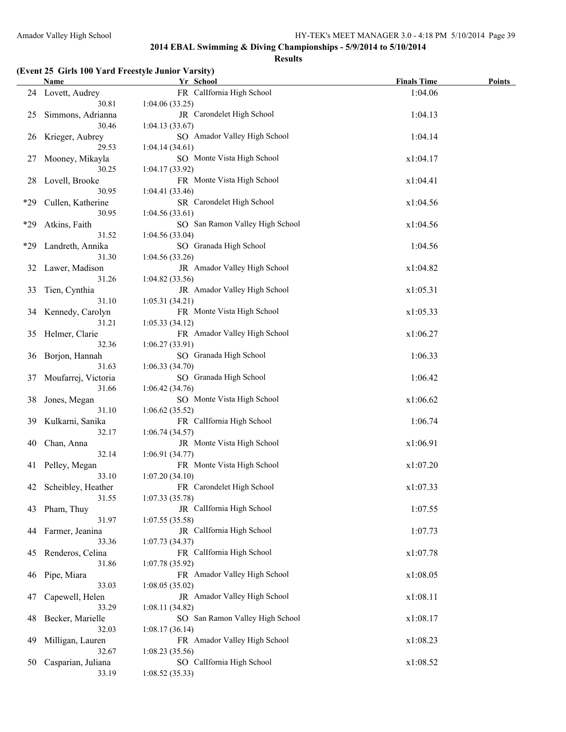## 2014 EBAL Swimming & Diving Championships - 5/9/2014 to 5/10/2014

### Results

**(Event 25 Girls 100 Yard Freestyle Junior Varsity)**

| | Name | Yr | School | Finals Time | Points |
|---|---|---|---|---|---|
| 24 | Lovett, Audrey | FR | CalIfornia High School | 1:04.06 | |
| | 30.81 | 1:04.06 (33.25) | | | |
| 25 | Simmons, Adrianna | JR | Carondelet High School | 1:04.13 | |
| | 30.46 | 1:04.13 (33.67) | | | |
| 26 | Krieger, Aubrey | SO | Amador Valley High School | 1:04.14 | |
| | 29.53 | 1:04.14 (34.61) | | | |
| 27 | Mooney, Mikayla | SO | Monte Vista High School | x1:04.17 | |
| | 30.25 | 1:04.17 (33.92) | | | |
| 28 | Lovell, Brooke | FR | Monte Vista High School | x1:04.41 | |
| | 30.95 | 1:04.41 (33.46) | | | |
| *29 | Cullen, Katherine | SR | Carondelet High School | x1:04.56 | |
| | 30.95 | 1:04.56 (33.61) | | | |
| *29 | Atkins, Faith | SO | San Ramon Valley High School | x1:04.56 | |
| | 31.52 | 1:04.56 (33.04) | | | |
| *29 | Landreth, Annika | SO | Granada High School | 1:04.56 | |
| | 31.30 | 1:04.56 (33.26) | | | |
| 32 | Lawer, Madison | JR | Amador Valley High School | x1:04.82 | |
| | 31.26 | 1:04.82 (33.56) | | | |
| 33 | Tien, Cynthia | JR | Amador Valley High School | x1:05.31 | |
| | 31.10 | 1:05.31 (34.21) | | | |
| 34 | Kennedy, Carolyn | FR | Monte Vista High School | x1:05.33 | |
| | 31.21 | 1:05.33 (34.12) | | | |
| 35 | Helmer, Clarie | FR | Amador Valley High School | x1:06.27 | |
| | 32.36 | 1:06.27 (33.91) | | | |
| 36 | Borjon, Hannah | SO | Granada High School | 1:06.33 | |
| | 31.63 | 1:06.33 (34.70) | | | |
| 37 | Moufarrej, Victoria | SO | Granada High School | 1:06.42 | |
| | 31.66 | 1:06.42 (34.76) | | | |
| 38 | Jones, Megan | SO | Monte Vista High School | x1:06.62 | |
| | 31.10 | 1:06.62 (35.52) | | | |
| 39 | Kulkarni, Sanika | FR | CalIfornia High School | 1:06.74 | |
| | 32.17 | 1:06.74 (34.57) | | | |
| 40 | Chan, Anna | JR | Monte Vista High School | x1:06.91 | |
| | 32.14 | 1:06.91 (34.77) | | | |
| 41 | Pelley, Megan | FR | Monte Vista High School | x1:07.20 | |
| | 33.10 | 1:07.20 (34.10) | | | |
| 42 | Scheibley, Heather | FR | Carondelet High School | x1:07.33 | |
| | 31.55 | 1:07.33 (35.78) | | | |
| 43 | Pham, Thuy | JR | CalIfornia High School | 1:07.55 | |
| | 31.97 | 1:07.55 (35.58) | | | |
| 44 | Farmer, Jeanina | JR | CalIfornia High School | 1:07.73 | |
| | 33.36 | 1:07.73 (34.37) | | | |
| 45 | Renderos, Celina | FR | CalIfornia High School | x1:07.78 | |
| | 31.86 | 1:07.78 (35.92) | | | |
| 46 | Pipe, Miara | FR | Amador Valley High School | x1:08.05 | |
| | 33.03 | 1:08.05 (35.02) | | | |
| 47 | Capewell, Helen | JR | Amador Valley High School | x1:08.11 | |
| | 33.29 | 1:08.11 (34.82) | | | |
| 48 | Becker, Marielle | SO | San Ramon Valley High School | x1:08.17 | |
| | 32.03 | 1:08.17 (36.14) | | | |
| 49 | Milligan, Lauren | FR | Amador Valley High School | x1:08.23 | |
| | 32.67 | 1:08.23 (35.56) | | | |
| 50 | Casparian, Juliana | SO | CalIfornia High School | x1:08.52 | |
| | 33.19 | 1:08.52 (35.33) | | | |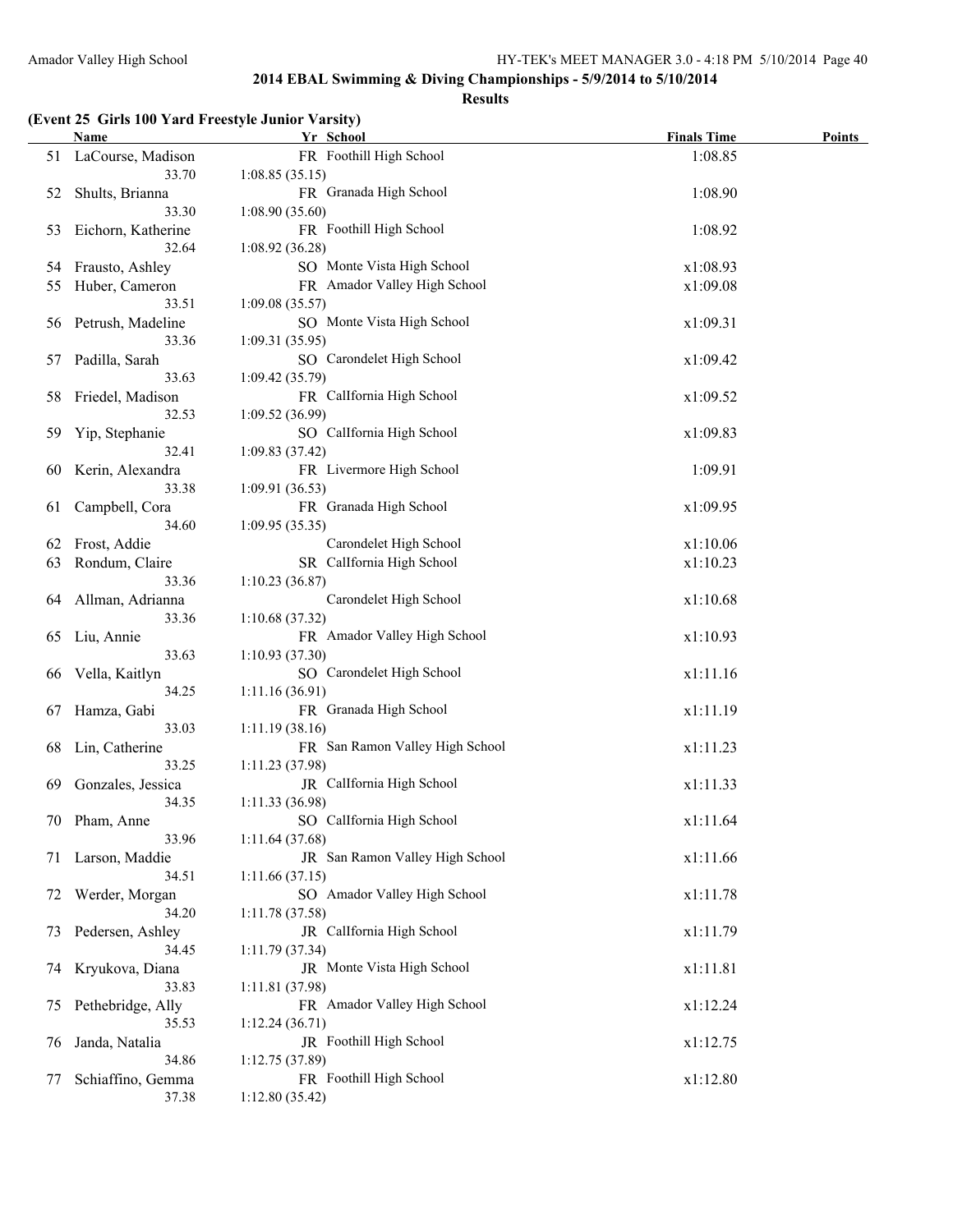## 2014 EBAL Swimming & Diving Championships - 5/9/2014 to 5/10/2014

### Results

#### (Event 25 Girls 100 Yard Freestyle Junior Varsity)

| | Name | Yr | School | Finals Time | Points |
|---|---|---|---|---|---|
| 51 | LaCourse, Madison | FR | Foothill High School | 1:08.85 | |
| | 33.70 | | 1:08.85 (35.15) | | |
| 52 | Shults, Brianna | FR | Granada High School | 1:08.90 | |
| | 33.30 | | 1:08.90 (35.60) | | |
| 53 | Eichorn, Katherine | FR | Foothill High School | 1:08.92 | |
| | 32.64 | | 1:08.92 (36.28) | | |
| 54 | Frausto, Ashley | SO | Monte Vista High School | x1:08.93 | |
| 55 | Huber, Cameron | FR | Amador Valley High School | x1:09.08 | |
| | 33.51 | | 1:09.08 (35.57) | | |
| 56 | Petrush, Madeline | SO | Monte Vista High School | x1:09.31 | |
| | 33.36 | | 1:09.31 (35.95) | | |
| 57 | Padilla, Sarah | SO | Carondelet High School | x1:09.42 | |
| | 33.63 | | 1:09.42 (35.79) | | |
| 58 | Friedel, Madison | FR | CalIfornia High School | x1:09.52 | |
| | 32.53 | | 1:09.52 (36.99) | | |
| 59 | Yip, Stephanie | SO | CalIfornia High School | x1:09.83 | |
| | 32.41 | | 1:09.83 (37.42) | | |
| 60 | Kerin, Alexandra | FR | Livermore High School | 1:09.91 | |
| | 33.38 | | 1:09.91 (36.53) | | |
| 61 | Campbell, Cora | FR | Granada High School | x1:09.95 | |
| | 34.60 | | 1:09.95 (35.35) | | |
| 62 | Frost, Addie | | Carondelet High School | x1:10.06 | |
| 63 | Rondum, Claire | SR | CalIfornia High School | x1:10.23 | |
| | 33.36 | | 1:10.23 (36.87) | | |
| 64 | Allman, Adrianna | | Carondelet High School | x1:10.68 | |
| | 33.36 | | 1:10.68 (37.32) | | |
| 65 | Liu, Annie | FR | Amador Valley High School | x1:10.93 | |
| | 33.63 | | 1:10.93 (37.30) | | |
| 66 | Vella, Kaitlyn | SO | Carondelet High School | x1:11.16 | |
| | 34.25 | | 1:11.16 (36.91) | | |
| 67 | Hamza, Gabi | FR | Granada High School | x1:11.19 | |
| | 33.03 | | 1:11.19 (38.16) | | |
| 68 | Lin, Catherine | FR | San Ramon Valley High School | x1:11.23 | |
| | 33.25 | | 1:11.23 (37.98) | | |
| 69 | Gonzales, Jessica | JR | CalIfornia High School | x1:11.33 | |
| | 34.35 | | 1:11.33 (36.98) | | |
| 70 | Pham, Anne | SO | CalIfornia High School | x1:11.64 | |
| | 33.96 | | 1:11.64 (37.68) | | |
| 71 | Larson, Maddie | JR | San Ramon Valley High School | x1:11.66 | |
| | 34.51 | | 1:11.66 (37.15) | | |
| 72 | Werder, Morgan | SO | Amador Valley High School | x1:11.78 | |
| | 34.20 | | 1:11.78 (37.58) | | |
| 73 | Pedersen, Ashley | JR | CalIfornia High School | x1:11.79 | |
| | 34.45 | | 1:11.79 (37.34) | | |
| 74 | Kryukova, Diana | JR | Monte Vista High School | x1:11.81 | |
| | 33.83 | | 1:11.81 (37.98) | | |
| 75 | Pethebridge, Ally | FR | Amador Valley High School | x1:12.24 | |
| | 35.53 | | 1:12.24 (36.71) | | |
| 76 | Janda, Natalia | JR | Foothill High School | x1:12.75 | |
| | 34.86 | | 1:12.75 (37.89) | | |
| 77 | Schiaffino, Gemma | FR | Foothill High School | x1:12.80 | |
| | 37.38 | | 1:12.80 (35.42) | | |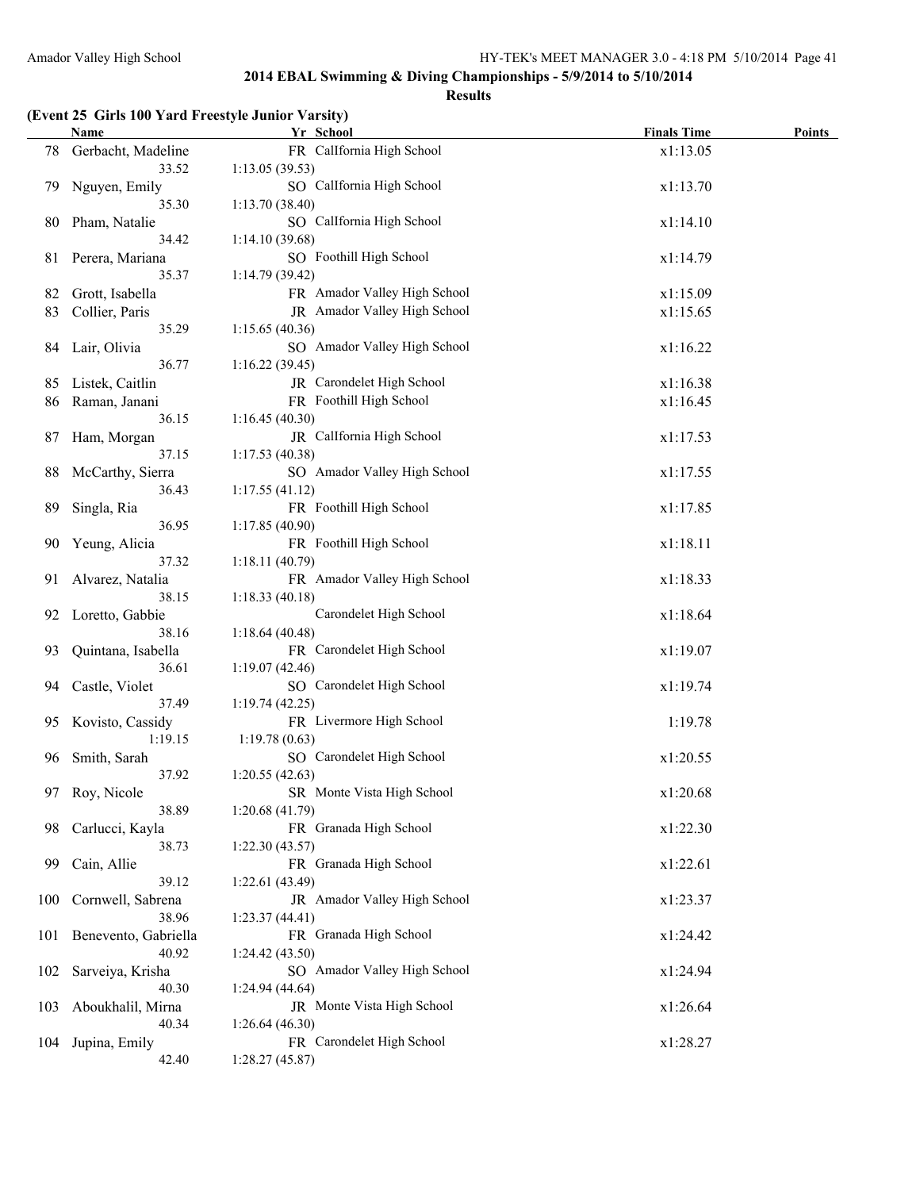## 2014 EBAL Swimming & Diving Championships - 5/9/2014 to 5/10/2014

### Results

#### (Event 25 Girls 100 Yard Freestyle Junior Varsity)

| | Name | Yr | School | Finals Time | Points |
|---|---|---|---|---|---|
| 78 | Gerbacht, Madeline | FR | CalIfornia High School | x1:13.05 | |
| | 33.52 | 1:13.05 (39.53) | | | |
| 79 | Nguyen, Emily | SO | CalIfornia High School | x1:13.70 | |
| | 35.30 | 1:13.70 (38.40) | | | |
| 80 | Pham, Natalie | SO | CalIfornia High School | x1:14.10 | |
| | 34.42 | 1:14.10 (39.68) | | | |
| 81 | Perera, Mariana | SO | Foothill High School | x1:14.79 | |
| | 35.37 | 1:14.79 (39.42) | | | |
| 82 | Grott, Isabella | FR | Amador Valley High School | x1:15.09 | |
| 83 | Collier, Paris | JR | Amador Valley High School | x1:15.65 | |
| | 35.29 | 1:15.65 (40.36) | | | |
| 84 | Lair, Olivia | SO | Amador Valley High School | x1:16.22 | |
| | 36.77 | 1:16.22 (39.45) | | | |
| 85 | Listek, Caitlin | JR | Carondelet High School | x1:16.38 | |
| 86 | Raman, Janani | FR | Foothill High School | x1:16.45 | |
| | 36.15 | 1:16.45 (40.30) | | | |
| 87 | Ham, Morgan | JR | CalIfornia High School | x1:17.53 | |
| | 37.15 | 1:17.53 (40.38) | | | |
| 88 | McCarthy, Sierra | SO | Amador Valley High School | x1:17.55 | |
| | 36.43 | 1:17.55 (41.12) | | | |
| 89 | Singla, Ria | FR | Foothill High School | x1:17.85 | |
| | 36.95 | 1:17.85 (40.90) | | | |
| 90 | Yeung, Alicia | FR | Foothill High School | x1:18.11 | |
| | 37.32 | 1:18.11 (40.79) | | | |
| 91 | Alvarez, Natalia | FR | Amador Valley High School | x1:18.33 | |
| | 38.15 | 1:18.33 (40.18) | | | |
| 92 | Loretto, Gabbie | | Carondelet High School | x1:18.64 | |
| | 38.16 | 1:18.64 (40.48) | | | |
| 93 | Quintana, Isabella | FR | Carondelet High School | x1:19.07 | |
| | 36.61 | 1:19.07 (42.46) | | | |
| 94 | Castle, Violet | SO | Carondelet High School | x1:19.74 | |
| | 37.49 | 1:19.74 (42.25) | | | |
| 95 | Kovisto, Cassidy | FR | Livermore High School | 1:19.78 | |
| | 1:19.15 | 1:19.78 (0.63) | | | |
| 96 | Smith, Sarah | SO | Carondelet High School | x1:20.55 | |
| | 37.92 | 1:20.55 (42.63) | | | |
| 97 | Roy, Nicole | SR | Monte Vista High School | x1:20.68 | |
| | 38.89 | 1:20.68 (41.79) | | | |
| 98 | Carlucci, Kayla | FR | Granada High School | x1:22.30 | |
| | 38.73 | 1:22.30 (43.57) | | | |
| 99 | Cain, Allie | FR | Granada High School | x1:22.61 | |
| | 39.12 | 1:22.61 (43.49) | | | |
| 100 | Cornwell, Sabrena | JR | Amador Valley High School | x1:23.37 | |
| | 38.96 | 1:23.37 (44.41) | | | |
| 101 | Benevento, Gabriella | FR | Granada High School | x1:24.42 | |
| | 40.92 | 1:24.42 (43.50) | | | |
| 102 | Sarveiya, Krisha | SO | Amador Valley High School | x1:24.94 | |
| | 40.30 | 1:24.94 (44.64) | | | |
| 103 | Aboukhalil, Mirna | JR | Monte Vista High School | x1:26.64 | |
| | 40.34 | 1:26.64 (46.30) | | | |
| 104 | Jupina, Emily | FR | Carondelet High School | x1:28.27 | |
| | 42.40 | 1:28.27 (45.87) | | | |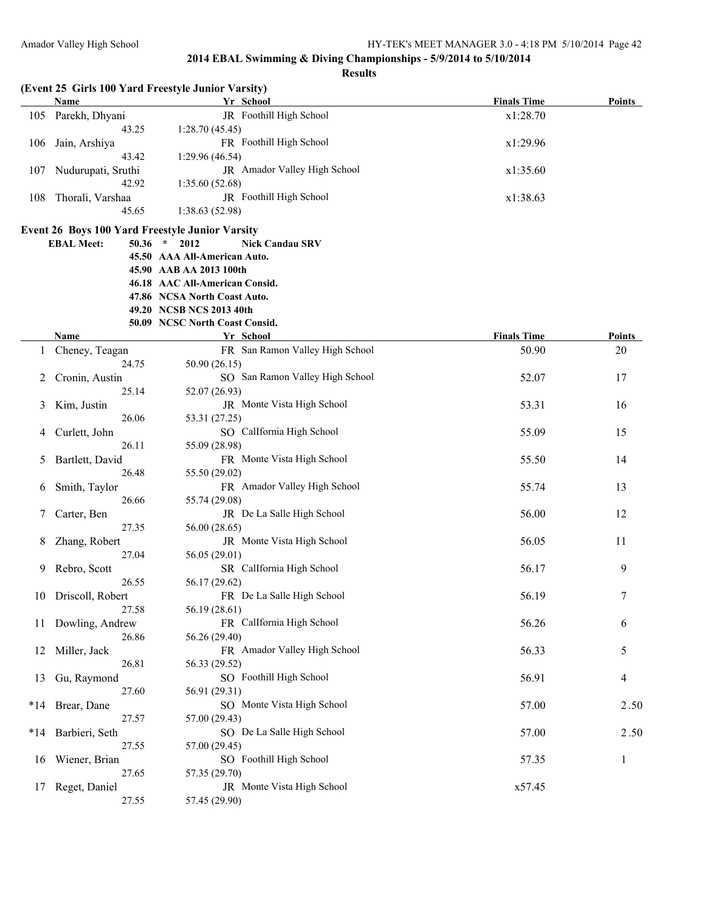## 2014 EBAL Swimming & Diving Championships - 5/9/2014 to 5/10/2014

### Results

**(Event 25 Girls 100 Yard Freestyle Junior Varsity)**

| | Name | Yr | School | Finals Time | Points |
|---|---|---|---|---|---|
| 105 | Parekh, Dhyani | JR | Foothill High School | x1:28.70 | |
| | 43.25 | 1:28.70 (45.45) | | | |
| 106 | Jain, Arshiya | FR | Foothill High School | x1:29.96 | |
| | 43.42 | 1:29.96 (46.54) | | | |
| 107 | Nudurupati, Sruthi | JR | Amador Valley High School | x1:35.60 | |
| | 42.92 | 1:35.60 (52.68) | | | |
| 108 | Thorali, Varshaa | JR | Foothill High School | x1:38.63 | |
| | 45.65 | 1:38.63 (52.98) | | | |

**Event 26 Boys 100 Yard Freestyle Junior Varsity**

**EBAL Meet: 50.36 * 2012 Nick Candau SRV**
**45.50 AAA All-American Auto.**
**45.90 AAB AA 2013 100th**
**46.18 AAC All-American Consid.**
**47.86 NCSA North Coast Auto.**
**49.20 NCSB NCS 2013 40th**
**50.09 NCSC North Coast Consid.**

| | Name | Yr | School | Finals Time | Points |
|---|---|---|---|---|---|
| 1 | Cheney, Teagan | FR | San Ramon Valley High School | 50.90 | 20 |
| | 24.75 | 50.90 (26.15) | | | |
| 2 | Cronin, Austin | SO | San Ramon Valley High School | 52.07 | 17 |
| | 25.14 | 52.07 (26.93) | | | |
| 3 | Kim, Justin | JR | Monte Vista High School | 53.31 | 16 |
| | 26.06 | 53.31 (27.25) | | | |
| 4 | Curlett, John | SO | CalIfornia High School | 55.09 | 15 |
| | 26.11 | 55.09 (28.98) | | | |
| 5 | Bartlett, David | FR | Monte Vista High School | 55.50 | 14 |
| | 26.48 | 55.50 (29.02) | | | |
| 6 | Smith, Taylor | FR | Amador Valley High School | 55.74 | 13 |
| | 26.66 | 55.74 (29.08) | | | |
| 7 | Carter, Ben | JR | De La Salle High School | 56.00 | 12 |
| | 27.35 | 56.00 (28.65) | | | |
| 8 | Zhang, Robert | JR | Monte Vista High School | 56.05 | 11 |
| | 27.04 | 56.05 (29.01) | | | |
| 9 | Rebro, Scott | SR | CalIfornia High School | 56.17 | 9 |
| | 26.55 | 56.17 (29.62) | | | |
| 10 | Driscoll, Robert | FR | De La Salle High School | 56.19 | 7 |
| | 27.58 | 56.19 (28.61) | | | |
| 11 | Dowling, Andrew | FR | CalIfornia High School | 56.26 | 6 |
| | 26.86 | 56.26 (29.40) | | | |
| 12 | Miller, Jack | FR | Amador Valley High School | 56.33 | 5 |
| | 26.81 | 56.33 (29.52) | | | |
| 13 | Gu, Raymond | SO | Foothill High School | 56.91 | 4 |
| | 27.60 | 56.91 (29.31) | | | |
| *14 | Brear, Dane | SO | Monte Vista High School | 57.00 | 2.50 |
| | 27.57 | 57.00 (29.43) | | | |
| *14 | Barbieri, Seth | SO | De La Salle High School | 57.00 | 2.50 |
| | 27.55 | 57.00 (29.45) | | | |
| 16 | Wiener, Brian | SO | Foothill High School | 57.35 | 1 |
| | 27.65 | 57.35 (29.70) | | | |
| 17 | Reget, Daniel | JR | Monte Vista High School | x57.45 | |
| | 27.55 | 57.45 (29.90) | | | |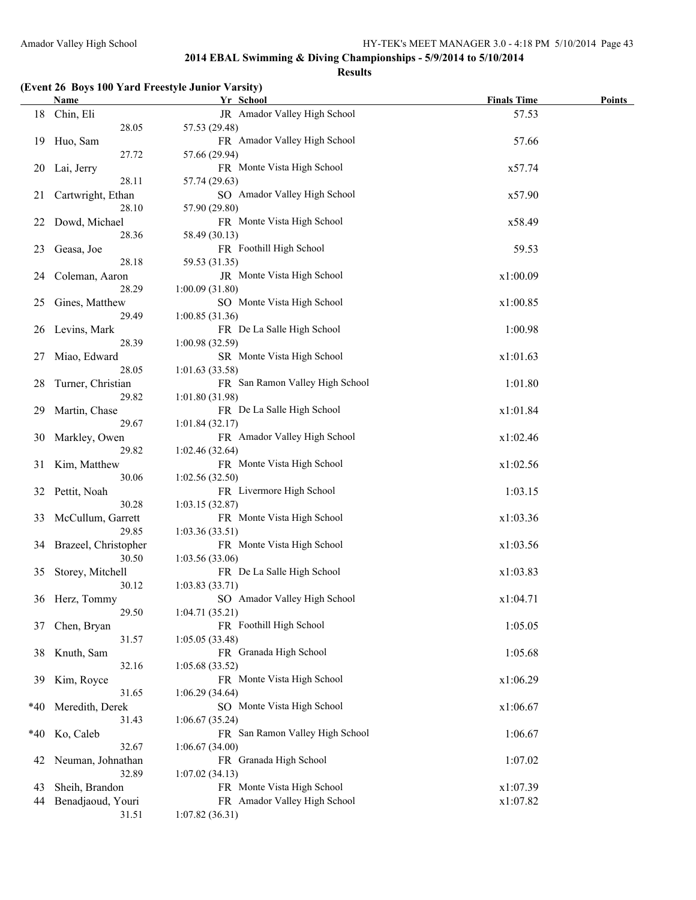## 2014 EBAL Swimming & Diving Championships - 5/9/2014 to 5/10/2014

### Results

**(Event 26 Boys 100 Yard Freestyle Junior Varsity)**

| | Name | Yr | School | Finals Time | Points |
|---|---|---|---|---|---|
| 18 | Chin, Eli | JR | Amador Valley High School | 57.53 | |
| | 28.05 | 57.53 (29.48) | | | |
| 19 | Huo, Sam | FR | Amador Valley High School | 57.66 | |
| | 27.72 | 57.66 (29.94) | | | |
| 20 | Lai, Jerry | FR | Monte Vista High School | x57.74 | |
| | 28.11 | 57.74 (29.63) | | | |
| 21 | Cartwright, Ethan | SO | Amador Valley High School | x57.90 | |
| | 28.10 | 57.90 (29.80) | | | |
| 22 | Dowd, Michael | FR | Monte Vista High School | x58.49 | |
| | 28.36 | 58.49 (30.13) | | | |
| 23 | Geasa, Joe | FR | Foothill High School | 59.53 | |
| | 28.18 | 59.53 (31.35) | | | |
| 24 | Coleman, Aaron | JR | Monte Vista High School | x1:00.09 | |
| | 28.29 | 1:00.09 (31.80) | | | |
| 25 | Gines, Matthew | SO | Monte Vista High School | x1:00.85 | |
| | 29.49 | 1:00.85 (31.36) | | | |
| 26 | Levins, Mark | FR | De La Salle High School | 1:00.98 | |
| | 28.39 | 1:00.98 (32.59) | | | |
| 27 | Miao, Edward | SR | Monte Vista High School | x1:01.63 | |
| | 28.05 | 1:01.63 (33.58) | | | |
| 28 | Turner, Christian | FR | San Ramon Valley High School | 1:01.80 | |
| | 29.82 | 1:01.80 (31.98) | | | |
| 29 | Martin, Chase | FR | De La Salle High School | x1:01.84 | |
| | 29.67 | 1:01.84 (32.17) | | | |
| 30 | Markley, Owen | FR | Amador Valley High School | x1:02.46 | |
| | 29.82 | 1:02.46 (32.64) | | | |
| 31 | Kim, Matthew | FR | Monte Vista High School | x1:02.56 | |
| | 30.06 | 1:02.56 (32.50) | | | |
| 32 | Pettit, Noah | FR | Livermore High School | 1:03.15 | |
| | 30.28 | 1:03.15 (32.87) | | | |
| 33 | McCullum, Garrett | FR | Monte Vista High School | x1:03.36 | |
| | 29.85 | 1:03.36 (33.51) | | | |
| 34 | Brazeel, Christopher | FR | Monte Vista High School | x1:03.56 | |
| | 30.50 | 1:03.56 (33.06) | | | |
| 35 | Storey, Mitchell | FR | De La Salle High School | x1:03.83 | |
| | 30.12 | 1:03.83 (33.71) | | | |
| 36 | Herz, Tommy | SO | Amador Valley High School | x1:04.71 | |
| | 29.50 | 1:04.71 (35.21) | | | |
| 37 | Chen, Bryan | FR | Foothill High School | 1:05.05 | |
| | 31.57 | 1:05.05 (33.48) | | | |
| 38 | Knuth, Sam | FR | Granada High School | 1:05.68 | |
| | 32.16 | 1:05.68 (33.52) | | | |
| 39 | Kim, Royce | FR | Monte Vista High School | x1:06.29 | |
| | 31.65 | 1:06.29 (34.64) | | | |
| *40 | Meredith, Derek | SO | Monte Vista High School | x1:06.67 | |
| | 31.43 | 1:06.67 (35.24) | | | |
| *40 | Ko, Caleb | FR | San Ramon Valley High School | 1:06.67 | |
| | 32.67 | 1:06.67 (34.00) | | | |
| 42 | Neuman, Johnathan | FR | Granada High School | 1:07.02 | |
| | 32.89 | 1:07.02 (34.13) | | | |
| 43 | Sheih, Brandon | FR | Monte Vista High School | x1:07.39 | |
| 44 | Benadjaoud, Youri | FR | Amador Valley High School | x1:07.82 | |
| | 31.51 | 1:07.82 (36.31) | | | |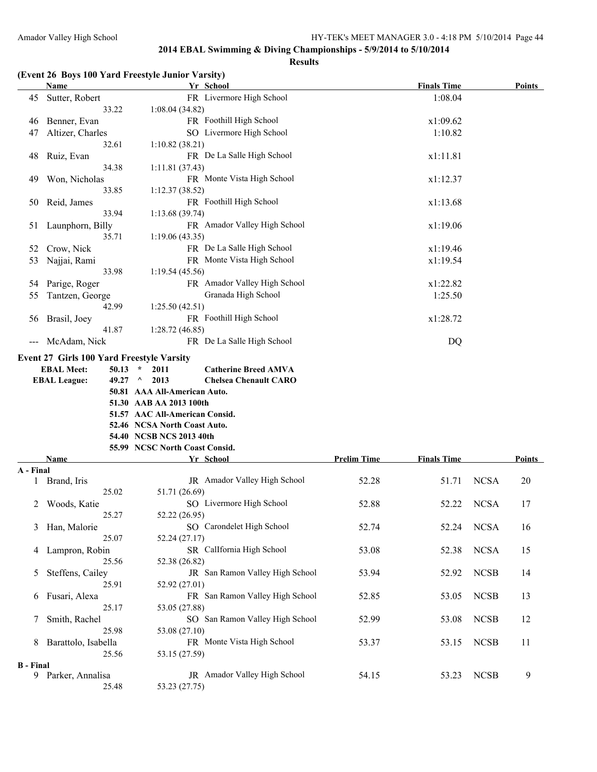## 2014 EBAL Swimming & Diving Championships - 5/9/2014 to 5/10/2014

### Results

**(Event 26 Boys 100 Yard Freestyle Junior Varsity)**

| | Name | Yr | School | Finals Time | Points |
|---|---|---|---|---|---|
| 45 | Sutter, Robert | FR | Livermore High School | 1:08.04 | |
| | 33.22 | 1:08.04 (34.82) | | | |
| 46 | Benner, Evan | FR | Foothill High School | x1:09.62 | |
| 47 | Altizer, Charles | SO | Livermore High School | 1:10.82 | |
| | 32.61 | 1:10.82 (38.21) | | | |
| 48 | Ruiz, Evan | FR | De La Salle High School | x1:11.81 | |
| | 34.38 | 1:11.81 (37.43) | | | |
| 49 | Won, Nicholas | FR | Monte Vista High School | x1:12.37 | |
| | 33.85 | 1:12.37 (38.52) | | | |
| 50 | Reid, James | FR | Foothill High School | x1:13.68 | |
| | 33.94 | 1:13.68 (39.74) | | | |
| 51 | Launphorn, Billy | FR | Amador Valley High School | x1:19.06 | |
| | 35.71 | 1:19.06 (43.35) | | | |
| 52 | Crow, Nick | FR | De La Salle High School | x1:19.46 | |
| 53 | Najjai, Rami | FR | Monte Vista High School | x1:19.54 | |
| | 33.98 | 1:19.54 (45.56) | | | |
| 54 | Parige, Roger | FR | Amador Valley High School | x1:22.82 | |
| 55 | Tantzen, George | | Granada High School | 1:25.50 | |
| | 42.99 | 1:25.50 (42.51) | | | |
| 56 | Brasil, Joey | FR | Foothill High School | x1:28.72 | |
| | 41.87 | 1:28.72 (46.85) | | | |
| --- | McAdam, Nick | FR | De La Salle High School | DQ | |

**Event 27 Girls 100 Yard Freestyle Varsity**

EBAL Meet: 50.13 * 2011 Catherine Breed AMVA
EBAL League: 49.27 ^ 2013 Chelsea Chenault CARO
50.81 AAA All-American Auto.
51.30 AAB AA 2013 100th
51.57 AAC All-American Consid.
52.46 NCSA North Coast Auto.
54.40 NCSB NCS 2013 40th
55.99 NCSC North Coast Consid.

| | Name | Yr | School | Prelim Time | Finals Time | | Points |
|---|---|---|---|---|---|---|---|
| **A - Final** | | | | | | | |
| 1 | Brand, Iris | JR | Amador Valley High School | 52.28 | 51.71 | NCSA | 20 |
| | 25.02 | 51.71 (26.69) | | | | | |
| 2 | Woods, Katie | SO | Livermore High School | 52.88 | 52.22 | NCSA | 17 |
| | 25.27 | 52.22 (26.95) | | | | | |
| 3 | Han, Malorie | SO | Carondelet High School | 52.74 | 52.24 | NCSA | 16 |
| | 25.07 | 52.24 (27.17) | | | | | |
| 4 | Lampron, Robin | SR | California High School | 53.08 | 52.38 | NCSA | 15 |
| | 25.56 | 52.38 (26.82) | | | | | |
| 5 | Steffens, Cailey | JR | San Ramon Valley High School | 53.94 | 52.92 | NCSB | 14 |
| | 25.91 | 52.92 (27.01) | | | | | |
| 6 | Fusari, Alexa | FR | San Ramon Valley High School | 52.85 | 53.05 | NCSB | 13 |
| | 25.17 | 53.05 (27.88) | | | | | |
| 7 | Smith, Rachel | SO | San Ramon Valley High School | 52.99 | 53.08 | NCSB | 12 |
| | 25.98 | 53.08 (27.10) | | | | | |
| 8 | Barattolo, Isabella | FR | Monte Vista High School | 53.37 | 53.15 | NCSB | 11 |
| | 25.56 | 53.15 (27.59) | | | | | |
| **B - Final** | | | | | | | |
| 9 | Parker, Annalisa | JR | Amador Valley High School | 54.15 | 53.23 | NCSB | 9 |
| | 25.48 | 53.23 (27.75) | | | | | |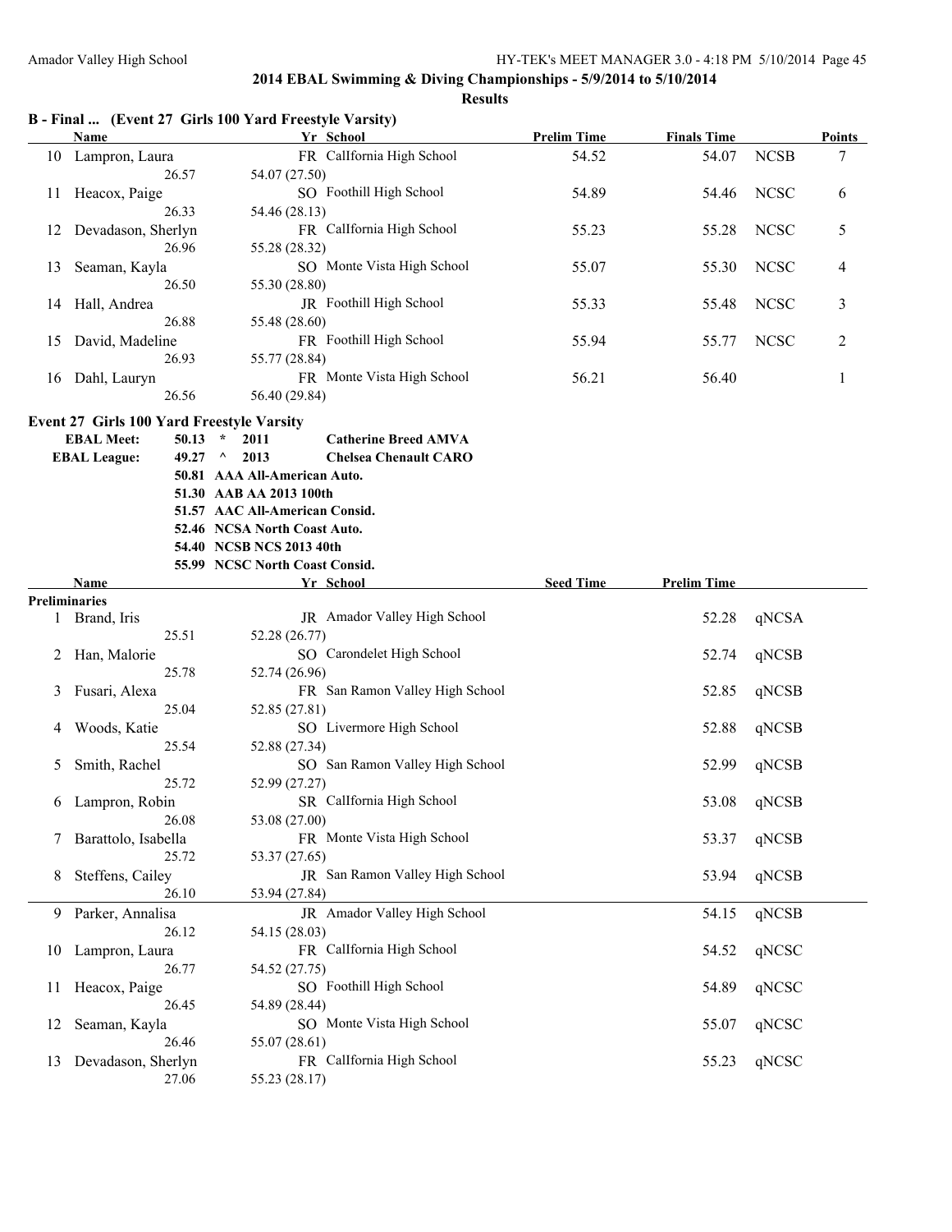**2014 EBAL Swimming & Diving Championships - 5/9/2014 to 5/10/2014**

**Results**

### B - Final ... (Event 27 Girls 100 Yard Freestyle Varsity)

| | Name | Yr | School | Prelim Time | Finals Time | | Points |
|---|---|---|---|---|---|---|---|
| 10 | Lampron, Laura | FR | CalIfornia High School | 54.52 | 54.07 | NCSB | 7 |
| | 26.57 | | 54.07 (27.50) | | | | |
| 11 | Heacox, Paige | SO | Foothill High School | 54.89 | 54.46 | NCSC | 6 |
| | 26.33 | | 54.46 (28.13) | | | | |
| 12 | Devadason, Sherlyn | FR | CalIfornia High School | 55.23 | 55.28 | NCSC | 5 |
| | 26.96 | | 55.28 (28.32) | | | | |
| 13 | Seaman, Kayla | SO | Monte Vista High School | 55.07 | 55.30 | NCSC | 4 |
| | 26.50 | | 55.30 (28.80) | | | | |
| 14 | Hall, Andrea | JR | Foothill High School | 55.33 | 55.48 | NCSC | 3 |
| | 26.88 | | 55.48 (28.60) | | | | |
| 15 | David, Madeline | FR | Foothill High School | 55.94 | 55.77 | NCSC | 2 |
| | 26.93 | | 55.77 (28.84) | | | | |
| 16 | Dahl, Lauryn | FR | Monte Vista High School | 56.21 | 56.40 | | 1 |
| | 26.56 | | 56.40 (29.84) | | | | |

### Event 27 Girls 100 Yard Freestyle Varsity

| | | | |
|---|---|---|---|
| EBAL Meet: | 50.13 * | 2011 | Catherine Breed AMVA |
| EBAL League: | 49.27 ^ | 2013 | Chelsea Chenault CARO |
| | 50.81 | AAA All-American Auto. | |
| | 51.30 | AAB AA 2013 100th | |
| | 51.57 | AAC All-American Consid. | |
| | 52.46 | NCSA North Coast Auto. | |
| | 54.40 | NCSB NCS 2013 40th | |
| | 55.99 | NCSC North Coast Consid. | |

| | Name | Yr | School | Seed Time | Prelim Time | |
|---|---|---|---|---|---|---|
| **Preliminaries** | | | | | | |
| 1 | Brand, Iris | JR | Amador Valley High School | | 52.28 | qNCSA |
| | 25.51 | | 52.28 (26.77) | | | |
| 2 | Han, Malorie | SO | Carondelet High School | | 52.74 | qNCSB |
| | 25.78 | | 52.74 (26.96) | | | |
| 3 | Fusari, Alexa | FR | San Ramon Valley High School | | 52.85 | qNCSB |
| | 25.04 | | 52.85 (27.81) | | | |
| 4 | Woods, Katie | SO | Livermore High School | | 52.88 | qNCSB |
| | 25.54 | | 52.88 (27.34) | | | |
| 5 | Smith, Rachel | SO | San Ramon Valley High School | | 52.99 | qNCSB |
| | 25.72 | | 52.99 (27.27) | | | |
| 6 | Lampron, Robin | SR | CalIfornia High School | | 53.08 | qNCSB |
| | 26.08 | | 53.08 (27.00) | | | |
| 7 | Barattolo, Isabella | FR | Monte Vista High School | | 53.37 | qNCSB |
| | 25.72 | | 53.37 (27.65) | | | |
| 8 | Steffens, Cailey | JR | San Ramon Valley High School | | 53.94 | qNCSB |
| | 26.10 | | 53.94 (27.84) | | | |
| 9 | Parker, Annalisa | JR | Amador Valley High School | | 54.15 | qNCSB |
| | 26.12 | | 54.15 (28.03) | | | |
| 10 | Lampron, Laura | FR | CalIfornia High School | | 54.52 | qNCSC |
| | 26.77 | | 54.52 (27.75) | | | |
| 11 | Heacox, Paige | SO | Foothill High School | | 54.89 | qNCSC |
| | 26.45 | | 54.89 (28.44) | | | |
| 12 | Seaman, Kayla | SO | Monte Vista High School | | 55.07 | qNCSC |
| | 26.46 | | 55.07 (28.61) | | | |
| 13 | Devadason, Sherlyn | FR | CalIfornia High School | | 55.23 | qNCSC |
| | 27.06 | | 55.23 (28.17) | | | |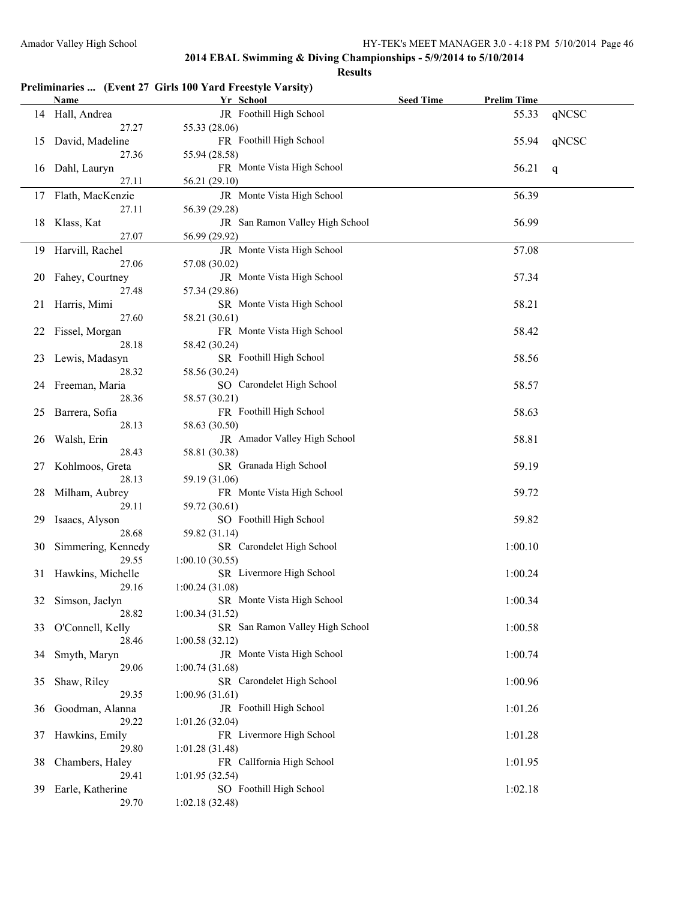## 2014 EBAL Swimming & Diving Championships - 5/9/2014 to 5/10/2014

### Results

**Preliminaries ... (Event 27 Girls 100 Yard Freestyle Varsity)**

| | Name | Yr | School | Seed Time | Prelim Time | |
|---|---|---|---|---|---|---|
| 14 | Hall, Andrea | JR | Foothill High School | | 55.33 | qNCSC |
| | 27.27 | | 55.33 (28.06) | | | |
| 15 | David, Madeline | FR | Foothill High School | | 55.94 | qNCSC |
| | 27.36 | | 55.94 (28.58) | | | |
| 16 | Dahl, Lauryn | FR | Monte Vista High School | | 56.21 | q |
| | 27.11 | | 56.21 (29.10) | | | |
| 17 | Flath, MacKenzie | JR | Monte Vista High School | | 56.39 | |
| | 27.11 | | 56.39 (29.28) | | | |
| 18 | Klass, Kat | JR | San Ramon Valley High School | | 56.99 | |
| | 27.07 | | 56.99 (29.92) | | | |
| 19 | Harvill, Rachel | JR | Monte Vista High School | | 57.08 | |
| | 27.06 | | 57.08 (30.02) | | | |
| 20 | Fahey, Courtney | JR | Monte Vista High School | | 57.34 | |
| | 27.48 | | 57.34 (29.86) | | | |
| 21 | Harris, Mimi | SR | Monte Vista High School | | 58.21 | |
| | 27.60 | | 58.21 (30.61) | | | |
| 22 | Fissel, Morgan | FR | Monte Vista High School | | 58.42 | |
| | 28.18 | | 58.42 (30.24) | | | |
| 23 | Lewis, Madasyn | SR | Foothill High School | | 58.56 | |
| | 28.32 | | 58.56 (30.24) | | | |
| 24 | Freeman, Maria | SO | Carondelet High School | | 58.57 | |
| | 28.36 | | 58.57 (30.21) | | | |
| 25 | Barrera, Sofia | FR | Foothill High School | | 58.63 | |
| | 28.13 | | 58.63 (30.50) | | | |
| 26 | Walsh, Erin | JR | Amador Valley High School | | 58.81 | |
| | 28.43 | | 58.81 (30.38) | | | |
| 27 | Kohlmoos, Greta | SR | Granada High School | | 59.19 | |
| | 28.13 | | 59.19 (31.06) | | | |
| 28 | Milham, Aubrey | FR | Monte Vista High School | | 59.72 | |
| | 29.11 | | 59.72 (30.61) | | | |
| 29 | Isaacs, Alyson | SO | Foothill High School | | 59.82 | |
| | 28.68 | | 59.82 (31.14) | | | |
| 30 | Simmering, Kennedy | SR | Carondelet High School | | 1:00.10 | |
| | 29.55 | | 1:00.10 (30.55) | | | |
| 31 | Hawkins, Michelle | SR | Livermore High School | | 1:00.24 | |
| | 29.16 | | 1:00.24 (31.08) | | | |
| 32 | Simson, Jaclyn | SR | Monte Vista High School | | 1:00.34 | |
| | 28.82 | | 1:00.34 (31.52) | | | |
| 33 | O'Connell, Kelly | SR | San Ramon Valley High School | | 1:00.58 | |
| | 28.46 | | 1:00.58 (32.12) | | | |
| 34 | Smyth, Maryn | JR | Monte Vista High School | | 1:00.74 | |
| | 29.06 | | 1:00.74 (31.68) | | | |
| 35 | Shaw, Riley | SR | Carondelet High School | | 1:00.96 | |
| | 29.35 | | 1:00.96 (31.61) | | | |
| 36 | Goodman, Alanna | JR | Foothill High School | | 1:01.26 | |
| | 29.22 | | 1:01.26 (32.04) | | | |
| 37 | Hawkins, Emily | FR | Livermore High School | | 1:01.28 | |
| | 29.80 | | 1:01.28 (31.48) | | | |
| 38 | Chambers, Haley | FR | CalIfornia High School | | 1:01.95 | |
| | 29.41 | | 1:01.95 (32.54) | | | |
| 39 | Earle, Katherine | SO | Foothill High School | | 1:02.18 | |
| | 29.70 | | 1:02.18 (32.48) | | | |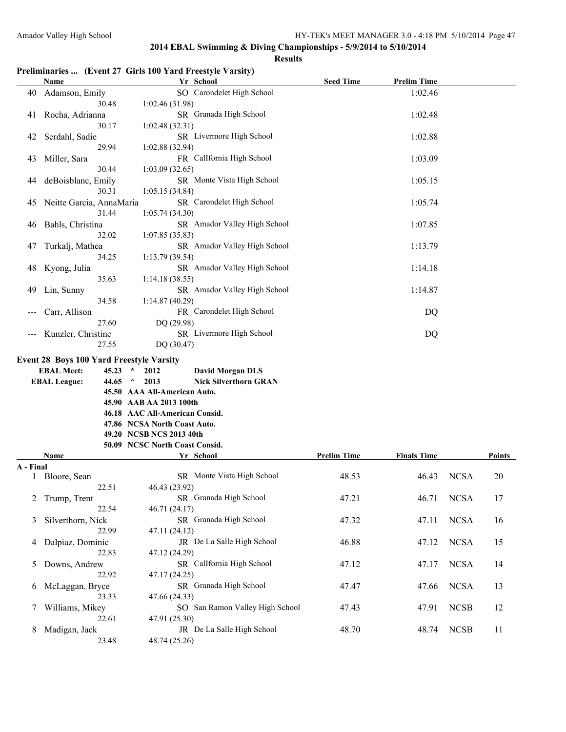## 2014 EBAL Swimming & Diving Championships - 5/9/2014 to 5/10/2014

### Results

**Preliminaries ... (Event 27 Girls 100 Yard Freestyle Varsity)**

| | Name | Yr | School | Seed Time | Prelim Time |
|---|---|---|---|---|---|
| 40 | Adamson, Emily | SO | Carondelet High School | | 1:02.46 |
| | 30.48 | 1:02.46 (31.98) | | | |
| 41 | Rocha, Adrianna | SR | Granada High School | | 1:02.48 |
| | 30.17 | 1:02.48 (32.31) | | | |
| 42 | Serdahl, Sadie | SR | Livermore High School | | 1:02.88 |
| | 29.94 | 1:02.88 (32.94) | | | |
| 43 | Miller, Sara | FR | CalIfornia High School | | 1:03.09 |
| | 30.44 | 1:03.09 (32.65) | | | |
| 44 | deBoisblanc, Emily | SR | Monte Vista High School | | 1:05.15 |
| | 30.31 | 1:05.15 (34.84) | | | |
| 45 | Neitte Garcia, AnnaMaria | SR | Carondelet High School | | 1:05.74 |
| | 31.44 | 1:05.74 (34.30) | | | |
| 46 | Bahls, Christina | SR | Amador Valley High School | | 1:07.85 |
| | 32.02 | 1:07.85 (35.83) | | | |
| 47 | Turkalj, Mathea | SR | Amador Valley High School | | 1:13.79 |
| | 34.25 | 1:13.79 (39.54) | | | |
| 48 | Kyong, Julia | SR | Amador Valley High School | | 1:14.18 |
| | 35.63 | 1:14.18 (38.55) | | | |
| 49 | Lin, Sunny | SR | Amador Valley High School | | 1:14.87 |
| | 34.58 | 1:14.87 (40.29) | | | |
| --- | Carr, Allison | FR | Carondelet High School | | DQ |
| | 27.60 | DQ (29.98) | | | |
| --- | Kunzler, Christine | SR | Livermore High School | | DQ |
| | 27.55 | DQ (30.47) | | | |

**Event 28 Boys 100 Yard Freestyle Varsity**

| | | | | |
|---|---|---|---|---|
| **EBAL Meet:** | **45.23** | * | **2012** | **David Morgan DLS** |
| **EBAL League:** | **44.65** | ^ | **2013** | **Nick Silverthorn GRAN** |
| | **45.50** | **AAA All-American Auto.** | | |
| | **45.90** | **AAB AA 2013 100th** | | |
| | **46.18** | **AAC All-American Consid.** | | |
| | **47.86** | **NCSA North Coast Auto.** | | |
| | **49.20** | **NCSB NCS 2013 40th** | | |
| | **50.09** | **NCSC North Coast Consid.** | | |

| | Name | Yr | School | Prelim Time | Finals Time | | Points |
|---|---|---|---|---|---|---|---|
| **A - Final** | | | | | | | |
| 1 | Bloore, Sean | SR | Monte Vista High School | 48.53 | 46.43 | NCSA | 20 |
| | 22.51 | 46.43 (23.92) | | | | | |
| 2 | Trump, Trent | SR | Granada High School | 47.21 | 46.71 | NCSA | 17 |
| | 22.54 | 46.71 (24.17) | | | | | |
| 3 | Silverthorn, Nick | SR | Granada High School | 47.32 | 47.11 | NCSA | 16 |
| | 22.99 | 47.11 (24.12) | | | | | |
| 4 | Dalpiaz, Dominic | JR | De La Salle High School | 46.88 | 47.12 | NCSA | 15 |
| | 22.83 | 47.12 (24.29) | | | | | |
| 5 | Downs, Andrew | SR | CalIfornia High School | 47.12 | 47.17 | NCSA | 14 |
| | 22.92 | 47.17 (24.25) | | | | | |
| 6 | McLaggan, Bryce | SR | Granada High School | 47.47 | 47.66 | NCSA | 13 |
| | 23.33 | 47.66 (24.33) | | | | | |
| 7 | Williams, Mikey | SO | San Ramon Valley High School | 47.43 | 47.91 | NCSB | 12 |
| | 22.61 | 47.91 (25.30) | | | | | |
| 8 | Madigan, Jack | JR | De La Salle High School | 48.70 | 48.74 | NCSB | 11 |
| | 23.48 | 48.74 (25.26) | | | | | |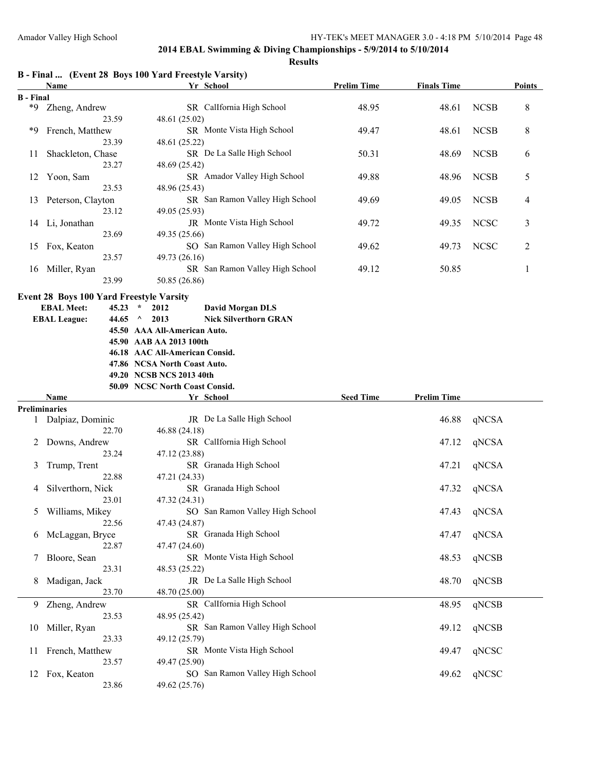## 2014 EBAL Swimming & Diving Championships - 5/9/2014 to 5/10/2014

### Results

### B - Final ... (Event 28 Boys 100 Yard Freestyle Varsity)

| | Name | Yr | School | Prelim Time | Finals Time | | Points |
|---|---|---|---|---|---|---|---|
| **B - Final** | | | | | | | |
| *9 | Zheng, Andrew | SR | California High School | 48.95 | 48.61 | NCSB | 8 |
| | 23.59 | 48.61 (25.02) | | | | | |
| *9 | French, Matthew | SR | Monte Vista High School | 49.47 | 48.61 | NCSB | 8 |
| | 23.39 | 48.61 (25.22) | | | | | |
| 11 | Shackleton, Chase | SR | De La Salle High School | 50.31 | 48.69 | NCSB | 6 |
| | 23.27 | 48.69 (25.42) | | | | | |
| 12 | Yoon, Sam | SR | Amador Valley High School | 49.88 | 48.96 | NCSB | 5 |
| | 23.53 | 48.96 (25.43) | | | | | |
| 13 | Peterson, Clayton | SR | San Ramon Valley High School | 49.69 | 49.05 | NCSB | 4 |
| | 23.12 | 49.05 (25.93) | | | | | |
| 14 | Li, Jonathan | JR | Monte Vista High School | 49.72 | 49.35 | NCSC | 3 |
| | 23.69 | 49.35 (25.66) | | | | | |
| 15 | Fox, Keaton | SO | San Ramon Valley High School | 49.62 | 49.73 | NCSC | 2 |
| | 23.57 | 49.73 (26.16) | | | | | |
| 16 | Miller, Ryan | SR | San Ramon Valley High School | 49.12 | 50.85 | | 1 |
| | 23.99 | 50.85 (26.86) | | | | | |

### Event 28 Boys 100 Yard Freestyle Varsity

| | | | | |
|---|---|---|---|---|
| **EBAL Meet:** | **45.23** | * | **2012** | **David Morgan DLS** |
| **EBAL League:** | **44.65** | ^ | **2013** | **Nick Silverthorn GRAN** |
| | **45.50** | **AAA All-American Auto.** | | |
| | **45.90** | **AAB AA 2013 100th** | | |
| | **46.18** | **AAC All-American Consid.** | | |
| | **47.86** | **NCSA North Coast Auto.** | | |
| | **49.20** | **NCSB NCS 2013 40th** | | |
| | **50.09** | **NCSC North Coast Consid.** | | |

| | Name | Yr | School | Seed Time | Prelim Time | |
|---|---|---|---|---|---|---|
| **Preliminaries** | | | | | | |
| 1 | Dalpiaz, Dominic | JR | De La Salle High School | | 46.88 | qNCSA |
| | 22.70 | 46.88 (24.18) | | | | |
| 2 | Downs, Andrew | SR | California High School | | 47.12 | qNCSA |
| | 23.24 | 47.12 (23.88) | | | | |
| 3 | Trump, Trent | SR | Granada High School | | 47.21 | qNCSA |
| | 22.88 | 47.21 (24.33) | | | | |
| 4 | Silverthorn, Nick | SR | Granada High School | | 47.32 | qNCSA |
| | 23.01 | 47.32 (24.31) | | | | |
| 5 | Williams, Mikey | SO | San Ramon Valley High School | | 47.43 | qNCSA |
| | 22.56 | 47.43 (24.87) | | | | |
| 6 | McLaggan, Bryce | SR | Granada High School | | 47.47 | qNCSA |
| | 22.87 | 47.47 (24.60) | | | | |
| 7 | Bloore, Sean | SR | Monte Vista High School | | 48.53 | qNCSB |
| | 23.31 | 48.53 (25.22) | | | | |
| 8 | Madigan, Jack | JR | De La Salle High School | | 48.70 | qNCSB |
| | 23.70 | 48.70 (25.00) | | | | |
| 9 | Zheng, Andrew | SR | California High School | | 48.95 | qNCSB |
| | 23.53 | 48.95 (25.42) | | | | |
| 10 | Miller, Ryan | SR | San Ramon Valley High School | | 49.12 | qNCSB |
| | 23.33 | 49.12 (25.79) | | | | |
| 11 | French, Matthew | SR | Monte Vista High School | | 49.47 | qNCSC |
| | 23.57 | 49.47 (25.90) | | | | |
| 12 | Fox, Keaton | SO | San Ramon Valley High School | | 49.62 | qNCSC |
| | 23.86 | 49.62 (25.76) | | | | |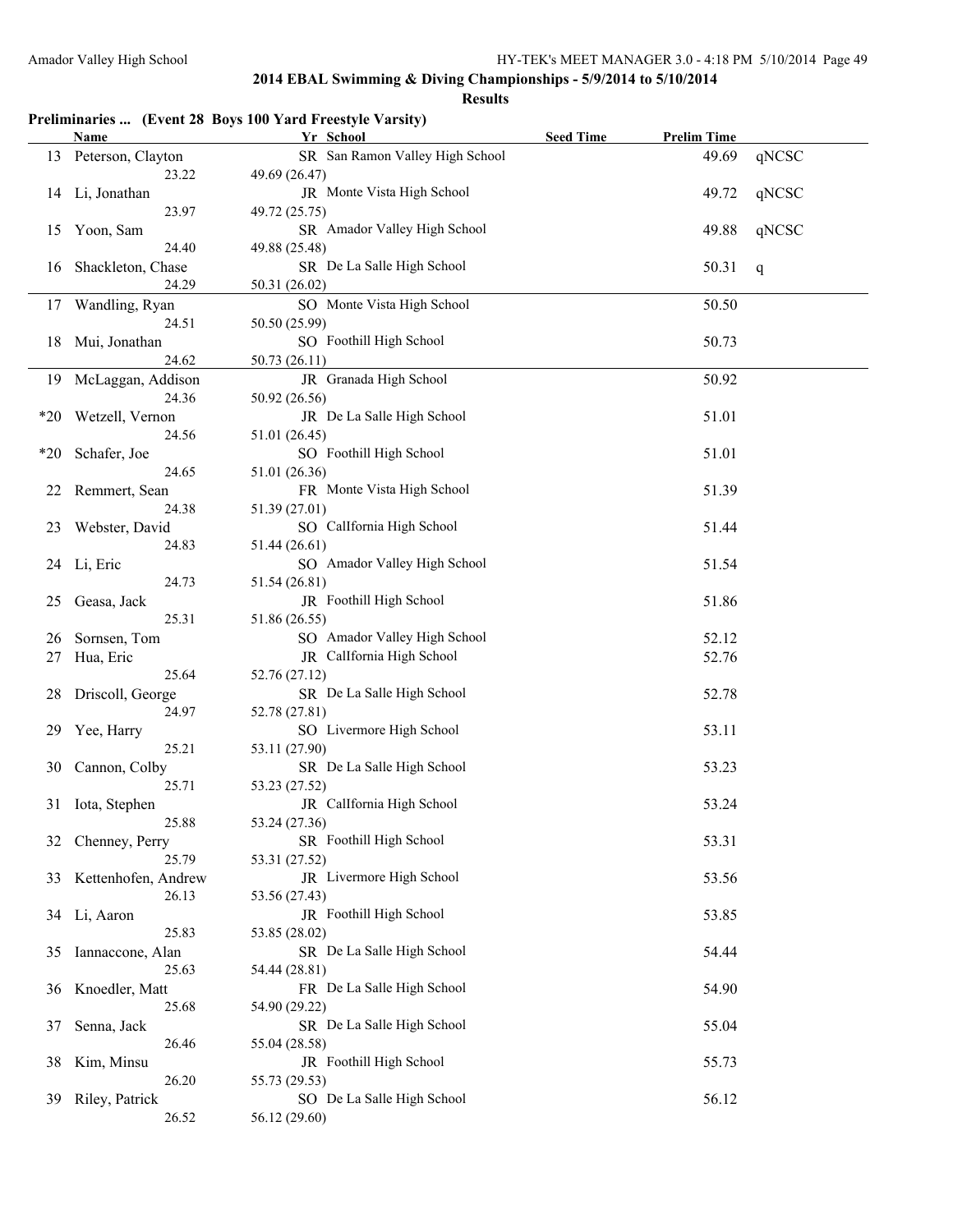## 2014 EBAL Swimming & Diving Championships - 5/9/2014 to 5/10/2014

### Results

**Preliminaries ... (Event 28 Boys 100 Yard Freestyle Varsity)**

| | Name | Yr | School | Seed Time | Prelim Time | |
|---|---|---|---|---|---|---|
| 13 | Peterson, Clayton | SR | San Ramon Valley High School | | 49.69 | qNCSC |
| | 23.22 | | 49.69 (26.47) | | | |
| 14 | Li, Jonathan | JR | Monte Vista High School | | 49.72 | qNCSC |
| | 23.97 | | 49.72 (25.75) | | | |
| 15 | Yoon, Sam | SR | Amador Valley High School | | 49.88 | qNCSC |
| | 24.40 | | 49.88 (25.48) | | | |
| 16 | Shackleton, Chase | SR | De La Salle High School | | 50.31 | q |
| | 24.29 | | 50.31 (26.02) | | | |
| 17 | Wandling, Ryan | SO | Monte Vista High School | | 50.50 | |
| | 24.51 | | 50.50 (25.99) | | | |
| 18 | Mui, Jonathan | SO | Foothill High School | | 50.73 | |
| | 24.62 | | 50.73 (26.11) | | | |
| 19 | McLaggan, Addison | JR | Granada High School | | 50.92 | |
| | 24.36 | | 50.92 (26.56) | | | |
| *20 | Wetzell, Vernon | JR | De La Salle High School | | 51.01 | |
| | 24.56 | | 51.01 (26.45) | | | |
| *20 | Schafer, Joe | SO | Foothill High School | | 51.01 | |
| | 24.65 | | 51.01 (26.36) | | | |
| 22 | Remmert, Sean | FR | Monte Vista High School | | 51.39 | |
| | 24.38 | | 51.39 (27.01) | | | |
| 23 | Webster, David | SO | CalIfornia High School | | 51.44 | |
| | 24.83 | | 51.44 (26.61) | | | |
| 24 | Li, Eric | SO | Amador Valley High School | | 51.54 | |
| | 24.73 | | 51.54 (26.81) | | | |
| 25 | Geasa, Jack | JR | Foothill High School | | 51.86 | |
| | 25.31 | | 51.86 (26.55) | | | |
| 26 | Sornsen, Tom | SO | Amador Valley High School | | 52.12 | |
| 27 | Hua, Eric | JR | CalIfornia High School | | 52.76 | |
| | 25.64 | | 52.76 (27.12) | | | |
| 28 | Driscoll, George | SR | De La Salle High School | | 52.78 | |
| | 24.97 | | 52.78 (27.81) | | | |
| 29 | Yee, Harry | SO | Livermore High School | | 53.11 | |
| | 25.21 | | 53.11 (27.90) | | | |
| 30 | Cannon, Colby | SR | De La Salle High School | | 53.23 | |
| | 25.71 | | 53.23 (27.52) | | | |
| 31 | Iota, Stephen | JR | CalIfornia High School | | 53.24 | |
| | 25.88 | | 53.24 (27.36) | | | |
| 32 | Chenney, Perry | SR | Foothill High School | | 53.31 | |
| | 25.79 | | 53.31 (27.52) | | | |
| 33 | Kettenhofen, Andrew | JR | Livermore High School | | 53.56 | |
| | 26.13 | | 53.56 (27.43) | | | |
| 34 | Li, Aaron | JR | Foothill High School | | 53.85 | |
| | 25.83 | | 53.85 (28.02) | | | |
| 35 | Iannaccone, Alan | SR | De La Salle High School | | 54.44 | |
| | 25.63 | | 54.44 (28.81) | | | |
| 36 | Knoedler, Matt | FR | De La Salle High School | | 54.90 | |
| | 25.68 | | 54.90 (29.22) | | | |
| 37 | Senna, Jack | SR | De La Salle High School | | 55.04 | |
| | 26.46 | | 55.04 (28.58) | | | |
| 38 | Kim, Minsu | JR | Foothill High School | | 55.73 | |
| | 26.20 | | 55.73 (29.53) | | | |
| 39 | Riley, Patrick | SO | De La Salle High School | | 56.12 | |
| | 26.52 | | 56.12 (29.60) | | | |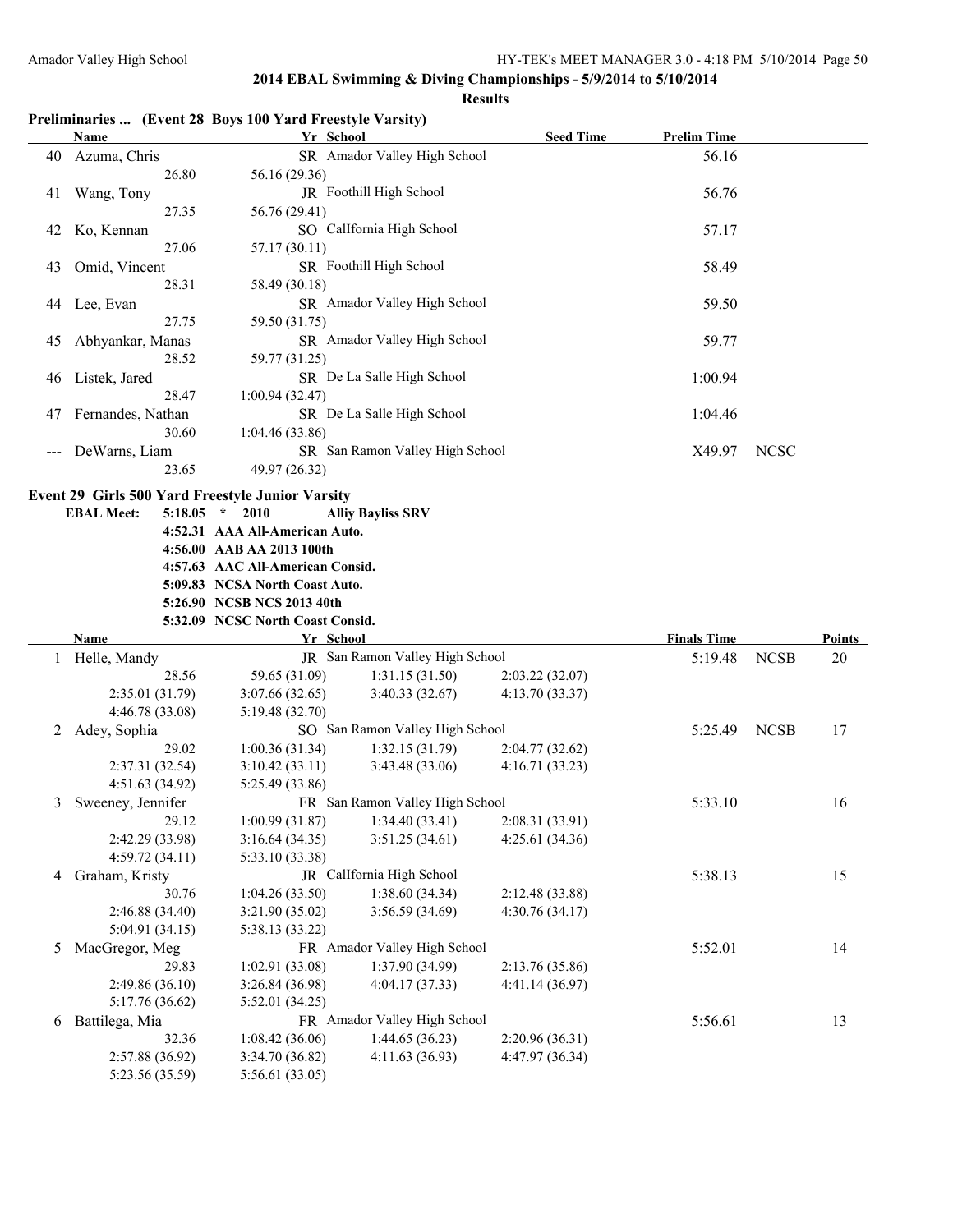## 2014 EBAL Swimming & Diving Championships - 5/9/2014 to 5/10/2014

### Results

**Preliminaries ... (Event 28 Boys 100 Yard Freestyle Varsity)**

| | Name | Yr | School | Seed Time | Prelim Time | |
|---|---|---|---|---|---|---|
| 40 | Azuma, Chris | SR | Amador Valley High School | | 56.16 | |
| | 26.80 | 56.16 (29.36) | | | | |
| 41 | Wang, Tony | JR | Foothill High School | | 56.76 | |
| | 27.35 | 56.76 (29.41) | | | | |
| 42 | Ko, Kennan | SO | CalIfornia High School | | 57.17 | |
| | 27.06 | 57.17 (30.11) | | | | |
| 43 | Omid, Vincent | SR | Foothill High School | | 58.49 | |
| | 28.31 | 58.49 (30.18) | | | | |
| 44 | Lee, Evan | SR | Amador Valley High School | | 59.50 | |
| | 27.75 | 59.50 (31.75) | | | | |
| 45 | Abhyankar, Manas | SR | Amador Valley High School | | 59.77 | |
| | 28.52 | 59.77 (31.25) | | | | |
| 46 | Listek, Jared | SR | De La Salle High School | | 1:00.94 | |
| | 28.47 | 1:00.94 (32.47) | | | | |
| 47 | Fernandes, Nathan | SR | De La Salle High School | | 1:04.46 | |
| | 30.60 | 1:04.46 (33.86) | | | | |
| --- | DeWarns, Liam | SR | San Ramon Valley High School | | X49.97 | NCSC |
| | 23.65 | 49.97 (26.32) | | | | |

**Event 29 Girls 500 Yard Freestyle Junior Varsity**

**EBAL Meet: 5:18.05 * 2010 Alliy Bayliss SRV**
**4:52.31 AAA All-American Auto.**
**4:56.00 AAB AA 2013 100th**
**4:57.63 AAC All-American Consid.**
**5:09.83 NCSA North Coast Auto.**
**5:26.90 NCSB NCS 2013 40th**
**5:32.09 NCSC North Coast Consid.**

| | Name | Yr | School | | Finals Time | | Points |
|---|---|---|---|---|---|---|---|
| 1 | Helle, Mandy | JR | San Ramon Valley High School | | 5:19.48 | NCSB | 20 |
| | 28.56 | 59.65 (31.09) | 1:31.15 (31.50) | 2:03.22 (32.07) | | | |
| | 2:35.01 (31.79) | 3:07.66 (32.65) | 3:40.33 (32.67) | 4:13.70 (33.37) | | | |
| | 4:46.78 (33.08) | 5:19.48 (32.70) | | | | | |
| 2 | Adey, Sophia | SO | San Ramon Valley High School | | 5:25.49 | NCSB | 17 |
| | 29.02 | 1:00.36 (31.34) | 1:32.15 (31.79) | 2:04.77 (32.62) | | | |
| | 2:37.31 (32.54) | 3:10.42 (33.11) | 3:43.48 (33.06) | 4:16.71 (33.23) | | | |
| | 4:51.63 (34.92) | 5:25.49 (33.86) | | | | | |
| 3 | Sweeney, Jennifer | FR | San Ramon Valley High School | | 5:33.10 | | 16 |
| | 29.12 | 1:00.99 (31.87) | 1:34.40 (33.41) | 2:08.31 (33.91) | | | |
| | 2:42.29 (33.98) | 3:16.64 (34.35) | 3:51.25 (34.61) | 4:25.61 (34.36) | | | |
| | 4:59.72 (34.11) | 5:33.10 (33.38) | | | | | |
| 4 | Graham, Kristy | JR | CalIfornia High School | | 5:38.13 | | 15 |
| | 30.76 | 1:04.26 (33.50) | 1:38.60 (34.34) | 2:12.48 (33.88) | | | |
| | 2:46.88 (34.40) | 3:21.90 (35.02) | 3:56.59 (34.69) | 4:30.76 (34.17) | | | |
| | 5:04.91 (34.15) | 5:38.13 (33.22) | | | | | |
| 5 | MacGregor, Meg | FR | Amador Valley High School | | 5:52.01 | | 14 |
| | 29.83 | 1:02.91 (33.08) | 1:37.90 (34.99) | 2:13.76 (35.86) | | | |
| | 2:49.86 (36.10) | 3:26.84 (36.98) | 4:04.17 (37.33) | 4:41.14 (36.97) | | | |
| | 5:17.76 (36.62) | 5:52.01 (34.25) | | | | | |
| 6 | Battilega, Mia | FR | Amador Valley High School | | 5:56.61 | | 13 |
| | 32.36 | 1:08.42 (36.06) | 1:44.65 (36.23) | 2:20.96 (36.31) | | | |
| | 2:57.88 (36.92) | 3:34.70 (36.82) | 4:11.63 (36.93) | 4:47.97 (36.34) | | | |
| | 5:23.56 (35.59) | 5:56.61 (33.05) | | | | | |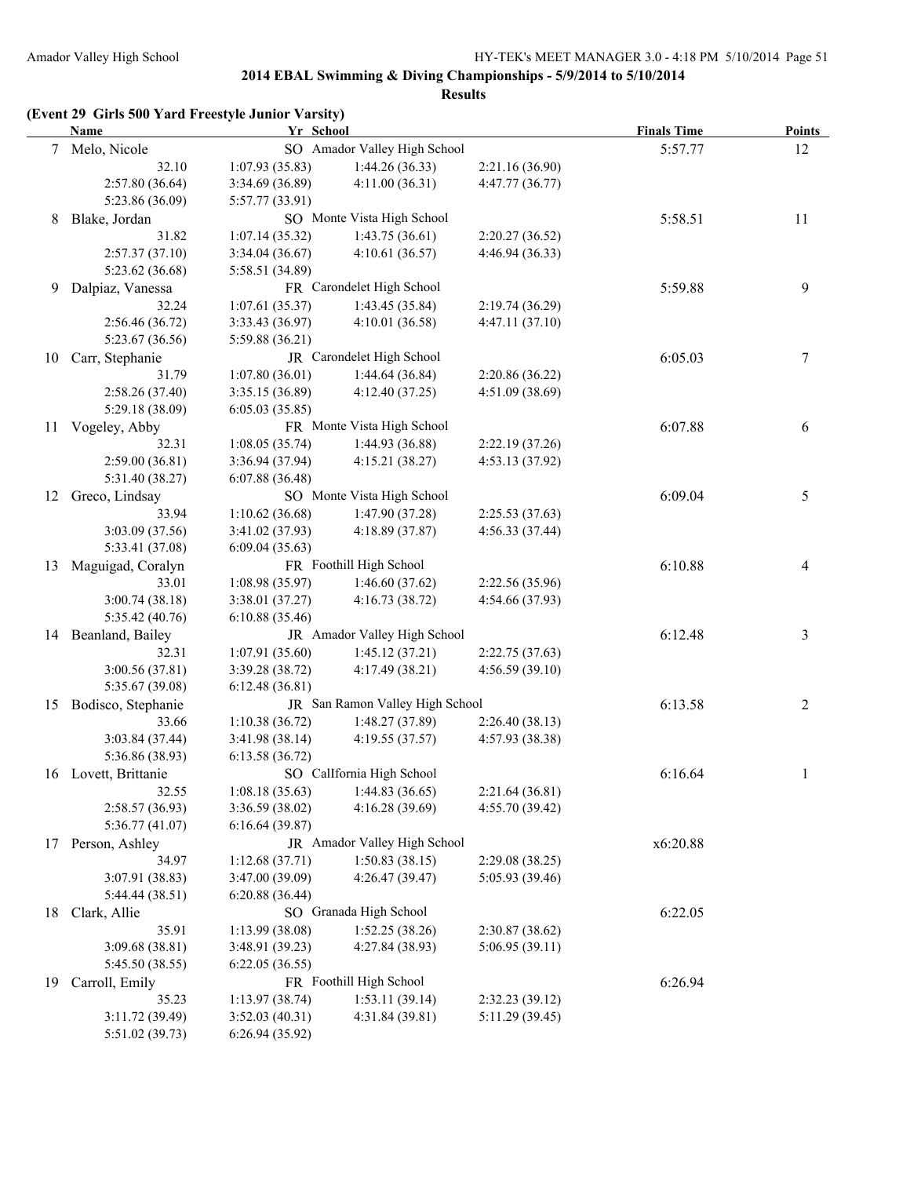## 2014 EBAL Swimming & Diving Championships - 5/9/2014 to 5/10/2014

### Results

**(Event 29 Girls 500 Yard Freestyle Junior Varsity)**

| | Name | Yr | School | Finals Time | Points |
|---|---|---|---|---|---|
| 7 | Melo, Nicole | SO | Amador Valley High School | 5:57.77 | 12 |
| | 32.10 | 1:07.93 (35.83) | 1:44.26 (36.33) | 2:21.16 (36.90) | |
| | 2:57.80 (36.64) | 3:34.69 (36.89) | 4:11.00 (36.31) | 4:47.77 (36.77) | |
| | 5:23.86 (36.09) | 5:57.77 (33.91) | | | |
| 8 | Blake, Jordan | SO | Monte Vista High School | 5:58.51 | 11 |
| | 31.82 | 1:07.14 (35.32) | 1:43.75 (36.61) | 2:20.27 (36.52) | |
| | 2:57.37 (37.10) | 3:34.04 (36.67) | 4:10.61 (36.57) | 4:46.94 (36.33) | |
| | 5:23.62 (36.68) | 5:58.51 (34.89) | | | |
| 9 | Dalpiaz, Vanessa | FR | Carondelet High School | 5:59.88 | 9 |
| | 32.24 | 1:07.61 (35.37) | 1:43.45 (35.84) | 2:19.74 (36.29) | |
| | 2:56.46 (36.72) | 3:33.43 (36.97) | 4:10.01 (36.58) | 4:47.11 (37.10) | |
| | 5:23.67 (36.56) | 5:59.88 (36.21) | | | |
| 10 | Carr, Stephanie | JR | Carondelet High School | 6:05.03 | 7 |
| | 31.79 | 1:07.80 (36.01) | 1:44.64 (36.84) | 2:20.86 (36.22) | |
| | 2:58.26 (37.40) | 3:35.15 (36.89) | 4:12.40 (37.25) | 4:51.09 (38.69) | |
| | 5:29.18 (38.09) | 6:05.03 (35.85) | | | |
| 11 | Vogeley, Abby | FR | Monte Vista High School | 6:07.88 | 6 |
| | 32.31 | 1:08.05 (35.74) | 1:44.93 (36.88) | 2:22.19 (37.26) | |
| | 2:59.00 (36.81) | 3:36.94 (37.94) | 4:15.21 (38.27) | 4:53.13 (37.92) | |
| | 5:31.40 (38.27) | 6:07.88 (36.48) | | | |
| 12 | Greco, Lindsay | SO | Monte Vista High School | 6:09.04 | 5 |
| | 33.94 | 1:10.62 (36.68) | 1:47.90 (37.28) | 2:25.53 (37.63) | |
| | 3:03.09 (37.56) | 3:41.02 (37.93) | 4:18.89 (37.87) | 4:56.33 (37.44) | |
| | 5:33.41 (37.08) | 6:09.04 (35.63) | | | |
| 13 | Maguigad, Coralyn | FR | Foothill High School | 6:10.88 | 4 |
| | 33.01 | 1:08.98 (35.97) | 1:46.60 (37.62) | 2:22.56 (35.96) | |
| | 3:00.74 (38.18) | 3:38.01 (37.27) | 4:16.73 (38.72) | 4:54.66 (37.93) | |
| | 5:35.42 (40.76) | 6:10.88 (35.46) | | | |
| 14 | Beanland, Bailey | JR | Amador Valley High School | 6:12.48 | 3 |
| | 32.31 | 1:07.91 (35.60) | 1:45.12 (37.21) | 2:22.75 (37.63) | |
| | 3:00.56 (37.81) | 3:39.28 (38.72) | 4:17.49 (38.21) | 4:56.59 (39.10) | |
| | 5:35.67 (39.08) | 6:12.48 (36.81) | | | |
| 15 | Bodisco, Stephanie | JR | San Ramon Valley High School | 6:13.58 | 2 |
| | 33.66 | 1:10.38 (36.72) | 1:48.27 (37.89) | 2:26.40 (38.13) | |
| | 3:03.84 (37.44) | 3:41.98 (38.14) | 4:19.55 (37.57) | 4:57.93 (38.38) | |
| | 5:36.86 (38.93) | 6:13.58 (36.72) | | | |
| 16 | Lovett, Brittanie | SO | CalIfornia High School | 6:16.64 | 1 |
| | 32.55 | 1:08.18 (35.63) | 1:44.83 (36.65) | 2:21.64 (36.81) | |
| | 2:58.57 (36.93) | 3:36.59 (38.02) | 4:16.28 (39.69) | 4:55.70 (39.42) | |
| | 5:36.77 (41.07) | 6:16.64 (39.87) | | | |
| 17 | Person, Ashley | JR | Amador Valley High School | x6:20.88 | |
| | 34.97 | 1:12.68 (37.71) | 1:50.83 (38.15) | 2:29.08 (38.25) | |
| | 3:07.91 (38.83) | 3:47.00 (39.09) | 4:26.47 (39.47) | 5:05.93 (39.46) | |
| | 5:44.44 (38.51) | 6:20.88 (36.44) | | | |
| 18 | Clark, Allie | SO | Granada High School | 6:22.05 | |
| | 35.91 | 1:13.99 (38.08) | 1:52.25 (38.26) | 2:30.87 (38.62) | |
| | 3:09.68 (38.81) | 3:48.91 (39.23) | 4:27.84 (38.93) | 5:06.95 (39.11) | |
| | 5:45.50 (38.55) | 6:22.05 (36.55) | | | |
| 19 | Carroll, Emily | FR | Foothill High School | 6:26.94 | |
| | 35.23 | 1:13.97 (38.74) | 1:53.11 (39.14) | 2:32.23 (39.12) | |
| | 3:11.72 (39.49) | 3:52.03 (40.31) | 4:31.84 (39.81) | 5:11.29 (39.45) | |
| | 5:51.02 (39.73) | 6:26.94 (35.92) | | | |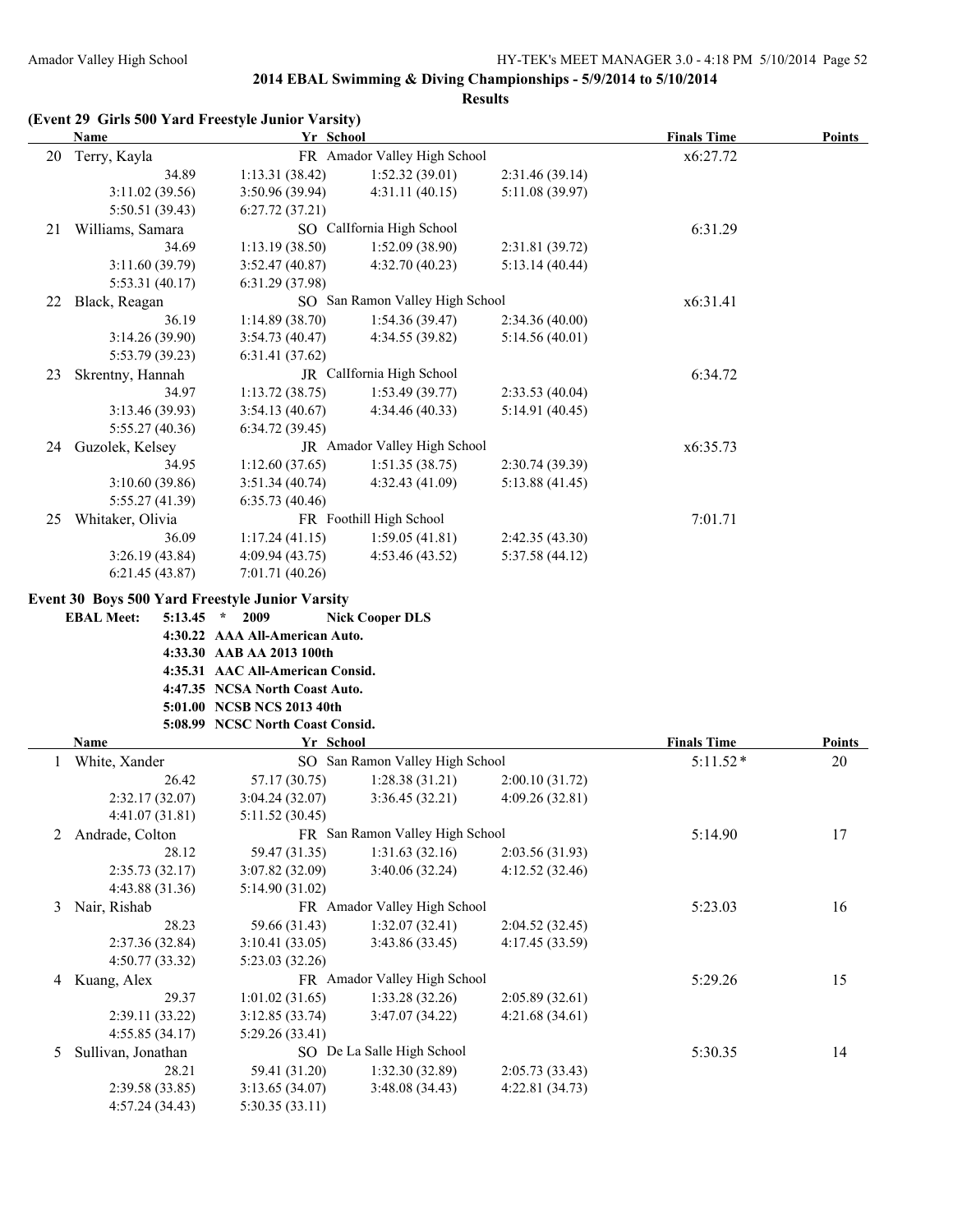## 2014 EBAL Swimming & Diving Championships - 5/9/2014 to 5/10/2014

### Results

**(Event 29 Girls 500 Yard Freestyle Junior Varsity)**

| | Name | Yr | School | | Finals Time | Points |
|---|---|---|---|---|---|---|
| 20 | Terry, Kayla | FR | Amador Valley High School | | x6:27.72 | |
| | 34.89 | 1:13.31 (38.42) | 1:52.32 (39.01) | 2:31.46 (39.14) | | |
| | 3:11.02 (39.56) | 3:50.96 (39.94) | 4:31.11 (40.15) | 5:11.08 (39.97) | | |
| | 5:50.51 (39.43) | 6:27.72 (37.21) | | | | |
| 21 | Williams, Samara | SO | CalIfornia High School | | 6:31.29 | |
| | 34.69 | 1:13.19 (38.50) | 1:52.09 (38.90) | 2:31.81 (39.72) | | |
| | 3:11.60 (39.79) | 3:52.47 (40.87) | 4:32.70 (40.23) | 5:13.14 (40.44) | | |
| | 5:53.31 (40.17) | 6:31.29 (37.98) | | | | |
| 22 | Black, Reagan | SO | San Ramon Valley High School | | x6:31.41 | |
| | 36.19 | 1:14.89 (38.70) | 1:54.36 (39.47) | 2:34.36 (40.00) | | |
| | 3:14.26 (39.90) | 3:54.73 (40.47) | 4:34.55 (39.82) | 5:14.56 (40.01) | | |
| | 5:53.79 (39.23) | 6:31.41 (37.62) | | | | |
| 23 | Skrentny, Hannah | JR | CalIfornia High School | | 6:34.72 | |
| | 34.97 | 1:13.72 (38.75) | 1:53.49 (39.77) | 2:33.53 (40.04) | | |
| | 3:13.46 (39.93) | 3:54.13 (40.67) | 4:34.46 (40.33) | 5:14.91 (40.45) | | |
| | 5:55.27 (40.36) | 6:34.72 (39.45) | | | | |
| 24 | Guzolek, Kelsey | JR | Amador Valley High School | | x6:35.73 | |
| | 34.95 | 1:12.60 (37.65) | 1:51.35 (38.75) | 2:30.74 (39.39) | | |
| | 3:10.60 (39.86) | 3:51.34 (40.74) | 4:32.43 (41.09) | 5:13.88 (41.45) | | |
| | 5:55.27 (41.39) | 6:35.73 (40.46) | | | | |
| 25 | Whitaker, Olivia | FR | Foothill High School | | 7:01.71 | |
| | 36.09 | 1:17.24 (41.15) | 1:59.05 (41.81) | 2:42.35 (43.30) | | |
| | 3:26.19 (43.84) | 4:09.94 (43.75) | 4:53.46 (43.52) | 5:37.58 (44.12) | | |
| | 6:21.45 (43.87) | 7:01.71 (40.26) | | | | |

**Event 30 Boys 500 Yard Freestyle Junior Varsity**

**EBAL Meet: 5:13.45 * 2009 Nick Cooper DLS**
**4:30.22 AAA All-American Auto.**
**4:33.30 AAB AA 2013 100th**
**4:35.31 AAC All-American Consid.**
**4:47.35 NCSA North Coast Auto.**
**5:01.00 NCSB NCS 2013 40th**
**5:08.99 NCSC North Coast Consid.**

| | Name | Yr | School | | Finals Time | Points |
|---|---|---|---|---|---|---|
| 1 | White, Xander | SO | San Ramon Valley High School | | 5:11.52* | 20 |
| | 26.42 | 57.17 (30.75) | 1:28.38 (31.21) | 2:00.10 (31.72) | | |
| | 2:32.17 (32.07) | 3:04.24 (32.07) | 3:36.45 (32.21) | 4:09.26 (32.81) | | |
| | 4:41.07 (31.81) | 5:11.52 (30.45) | | | | |
| 2 | Andrade, Colton | FR | San Ramon Valley High School | | 5:14.90 | 17 |
| | 28.12 | 59.47 (31.35) | 1:31.63 (32.16) | 2:03.56 (31.93) | | |
| | 2:35.73 (32.17) | 3:07.82 (32.09) | 3:40.06 (32.24) | 4:12.52 (32.46) | | |
| | 4:43.88 (31.36) | 5:14.90 (31.02) | | | | |
| 3 | Nair, Rishab | FR | Amador Valley High School | | 5:23.03 | 16 |
| | 28.23 | 59.66 (31.43) | 1:32.07 (32.41) | 2:04.52 (32.45) | | |
| | 2:37.36 (32.84) | 3:10.41 (33.05) | 3:43.86 (33.45) | 4:17.45 (33.59) | | |
| | 4:50.77 (33.32) | 5:23.03 (32.26) | | | | |
| 4 | Kuang, Alex | FR | Amador Valley High School | | 5:29.26 | 15 |
| | 29.37 | 1:01.02 (31.65) | 1:33.28 (32.26) | 2:05.89 (32.61) | | |
| | 2:39.11 (33.22) | 3:12.85 (33.74) | 3:47.07 (34.22) | 4:21.68 (34.61) | | |
| | 4:55.85 (34.17) | 5:29.26 (33.41) | | | | |
| 5 | Sullivan, Jonathan | SO | De La Salle High School | | 5:30.35 | 14 |
| | 28.21 | 59.41 (31.20) | 1:32.30 (32.89) | 2:05.73 (33.43) | | |
| | 2:39.58 (33.85) | 3:13.65 (34.07) | 3:48.08 (34.43) | 4:22.81 (34.73) | | |
| | 4:57.24 (34.43) | 5:30.35 (33.11) | | | | |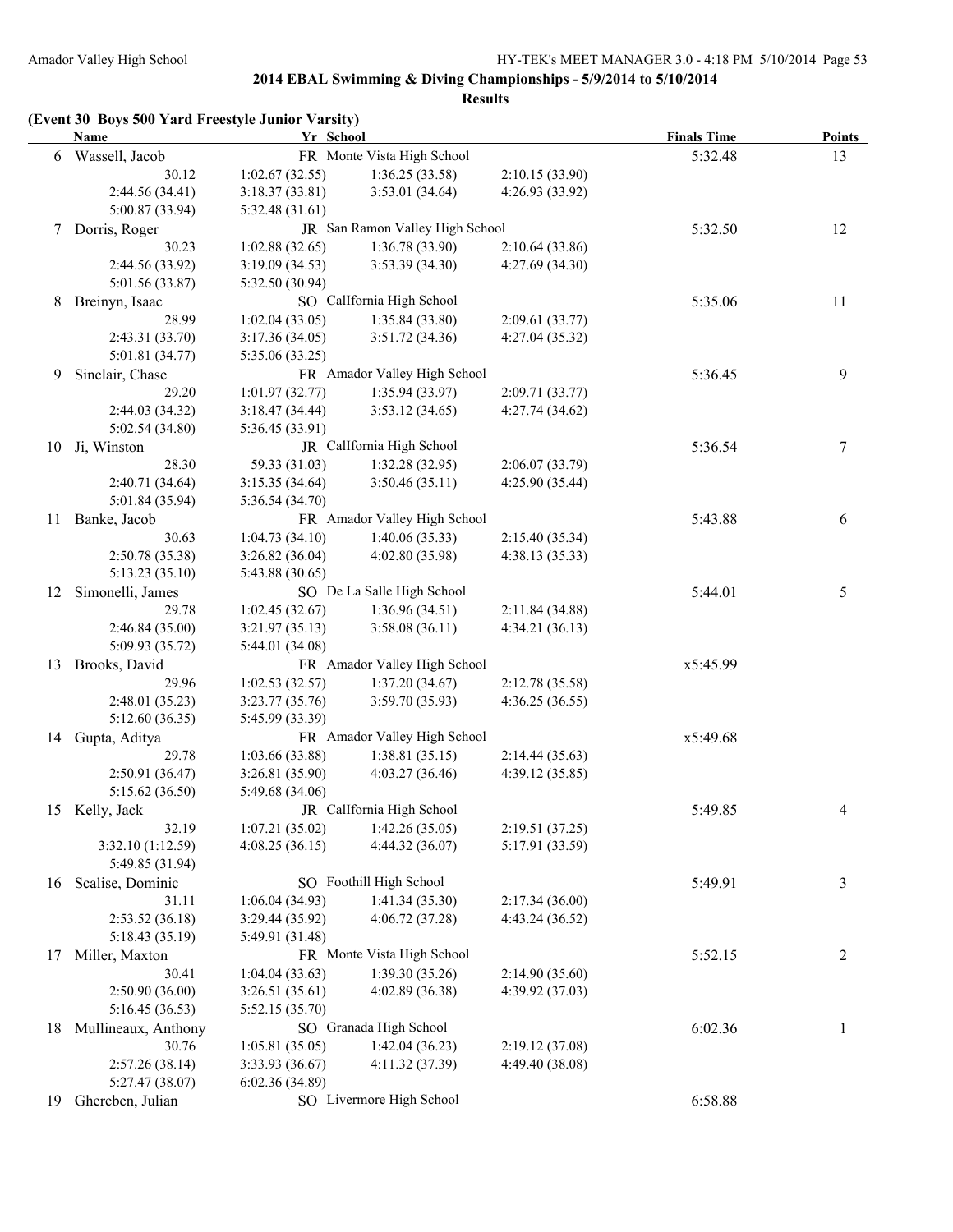## 2014 EBAL Swimming & Diving Championships - 5/9/2014 to 5/10/2014

### Results

**(Event 30 Boys 500 Yard Freestyle Junior Varsity)**

| | Name | Yr | School | Finals Time | Points |
|---|---|---|---|---|---|
| 6 | Wassell, Jacob | FR | Monte Vista High School | 5:32.48 | 13 |
| | 30.12 / 1:02.67 (32.55) / 1:36.25 (33.58) / 2:10.15 (33.90) / 2:44.56 (34.41) / 3:18.37 (33.81) / 3:53.01 (34.64) / 4:26.93 (33.92) / 5:00.87 (33.94) / 5:32.48 (31.61) | | | | |
| 7 | Dorris, Roger | JR | San Ramon Valley High School | 5:32.50 | 12 |
| | 30.23 / 1:02.88 (32.65) / 1:36.78 (33.90) / 2:10.64 (33.86) / 2:44.56 (33.92) / 3:19.09 (34.53) / 3:53.39 (34.30) / 4:27.69 (34.30) / 5:01.56 (33.87) / 5:32.50 (30.94) | | | | |
| 8 | Breinyn, Isaac | SO | CalIfornia High School | 5:35.06 | 11 |
| | 28.99 / 1:02.04 (33.05) / 1:35.84 (33.80) / 2:09.61 (33.77) / 2:43.31 (33.70) / 3:17.36 (34.05) / 3:51.72 (34.36) / 4:27.04 (35.32) / 5:01.81 (34.77) / 5:35.06 (33.25) | | | | |
| 9 | Sinclair, Chase | FR | Amador Valley High School | 5:36.45 | 9 |
| | 29.20 / 1:01.97 (32.77) / 1:35.94 (33.97) / 2:09.71 (33.77) / 2:44.03 (34.32) / 3:18.47 (34.44) / 3:53.12 (34.65) / 4:27.74 (34.62) / 5:02.54 (34.80) / 5:36.45 (33.91) | | | | |
| 10 | Ji, Winston | JR | CalIfornia High School | 5:36.54 | 7 |
| | 28.30 / 59.33 (31.03) / 1:32.28 (32.95) / 2:06.07 (33.79) / 2:40.71 (34.64) / 3:15.35 (34.64) / 3:50.46 (35.11) / 4:25.90 (35.44) / 5:01.84 (35.94) / 5:36.54 (34.70) | | | | |
| 11 | Banke, Jacob | FR | Amador Valley High School | 5:43.88 | 6 |
| | 30.63 / 1:04.73 (34.10) / 1:40.06 (35.33) / 2:15.40 (35.34) / 2:50.78 (35.38) / 3:26.82 (36.04) / 4:02.80 (35.98) / 4:38.13 (35.33) / 5:13.23 (35.10) / 5:43.88 (30.65) | | | | |
| 12 | Simonelli, James | SO | De La Salle High School | 5:44.01 | 5 |
| | 29.78 / 1:02.45 (32.67) / 1:36.96 (34.51) / 2:11.84 (34.88) / 2:46.84 (35.00) / 3:21.97 (35.13) / 3:58.08 (36.11) / 4:34.21 (36.13) / 5:09.93 (35.72) / 5:44.01 (34.08) | | | | |
| 13 | Brooks, David | FR | Amador Valley High School | x5:45.99 | |
| | 29.96 / 1:02.53 (32.57) / 1:37.20 (34.67) / 2:12.78 (35.58) / 2:48.01 (35.23) / 3:23.77 (35.76) / 3:59.70 (35.93) / 4:36.25 (36.55) / 5:12.60 (36.35) / 5:45.99 (33.39) | | | | |
| 14 | Gupta, Aditya | FR | Amador Valley High School | x5:49.68 | |
| | 29.78 / 1:03.66 (33.88) / 1:38.81 (35.15) / 2:14.44 (35.63) / 2:50.91 (36.47) / 3:26.81 (35.90) / 4:03.27 (36.46) / 4:39.12 (35.85) / 5:15.62 (36.50) / 5:49.68 (34.06) | | | | |
| 15 | Kelly, Jack | JR | CalIfornia High School | 5:49.85 | 4 |
| | 32.19 / 1:07.21 (35.02) / 1:42.26 (35.05) / 2:19.51 (37.25) / 3:32.10 (1:12.59) / 4:08.25 (36.15) / 4:44.32 (36.07) / 5:17.91 (33.59) / 5:49.85 (31.94) | | | | |
| 16 | Scalise, Dominic | SO | Foothill High School | 5:49.91 | 3 |
| | 31.11 / 1:06.04 (34.93) / 1:41.34 (35.30) / 2:17.34 (36.00) / 2:53.52 (36.18) / 3:29.44 (35.92) / 4:06.72 (37.28) / 4:43.24 (36.52) / 5:18.43 (35.19) / 5:49.91 (31.48) | | | | |
| 17 | Miller, Maxton | FR | Monte Vista High School | 5:52.15 | 2 |
| | 30.41 / 1:04.04 (33.63) / 1:39.30 (35.26) / 2:14.90 (35.60) / 2:50.90 (36.00) / 3:26.51 (35.61) / 4:02.89 (36.38) / 4:39.92 (37.03) / 5:16.45 (36.53) / 5:52.15 (35.70) | | | | |
| 18 | Mullineaux, Anthony | SO | Granada High School | 6:02.36 | 1 |
| | 30.76 / 1:05.81 (35.05) / 1:42.04 (36.23) / 2:19.12 (37.08) / 2:57.26 (38.14) / 3:33.93 (36.67) / 4:11.32 (37.39) / 4:49.40 (38.08) / 5:27.47 (38.07) / 6:02.36 (34.89) | | | | |
| 19 | Ghereben, Julian | SO | Livermore High School | 6:58.88 | |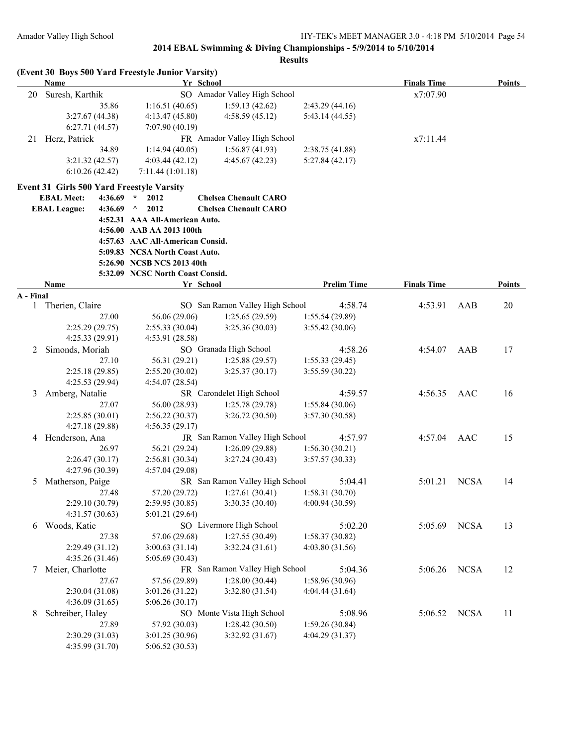## 2014 EBAL Swimming & Diving Championships - 5/9/2014 to 5/10/2014

### Results

**(Event 30 Boys 500 Yard Freestyle Junior Varsity)**

| | Name | Yr | School | Finals Time | Points |
|---|---|---|---|---|---|
| 20 | Suresh, Karthik | SO | Amador Valley High School | x7:07.90 | |
| | 35.86 | 1:16.51 (40.65) | 1:59.13 (42.62) | 2:43.29 (44.16) | |
| | 3:27.67 (44.38) | 4:13.47 (45.80) | 4:58.59 (45.12) | 5:43.14 (44.55) | |
| | 6:27.71 (44.57) | 7:07.90 (40.19) | | | |
| 21 | Herz, Patrick | FR | Amador Valley High School | x7:11.44 | |
| | 34.89 | 1:14.94 (40.05) | 1:56.87 (41.93) | 2:38.75 (41.88) | |
| | 3:21.32 (42.57) | 4:03.44 (42.12) | 4:45.67 (42.23) | 5:27.84 (42.17) | |
| | 6:10.26 (42.42) | 7:11.44 (1:01.18) | | | |

**Event 31 Girls 500 Yard Freestyle Varsity**

| | | | |
|---|---|---|---|
| **EBAL Meet:** | **4:36.69** | * **2012** | **Chelsea Chenault CARO** |
| **EBAL League:** | **4:36.69** | ^ **2012** | **Chelsea Chenault CARO** |
| | **4:52.31** | **AAA All-American Auto.** | |
| | **4:56.00** | **AAB AA 2013 100th** | |
| | **4:57.63** | **AAC All-American Consid.** | |
| | **5:09.83** | **NCSA North Coast Auto.** | |
| | **5:26.90** | **NCSB NCS 2013 40th** | |
| | **5:32.09** | **NCSC North Coast Consid.** | |

| | Name | Yr | School | Prelim Time | Finals Time | | Points |
|---|---|---|---|---|---|---|---|
| **A - Final** | | | | | | | |
| 1 | Therien, Claire | SO | San Ramon Valley High School | 4:58.74 | 4:53.91 | AAB | 20 |
| | 27.00 | 56.06 (29.06) | 1:25.65 (29.59) | 1:55.54 (29.89) | | | |
| | 2:25.29 (29.75) | 2:55.33 (30.04) | 3:25.36 (30.03) | 3:55.42 (30.06) | | | |
| | 4:25.33 (29.91) | 4:53.91 (28.58) | | | | | |
| 2 | Simonds, Moriah | SO | Granada High School | 4:58.26 | 4:54.07 | AAB | 17 |
| | 27.10 | 56.31 (29.21) | 1:25.88 (29.57) | 1:55.33 (29.45) | | | |
| | 2:25.18 (29.85) | 2:55.20 (30.02) | 3:25.37 (30.17) | 3:55.59 (30.22) | | | |
| | 4:25.53 (29.94) | 4:54.07 (28.54) | | | | | |
| 3 | Amberg, Natalie | SR | Carondelet High School | 4:59.57 | 4:56.35 | AAC | 16 |
| | 27.07 | 56.00 (28.93) | 1:25.78 (29.78) | 1:55.84 (30.06) | | | |
| | 2:25.85 (30.01) | 2:56.22 (30.37) | 3:26.72 (30.50) | 3:57.30 (30.58) | | | |
| | 4:27.18 (29.88) | 4:56.35 (29.17) | | | | | |
| 4 | Henderson, Ana | JR | San Ramon Valley High School | 4:57.97 | 4:57.04 | AAC | 15 |
| | 26.97 | 56.21 (29.24) | 1:26.09 (29.88) | 1:56.30 (30.21) | | | |
| | 2:26.47 (30.17) | 2:56.81 (30.34) | 3:27.24 (30.43) | 3:57.57 (30.33) | | | |
| | 4:27.96 (30.39) | 4:57.04 (29.08) | | | | | |
| 5 | Matherson, Paige | SR | San Ramon Valley High School | 5:04.41 | 5:01.21 | NCSA | 14 |
| | 27.48 | 57.20 (29.72) | 1:27.61 (30.41) | 1:58.31 (30.70) | | | |
| | 2:29.10 (30.79) | 2:59.95 (30.85) | 3:30.35 (30.40) | 4:00.94 (30.59) | | | |
| | 4:31.57 (30.63) | 5:01.21 (29.64) | | | | | |
| 6 | Woods, Katie | SO | Livermore High School | 5:02.20 | 5:05.69 | NCSA | 13 |
| | 27.38 | 57.06 (29.68) | 1:27.55 (30.49) | 1:58.37 (30.82) | | | |
| | 2:29.49 (31.12) | 3:00.63 (31.14) | 3:32.24 (31.61) | 4:03.80 (31.56) | | | |
| | 4:35.26 (31.46) | 5:05.69 (30.43) | | | | | |
| 7 | Meier, Charlotte | FR | San Ramon Valley High School | 5:04.36 | 5:06.26 | NCSA | 12 |
| | 27.67 | 57.56 (29.89) | 1:28.00 (30.44) | 1:58.96 (30.96) | | | |
| | 2:30.04 (31.08) | 3:01.26 (31.22) | 3:32.80 (31.54) | 4:04.44 (31.64) | | | |
| | 4:36.09 (31.65) | 5:06.26 (30.17) | | | | | |
| 8 | Schreiber, Haley | SO | Monte Vista High School | 5:08.96 | 5:06.52 | NCSA | 11 |
| | 27.89 | 57.92 (30.03) | 1:28.42 (30.50) | 1:59.26 (30.84) | | | |
| | 2:30.29 (31.03) | 3:01.25 (30.96) | 3:32.92 (31.67) | 4:04.29 (31.37) | | | |
| | 4:35.99 (31.70) | 5:06.52 (30.53) | | | | | |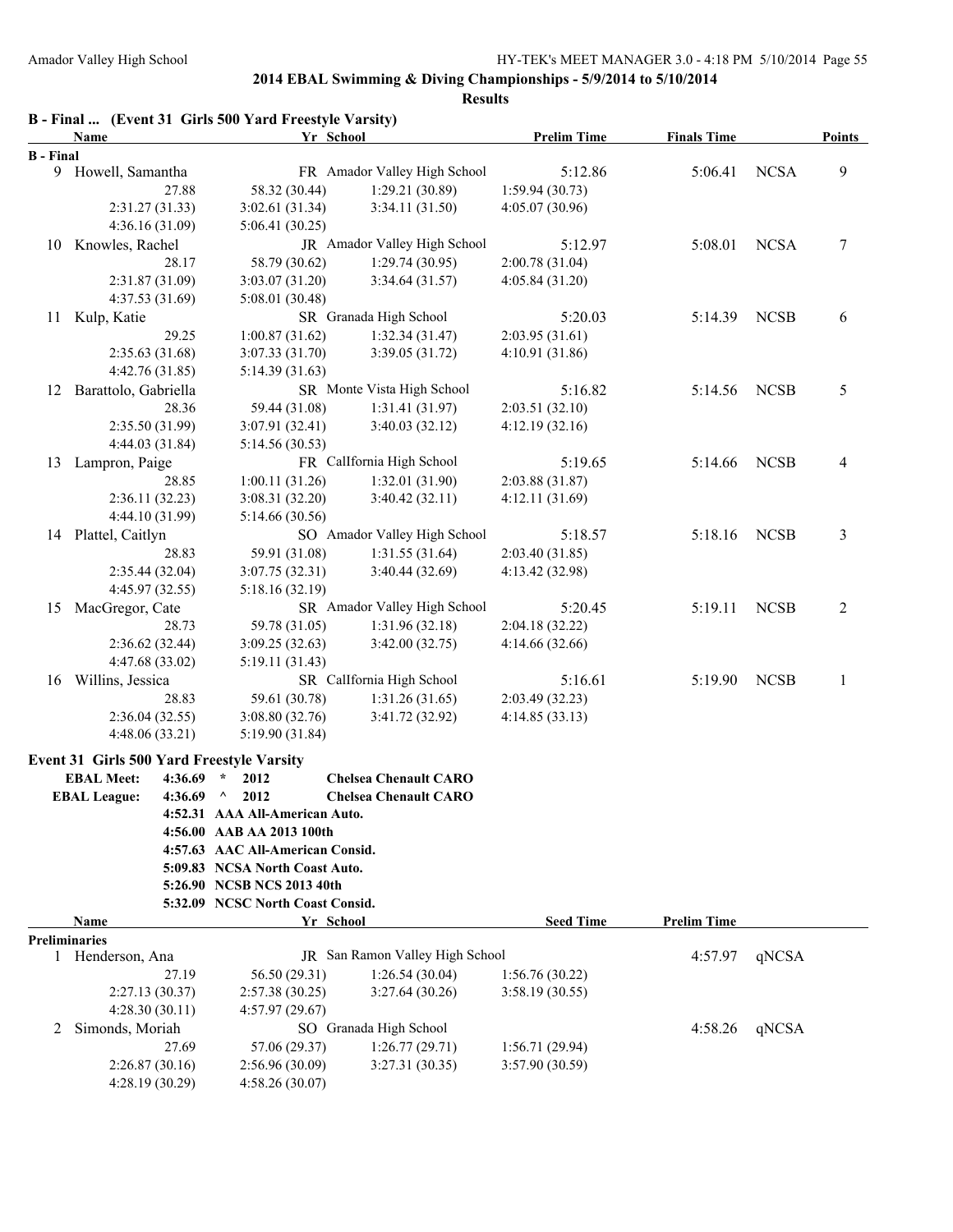# 2014 EBAL Swimming & Diving Championships - 5/9/2014 to 5/10/2014

## Results

### B - Final ... (Event 31 Girls 500 Yard Freestyle Varsity)

| Name | Yr | School | Prelim Time | Finals Time | | Points |
|---|---|---|---|---|---|---|
| **B - Final** | | | | | | |
| 9 Howell, Samantha | FR | Amador Valley High School | 5:12.86 | 5:06.41 | NCSA | 9 |
| 27.88 | 58.32 (30.44) | 1:29.21 (30.89) | 1:59.94 (30.73) | | | |
| 2:31.27 (31.33) | 3:02.61 (31.34) | 3:34.11 (31.50) | 4:05.07 (30.96) | | | |
| 4:36.16 (31.09) | 5:06.41 (30.25) | | | | | |
| 10 Knowles, Rachel | JR | Amador Valley High School | 5:12.97 | 5:08.01 | NCSA | 7 |
| 28.17 | 58.79 (30.62) | 1:29.74 (30.95) | 2:00.78 (31.04) | | | |
| 2:31.87 (31.09) | 3:03.07 (31.20) | 3:34.64 (31.57) | 4:05.84 (31.20) | | | |
| 4:37.53 (31.69) | 5:08.01 (30.48) | | | | | |
| 11 Kulp, Katie | SR | Granada High School | 5:20.03 | 5:14.39 | NCSB | 6 |
| 29.25 | 1:00.87 (31.62) | 1:32.34 (31.47) | 2:03.95 (31.61) | | | |
| 2:35.63 (31.68) | 3:07.33 (31.70) | 3:39.05 (31.72) | 4:10.91 (31.86) | | | |
| 4:42.76 (31.85) | 5:14.39 (31.63) | | | | | |
| 12 Barattolo, Gabriella | SR | Monte Vista High School | 5:16.82 | 5:14.56 | NCSB | 5 |
| 28.36 | 59.44 (31.08) | 1:31.41 (31.97) | 2:03.51 (32.10) | | | |
| 2:35.50 (31.99) | 3:07.91 (32.41) | 3:40.03 (32.12) | 4:12.19 (32.16) | | | |
| 4:44.03 (31.84) | 5:14.56 (30.53) | | | | | |
| 13 Lampron, Paige | FR | CalIfornia High School | 5:19.65 | 5:14.66 | NCSB | 4 |
| 28.85 | 1:00.11 (31.26) | 1:32.01 (31.90) | 2:03.88 (31.87) | | | |
| 2:36.11 (32.23) | 3:08.31 (32.20) | 3:40.42 (32.11) | 4:12.11 (31.69) | | | |
| 4:44.10 (31.99) | 5:14.66 (30.56) | | | | | |
| 14 Plattel, Caitlyn | SO | Amador Valley High School | 5:18.57 | 5:18.16 | NCSB | 3 |
| 28.83 | 59.91 (31.08) | 1:31.55 (31.64) | 2:03.40 (31.85) | | | |
| 2:35.44 (32.04) | 3:07.75 (32.31) | 3:40.44 (32.69) | 4:13.42 (32.98) | | | |
| 4:45.97 (32.55) | 5:18.16 (32.19) | | | | | |
| 15 MacGregor, Cate | SR | Amador Valley High School | 5:20.45 | 5:19.11 | NCSB | 2 |
| 28.73 | 59.78 (31.05) | 1:31.96 (32.18) | 2:04.18 (32.22) | | | |
| 2:36.62 (32.44) | 3:09.25 (32.63) | 3:42.00 (32.75) | 4:14.66 (32.66) | | | |
| 4:47.68 (33.02) | 5:19.11 (31.43) | | | | | |
| 16 Willins, Jessica | SR | CalIfornia High School | 5:16.61 | 5:19.90 | NCSB | 1 |
| 28.83 | 59.61 (30.78) | 1:31.26 (31.65) | 2:03.49 (32.23) | | | |
| 2:36.04 (32.55) | 3:08.80 (32.76) | 3:41.72 (32.92) | 4:14.85 (33.13) | | | |
| 4:48.06 (33.21) | 5:19.90 (31.84) | | | | | |

### Event 31 Girls 500 Yard Freestyle Varsity

**EBAL Meet:** 4:36.69 * 2012 **Chelsea Chenault CARO**
**EBAL League:** 4:36.69 ^ 2012 **Chelsea Chenault CARO**
4:52.31 AAA All-American Auto.
4:56.00 AAB AA 2013 100th
4:57.63 AAC All-American Consid.
5:09.83 NCSA North Coast Auto.
5:26.90 NCSB NCS 2013 40th
5:32.09 NCSC North Coast Consid.

| Name | Yr | School | Seed Time | Prelim Time | |
|---|---|---|---|---|---|
| **Preliminaries** | | | | | |
| 1 Henderson, Ana | JR | San Ramon Valley High School | | 4:57.97 | qNCSA |
| 27.19 | 56.50 (29.31) | 1:26.54 (30.04) | 1:56.76 (30.22) | | |
| 2:27.13 (30.37) | 2:57.38 (30.25) | 3:27.64 (30.26) | 3:58.19 (30.55) | | |
| 4:28.30 (30.11) | 4:57.97 (29.67) | | | | |
| 2 Simonds, Moriah | SO | Granada High School | | 4:58.26 | qNCSA |
| 27.69 | 57.06 (29.37) | 1:26.77 (29.71) | 1:56.71 (29.94) | | |
| 2:26.87 (30.16) | 2:56.96 (30.09) | 3:27.31 (30.35) | 3:57.90 (30.59) | | |
| 4:28.19 (30.29) | 4:58.26 (30.07) | | | | |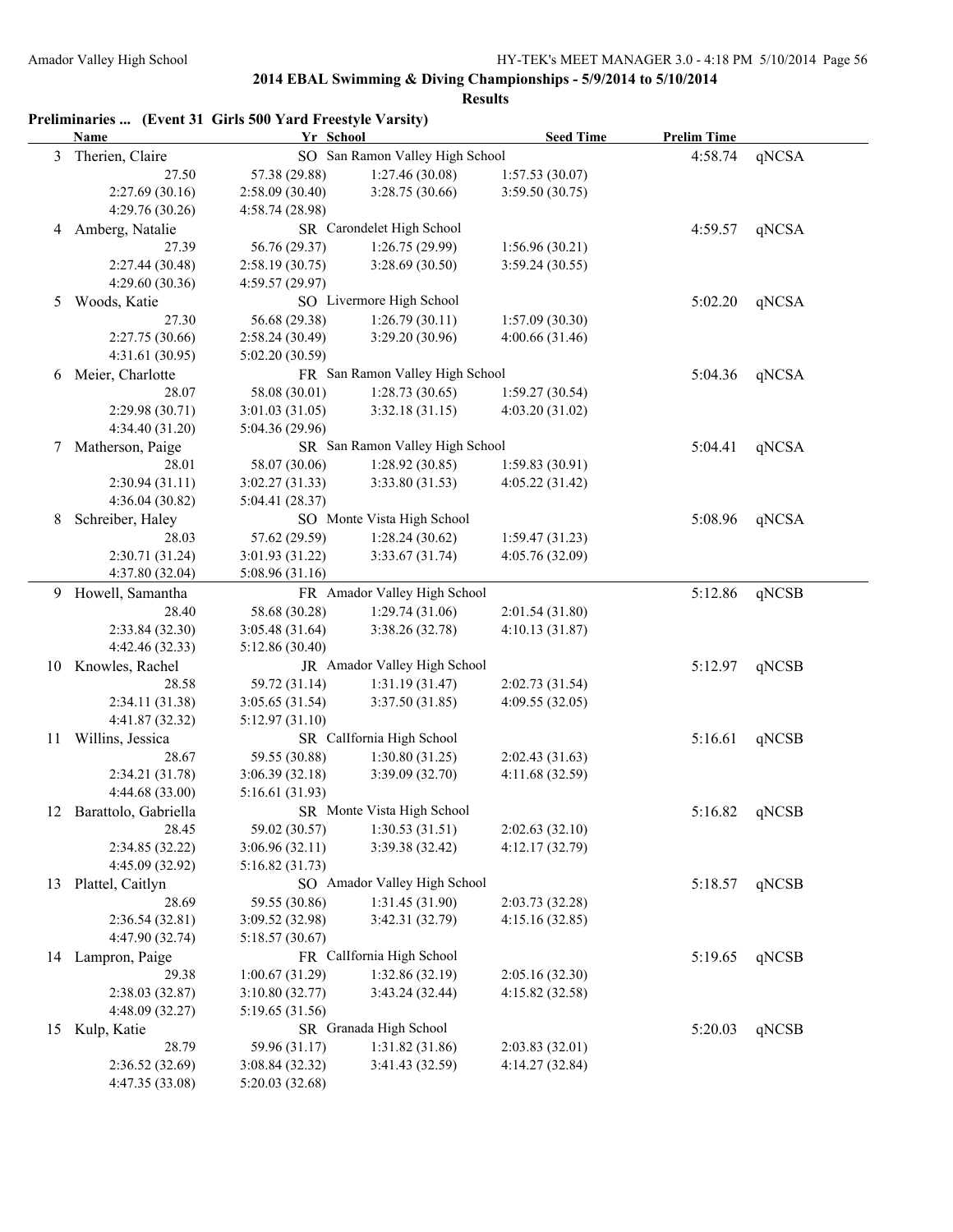## 2014 EBAL Swimming & Diving Championships - 5/9/2014 to 5/10/2014

### Results

**Preliminaries ... (Event 31 Girls 500 Yard Freestyle Varsity)**

| | Name | Yr | School | Seed Time | Prelim Time | |
|---|---|---|---|---|---|---|
| 3 | Therien, Claire | SO | San Ramon Valley High School | | 4:58.74 | qNCSA |
| | 27.50 | 57.38 (29.88) | 1:27.46 (30.08) | 1:57.53 (30.07) | | |
| | 2:27.69 (30.16) | 2:58.09 (30.40) | 3:28.75 (30.66) | 3:59.50 (30.75) | | |
| | 4:29.76 (30.26) | 4:58.74 (28.98) | | | | |
| 4 | Amberg, Natalie | SR | Carondelet High School | | 4:59.57 | qNCSA |
| | 27.39 | 56.76 (29.37) | 1:26.75 (29.99) | 1:56.96 (30.21) | | |
| | 2:27.44 (30.48) | 2:58.19 (30.75) | 3:28.69 (30.50) | 3:59.24 (30.55) | | |
| | 4:29.60 (30.36) | 4:59.57 (29.97) | | | | |
| 5 | Woods, Katie | SO | Livermore High School | | 5:02.20 | qNCSA |
| | 27.30 | 56.68 (29.38) | 1:26.79 (30.11) | 1:57.09 (30.30) | | |
| | 2:27.75 (30.66) | 2:58.24 (30.49) | 3:29.20 (30.96) | 4:00.66 (31.46) | | |
| | 4:31.61 (30.95) | 5:02.20 (30.59) | | | | |
| 6 | Meier, Charlotte | FR | San Ramon Valley High School | | 5:04.36 | qNCSA |
| | 28.07 | 58.08 (30.01) | 1:28.73 (30.65) | 1:59.27 (30.54) | | |
| | 2:29.98 (30.71) | 3:01.03 (31.05) | 3:32.18 (31.15) | 4:03.20 (31.02) | | |
| | 4:34.40 (31.20) | 5:04.36 (29.96) | | | | |
| 7 | Matherson, Paige | SR | San Ramon Valley High School | | 5:04.41 | qNCSA |
| | 28.01 | 58.07 (30.06) | 1:28.92 (30.85) | 1:59.83 (30.91) | | |
| | 2:30.94 (31.11) | 3:02.27 (31.33) | 3:33.80 (31.53) | 4:05.22 (31.42) | | |
| | 4:36.04 (30.82) | 5:04.41 (28.37) | | | | |
| 8 | Schreiber, Haley | SO | Monte Vista High School | | 5:08.96 | qNCSA |
| | 28.03 | 57.62 (29.59) | 1:28.24 (30.62) | 1:59.47 (31.23) | | |
| | 2:30.71 (31.24) | 3:01.93 (31.22) | 3:33.67 (31.74) | 4:05.76 (32.09) | | |
| | 4:37.80 (32.04) | 5:08.96 (31.16) | | | | |
| 9 | Howell, Samantha | FR | Amador Valley High School | | 5:12.86 | qNCSB |
| | 28.40 | 58.68 (30.28) | 1:29.74 (31.06) | 2:01.54 (31.80) | | |
| | 2:33.84 (32.30) | 3:05.48 (31.64) | 3:38.26 (32.78) | 4:10.13 (31.87) | | |
| | 4:42.46 (32.33) | 5:12.86 (30.40) | | | | |
| 10 | Knowles, Rachel | JR | Amador Valley High School | | 5:12.97 | qNCSB |
| | 28.58 | 59.72 (31.14) | 1:31.19 (31.47) | 2:02.73 (31.54) | | |
| | 2:34.11 (31.38) | 3:05.65 (31.54) | 3:37.50 (31.85) | 4:09.55 (32.05) | | |
| | 4:41.87 (32.32) | 5:12.97 (31.10) | | | | |
| 11 | Willins, Jessica | SR | CalIfornia High School | | 5:16.61 | qNCSB |
| | 28.67 | 59.55 (30.88) | 1:30.80 (31.25) | 2:02.43 (31.63) | | |
| | 2:34.21 (31.78) | 3:06.39 (32.18) | 3:39.09 (32.70) | 4:11.68 (32.59) | | |
| | 4:44.68 (33.00) | 5:16.61 (31.93) | | | | |
| 12 | Barattolo, Gabriella | SR | Monte Vista High School | | 5:16.82 | qNCSB |
| | 28.45 | 59.02 (30.57) | 1:30.53 (31.51) | 2:02.63 (32.10) | | |
| | 2:34.85 (32.22) | 3:06.96 (32.11) | 3:39.38 (32.42) | 4:12.17 (32.79) | | |
| | 4:45.09 (32.92) | 5:16.82 (31.73) | | | | |
| 13 | Plattel, Caitlyn | SO | Amador Valley High School | | 5:18.57 | qNCSB |
| | 28.69 | 59.55 (30.86) | 1:31.45 (31.90) | 2:03.73 (32.28) | | |
| | 2:36.54 (32.81) | 3:09.52 (32.98) | 3:42.31 (32.79) | 4:15.16 (32.85) | | |
| | 4:47.90 (32.74) | 5:18.57 (30.67) | | | | |
| 14 | Lampron, Paige | FR | CalIfornia High School | | 5:19.65 | qNCSB |
| | 29.38 | 1:00.67 (31.29) | 1:32.86 (32.19) | 2:05.16 (32.30) | | |
| | 2:38.03 (32.87) | 3:10.80 (32.77) | 3:43.24 (32.44) | 4:15.82 (32.58) | | |
| | 4:48.09 (32.27) | 5:19.65 (31.56) | | | | |
| 15 | Kulp, Katie | SR | Granada High School | | 5:20.03 | qNCSB |
| | 28.79 | 59.96 (31.17) | 1:31.82 (31.86) | 2:03.83 (32.01) | | |
| | 2:36.52 (32.69) | 3:08.84 (32.32) | 3:41.43 (32.59) | 4:14.27 (32.84) | | |
| | 4:47.35 (33.08) | 5:20.03 (32.68) | | | | |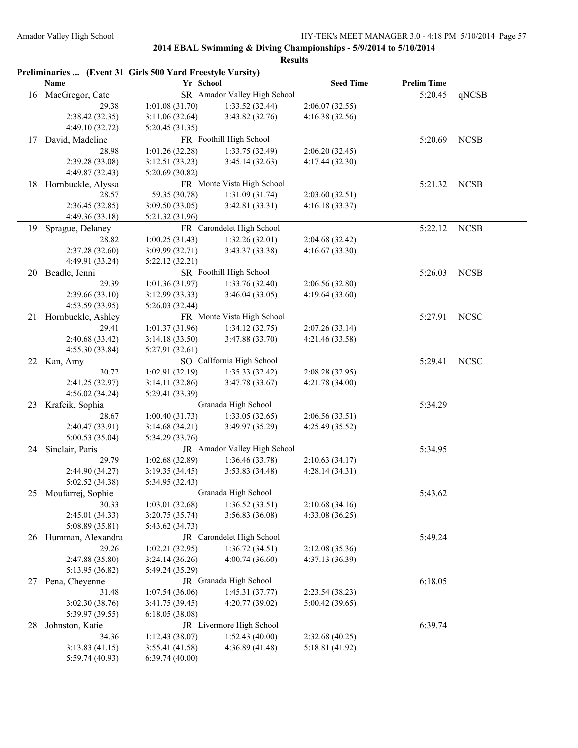## 2014 EBAL Swimming & Diving Championships - 5/9/2014 to 5/10/2014

### Results

**Preliminaries ... (Event 31 Girls 500 Yard Freestyle Varsity)**

| | Name | Yr | School | Seed Time | Prelim Time | |
|---|---|---|---|---|---|---|
| 16 | MacGregor, Cate | SR | Amador Valley High School | | 5:20.45 | qNCSB |
| | 29.38 | 1:01.08 (31.70) | 1:33.52 (32.44) | 2:06.07 (32.55) | | |
| | 2:38.42 (32.35) | 3:11.06 (32.64) | 3:43.82 (32.76) | 4:16.38 (32.56) | | |
| | 4:49.10 (32.72) | 5:20.45 (31.35) | | | | |
| 17 | David, Madeline | FR | Foothill High School | | 5:20.69 | NCSB |
| | 28.98 | 1:01.26 (32.28) | 1:33.75 (32.49) | 2:06.20 (32.45) | | |
| | 2:39.28 (33.08) | 3:12.51 (33.23) | 3:45.14 (32.63) | 4:17.44 (32.30) | | |
| | 4:49.87 (32.43) | 5:20.69 (30.82) | | | | |
| 18 | Hornbuckle, Alyssa | FR | Monte Vista High School | | 5:21.32 | NCSB |
| | 28.57 | 59.35 (30.78) | 1:31.09 (31.74) | 2:03.60 (32.51) | | |
| | 2:36.45 (32.85) | 3:09.50 (33.05) | 3:42.81 (33.31) | 4:16.18 (33.37) | | |
| | 4:49.36 (33.18) | 5:21.32 (31.96) | | | | |
| 19 | Sprague, Delaney | FR | Carondelet High School | | 5:22.12 | NCSB |
| | 28.82 | 1:00.25 (31.43) | 1:32.26 (32.01) | 2:04.68 (32.42) | | |
| | 2:37.28 (32.60) | 3:09.99 (32.71) | 3:43.37 (33.38) | 4:16.67 (33.30) | | |
| | 4:49.91 (33.24) | 5:22.12 (32.21) | | | | |
| 20 | Beadle, Jenni | SR | Foothill High School | | 5:26.03 | NCSB |
| | 29.39 | 1:01.36 (31.97) | 1:33.76 (32.40) | 2:06.56 (32.80) | | |
| | 2:39.66 (33.10) | 3:12.99 (33.33) | 3:46.04 (33.05) | 4:19.64 (33.60) | | |
| | 4:53.59 (33.95) | 5:26.03 (32.44) | | | | |
| 21 | Hornbuckle, Ashley | FR | Monte Vista High School | | 5:27.91 | NCSC |
| | 29.41 | 1:01.37 (31.96) | 1:34.12 (32.75) | 2:07.26 (33.14) | | |
| | 2:40.68 (33.42) | 3:14.18 (33.50) | 3:47.88 (33.70) | 4:21.46 (33.58) | | |
| | 4:55.30 (33.84) | 5:27.91 (32.61) | | | | |
| 22 | Kan, Amy | SO | CalIfornia High School | | 5:29.41 | NCSC |
| | 30.72 | 1:02.91 (32.19) | 1:35.33 (32.42) | 2:08.28 (32.95) | | |
| | 2:41.25 (32.97) | 3:14.11 (32.86) | 3:47.78 (33.67) | 4:21.78 (34.00) | | |
| | 4:56.02 (34.24) | 5:29.41 (33.39) | | | | |
| 23 | Krafcik, Sophia | | Granada High School | | 5:34.29 | |
| | 28.67 | 1:00.40 (31.73) | 1:33.05 (32.65) | 2:06.56 (33.51) | | |
| | 2:40.47 (33.91) | 3:14.68 (34.21) | 3:49.97 (35.29) | 4:25.49 (35.52) | | |
| | 5:00.53 (35.04) | 5:34.29 (33.76) | | | | |
| 24 | Sinclair, Paris | JR | Amador Valley High School | | 5:34.95 | |
| | 29.79 | 1:02.68 (32.89) | 1:36.46 (33.78) | 2:10.63 (34.17) | | |
| | 2:44.90 (34.27) | 3:19.35 (34.45) | 3:53.83 (34.48) | 4:28.14 (34.31) | | |
| | 5:02.52 (34.38) | 5:34.95 (32.43) | | | | |
| 25 | Moufarrej, Sophie | | Granada High School | | 5:43.62 | |
| | 30.33 | 1:03.01 (32.68) | 1:36.52 (33.51) | 2:10.68 (34.16) | | |
| | 2:45.01 (34.33) | 3:20.75 (35.74) | 3:56.83 (36.08) | 4:33.08 (36.25) | | |
| | 5:08.89 (35.81) | 5:43.62 (34.73) | | | | |
| 26 | Humman, Alexandra | JR | Carondelet High School | | 5:49.24 | |
| | 29.26 | 1:02.21 (32.95) | 1:36.72 (34.51) | 2:12.08 (35.36) | | |
| | 2:47.88 (35.80) | 3:24.14 (36.26) | 4:00.74 (36.60) | 4:37.13 (36.39) | | |
| | 5:13.95 (36.82) | 5:49.24 (35.29) | | | | |
| 27 | Pena, Cheyenne | JR | Granada High School | | 6:18.05 | |
| | 31.48 | 1:07.54 (36.06) | 1:45.31 (37.77) | 2:23.54 (38.23) | | |
| | 3:02.30 (38.76) | 3:41.75 (39.45) | 4:20.77 (39.02) | 5:00.42 (39.65) | | |
| | 5:39.97 (39.55) | 6:18.05 (38.08) | | | | |
| 28 | Johnston, Katie | JR | Livermore High School | | 6:39.74 | |
| | 34.36 | 1:12.43 (38.07) | 1:52.43 (40.00) | 2:32.68 (40.25) | | |
| | 3:13.83 (41.15) | 3:55.41 (41.58) | 4:36.89 (41.48) | 5:18.81 (41.92) | | |
| | 5:59.74 (40.93) | 6:39.74 (40.00) | | | | |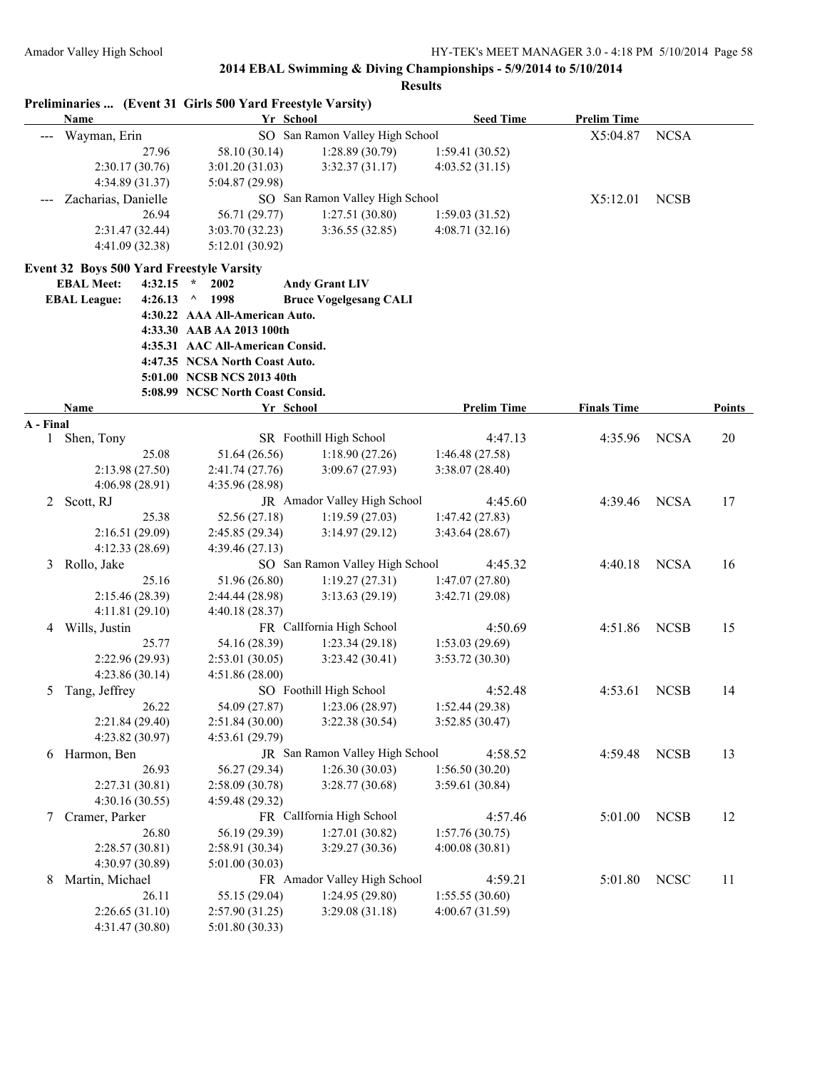## 2014 EBAL Swimming & Diving Championships - 5/9/2014 to 5/10/2014

### Results

**Preliminaries ... (Event 31 Girls 500 Yard Freestyle Varsity)**

| Name | Yr | School | Seed Time | Prelim Time | |
|---|---|---|---|---|---|
| --- Wayman, Erin | SO | San Ramon Valley High School | | X5:04.87 | NCSA |
| 27.96 | 58.10 (30.14) | 1:28.89 (30.79) | 1:59.41 (30.52) | | |
| 2:30.17 (30.76) | 3:01.20 (31.03) | 3:32.37 (31.17) | 4:03.52 (31.15) | | |
| 4:34.89 (31.37) | 5:04.87 (29.98) | | | | |
| --- Zacharias, Danielle | SO | San Ramon Valley High School | | X5:12.01 | NCSB |
| 26.94 | 56.71 (29.77) | 1:27.51 (30.80) | 1:59.03 (31.52) | | |
| 2:31.47 (32.44) | 3:03.70 (32.23) | 3:36.55 (32.85) | 4:08.71 (32.16) | | |
| 4:41.09 (32.38) | 5:12.01 (30.92) | | | | |

**Event 32 Boys 500 Yard Freestyle Varsity**

| | | | |
|---|---|---|---|
| EBAL Meet: | 4:32.15 * | 2002 | Andy Grant LIV |
| EBAL League: | 4:26.13 ^ | 1998 | Bruce Vogelgesang CALI |
| | 4:30.22 | AAA All-American Auto. | |
| | 4:33.30 | AAB AA 2013 100th | |
| | 4:35.31 | AAC All-American Consid. | |
| | 4:47.35 | NCSA North Coast Auto. | |
| | 5:01.00 | NCSB NCS 2013 40th | |
| | 5:08.99 | NCSC North Coast Consid. | |

| Name | Yr | School | Prelim Time | Finals Time | | Points |
|---|---|---|---|---|---|---|
| **A - Final** | | | | | | |
| 1 Shen, Tony | SR | Foothill High School | 4:47.13 | 4:35.96 | NCSA | 20 |
| 25.08 | 51.64 (26.56) | 1:18.90 (27.26) | 1:46.48 (27.58) | | | |
| 2:13.98 (27.50) | 2:41.74 (27.76) | 3:09.67 (27.93) | 3:38.07 (28.40) | | | |
| 4:06.98 (28.91) | 4:35.96 (28.98) | | | | | |
| 2 Scott, RJ | JR | Amador Valley High School | 4:45.60 | 4:39.46 | NCSA | 17 |
| 25.38 | 52.56 (27.18) | 1:19.59 (27.03) | 1:47.42 (27.83) | | | |
| 2:16.51 (29.09) | 2:45.85 (29.34) | 3:14.97 (29.12) | 3:43.64 (28.67) | | | |
| 4:12.33 (28.69) | 4:39.46 (27.13) | | | | | |
| 3 Rollo, Jake | SO | San Ramon Valley High School | 4:45.32 | 4:40.18 | NCSA | 16 |
| 25.16 | 51.96 (26.80) | 1:19.27 (27.31) | 1:47.07 (27.80) | | | |
| 2:15.46 (28.39) | 2:44.44 (28.98) | 3:13.63 (29.19) | 3:42.71 (29.08) | | | |
| 4:11.81 (29.10) | 4:40.18 (28.37) | | | | | |
| 4 Wills, Justin | FR | California High School | 4:50.69 | 4:51.86 | NCSB | 15 |
| 25.77 | 54.16 (28.39) | 1:23.34 (29.18) | 1:53.03 (29.69) | | | |
| 2:22.96 (29.93) | 2:53.01 (30.05) | 3:23.42 (30.41) | 3:53.72 (30.30) | | | |
| 4:23.86 (30.14) | 4:51.86 (28.00) | | | | | |
| 5 Tang, Jeffrey | SO | Foothill High School | 4:52.48 | 4:53.61 | NCSB | 14 |
| 26.22 | 54.09 (27.87) | 1:23.06 (28.97) | 1:52.44 (29.38) | | | |
| 2:21.84 (29.40) | 2:51.84 (30.00) | 3:22.38 (30.54) | 3:52.85 (30.47) | | | |
| 4:23.82 (30.97) | 4:53.61 (29.79) | | | | | |
| 6 Harmon, Ben | JR | San Ramon Valley High School | 4:58.52 | 4:59.48 | NCSB | 13 |
| 26.93 | 56.27 (29.34) | 1:26.30 (30.03) | 1:56.50 (30.20) | | | |
| 2:27.31 (30.81) | 2:58.09 (30.78) | 3:28.77 (30.68) | 3:59.61 (30.84) | | | |
| 4:30.16 (30.55) | 4:59.48 (29.32) | | | | | |
| 7 Cramer, Parker | FR | California High School | 4:57.46 | 5:01.00 | NCSB | 12 |
| 26.80 | 56.19 (29.39) | 1:27.01 (30.82) | 1:57.76 (30.75) | | | |
| 2:28.57 (30.81) | 2:58.91 (30.34) | 3:29.27 (30.36) | 4:00.08 (30.81) | | | |
| 4:30.97 (30.89) | 5:01.00 (30.03) | | | | | |
| 8 Martin, Michael | FR | Amador Valley High School | 4:59.21 | 5:01.80 | NCSC | 11 |
| 26.11 | 55.15 (29.04) | 1:24.95 (29.80) | 1:55.55 (30.60) | | | |
| 2:26.65 (31.10) | 2:57.90 (31.25) | 3:29.08 (31.18) | 4:00.67 (31.59) | | | |
| 4:31.47 (30.80) | 5:01.80 (30.33) | | | | | |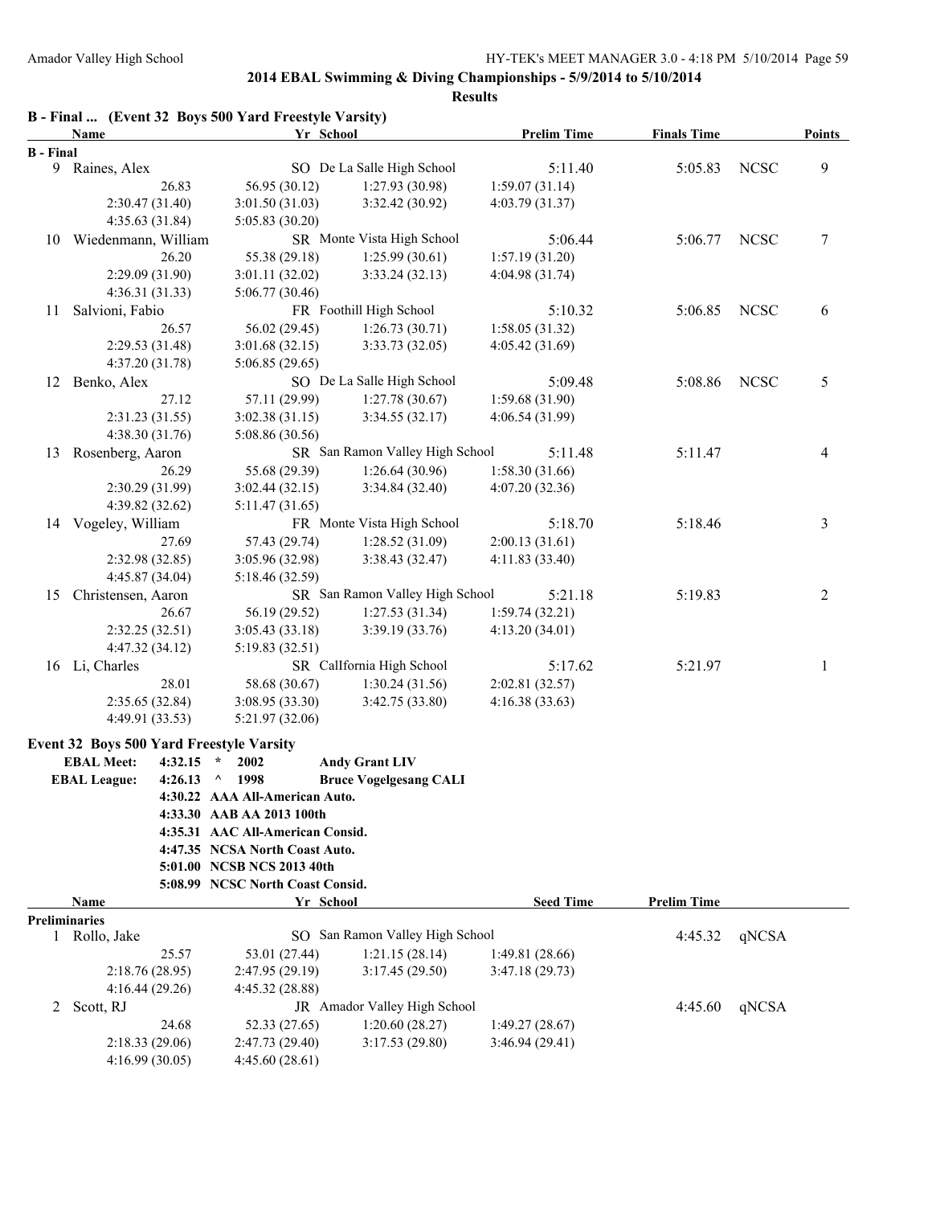**2014 EBAL Swimming & Diving Championships - 5/9/2014 to 5/10/2014**

**Results**

## B - Final ... (Event 32 Boys 500 Yard Freestyle Varsity)

| | Name | Yr | School | Prelim Time | Finals Time | | Points |
|---|---|---|---|---|---|---|---|
| **B - Final** | | | | | | | |
| 9 | Raines, Alex | SO | De La Salle High School | 5:11.40 | 5:05.83 | NCSC | 9 |
| | 26.83 | 56.95 (30.12) | 1:27.93 (30.98) | 1:59.07 (31.14) | | | |
| | 2:30.47 (31.40) | 3:01.50 (31.03) | 3:32.42 (30.92) | 4:03.79 (31.37) | | | |
| | 4:35.63 (31.84) | 5:05.83 (30.20) | | | | | |
| 10 | Wiedenmann, William | SR | Monte Vista High School | 5:06.44 | 5:06.77 | NCSC | 7 |
| | 26.20 | 55.38 (29.18) | 1:25.99 (30.61) | 1:57.19 (31.20) | | | |
| | 2:29.09 (31.90) | 3:01.11 (32.02) | 3:33.24 (32.13) | 4:04.98 (31.74) | | | |
| | 4:36.31 (31.33) | 5:06.77 (30.46) | | | | | |
| 11 | Salvioni, Fabio | FR | Foothill High School | 5:10.32 | 5:06.85 | NCSC | 6 |
| | 26.57 | 56.02 (29.45) | 1:26.73 (30.71) | 1:58.05 (31.32) | | | |
| | 2:29.53 (31.48) | 3:01.68 (32.15) | 3:33.73 (32.05) | 4:05.42 (31.69) | | | |
| | 4:37.20 (31.78) | 5:06.85 (29.65) | | | | | |
| 12 | Benko, Alex | SO | De La Salle High School | 5:09.48 | 5:08.86 | NCSC | 5 |
| | 27.12 | 57.11 (29.99) | 1:27.78 (30.67) | 1:59.68 (31.90) | | | |
| | 2:31.23 (31.55) | 3:02.38 (31.15) | 3:34.55 (32.17) | 4:06.54 (31.99) | | | |
| | 4:38.30 (31.76) | 5:08.86 (30.56) | | | | | |
| 13 | Rosenberg, Aaron | SR | San Ramon Valley High School | 5:11.48 | 5:11.47 | | 4 |
| | 26.29 | 55.68 (29.39) | 1:26.64 (30.96) | 1:58.30 (31.66) | | | |
| | 2:30.29 (31.99) | 3:02.44 (32.15) | 3:34.84 (32.40) | 4:07.20 (32.36) | | | |
| | 4:39.82 (32.62) | 5:11.47 (31.65) | | | | | |
| 14 | Vogeley, William | FR | Monte Vista High School | 5:18.70 | 5:18.46 | | 3 |
| | 27.69 | 57.43 (29.74) | 1:28.52 (31.09) | 2:00.13 (31.61) | | | |
| | 2:32.98 (32.85) | 3:05.96 (32.98) | 3:38.43 (32.47) | 4:11.83 (33.40) | | | |
| | 4:45.87 (34.04) | 5:18.46 (32.59) | | | | | |
| 15 | Christensen, Aaron | SR | San Ramon Valley High School | 5:21.18 | 5:19.83 | | 2 |
| | 26.67 | 56.19 (29.52) | 1:27.53 (31.34) | 1:59.74 (32.21) | | | |
| | 2:32.25 (32.51) | 3:05.43 (33.18) | 3:39.19 (33.76) | 4:13.20 (34.01) | | | |
| | 4:47.32 (34.12) | 5:19.83 (32.51) | | | | | |
| 16 | Li, Charles | SR | California High School | 5:17.62 | 5:21.97 | | 1 |
| | 28.01 | 58.68 (30.67) | 1:30.24 (31.56) | 2:02.81 (32.57) | | | |
| | 2:35.65 (32.84) | 3:08.95 (33.30) | 3:42.75 (33.80) | 4:16.38 (33.63) | | | |
| | 4:49.91 (33.53) | 5:21.97 (32.06) | | | | | |

## Event 32 Boys 500 Yard Freestyle Varsity

**EBAL Meet: 4:32.15 * 2002 Andy Grant LIV**
**EBAL League: 4:26.13 ^ 1998 Bruce Vogelgesang CALI**
**4:30.22 AAA All-American Auto.**
**4:33.30 AAB AA 2013 100th**
**4:35.31 AAC All-American Consid.**
**4:47.35 NCSA North Coast Auto.**
**5:01.00 NCSB NCS 2013 40th**
**5:08.99 NCSC North Coast Consid.**

| | Name | Yr | School | Seed Time | Prelim Time | |
|---|---|---|---|---|---|---|
| **Preliminaries** | | | | | | |
| 1 | Rollo, Jake | SO | San Ramon Valley High School | | 4:45.32 | qNCSA |
| | 25.57 | 53.01 (27.44) | 1:21.15 (28.14) | 1:49.81 (28.66) | | |
| | 2:18.76 (28.95) | 2:47.95 (29.19) | 3:17.45 (29.50) | 3:47.18 (29.73) | | |
| | 4:16.44 (29.26) | 4:45.32 (28.88) | | | | |
| 2 | Scott, RJ | JR | Amador Valley High School | | 4:45.60 | qNCSA |
| | 24.68 | 52.33 (27.65) | 1:20.60 (28.27) | 1:49.27 (28.67) | | |
| | 2:18.33 (29.06) | 2:47.73 (29.40) | 3:17.53 (29.80) | 3:46.94 (29.41) | | |
| | 4:16.99 (30.05) | 4:45.60 (28.61) | | | | |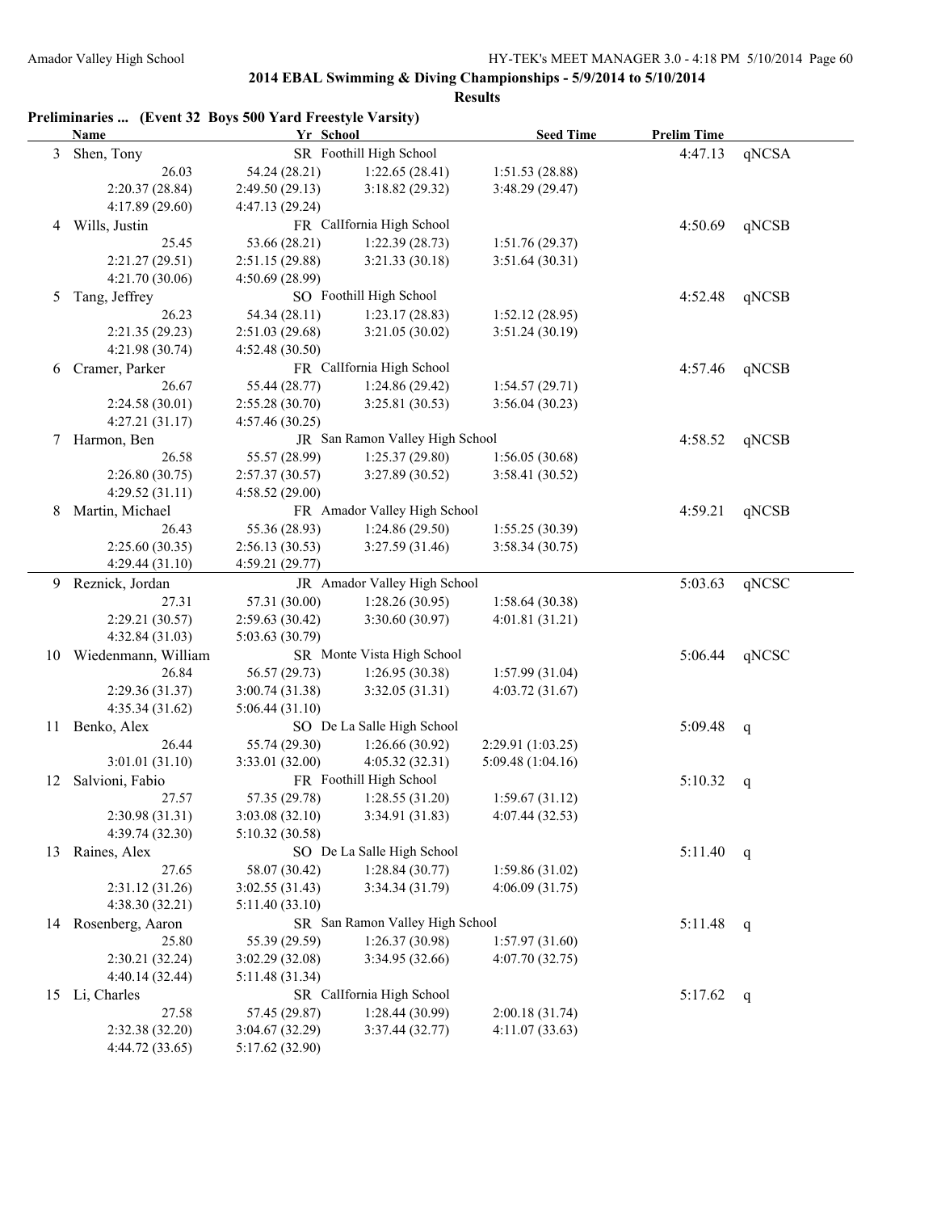## 2014 EBAL Swimming & Diving Championships - 5/9/2014 to 5/10/2014

### Results

**Preliminaries ... (Event 32 Boys 500 Yard Freestyle Varsity)**

| | Name | Yr | School | Seed Time | Prelim Time | |
|---|---|---|---|---|---|---|
| 3 | Shen, Tony | SR | Foothill High School | | 4:47.13 | qNCSA |
| | 26.03 | 54.24 (28.21) | 1:22.65 (28.41) | 1:51.53 (28.88) | | |
| | 2:20.37 (28.84) | 2:49.50 (29.13) | 3:18.82 (29.32) | 3:48.29 (29.47) | | |
| | 4:17.89 (29.60) | 4:47.13 (29.24) | | | | |
| 4 | Wills, Justin | FR | California High School | | 4:50.69 | qNCSB |
| | 25.45 | 53.66 (28.21) | 1:22.39 (28.73) | 1:51.76 (29.37) | | |
| | 2:21.27 (29.51) | 2:51.15 (29.88) | 3:21.33 (30.18) | 3:51.64 (30.31) | | |
| | 4:21.70 (30.06) | 4:50.69 (28.99) | | | | |
| 5 | Tang, Jeffrey | SO | Foothill High School | | 4:52.48 | qNCSB |
| | 26.23 | 54.34 (28.11) | 1:23.17 (28.83) | 1:52.12 (28.95) | | |
| | 2:21.35 (29.23) | 2:51.03 (29.68) | 3:21.05 (30.02) | 3:51.24 (30.19) | | |
| | 4:21.98 (30.74) | 4:52.48 (30.50) | | | | |
| 6 | Cramer, Parker | FR | California High School | | 4:57.46 | qNCSB |
| | 26.67 | 55.44 (28.77) | 1:24.86 (29.42) | 1:54.57 (29.71) | | |
| | 2:24.58 (30.01) | 2:55.28 (30.70) | 3:25.81 (30.53) | 3:56.04 (30.23) | | |
| | 4:27.21 (31.17) | 4:57.46 (30.25) | | | | |
| 7 | Harmon, Ben | JR | San Ramon Valley High School | | 4:58.52 | qNCSB |
| | 26.58 | 55.57 (28.99) | 1:25.37 (29.80) | 1:56.05 (30.68) | | |
| | 2:26.80 (30.75) | 2:57.37 (30.57) | 3:27.89 (30.52) | 3:58.41 (30.52) | | |
| | 4:29.52 (31.11) | 4:58.52 (29.00) | | | | |
| 8 | Martin, Michael | FR | Amador Valley High School | | 4:59.21 | qNCSB |
| | 26.43 | 55.36 (28.93) | 1:24.86 (29.50) | 1:55.25 (30.39) | | |
| | 2:25.60 (30.35) | 2:56.13 (30.53) | 3:27.59 (31.46) | 3:58.34 (30.75) | | |
| | 4:29.44 (31.10) | 4:59.21 (29.77) | | | | |
| 9 | Reznick, Jordan | JR | Amador Valley High School | | 5:03.63 | qNCSC |
| | 27.31 | 57.31 (30.00) | 1:28.26 (30.95) | 1:58.64 (30.38) | | |
| | 2:29.21 (30.57) | 2:59.63 (30.42) | 3:30.60 (30.97) | 4:01.81 (31.21) | | |
| | 4:32.84 (31.03) | 5:03.63 (30.79) | | | | |
| 10 | Wiedenmann, William | SR | Monte Vista High School | | 5:06.44 | qNCSC |
| | 26.84 | 56.57 (29.73) | 1:26.95 (30.38) | 1:57.99 (31.04) | | |
| | 2:29.36 (31.37) | 3:00.74 (31.38) | 3:32.05 (31.31) | 4:03.72 (31.67) | | |
| | 4:35.34 (31.62) | 5:06.44 (31.10) | | | | |
| 11 | Benko, Alex | SO | De La Salle High School | | 5:09.48 | q |
| | 26.44 | 55.74 (29.30) | 1:26.66 (30.92) | 2:29.91 (1:03.25) | | |
| | 3:01.01 (31.10) | 3:33.01 (32.00) | 4:05.32 (32.31) | 5:09.48 (1:04.16) | | |
| 12 | Salvioni, Fabio | FR | Foothill High School | | 5:10.32 | q |
| | 27.57 | 57.35 (29.78) | 1:28.55 (31.20) | 1:59.67 (31.12) | | |
| | 2:30.98 (31.31) | 3:03.08 (32.10) | 3:34.91 (31.83) | 4:07.44 (32.53) | | |
| | 4:39.74 (32.30) | 5:10.32 (30.58) | | | | |
| 13 | Raines, Alex | SO | De La Salle High School | | 5:11.40 | q |
| | 27.65 | 58.07 (30.42) | 1:28.84 (30.77) | 1:59.86 (31.02) | | |
| | 2:31.12 (31.26) | 3:02.55 (31.43) | 3:34.34 (31.79) | 4:06.09 (31.75) | | |
| | 4:38.30 (32.21) | 5:11.40 (33.10) | | | | |
| 14 | Rosenberg, Aaron | SR | San Ramon Valley High School | | 5:11.48 | q |
| | 25.80 | 55.39 (29.59) | 1:26.37 (30.98) | 1:57.97 (31.60) | | |
| | 2:30.21 (32.24) | 3:02.29 (32.08) | 3:34.95 (32.66) | 4:07.70 (32.75) | | |
| | 4:40.14 (32.44) | 5:11.48 (31.34) | | | | |
| 15 | Li, Charles | SR | California High School | | 5:17.62 | q |
| | 27.58 | 57.45 (29.87) | 1:28.44 (30.99) | 2:00.18 (31.74) | | |
| | 2:32.38 (32.20) | 3:04.67 (32.29) | 3:37.44 (32.77) | 4:11.07 (33.63) | | |
| | 4:44.72 (33.65) | 5:17.62 (32.90) | | | | |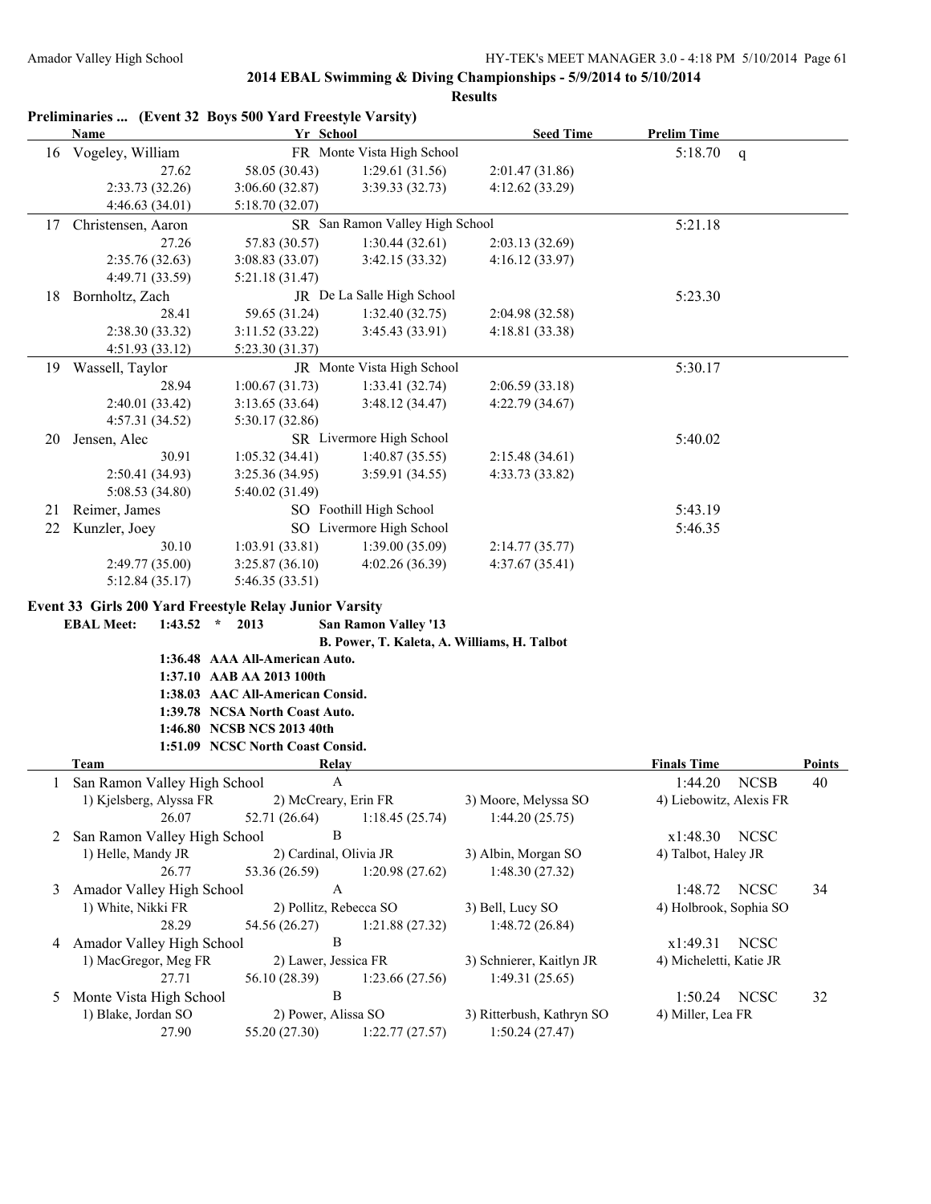## 2014 EBAL Swimming & Diving Championships - 5/9/2014 to 5/10/2014

### Results

**Preliminaries ... (Event 32 Boys 500 Yard Freestyle Varsity)**

| | Name | Yr | School | Seed Time | Prelim Time | |
|---|---|---|---|---|---|---|
| 16 | Vogeley, William | FR | Monte Vista High School | | 5:18.70 | q |
| | 27.62 | 58.05 (30.43) | 1:29.61 (31.56) | 2:01.47 (31.86) | | |
| | 2:33.73 (32.26) | 3:06.60 (32.87) | 3:39.33 (32.73) | 4:12.62 (33.29) | | |
| | 4:46.63 (34.01) | 5:18.70 (32.07) | | | | |
| 17 | Christensen, Aaron | SR | San Ramon Valley High School | | 5:21.18 | |
| | 27.26 | 57.83 (30.57) | 1:30.44 (32.61) | 2:03.13 (32.69) | | |
| | 2:35.76 (32.63) | 3:08.83 (33.07) | 3:42.15 (33.32) | 4:16.12 (33.97) | | |
| | 4:49.71 (33.59) | 5:21.18 (31.47) | | | | |
| 18 | Bornholtz, Zach | JR | De La Salle High School | | 5:23.30 | |
| | 28.41 | 59.65 (31.24) | 1:32.40 (32.75) | 2:04.98 (32.58) | | |
| | 2:38.30 (33.32) | 3:11.52 (33.22) | 3:45.43 (33.91) | 4:18.81 (33.38) | | |
| | 4:51.93 (33.12) | 5:23.30 (31.37) | | | | |
| 19 | Wassell, Taylor | JR | Monte Vista High School | | 5:30.17 | |
| | 28.94 | 1:00.67 (31.73) | 1:33.41 (32.74) | 2:06.59 (33.18) | | |
| | 2:40.01 (33.42) | 3:13.65 (33.64) | 3:48.12 (34.47) | 4:22.79 (34.67) | | |
| | 4:57.31 (34.52) | 5:30.17 (32.86) | | | | |
| 20 | Jensen, Alec | SR | Livermore High School | | 5:40.02 | |
| | 30.91 | 1:05.32 (34.41) | 1:40.87 (35.55) | 2:15.48 (34.61) | | |
| | 2:50.41 (34.93) | 3:25.36 (34.95) | 3:59.91 (34.55) | 4:33.73 (33.82) | | |
| | 5:08.53 (34.80) | 5:40.02 (31.49) | | | | |
| 21 | Reimer, James | SO | Foothill High School | | 5:43.19 | |
| 22 | Kunzler, Joey | SO | Livermore High School | | 5:46.35 | |
| | 30.10 | 1:03.91 (33.81) | 1:39.00 (35.09) | 2:14.77 (35.77) | | |
| | 2:49.77 (35.00) | 3:25.87 (36.10) | 4:02.26 (36.39) | 4:37.67 (35.41) | | |
| | 5:12.84 (35.17) | 5:46.35 (33.51) | | | | |

**Event 33 Girls 200 Yard Freestyle Relay Junior Varsity**

**EBAL Meet: 1:43.52 * 2013 San Ramon Valley '13**
**B. Power, T. Kaleta, A. Williams, H. Talbot**

**1:36.48 AAA All-American Auto.**
**1:37.10 AAB AA 2013 100th**
**1:38.03 AAC All-American Consid.**
**1:39.78 NCSA North Coast Auto.**
**1:46.80 NCSB NCS 2013 40th**
**1:51.09 NCSC North Coast Consid.**

| | Team | Relay | | | Finals Time | | Points |
|---|---|---|---|---|---|---|---|
| 1 | San Ramon Valley High School | A | | | 1:44.20 | NCSB | 40 |
| | 1) Kjelsberg, Alyssa FR | 2) McCreary, Erin FR | | 3) Moore, Melyssa SO | 4) Liebowitz, Alexis FR | | |
| | 26.07 | 52.71 (26.64) | 1:18.45 (25.74) | 1:44.20 (25.75) | | | |
| 2 | San Ramon Valley High School | B | | | x1:48.30 | NCSC | |
| | 1) Helle, Mandy JR | 2) Cardinal, Olivia JR | | 3) Albin, Morgan SO | 4) Talbot, Haley JR | | |
| | 26.77 | 53.36 (26.59) | 1:20.98 (27.62) | 1:48.30 (27.32) | | | |
| 3 | Amador Valley High School | A | | | 1:48.72 | NCSC | 34 |
| | 1) White, Nikki FR | 2) Pollitz, Rebecca SO | | 3) Bell, Lucy SO | 4) Holbrook, Sophia SO | | |
| | 28.29 | 54.56 (26.27) | 1:21.88 (27.32) | 1:48.72 (26.84) | | | |
| 4 | Amador Valley High School | B | | | x1:49.31 | NCSC | |
| | 1) MacGregor, Meg FR | 2) Lawer, Jessica FR | | 3) Schnierer, Kaitlyn JR | 4) Micheletti, Katie JR | | |
| | 27.71 | 56.10 (28.39) | 1:23.66 (27.56) | 1:49.31 (25.65) | | | |
| 5 | Monte Vista High School | B | | | 1:50.24 | NCSC | 32 |
| | 1) Blake, Jordan SO | 2) Power, Alissa SO | | 3) Ritterbush, Kathryn SO | 4) Miller, Lea FR | | |
| | 27.90 | 55.20 (27.30) | 1:22.77 (27.57) | 1:50.24 (27.47) | | | |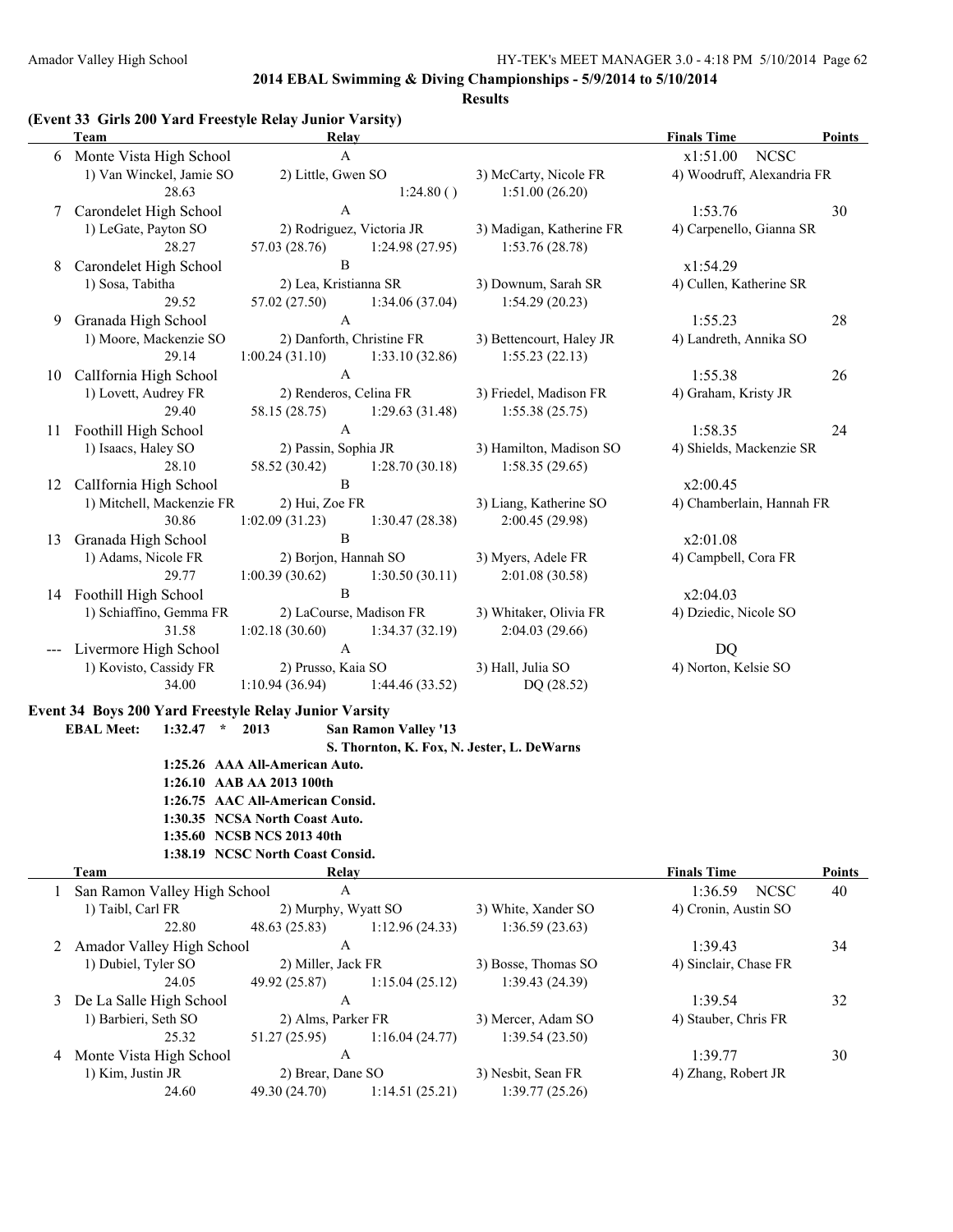## 2014 EBAL Swimming & Diving Championships - 5/9/2014 to 5/10/2014

### Results

### (Event 33 Girls 200 Yard Freestyle Relay Junior Varsity)

| | Team | Relay | | | Finals Time | Points |
|---|---|---|---|---|---|---|
| 6 | Monte Vista High School | A | | | x1:51.00 NCSC | |
| | 1) Van Winckel, Jamie SO | 2) Little, Gwen SO | 3) McCarty, Nicole FR | | 4) Woodruff, Alexandria FR | |
| | 28.63 | | 1:24.80 ( ) | 1:51.00 (26.20) | | |
| 7 | Carondelet High School | A | | | 1:53.76 | 30 |
| | 1) LeGate, Payton SO | 2) Rodriguez, Victoria JR | 3) Madigan, Katherine FR | | 4) Carpenello, Gianna SR | |
| | 28.27 | 57.03 (28.76) | 1:24.98 (27.95) | 1:53.76 (28.78) | | |
| 8 | Carondelet High School | B | | | x1:54.29 | |
| | 1) Sosa, Tabitha | 2) Lea, Kristianna SR | 3) Downum, Sarah SR | | 4) Cullen, Katherine SR | |
| | 29.52 | 57.02 (27.50) | 1:34.06 (37.04) | 1:54.29 (20.23) | | |
| 9 | Granada High School | A | | | 1:55.23 | 28 |
| | 1) Moore, Mackenzie SO | 2) Danforth, Christine FR | 3) Bettencourt, Haley JR | | 4) Landreth, Annika SO | |
| | 29.14 | 1:00.24 (31.10) | 1:33.10 (32.86) | 1:55.23 (22.13) | | |
| 10 | CalIfornia High School | A | | | 1:55.38 | 26 |
| | 1) Lovett, Audrey FR | 2) Renderos, Celina FR | 3) Friedel, Madison FR | | 4) Graham, Kristy JR | |
| | 29.40 | 58.15 (28.75) | 1:29.63 (31.48) | 1:55.38 (25.75) | | |
| 11 | Foothill High School | A | | | 1:58.35 | 24 |
| | 1) Isaacs, Haley SO | 2) Passin, Sophia JR | 3) Hamilton, Madison SO | | 4) Shields, Mackenzie SR | |
| | 28.10 | 58.52 (30.42) | 1:28.70 (30.18) | 1:58.35 (29.65) | | |
| 12 | CalIfornia High School | B | | | x2:00.45 | |
| | 1) Mitchell, Mackenzie FR | 2) Hui, Zoe FR | 3) Liang, Katherine SO | | 4) Chamberlain, Hannah FR | |
| | 30.86 | 1:02.09 (31.23) | 1:30.47 (28.38) | 2:00.45 (29.98) | | |
| 13 | Granada High School | B | | | x2:01.08 | |
| | 1) Adams, Nicole FR | 2) Borjon, Hannah SO | 3) Myers, Adele FR | | 4) Campbell, Cora FR | |
| | 29.77 | 1:00.39 (30.62) | 1:30.50 (30.11) | 2:01.08 (30.58) | | |
| 14 | Foothill High School | B | | | x2:04.03 | |
| | 1) Schiaffino, Gemma FR | 2) LaCourse, Madison FR | 3) Whitaker, Olivia FR | | 4) Dziedic, Nicole SO | |
| | 31.58 | 1:02.18 (30.60) | 1:34.37 (32.19) | 2:04.03 (29.66) | | |
| --- | Livermore High School | A | | | DQ | |
| | 1) Kovisto, Cassidy FR | 2) Prusso, Kaia SO | 3) Hall, Julia SO | | 4) Norton, Kelsie SO | |
| | 34.00 | 1:10.94 (36.94) | 1:44.46 (33.52) | DQ (28.52) | | |

### Event 34 Boys 200 Yard Freestyle Relay Junior Varsity

**EBAL Meet: 1:32.47 * 2013 San Ramon Valley '13**
**S. Thornton, K. Fox, N. Jester, L. DeWarns**

**1:25.26 AAA All-American Auto.**
**1:26.10 AAB AA 2013 100th**
**1:26.75 AAC All-American Consid.**
**1:30.35 NCSA North Coast Auto.**
**1:35.60 NCSB NCS 2013 40th**
**1:38.19 NCSC North Coast Consid.**

| | Team | Relay | | | Finals Time | Points |
|---|---|---|---|---|---|---|
| 1 | San Ramon Valley High School | A | | | 1:36.59 NCSC | 40 |
| | 1) Taibl, Carl FR | 2) Murphy, Wyatt SO | 3) White, Xander SO | | 4) Cronin, Austin SO | |
| | 22.80 | 48.63 (25.83) | 1:12.96 (24.33) | 1:36.59 (23.63) | | |
| 2 | Amador Valley High School | A | | | 1:39.43 | 34 |
| | 1) Dubiel, Tyler SO | 2) Miller, Jack FR | 3) Bosse, Thomas SO | | 4) Sinclair, Chase FR | |
| | 24.05 | 49.92 (25.87) | 1:15.04 (25.12) | 1:39.43 (24.39) | | |
| 3 | De La Salle High School | A | | | 1:39.54 | 32 |
| | 1) Barbieri, Seth SO | 2) Alms, Parker FR | 3) Mercer, Adam SO | | 4) Stauber, Chris FR | |
| | 25.32 | 51.27 (25.95) | 1:16.04 (24.77) | 1:39.54 (23.50) | | |
| 4 | Monte Vista High School | A | | | 1:39.77 | 30 |
| | 1) Kim, Justin JR | 2) Brear, Dane SO | 3) Nesbit, Sean FR | | 4) Zhang, Robert JR | |
| | 24.60 | 49.30 (24.70) | 1:14.51 (25.21) | 1:39.77 (25.26) | | |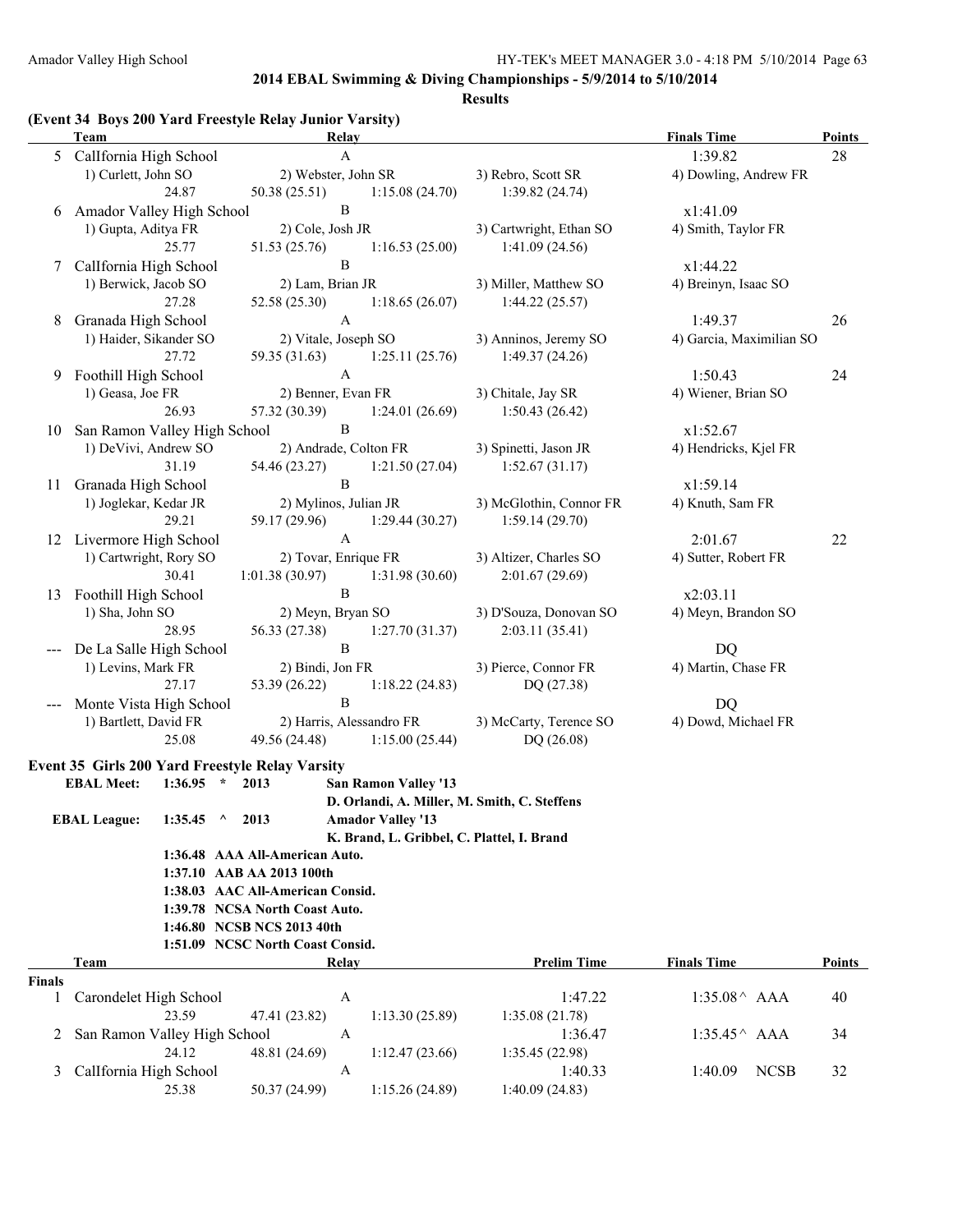## 2014 EBAL Swimming & Diving Championships - 5/9/2014 to 5/10/2014

### Results

### (Event 34 Boys 200 Yard Freestyle Relay Junior Varsity)

| | Team | Relay | | | Finals Time | Points |
|---|---|---|---|---|---|---|
| 5 | CalIfornia High School | A | | | 1:39.82 | 28 |
| | 1) Curlett, John SO | 2) Webster, John SR | 3) Rebro, Scott SR | 4) Dowling, Andrew FR | | |
| | 24.87 | 50.38 (25.51) | 1:15.08 (24.70) | 1:39.82 (24.74) | | |
| 6 | Amador Valley High School | B | | | x1:41.09 | |
| | 1) Gupta, Aditya FR | 2) Cole, Josh JR | 3) Cartwright, Ethan SO | 4) Smith, Taylor FR | | |
| | 25.77 | 51.53 (25.76) | 1:16.53 (25.00) | 1:41.09 (24.56) | | |
| 7 | CalIfornia High School | B | | | x1:44.22 | |
| | 1) Berwick, Jacob SO | 2) Lam, Brian JR | 3) Miller, Matthew SO | 4) Breinyn, Isaac SO | | |
| | 27.28 | 52.58 (25.30) | 1:18.65 (26.07) | 1:44.22 (25.57) | | |
| 8 | Granada High School | A | | | 1:49.37 | 26 |
| | 1) Haider, Sikander SO | 2) Vitale, Joseph SO | 3) Anninos, Jeremy SO | 4) Garcia, Maximilian SO | | |
| | 27.72 | 59.35 (31.63) | 1:25.11 (25.76) | 1:49.37 (24.26) | | |
| 9 | Foothill High School | A | | | 1:50.43 | 24 |
| | 1) Geasa, Joe FR | 2) Benner, Evan FR | 3) Chitale, Jay SR | 4) Wiener, Brian SO | | |
| | 26.93 | 57.32 (30.39) | 1:24.01 (26.69) | 1:50.43 (26.42) | | |
| 10 | San Ramon Valley High School | B | | | x1:52.67 | |
| | 1) DeVivi, Andrew SO | 2) Andrade, Colton FR | 3) Spinetti, Jason JR | 4) Hendricks, Kjel FR | | |
| | 31.19 | 54.46 (23.27) | 1:21.50 (27.04) | 1:52.67 (31.17) | | |
| 11 | Granada High School | B | | | x1:59.14 | |
| | 1) Joglekar, Kedar JR | 2) Mylinos, Julian JR | 3) McGlothin, Connor FR | 4) Knuth, Sam FR | | |
| | 29.21 | 59.17 (29.96) | 1:29.44 (30.27) | 1:59.14 (29.70) | | |
| 12 | Livermore High School | A | | | 2:01.67 | 22 |
| | 1) Cartwright, Rory SO | 2) Tovar, Enrique FR | 3) Altizer, Charles SO | 4) Sutter, Robert FR | | |
| | 30.41 | 1:01.38 (30.97) | 1:31.98 (30.60) | 2:01.67 (29.69) | | |
| 13 | Foothill High School | B | | | x2:03.11 | |
| | 1) Sha, John SO | 2) Meyn, Bryan SO | 3) D'Souza, Donovan SO | 4) Meyn, Brandon SO | | |
| | 28.95 | 56.33 (27.38) | 1:27.70 (31.37) | 2:03.11 (35.41) | | |
| --- | De La Salle High School | B | | | DQ | |
| | 1) Levins, Mark FR | 2) Bindi, Jon FR | 3) Pierce, Connor FR | 4) Martin, Chase FR | | |
| | 27.17 | 53.39 (26.22) | 1:18.22 (24.83) | DQ (27.38) | | |
| --- | Monte Vista High School | B | | | DQ | |
| | 1) Bartlett, David FR | 2) Harris, Alessandro FR | 3) McCarty, Terence SO | 4) Dowd, Michael FR | | |
| | 25.08 | 49.56 (24.48) | 1:15.00 (25.44) | DQ (26.08) | | |

### Event 35 Girls 200 Yard Freestyle Relay Varsity

**EBAL Meet: 1:36.95 * 2013 San Ramon Valley '13**
**D. Orlandi, A. Miller, M. Smith, C. Steffens**
**EBAL League: 1:35.45 ^ 2013 Amador Valley '13**
**K. Brand, L. Gribbel, C. Plattel, I. Brand**
**1:36.48 AAA All-American Auto.**
**1:37.10 AAB AA 2013 100th**
**1:38.03 AAC All-American Consid.**
**1:39.78 NCSA North Coast Auto.**
**1:46.80 NCSB NCS 2013 40th**
**1:51.09 NCSC North Coast Consid.**

| | Team | Relay | | Prelim Time | Finals Time | Points |
|---|---|---|---|---|---|---|
| **Finals** | | | | | | |
| 1 | Carondelet High School | A | | 1:47.22 | 1:35.08^ AAA | 40 |
| | 23.59 | 47.41 (23.82) | 1:13.30 (25.89) | 1:35.08 (21.78) | | |
| 2 | San Ramon Valley High School | A | | 1:36.47 | 1:35.45^ AAA | 34 |
| | 24.12 | 48.81 (24.69) | 1:12.47 (23.66) | 1:35.45 (22.98) | | |
| 3 | CalIfornia High School | A | | 1:40.33 | 1:40.09 NCSB | 32 |
| | 25.38 | 50.37 (24.99) | 1:15.26 (24.89) | 1:40.09 (24.83) | | |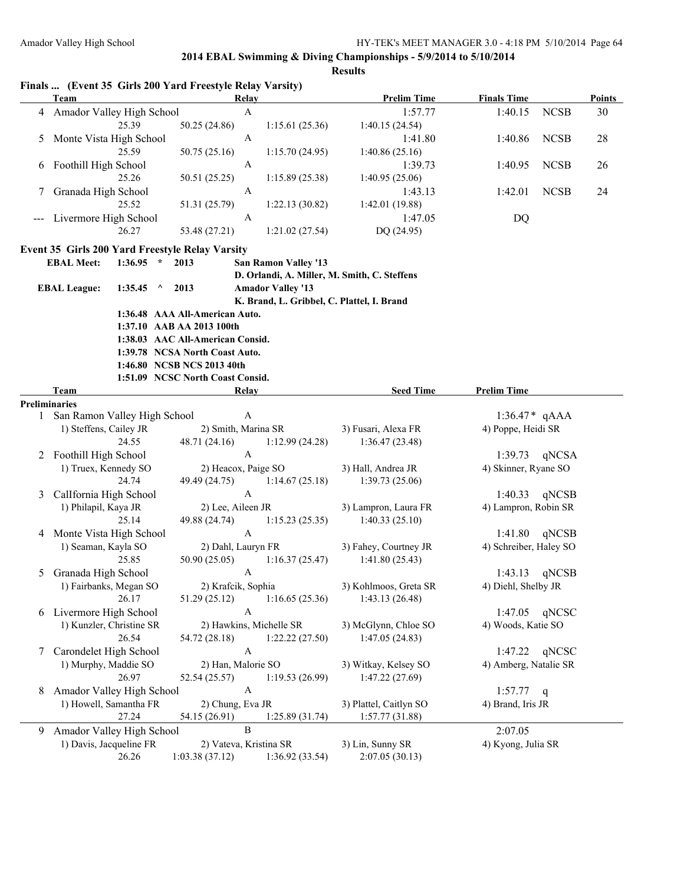## 2014 EBAL Swimming & Diving Championships - 5/9/2014 to 5/10/2014

### Results

**Finals ... (Event 35 Girls 200 Yard Freestyle Relay Varsity)**

| | Team | Relay | | Prelim Time | Finals Time | | Points |
|---|---|---|---|---|---|---|---|
| 4 | Amador Valley High School | A | | 1:57.77 | 1:40.15 | NCSB | 30 |
| | 25.39 | 50.25 (24.86) | 1:15.61 (25.36) | 1:40.15 (24.54) | | | |
| 5 | Monte Vista High School | A | | 1:41.80 | 1:40.86 | NCSB | 28 |
| | 25.59 | 50.75 (25.16) | 1:15.70 (24.95) | 1:40.86 (25.16) | | | |
| 6 | Foothill High School | A | | 1:39.73 | 1:40.95 | NCSB | 26 |
| | 25.26 | 50.51 (25.25) | 1:15.89 (25.38) | 1:40.95 (25.06) | | | |
| 7 | Granada High School | A | | 1:43.13 | 1:42.01 | NCSB | 24 |
| | 25.52 | 51.31 (25.79) | 1:22.13 (30.82) | 1:42.01 (19.88) | | | |
| --- | Livermore High School | A | | 1:47.05 | DQ | | |
| | 26.27 | 53.48 (27.21) | 1:21.02 (27.54) | DQ (24.95) | | | |

**Event 35 Girls 200 Yard Freestyle Relay Varsity**

| | | | | |
|---|---|---|---|---|
| **EBAL Meet:** | **1:36.95** | **\*** | **2013** | **San Ramon Valley '13** |
| | | | | **D. Orlandi, A. Miller, M. Smith, C. Steffens** |
| **EBAL League:** | **1:35.45** | **^** | **2013** | **Amador Valley '13** |
| | | | | **K. Brand, L. Gribbel, C. Plattel, I. Brand** |
| | **1:36.48** | **AAA All-American Auto.** | | |
| | **1:37.10** | **AAB AA 2013 100th** | | |
| | **1:38.03** | **AAC All-American Consid.** | | |
| | **1:39.78** | **NCSA North Coast Auto.** | | |
| | **1:46.80** | **NCSB NCS 2013 40th** | | |
| | **1:51.09** | **NCSC North Coast Consid.** | | |

| | Team | Relay | | Seed Time | Prelim Time | |
|---|---|---|---|---|---|---|
| **Preliminaries** | | | | | | |
| 1 | San Ramon Valley High School | A | | | 1:36.47* | qAAA |
| | 1) Steffens, Cailey JR | 2) Smith, Marina SR | | 3) Fusari, Alexa FR | 4) Poppe, Heidi SR | |
| | 24.55 | 48.71 (24.16) | 1:12.99 (24.28) | 1:36.47 (23.48) | | |
| 2 | Foothill High School | A | | | 1:39.73 | qNCSA |
| | 1) Truex, Kennedy SO | 2) Heacox, Paige SO | | 3) Hall, Andrea JR | 4) Skinner, Ryane SO | |
| | 24.74 | 49.49 (24.75) | 1:14.67 (25.18) | 1:39.73 (25.06) | | |
| 3 | CalIfornia High School | A | | | 1:40.33 | qNCSB |
| | 1) Philapil, Kaya JR | 2) Lee, Aileen JR | | 3) Lampron, Laura FR | 4) Lampron, Robin SR | |
| | 25.14 | 49.88 (24.74) | 1:15.23 (25.35) | 1:40.33 (25.10) | | |
| 4 | Monte Vista High School | A | | | 1:41.80 | qNCSB |
| | 1) Seaman, Kayla SO | 2) Dahl, Lauryn FR | | 3) Fahey, Courtney JR | 4) Schreiber, Haley SO | |
| | 25.85 | 50.90 (25.05) | 1:16.37 (25.47) | 1:41.80 (25.43) | | |
| 5 | Granada High School | A | | | 1:43.13 | qNCSB |
| | 1) Fairbanks, Megan SO | 2) Krafcik, Sophia | | 3) Kohlmoos, Greta SR | 4) Diehl, Shelby JR | |
| | 26.17 | 51.29 (25.12) | 1:16.65 (25.36) | 1:43.13 (26.48) | | |
| 6 | Livermore High School | A | | | 1:47.05 | qNCSC |
| | 1) Kunzler, Christine SR | 2) Hawkins, Michelle SR | | 3) McGlynn, Chloe SO | 4) Woods, Katie SO | |
| | 26.54 | 54.72 (28.18) | 1:22.22 (27.50) | 1:47.05 (24.83) | | |
| 7 | Carondelet High School | A | | | 1:47.22 | qNCSC |
| | 1) Murphy, Maddie SO | 2) Han, Malorie SO | | 3) Witkay, Kelsey SO | 4) Amberg, Natalie SR | |
| | 26.97 | 52.54 (25.57) | 1:19.53 (26.99) | 1:47.22 (27.69) | | |
| 8 | Amador Valley High School | A | | | 1:57.77 | q |
| | 1) Howell, Samantha FR | 2) Chung, Eva JR | | 3) Plattel, Caitlyn SO | 4) Brand, Iris JR | |
| | 27.24 | 54.15 (26.91) | 1:25.89 (31.74) | 1:57.77 (31.88) | | |
| 9 | Amador Valley High School | B | | | 2:07.05 | |
| | 1) Davis, Jacqueline FR | 2) Vateva, Kristina SR | | 3) Lin, Sunny SR | 4) Kyong, Julia SR | |
| | 26.26 | 1:03.38 (37.12) | 1:36.92 (33.54) | 2:07.05 (30.13) | | |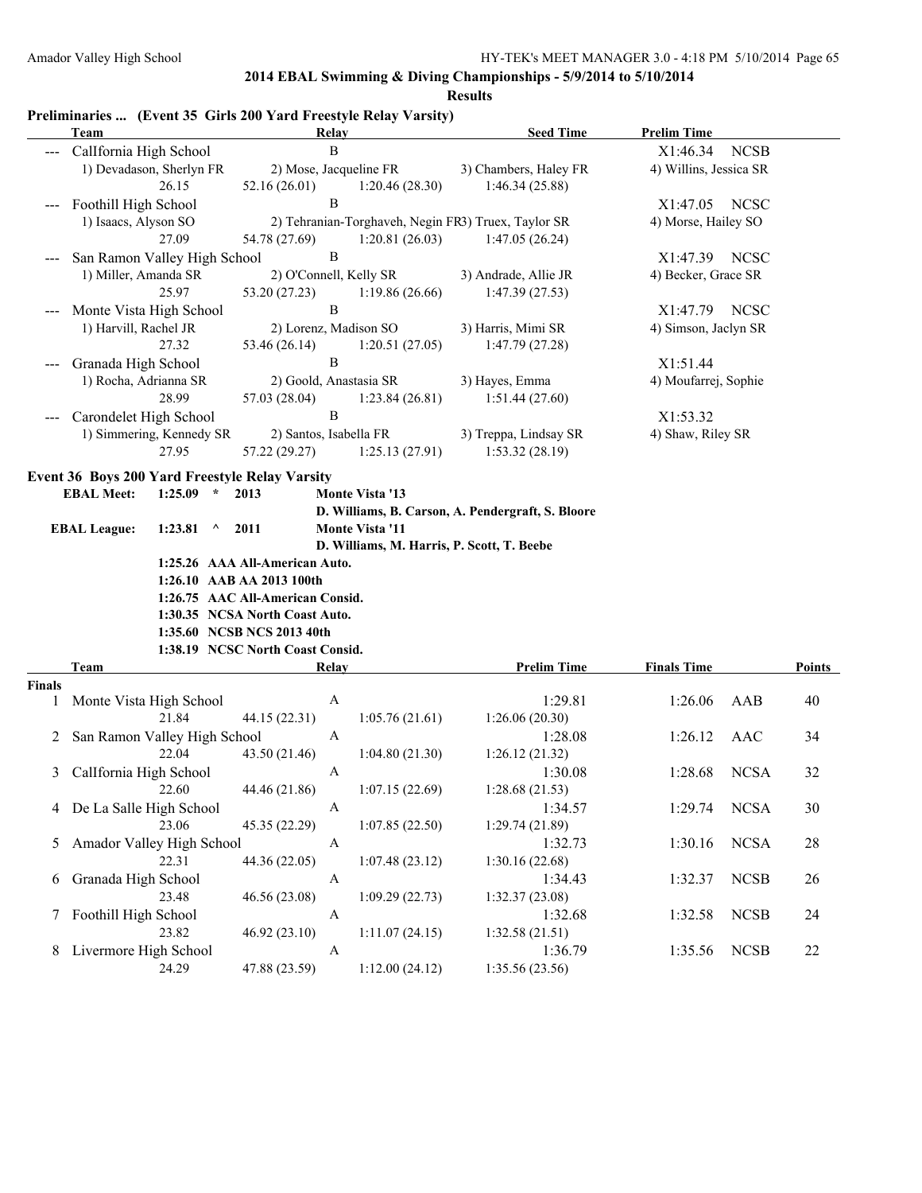**2014 EBAL Swimming & Diving Championships - 5/9/2014 to 5/10/2014**

**Results**

**Preliminaries ... (Event 35 Girls 200 Yard Freestyle Relay Varsity)**

| | Team | Relay | | Seed Time | Prelim Time |
|---|---|---|---|---|---|
| --- | CalIfornia High School | B | | | X1:46.34 NCSB |
| | 1) Devadason, Sherlyn FR | 2) Mose, Jacqueline FR | | 3) Chambers, Haley FR | 4) Willins, Jessica SR |
| | 26.15 | 52.16 (26.01) | 1:20.46 (28.30) | 1:46.34 (25.88) | |
| --- | Foothill High School | B | | | X1:47.05 NCSC |
| | 1) Isaacs, Alyson SO | 2) Tehranian-Torghaveh, Negin FR | | 3) Truex, Taylor SR | 4) Morse, Hailey SO |
| | 27.09 | 54.78 (27.69) | 1:20.81 (26.03) | 1:47.05 (26.24) | |
| --- | San Ramon Valley High School | B | | | X1:47.39 NCSC |
| | 1) Miller, Amanda SR | 2) O'Connell, Kelly SR | | 3) Andrade, Allie JR | 4) Becker, Grace SR |
| | 25.97 | 53.20 (27.23) | 1:19.86 (26.66) | 1:47.39 (27.53) | |
| --- | Monte Vista High School | B | | | X1:47.79 NCSC |
| | 1) Harvill, Rachel JR | 2) Lorenz, Madison SO | | 3) Harris, Mimi SR | 4) Simson, Jaclyn SR |
| | 27.32 | 53.46 (26.14) | 1:20.51 (27.05) | 1:47.79 (27.28) | |
| --- | Granada High School | B | | | X1:51.44 |
| | 1) Rocha, Adrianna SR | 2) Goold, Anastasia SR | | 3) Hayes, Emma | 4) Moufarrej, Sophie |
| | 28.99 | 57.03 (28.04) | 1:23.84 (26.81) | 1:51.44 (27.60) | |
| --- | Carondelet High School | B | | | X1:53.32 |
| | 1) Simmering, Kennedy SR | 2) Santos, Isabella FR | | 3) Treppa, Lindsay SR | 4) Shaw, Riley SR |
| | 27.95 | 57.22 (29.27) | 1:25.13 (27.91) | 1:53.32 (28.19) | |

**Event 36 Boys 200 Yard Freestyle Relay Varsity**

EBAL Meet: 1:25.09 * 2013 Monte Vista '13
D. Williams, B. Carson, A. Pendergraft, S. Bloore

EBAL League: 1:23.81 ^ 2011 Monte Vista '11
D. Williams, M. Harris, P. Scott, T. Beebe

1:25.26 AAA All-American Auto.
1:26.10 AAB AA 2013 100th
1:26.75 AAC All-American Consid.
1:30.35 NCSA North Coast Auto.
1:35.60 NCSB NCS 2013 40th
1:38.19 NCSC North Coast Consid.

| | Team | Relay | | Prelim Time | Finals Time | Points |
|---|---|---|---|---|---|---|
| **Finals** | | | | | | |
| 1 | Monte Vista High School | A | | 1:29.81 | 1:26.06 AAB | 40 |
| | 21.84 | 44.15 (22.31) | 1:05.76 (21.61) | 1:26.06 (20.30) | | |
| 2 | San Ramon Valley High School | A | | 1:28.08 | 1:26.12 AAC | 34 |
| | 22.04 | 43.50 (21.46) | 1:04.80 (21.30) | 1:26.12 (21.32) | | |
| 3 | CalIfornia High School | A | | 1:30.08 | 1:28.68 NCSA | 32 |
| | 22.60 | 44.46 (21.86) | 1:07.15 (22.69) | 1:28.68 (21.53) | | |
| 4 | De La Salle High School | A | | 1:34.57 | 1:29.74 NCSA | 30 |
| | 23.06 | 45.35 (22.29) | 1:07.85 (22.50) | 1:29.74 (21.89) | | |
| 5 | Amador Valley High School | A | | 1:32.73 | 1:30.16 NCSA | 28 |
| | 22.31 | 44.36 (22.05) | 1:07.48 (23.12) | 1:30.16 (22.68) | | |
| 6 | Granada High School | A | | 1:34.43 | 1:32.37 NCSB | 26 |
| | 23.48 | 46.56 (23.08) | 1:09.29 (22.73) | 1:32.37 (23.08) | | |
| 7 | Foothill High School | A | | 1:32.68 | 1:32.58 NCSB | 24 |
| | 23.82 | 46.92 (23.10) | 1:11.07 (24.15) | 1:32.58 (21.51) | | |
| 8 | Livermore High School | A | | 1:36.79 | 1:35.56 NCSB | 22 |
| | 24.29 | 47.88 (23.59) | 1:12.00 (24.12) | 1:35.56 (23.56) | | |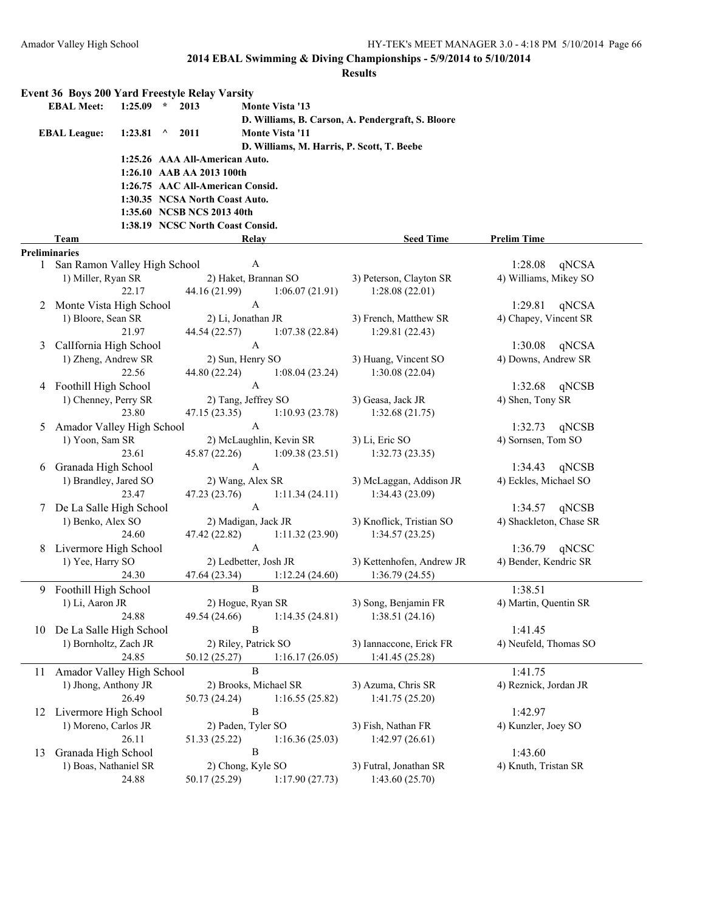**2014 EBAL Swimming & Diving Championships - 5/9/2014 to 5/10/2014**

**Results**

### Event 36 Boys 200 Yard Freestyle Relay Varsity

| | | | | |
|---|---|---|---|---|
| **EBAL Meet:** | 1:25.09 * | 2013 | **Monte Vista '13** | |
| | | | **D. Williams, B. Carson, A. Pendergraft, S. Bloore** | |
| **EBAL League:** | 1:23.81 ^ | 2011 | **Monte Vista '11** | |
| | | | **D. Williams, M. Harris, P. Scott, T. Beebe** | |
| | 1:25.26 | AAA All-American Auto. | | |
| | 1:26.10 | AAB AA 2013 100th | | |
| | 1:26.75 | AAC All-American Consid. | | |
| | 1:30.35 | NCSA North Coast Auto. | | |
| | 1:35.60 | NCSB NCS 2013 40th | | |
| | 1:38.19 | NCSC North Coast Consid. | | |

**Preliminaries**

| | Team | Relay | | Seed Time | Prelim Time |
|---|---|---|---|---|---|
| 1 | San Ramon Valley High School | A | | | 1:28.08 qNCSA |
| | 1) Miller, Ryan SR | 2) Haket, Brannan SO | | 3) Peterson, Clayton SR | 4) Williams, Mikey SO |
| | 22.17 | 44.16 (21.99) | 1:06.07 (21.91) | 1:28.08 (22.01) | |
| 2 | Monte Vista High School | A | | | 1:29.81 qNCSA |
| | 1) Bloore, Sean SR | 2) Li, Jonathan JR | | 3) French, Matthew SR | 4) Chapey, Vincent SR |
| | 21.97 | 44.54 (22.57) | 1:07.38 (22.84) | 1:29.81 (22.43) | |
| 3 | CalIfornia High School | A | | | 1:30.08 qNCSA |
| | 1) Zheng, Andrew SR | 2) Sun, Henry SO | | 3) Huang, Vincent SO | 4) Downs, Andrew SR |
| | 22.56 | 44.80 (22.24) | 1:08.04 (23.24) | 1:30.08 (22.04) | |
| 4 | Foothill High School | A | | | 1:32.68 qNCSB |
| | 1) Chenney, Perry SR | 2) Tang, Jeffrey SO | | 3) Geasa, Jack JR | 4) Shen, Tony SR |
| | 23.80 | 47.15 (23.35) | 1:10.93 (23.78) | 1:32.68 (21.75) | |
| 5 | Amador Valley High School | A | | | 1:32.73 qNCSB |
| | 1) Yoon, Sam SR | 2) McLaughlin, Kevin SR | | 3) Li, Eric SO | 4) Sornsen, Tom SO |
| | 23.61 | 45.87 (22.26) | 1:09.38 (23.51) | 1:32.73 (23.35) | |
| 6 | Granada High School | A | | | 1:34.43 qNCSB |
| | 1) Brandley, Jared SO | 2) Wang, Alex SR | | 3) McLaggan, Addison JR | 4) Eckles, Michael SO |
| | 23.47 | 47.23 (23.76) | 1:11.34 (24.11) | 1:34.43 (23.09) | |
| 7 | De La Salle High School | A | | | 1:34.57 qNCSB |
| | 1) Benko, Alex SO | 2) Madigan, Jack JR | | 3) Knoflick, Tristian SO | 4) Shackleton, Chase SR |
| | 24.60 | 47.42 (22.82) | 1:11.32 (23.90) | 1:34.57 (23.25) | |
| 8 | Livermore High School | A | | | 1:36.79 qNCSC |
| | 1) Yee, Harry SO | 2) Ledbetter, Josh JR | | 3) Kettenhofen, Andrew JR | 4) Bender, Kendric SR |
| | 24.30 | 47.64 (23.34) | 1:12.24 (24.60) | 1:36.79 (24.55) | |
| 9 | Foothill High School | B | | | 1:38.51 |
| | 1) Li, Aaron JR | 2) Hogue, Ryan SR | | 3) Song, Benjamin FR | 4) Martin, Quentin SR |
| | 24.88 | 49.54 (24.66) | 1:14.35 (24.81) | 1:38.51 (24.16) | |
| 10 | De La Salle High School | B | | | 1:41.45 |
| | 1) Bornholtz, Zach JR | 2) Riley, Patrick SO | | 3) Iannaccone, Erick FR | 4) Neufeld, Thomas SO |
| | 24.85 | 50.12 (25.27) | 1:16.17 (26.05) | 1:41.45 (25.28) | |
| 11 | Amador Valley High School | B | | | 1:41.75 |
| | 1) Jhong, Anthony JR | 2) Brooks, Michael SR | | 3) Azuma, Chris SR | 4) Reznick, Jordan JR |
| | 26.49 | 50.73 (24.24) | 1:16.55 (25.82) | 1:41.75 (25.20) | |
| 12 | Livermore High School | B | | | 1:42.97 |
| | 1) Moreno, Carlos JR | 2) Paden, Tyler SO | | 3) Fish, Nathan FR | 4) Kunzler, Joey SO |
| | 26.11 | 51.33 (25.22) | 1:16.36 (25.03) | 1:42.97 (26.61) | |
| 13 | Granada High School | B | | | 1:43.60 |
| | 1) Boas, Nathaniel SR | 2) Chong, Kyle SO | | 3) Futral, Jonathan SR | 4) Knuth, Tristan SR |
| | 24.88 | 50.17 (25.29) | 1:17.90 (27.73) | 1:43.60 (25.70) | |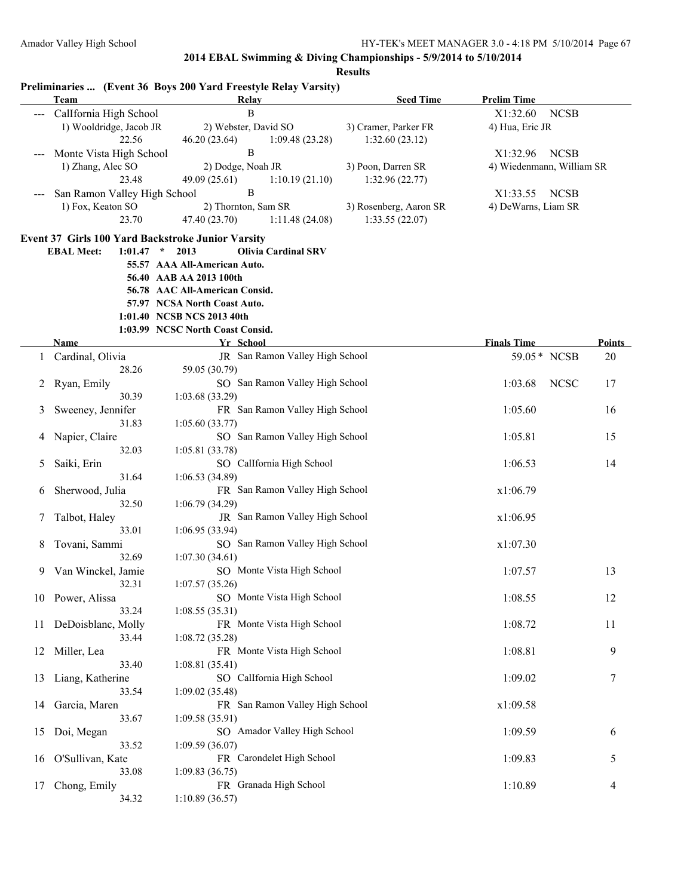**2014 EBAL Swimming & Diving Championships - 5/9/2014 to 5/10/2014**

**Results**

### Preliminaries ... (Event 36 Boys 200 Yard Freestyle Relay Varsity)

| | Team | Relay | | Seed Time | Prelim Time |
|---|---|---|---|---|---|
| --- | CalIfornia High School | B | | | X1:32.60 NCSB |
| | 1) Wooldridge, Jacob JR | 2) Webster, David SO | 3) Cramer, Parker FR | 4) Hua, Eric JR | |
| | 22.56 | 46.20 (23.64) | 1:09.48 (23.28) | 1:32.60 (23.12) | |
| --- | Monte Vista High School | B | | | X1:32.96 NCSB |
| | 1) Zhang, Alec SO | 2) Dodge, Noah JR | 3) Poon, Darren SR | 4) Wiedenmann, William SR | |
| | 23.48 | 49.09 (25.61) | 1:10.19 (21.10) | 1:32.96 (22.77) | |
| --- | San Ramon Valley High School | B | | | X1:33.55 NCSB |
| | 1) Fox, Keaton SO | 2) Thornton, Sam SR | 3) Rosenberg, Aaron SR | 4) DeWarns, Liam SR | |
| | 23.70 | 47.40 (23.70) | 1:11.48 (24.08) | 1:33.55 (22.07) | |

### Event 37 Girls 100 Yard Backstroke Junior Varsity

**EBAL Meet: 1:01.47 * 2013 Olivia Cardinal SRV**
**55.57 AAA All-American Auto.**
**56.40 AAB AA 2013 100th**
**56.78 AAC All-American Consid.**
**57.97 NCSA North Coast Auto.**
**1:01.40 NCSB NCS 2013 40th**
**1:03.99 NCSC North Coast Consid.**

| | Name | Yr | School | Finals Time | Points |
|---|---|---|---|---|---|
| 1 | Cardinal, Olivia | JR | San Ramon Valley High School | 59.05 * NCSB | 20 |
| | 28.26 | 59.05 (30.79) | | | |
| 2 | Ryan, Emily | SO | San Ramon Valley High School | 1:03.68 NCSC | 17 |
| | 30.39 | 1:03.68 (33.29) | | | |
| 3 | Sweeney, Jennifer | FR | San Ramon Valley High School | 1:05.60 | 16 |
| | 31.83 | 1:05.60 (33.77) | | | |
| 4 | Napier, Claire | SO | San Ramon Valley High School | 1:05.81 | 15 |
| | 32.03 | 1:05.81 (33.78) | | | |
| 5 | Saiki, Erin | SO | CalIfornia High School | 1:06.53 | 14 |
| | 31.64 | 1:06.53 (34.89) | | | |
| 6 | Sherwood, Julia | FR | San Ramon Valley High School | x1:06.79 | |
| | 32.50 | 1:06.79 (34.29) | | | |
| 7 | Talbot, Haley | JR | San Ramon Valley High School | x1:06.95 | |
| | 33.01 | 1:06.95 (33.94) | | | |
| 8 | Tovani, Sammi | SO | San Ramon Valley High School | x1:07.30 | |
| | 32.69 | 1:07.30 (34.61) | | | |
| 9 | Van Winckel, Jamie | SO | Monte Vista High School | 1:07.57 | 13 |
| | 32.31 | 1:07.57 (35.26) | | | |
| 10 | Power, Alissa | SO | Monte Vista High School | 1:08.55 | 12 |
| | 33.24 | 1:08.55 (35.31) | | | |
| 11 | DeDoisblanc, Molly | FR | Monte Vista High School | 1:08.72 | 11 |
| | 33.44 | 1:08.72 (35.28) | | | |
| 12 | Miller, Lea | FR | Monte Vista High School | 1:08.81 | 9 |
| | 33.40 | 1:08.81 (35.41) | | | |
| 13 | Liang, Katherine | SO | CalIfornia High School | 1:09.02 | 7 |
| | 33.54 | 1:09.02 (35.48) | | | |
| 14 | Garcia, Maren | FR | San Ramon Valley High School | x1:09.58 | |
| | 33.67 | 1:09.58 (35.91) | | | |
| 15 | Doi, Megan | SO | Amador Valley High School | 1:09.59 | 6 |
| | 33.52 | 1:09.59 (36.07) | | | |
| 16 | O'Sullivan, Kate | FR | Carondelet High School | 1:09.83 | 5 |
| | 33.08 | 1:09.83 (36.75) | | | |
| 17 | Chong, Emily | FR | Granada High School | 1:10.89 | 4 |
| | 34.32 | 1:10.89 (36.57) | | | |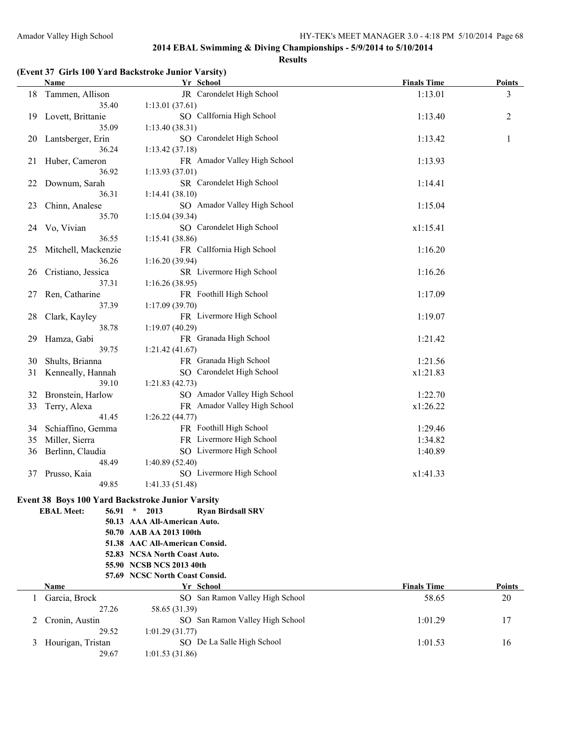## 2014 EBAL Swimming & Diving Championships - 5/9/2014 to 5/10/2014

### Results

#### (Event 37 Girls 100 Yard Backstroke Junior Varsity)

| | Name | Yr | School | Finals Time | Points |
|---|---|---|---|---|---|
| 18 | Tammen, Allison | JR | Carondelet High School | 1:13.01 | 3 |
| | 35.40 | 1:13.01 (37.61) | | | |
| 19 | Lovett, Brittanie | SO | CalIfornia High School | 1:13.40 | 2 |
| | 35.09 | 1:13.40 (38.31) | | | |
| 20 | Lantsberger, Erin | SO | Carondelet High School | 1:13.42 | 1 |
| | 36.24 | 1:13.42 (37.18) | | | |
| 21 | Huber, Cameron | FR | Amador Valley High School | 1:13.93 | |
| | 36.92 | 1:13.93 (37.01) | | | |
| 22 | Downum, Sarah | SR | Carondelet High School | 1:14.41 | |
| | 36.31 | 1:14.41 (38.10) | | | |
| 23 | Chinn, Analese | SO | Amador Valley High School | 1:15.04 | |
| | 35.70 | 1:15.04 (39.34) | | | |
| 24 | Vo, Vivian | SO | Carondelet High School | x1:15.41 | |
| | 36.55 | 1:15.41 (38.86) | | | |
| 25 | Mitchell, Mackenzie | FR | CalIfornia High School | 1:16.20 | |
| | 36.26 | 1:16.20 (39.94) | | | |
| 26 | Cristiano, Jessica | SR | Livermore High School | 1:16.26 | |
| | 37.31 | 1:16.26 (38.95) | | | |
| 27 | Ren, Catharine | FR | Foothill High School | 1:17.09 | |
| | 37.39 | 1:17.09 (39.70) | | | |
| 28 | Clark, Kayley | FR | Livermore High School | 1:19.07 | |
| | 38.78 | 1:19.07 (40.29) | | | |
| 29 | Hamza, Gabi | FR | Granada High School | 1:21.42 | |
| | 39.75 | 1:21.42 (41.67) | | | |
| 30 | Shults, Brianna | FR | Granada High School | 1:21.56 | |
| 31 | Kenneally, Hannah | SO | Carondelet High School | x1:21.83 | |
| | 39.10 | 1:21.83 (42.73) | | | |
| 32 | Bronstein, Harlow | SO | Amador Valley High School | 1:22.70 | |
| 33 | Terry, Alexa | FR | Amador Valley High School | x1:26.22 | |
| | 41.45 | 1:26.22 (44.77) | | | |
| 34 | Schiaffino, Gemma | FR | Foothill High School | 1:29.46 | |
| 35 | Miller, Sierra | FR | Livermore High School | 1:34.82 | |
| 36 | Berlinn, Claudia | SO | Livermore High School | 1:40.89 | |
| | 48.49 | 1:40.89 (52.40) | | | |
| 37 | Prusso, Kaia | SO | Livermore High School | x1:41.33 | |
| | 49.85 | 1:41.33 (51.48) | | | |

#### Event 38 Boys 100 Yard Backstroke Junior Varsity

**EBAL Meet: 56.91 * 2013 Ryan Birdsall SRV**

**50.13 AAA All-American Auto.**
**50.70 AAB AA 2013 100th**
**51.38 AAC All-American Consid.**
**52.83 NCSA North Coast Auto.**
**55.90 NCSB NCS 2013 40th**
**57.69 NCSC North Coast Consid.**

| | Name | Yr | School | Finals Time | Points |
|---|---|---|---|---|---|
| 1 | Garcia, Brock | SO | San Ramon Valley High School | 58.65 | 20 |
| | 27.26 | 58.65 (31.39) | | | |
| 2 | Cronin, Austin | SO | San Ramon Valley High School | 1:01.29 | 17 |
| | 29.52 | 1:01.29 (31.77) | | | |
| 3 | Hourigan, Tristan | SO | De La Salle High School | 1:01.53 | 16 |
| | 29.67 | 1:01.53 (31.86) | | | |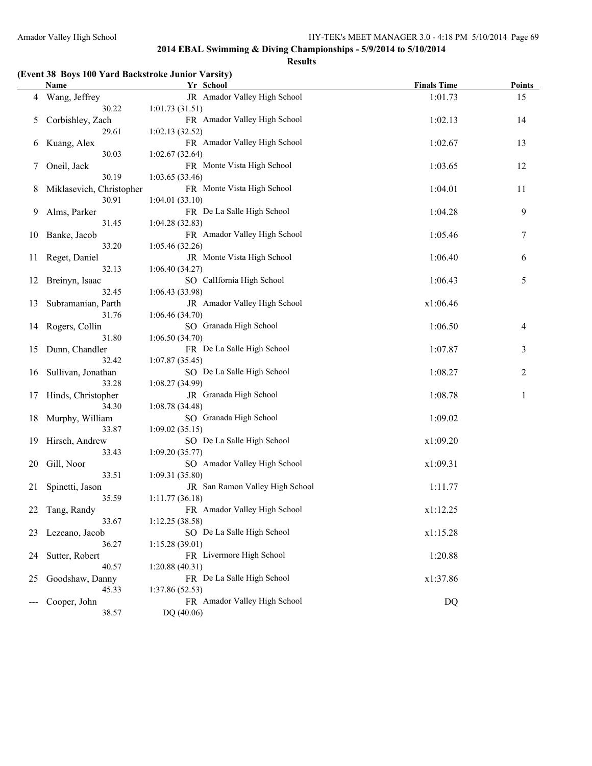## 2014 EBAL Swimming & Diving Championships - 5/9/2014 to 5/10/2014

### Results

**(Event 38 Boys 100 Yard Backstroke Junior Varsity)**

| | Name | Yr | School | Finals Time | Points |
|---|---|---|---|---|---|
| 4 | Wang, Jeffrey | JR | Amador Valley High School | 1:01.73 | 15 |
| | 30.22 | 1:01.73 (31.51) | | | |
| 5 | Corbishley, Zach | FR | Amador Valley High School | 1:02.13 | 14 |
| | 29.61 | 1:02.13 (32.52) | | | |
| 6 | Kuang, Alex | FR | Amador Valley High School | 1:02.67 | 13 |
| | 30.03 | 1:02.67 (32.64) | | | |
| 7 | Oneil, Jack | FR | Monte Vista High School | 1:03.65 | 12 |
| | 30.19 | 1:03.65 (33.46) | | | |
| 8 | Miklasevich, Christopher | FR | Monte Vista High School | 1:04.01 | 11 |
| | 30.91 | 1:04.01 (33.10) | | | |
| 9 | Alms, Parker | FR | De La Salle High School | 1:04.28 | 9 |
| | 31.45 | 1:04.28 (32.83) | | | |
| 10 | Banke, Jacob | FR | Amador Valley High School | 1:05.46 | 7 |
| | 33.20 | 1:05.46 (32.26) | | | |
| 11 | Reget, Daniel | JR | Monte Vista High School | 1:06.40 | 6 |
| | 32.13 | 1:06.40 (34.27) | | | |
| 12 | Breinyn, Isaac | SO | CalIfornia High School | 1:06.43 | 5 |
| | 32.45 | 1:06.43 (33.98) | | | |
| 13 | Subramanian, Parth | JR | Amador Valley High School | x1:06.46 | |
| | 31.76 | 1:06.46 (34.70) | | | |
| 14 | Rogers, Collin | SO | Granada High School | 1:06.50 | 4 |
| | 31.80 | 1:06.50 (34.70) | | | |
| 15 | Dunn, Chandler | FR | De La Salle High School | 1:07.87 | 3 |
| | 32.42 | 1:07.87 (35.45) | | | |
| 16 | Sullivan, Jonathan | SO | De La Salle High School | 1:08.27 | 2 |
| | 33.28 | 1:08.27 (34.99) | | | |
| 17 | Hinds, Christopher | JR | Granada High School | 1:08.78 | 1 |
| | 34.30 | 1:08.78 (34.48) | | | |
| 18 | Murphy, William | SO | Granada High School | 1:09.02 | |
| | 33.87 | 1:09.02 (35.15) | | | |
| 19 | Hirsch, Andrew | SO | De La Salle High School | x1:09.20 | |
| | 33.43 | 1:09.20 (35.77) | | | |
| 20 | Gill, Noor | SO | Amador Valley High School | x1:09.31 | |
| | 33.51 | 1:09.31 (35.80) | | | |
| 21 | Spinetti, Jason | JR | San Ramon Valley High School | 1:11.77 | |
| | 35.59 | 1:11.77 (36.18) | | | |
| 22 | Tang, Randy | FR | Amador Valley High School | x1:12.25 | |
| | 33.67 | 1:12.25 (38.58) | | | |
| 23 | Lezcano, Jacob | SO | De La Salle High School | x1:15.28 | |
| | 36.27 | 1:15.28 (39.01) | | | |
| 24 | Sutter, Robert | FR | Livermore High School | 1:20.88 | |
| | 40.57 | 1:20.88 (40.31) | | | |
| 25 | Goodshaw, Danny | FR | De La Salle High School | x1:37.86 | |
| | 45.33 | 1:37.86 (52.53) | | | |
| --- | Cooper, John | FR | Amador Valley High School | DQ | |
| | 38.57 | DQ (40.06) | | | |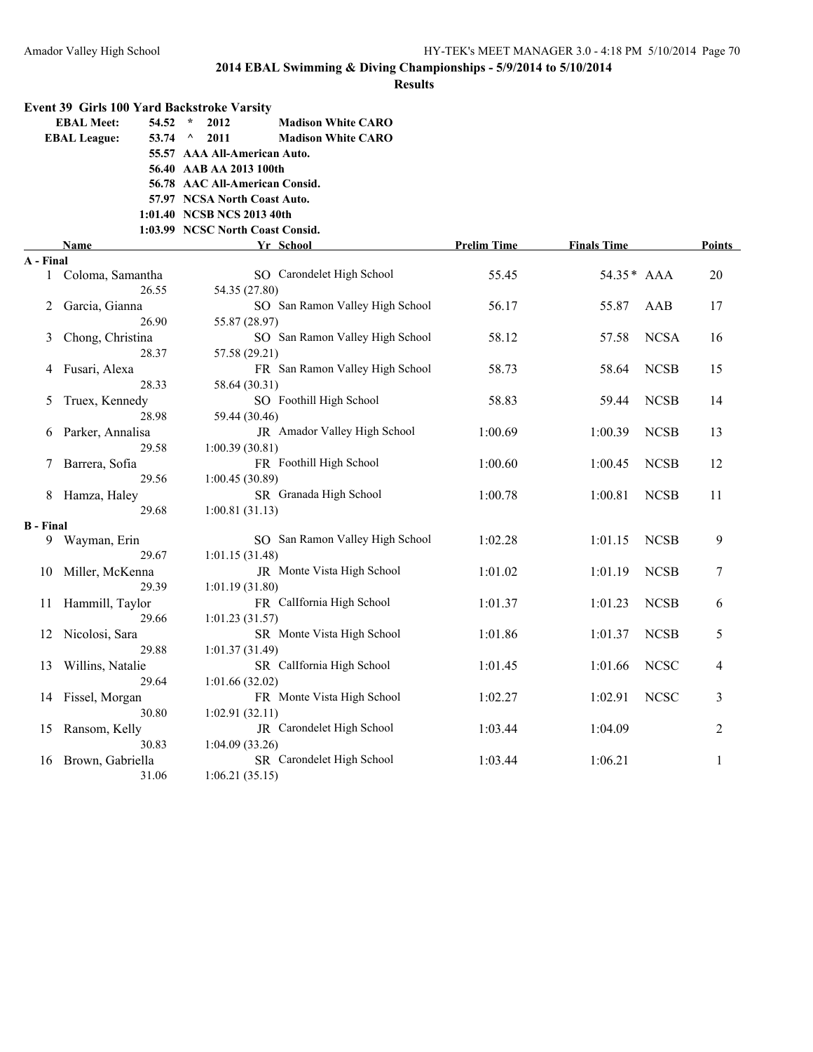**2014 EBAL Swimming & Diving Championships - 5/9/2014 to 5/10/2014**

**Results**

## Event 39 Girls 100 Yard Backstroke Varsity

| | | | |
|---|---|---|---|
| **EBAL Meet:** | 54.52 * | 2012 | **Madison White CARO** |
| **EBAL League:** | 53.74 ^ | 2011 | **Madison White CARO** |
| | 55.57 | AAA All-American Auto. | |
| | 56.40 | AAB AA 2013 100th | |
| | 56.78 | AAC All-American Consid. | |
| | 57.97 | NCSA North Coast Auto. | |
| | 1:01.40 | NCSB NCS 2013 40th | |
| | 1:03.99 | NCSC North Coast Consid. | |

| | Name | Yr | School | Prelim Time | Finals Time | | Points |
|---|---|---|---|---|---|---|---|
| **A - Final** | | | | | | | |
| 1 | Coloma, Samantha | SO | Carondelet High School | 55.45 | 54.35* | AAA | 20 |
| | 26.55 | | 54.35 (27.80) | | | | |
| 2 | Garcia, Gianna | SO | San Ramon Valley High School | 56.17 | 55.87 | AAB | 17 |
| | 26.90 | | 55.87 (28.97) | | | | |
| 3 | Chong, Christina | SO | San Ramon Valley High School | 58.12 | 57.58 | NCSA | 16 |
| | 28.37 | | 57.58 (29.21) | | | | |
| 4 | Fusari, Alexa | FR | San Ramon Valley High School | 58.73 | 58.64 | NCSB | 15 |
| | 28.33 | | 58.64 (30.31) | | | | |
| 5 | Truex, Kennedy | SO | Foothill High School | 58.83 | 59.44 | NCSB | 14 |
| | 28.98 | | 59.44 (30.46) | | | | |
| 6 | Parker, Annalisa | JR | Amador Valley High School | 1:00.69 | 1:00.39 | NCSB | 13 |
| | 29.58 | | 1:00.39 (30.81) | | | | |
| 7 | Barrera, Sofia | FR | Foothill High School | 1:00.60 | 1:00.45 | NCSB | 12 |
| | 29.56 | | 1:00.45 (30.89) | | | | |
| 8 | Hamza, Haley | SR | Granada High School | 1:00.78 | 1:00.81 | NCSB | 11 |
| | 29.68 | | 1:00.81 (31.13) | | | | |
| **B - Final** | | | | | | | |
| 9 | Wayman, Erin | SO | San Ramon Valley High School | 1:02.28 | 1:01.15 | NCSB | 9 |
| | 29.67 | | 1:01.15 (31.48) | | | | |
| 10 | Miller, McKenna | JR | Monte Vista High School | 1:01.02 | 1:01.19 | NCSB | 7 |
| | 29.39 | | 1:01.19 (31.80) | | | | |
| 11 | Hammill, Taylor | FR | California High School | 1:01.37 | 1:01.23 | NCSB | 6 |
| | 29.66 | | 1:01.23 (31.57) | | | | |
| 12 | Nicolosi, Sara | SR | Monte Vista High School | 1:01.86 | 1:01.37 | NCSB | 5 |
| | 29.88 | | 1:01.37 (31.49) | | | | |
| 13 | Willins, Natalie | SR | California High School | 1:01.45 | 1:01.66 | NCSC | 4 |
| | 29.64 | | 1:01.66 (32.02) | | | | |
| 14 | Fissel, Morgan | FR | Monte Vista High School | 1:02.27 | 1:02.91 | NCSC | 3 |
| | 30.80 | | 1:02.91 (32.11) | | | | |
| 15 | Ransom, Kelly | JR | Carondelet High School | 1:03.44 | 1:04.09 | | 2 |
| | 30.83 | | 1:04.09 (33.26) | | | | |
| 16 | Brown, Gabriella | SR | Carondelet High School | 1:03.44 | 1:06.21 | | 1 |
| | 31.06 | | 1:06.21 (35.15) | | | | |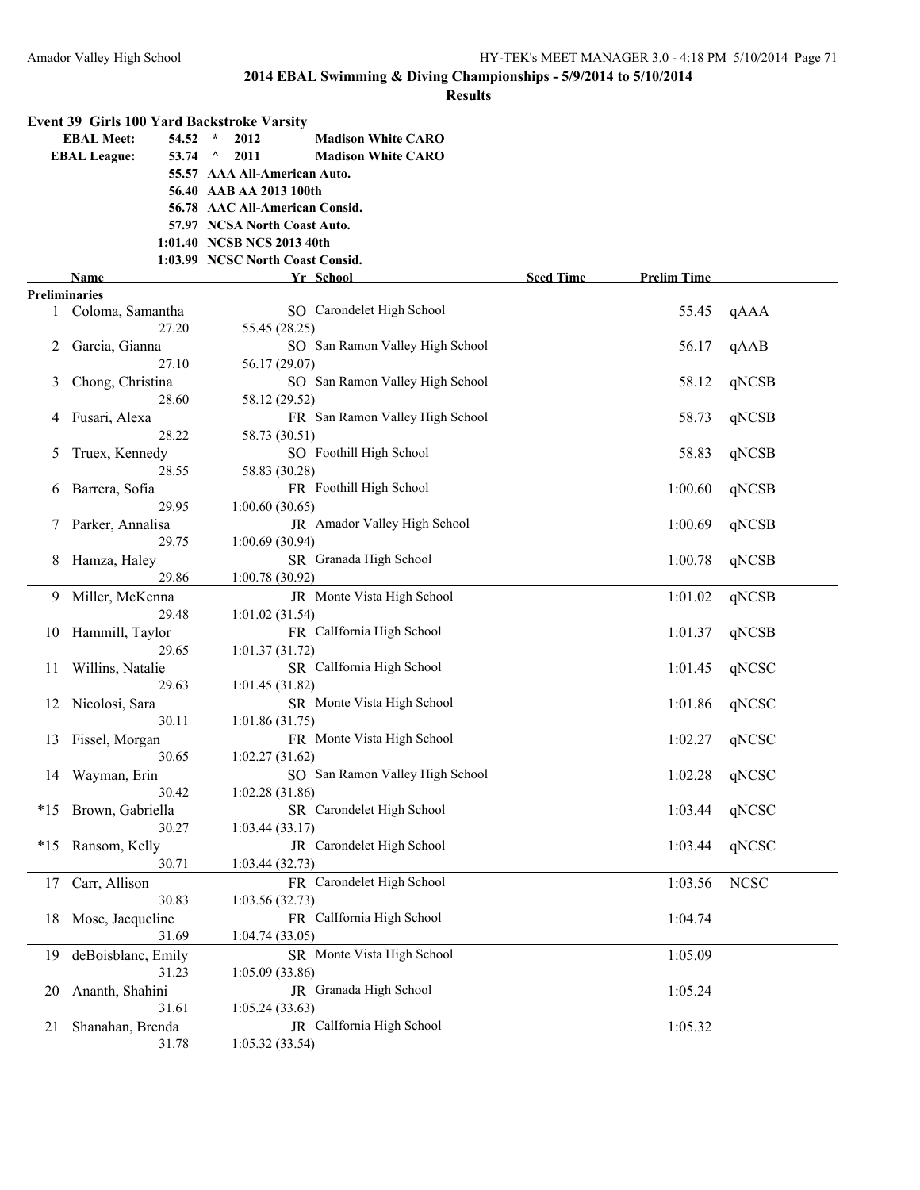## 2014 EBAL Swimming & Diving Championships - 5/9/2014 to 5/10/2014

### Results

**Event 39 Girls 100 Yard Backstroke Varsity**

| | | | | |
|---|---|---|---|---|
| **EBAL Meet:** | 54.52 | * | 2012 | **Madison White CARO** |
| **EBAL League:** | 53.74 | ^ | 2011 | **Madison White CARO** |
| | 55.57 | | AAA All-American Auto. | |
| | 56.40 | | AAB AA 2013 100th | |
| | 56.78 | | AAC All-American Consid. | |
| | 57.97 | | NCSA North Coast Auto. | |
| | 1:01.40 | | NCSB NCS 2013 40th | |
| | 1:03.99 | | NCSC North Coast Consid. | |

| | Name | Yr | School | Seed Time | Prelim Time | |
|---|---|---|---|---|---|---|
| **Preliminaries** | | | | | | |
| 1 | Coloma, Samantha | SO | Carondelet High School | | 55.45 | qAAA |
| | 27.20 | | 55.45 (28.25) | | | |
| 2 | Garcia, Gianna | SO | San Ramon Valley High School | | 56.17 | qAAB |
| | 27.10 | | 56.17 (29.07) | | | |
| 3 | Chong, Christina | SO | San Ramon Valley High School | | 58.12 | qNCSB |
| | 28.60 | | 58.12 (29.52) | | | |
| 4 | Fusari, Alexa | FR | San Ramon Valley High School | | 58.73 | qNCSB |
| | 28.22 | | 58.73 (30.51) | | | |
| 5 | Truex, Kennedy | SO | Foothill High School | | 58.83 | qNCSB |
| | 28.55 | | 58.83 (30.28) | | | |
| 6 | Barrera, Sofia | FR | Foothill High School | | 1:00.60 | qNCSB |
| | 29.95 | | 1:00.60 (30.65) | | | |
| 7 | Parker, Annalisa | JR | Amador Valley High School | | 1:00.69 | qNCSB |
| | 29.75 | | 1:00.69 (30.94) | | | |
| 8 | Hamza, Haley | SR | Granada High School | | 1:00.78 | qNCSB |
| | 29.86 | | 1:00.78 (30.92) | | | |
| 9 | Miller, McKenna | JR | Monte Vista High School | | 1:01.02 | qNCSB |
| | 29.48 | | 1:01.02 (31.54) | | | |
| 10 | Hammill, Taylor | FR | CalIfornia High School | | 1:01.37 | qNCSB |
| | 29.65 | | 1:01.37 (31.72) | | | |
| 11 | Willins, Natalie | SR | CalIfornia High School | | 1:01.45 | qNCSC |
| | 29.63 | | 1:01.45 (31.82) | | | |
| 12 | Nicolosi, Sara | SR | Monte Vista High School | | 1:01.86 | qNCSC |
| | 30.11 | | 1:01.86 (31.75) | | | |
| 13 | Fissel, Morgan | FR | Monte Vista High School | | 1:02.27 | qNCSC |
| | 30.65 | | 1:02.27 (31.62) | | | |
| 14 | Wayman, Erin | SO | San Ramon Valley High School | | 1:02.28 | qNCSC |
| | 30.42 | | 1:02.28 (31.86) | | | |
| *15 | Brown, Gabriella | SR | Carondelet High School | | 1:03.44 | qNCSC |
| | 30.27 | | 1:03.44 (33.17) | | | |
| *15 | Ransom, Kelly | JR | Carondelet High School | | 1:03.44 | qNCSC |
| | 30.71 | | 1:03.44 (32.73) | | | |
| 17 | Carr, Allison | FR | Carondelet High School | | 1:03.56 | NCSC |
| | 30.83 | | 1:03.56 (32.73) | | | |
| 18 | Mose, Jacqueline | FR | CalIfornia High School | | 1:04.74 | |
| | 31.69 | | 1:04.74 (33.05) | | | |
| 19 | deBoisblanc, Emily | SR | Monte Vista High School | | 1:05.09 | |
| | 31.23 | | 1:05.09 (33.86) | | | |
| 20 | Ananth, Shahini | JR | Granada High School | | 1:05.24 | |
| | 31.61 | | 1:05.24 (33.63) | | | |
| 21 | Shanahan, Brenda | JR | CalIfornia High School | | 1:05.32 | |
| | 31.78 | | 1:05.32 (33.54) | | | |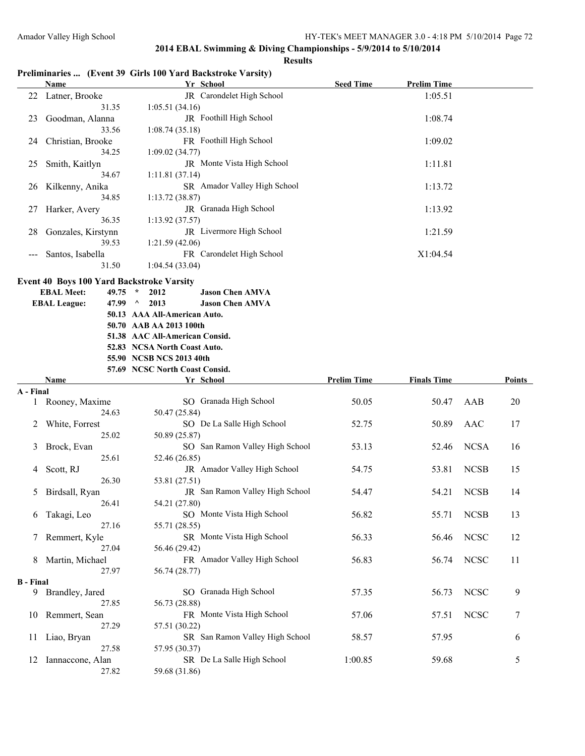## 2014 EBAL Swimming & Diving Championships - 5/9/2014 to 5/10/2014

### Results

**Preliminaries ... (Event 39 Girls 100 Yard Backstroke Varsity)**

| | Name | Yr | School | Seed Time | Prelim Time |
|---|---|---|---|---|---|
| 22 | Latner, Brooke | JR | Carondelet High School | | 1:05.51 |
| | 31.35 | 1:05.51 (34.16) | | | |
| 23 | Goodman, Alanna | JR | Foothill High School | | 1:08.74 |
| | 33.56 | 1:08.74 (35.18) | | | |
| 24 | Christian, Brooke | FR | Foothill High School | | 1:09.02 |
| | 34.25 | 1:09.02 (34.77) | | | |
| 25 | Smith, Kaitlyn | JR | Monte Vista High School | | 1:11.81 |
| | 34.67 | 1:11.81 (37.14) | | | |
| 26 | Kilkenny, Anika | SR | Amador Valley High School | | 1:13.72 |
| | 34.85 | 1:13.72 (38.87) | | | |
| 27 | Harker, Avery | JR | Granada High School | | 1:13.92 |
| | 36.35 | 1:13.92 (37.57) | | | |
| 28 | Gonzales, Kirstynn | JR | Livermore High School | | 1:21.59 |
| | 39.53 | 1:21.59 (42.06) | | | |
| --- | Santos, Isabella | FR | Carondelet High School | | X1:04.54 |
| | 31.50 | 1:04.54 (33.04) | | | |

**Event 40 Boys 100 Yard Backstroke Varsity**

| | | | | |
|---|---|---|---|---|
| EBAL Meet: | 49.75 | * | 2012 | Jason Chen AMVA |
| EBAL League: | 47.99 | ^ | 2013 | Jason Chen AMVA |
| | 50.13 | AAA All-American Auto. | | |
| | 50.70 | AAB AA 2013 100th | | |
| | 51.38 | AAC All-American Consid. | | |
| | 52.83 | NCSA North Coast Auto. | | |
| | 55.90 | NCSB NCS 2013 40th | | |
| | 57.69 | NCSC North Coast Consid. | | |

| | Name | Yr | School | Prelim Time | Finals Time | | Points |
|---|---|---|---|---|---|---|---|
| **A - Final** | | | | | | | |
| 1 | Rooney, Maxime | SO | Granada High School | 50.05 | 50.47 | AAB | 20 |
| | 24.63 | 50.47 (25.84) | | | | | |
| 2 | White, Forrest | SO | De La Salle High School | 52.75 | 50.89 | AAC | 17 |
| | 25.02 | 50.89 (25.87) | | | | | |
| 3 | Brock, Evan | SO | San Ramon Valley High School | 53.13 | 52.46 | NCSA | 16 |
| | 25.61 | 52.46 (26.85) | | | | | |
| 4 | Scott, RJ | JR | Amador Valley High School | 54.75 | 53.81 | NCSB | 15 |
| | 26.30 | 53.81 (27.51) | | | | | |
| 5 | Birdsall, Ryan | JR | San Ramon Valley High School | 54.47 | 54.21 | NCSB | 14 |
| | 26.41 | 54.21 (27.80) | | | | | |
| 6 | Takagi, Leo | SO | Monte Vista High School | 56.82 | 55.71 | NCSB | 13 |
| | 27.16 | 55.71 (28.55) | | | | | |
| 7 | Remmert, Kyle | SR | Monte Vista High School | 56.33 | 56.46 | NCSC | 12 |
| | 27.04 | 56.46 (29.42) | | | | | |
| 8 | Martin, Michael | FR | Amador Valley High School | 56.83 | 56.74 | NCSC | 11 |
| | 27.97 | 56.74 (28.77) | | | | | |
| **B - Final** | | | | | | | |
| 9 | Brandley, Jared | SO | Granada High School | 57.35 | 56.73 | NCSC | 9 |
| | 27.85 | 56.73 (28.88) | | | | | |
| 10 | Remmert, Sean | FR | Monte Vista High School | 57.06 | 57.51 | NCSC | 7 |
| | 27.29 | 57.51 (30.22) | | | | | |
| 11 | Liao, Bryan | SR | San Ramon Valley High School | 58.57 | 57.95 | | 6 |
| | 27.58 | 57.95 (30.37) | | | | | |
| 12 | Iannaccone, Alan | SR | De La Salle High School | 1:00.85 | 59.68 | | 5 |
| | 27.82 | 59.68 (31.86) | | | | | |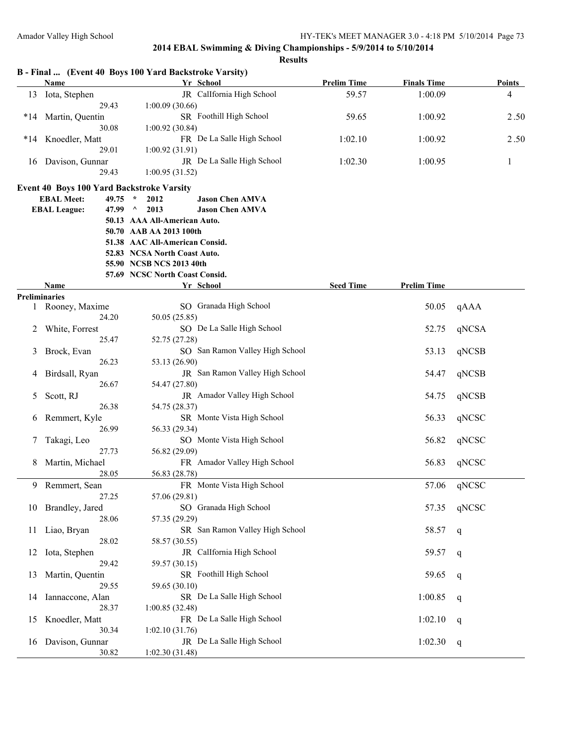## 2014 EBAL Swimming & Diving Championships - 5/9/2014 to 5/10/2014

### Results

### B - Final ... (Event 40 Boys 100 Yard Backstroke Varsity)

| | Name | Yr | School | Prelim Time | Finals Time | Points |
|---|---|---|---|---|---|---|
| 13 | Iota, Stephen | JR | CalIfornia High School | 59.57 | 1:00.09 | 4 |
| | 29.43 | | 1:00.09 (30.66) | | | |
| *14 | Martin, Quentin | SR | Foothill High School | 59.65 | 1:00.92 | 2.50 |
| | 30.08 | | 1:00.92 (30.84) | | | |
| *14 | Knoedler, Matt | FR | De La Salle High School | 1:02.10 | 1:00.92 | 2.50 |
| | 29.01 | | 1:00.92 (31.91) | | | |
| 16 | Davison, Gunnar | JR | De La Salle High School | 1:02.30 | 1:00.95 | 1 |
| | 29.43 | | 1:00.95 (31.52) | | | |

### Event 40 Boys 100 Yard Backstroke Varsity

**EBAL Meet:** 49.75 * 2012 **Jason Chen AMVA**
**EBAL League:** 47.99 ^ 2013 **Jason Chen AMVA**

**50.13 AAA All-American Auto.**
**50.70 AAB AA 2013 100th**
**51.38 AAC All-American Consid.**
**52.83 NCSA North Coast Auto.**
**55.90 NCSB NCS 2013 40th**
**57.69 NCSC North Coast Consid.**

**Preliminaries**

| | Name | Yr | School | Seed Time | Prelim Time | |
|---|---|---|---|---|---|---|
| 1 | Rooney, Maxime | SO | Granada High School | | 50.05 | qAAA |
| | 24.20 | | 50.05 (25.85) | | | |
| 2 | White, Forrest | SO | De La Salle High School | | 52.75 | qNCSA |
| | 25.47 | | 52.75 (27.28) | | | |
| 3 | Brock, Evan | SO | San Ramon Valley High School | | 53.13 | qNCSB |
| | 26.23 | | 53.13 (26.90) | | | |
| 4 | Birdsall, Ryan | JR | San Ramon Valley High School | | 54.47 | qNCSB |
| | 26.67 | | 54.47 (27.80) | | | |
| 5 | Scott, RJ | JR | Amador Valley High School | | 54.75 | qNCSB |
| | 26.38 | | 54.75 (28.37) | | | |
| 6 | Remmert, Kyle | SR | Monte Vista High School | | 56.33 | qNCSC |
| | 26.99 | | 56.33 (29.34) | | | |
| 7 | Takagi, Leo | SO | Monte Vista High School | | 56.82 | qNCSC |
| | 27.73 | | 56.82 (29.09) | | | |
| 8 | Martin, Michael | FR | Amador Valley High School | | 56.83 | qNCSC |
| | 28.05 | | 56.83 (28.78) | | | |
| 9 | Remmert, Sean | FR | Monte Vista High School | | 57.06 | qNCSC |
| | 27.25 | | 57.06 (29.81) | | | |
| 10 | Brandley, Jared | SO | Granada High School | | 57.35 | qNCSC |
| | 28.06 | | 57.35 (29.29) | | | |
| 11 | Liao, Bryan | SR | San Ramon Valley High School | | 58.57 | q |
| | 28.02 | | 58.57 (30.55) | | | |
| 12 | Iota, Stephen | JR | CalIfornia High School | | 59.57 | q |
| | 29.42 | | 59.57 (30.15) | | | |
| 13 | Martin, Quentin | SR | Foothill High School | | 59.65 | q |
| | 29.55 | | 59.65 (30.10) | | | |
| 14 | Iannaccone, Alan | SR | De La Salle High School | | 1:00.85 | q |
| | 28.37 | | 1:00.85 (32.48) | | | |
| 15 | Knoedler, Matt | FR | De La Salle High School | | 1:02.10 | q |
| | 30.34 | | 1:02.10 (31.76) | | | |
| 16 | Davison, Gunnar | JR | De La Salle High School | | 1:02.30 | q |
| | 30.82 | | 1:02.30 (31.48) | | | |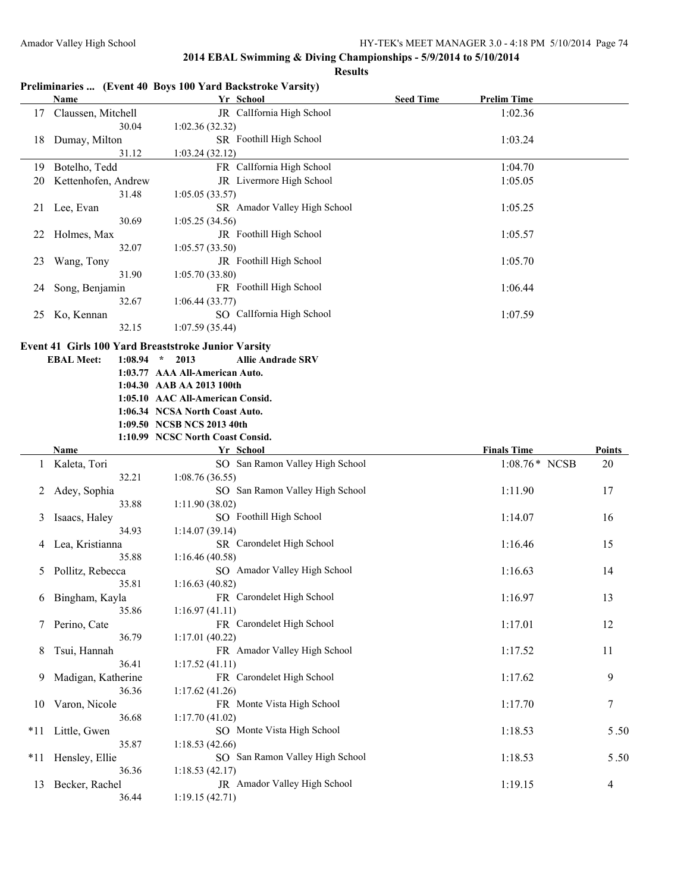## 2014 EBAL Swimming & Diving Championships - 5/9/2014 to 5/10/2014

### Results

**Preliminaries ... (Event 40 Boys 100 Yard Backstroke Varsity)**

| | Name | Yr | School | Seed Time | Prelim Time |
|---|---|---|---|---|---|
| 17 | Claussen, Mitchell | JR | California High School | | 1:02.36 |
| | 30.04 | 1:02.36 (32.32) | | | |
| 18 | Dumay, Milton | SR | Foothill High School | | 1:03.24 |
| | 31.12 | 1:03.24 (32.12) | | | |
| 19 | Botelho, Tedd | FR | California High School | | 1:04.70 |
| 20 | Kettenhofen, Andrew | JR | Livermore High School | | 1:05.05 |
| | 31.48 | 1:05.05 (33.57) | | | |
| 21 | Lee, Evan | SR | Amador Valley High School | | 1:05.25 |
| | 30.69 | 1:05.25 (34.56) | | | |
| 22 | Holmes, Max | JR | Foothill High School | | 1:05.57 |
| | 32.07 | 1:05.57 (33.50) | | | |
| 23 | Wang, Tony | JR | Foothill High School | | 1:05.70 |
| | 31.90 | 1:05.70 (33.80) | | | |
| 24 | Song, Benjamin | FR | Foothill High School | | 1:06.44 |
| | 32.67 | 1:06.44 (33.77) | | | |
| 25 | Ko, Kennan | SO | California High School | | 1:07.59 |
| | 32.15 | 1:07.59 (35.44) | | | |

**Event 41 Girls 100 Yard Breaststroke Junior Varsity**

| | | | |
|---|---|---|---|
| **EBAL Meet:** | **1:08.94 \*** | **2013** | **Allie Andrade SRV** |
| | **1:03.77** | **AAA All-American Auto.** | |
| | **1:04.30** | **AAB AA 2013 100th** | |
| | **1:05.10** | **AAC All-American Consid.** | |
| | **1:06.34** | **NCSA North Coast Auto.** | |
| | **1:09.50** | **NCSB NCS 2013 40th** | |
| | **1:10.99** | **NCSC North Coast Consid.** | |

| | Name | Yr | School | Finals Time | Points |
|---|---|---|---|---|---|
| 1 | Kaleta, Tori | SO | San Ramon Valley High School | 1:08.76* NCSB | 20 |
| | 32.21 | 1:08.76 (36.55) | | | |
| 2 | Adey, Sophia | SO | San Ramon Valley High School | 1:11.90 | 17 |
| | 33.88 | 1:11.90 (38.02) | | | |
| 3 | Isaacs, Haley | SO | Foothill High School | 1:14.07 | 16 |
| | 34.93 | 1:14.07 (39.14) | | | |
| 4 | Lea, Kristianna | SR | Carondelet High School | 1:16.46 | 15 |
| | 35.88 | 1:16.46 (40.58) | | | |
| 5 | Pollitz, Rebecca | SO | Amador Valley High School | 1:16.63 | 14 |
| | 35.81 | 1:16.63 (40.82) | | | |
| 6 | Bingham, Kayla | FR | Carondelet High School | 1:16.97 | 13 |
| | 35.86 | 1:16.97 (41.11) | | | |
| 7 | Perino, Cate | FR | Carondelet High School | 1:17.01 | 12 |
| | 36.79 | 1:17.01 (40.22) | | | |
| 8 | Tsui, Hannah | FR | Amador Valley High School | 1:17.52 | 11 |
| | 36.41 | 1:17.52 (41.11) | | | |
| 9 | Madigan, Katherine | FR | Carondelet High School | 1:17.62 | 9 |
| | 36.36 | 1:17.62 (41.26) | | | |
| 10 | Varon, Nicole | FR | Monte Vista High School | 1:17.70 | 7 |
| | 36.68 | 1:17.70 (41.02) | | | |
| *11 | Little, Gwen | SO | Monte Vista High School | 1:18.53 | 5.50 |
| | 35.87 | 1:18.53 (42.66) | | | |
| *11 | Hensley, Ellie | SO | San Ramon Valley High School | 1:18.53 | 5.50 |
| | 36.36 | 1:18.53 (42.17) | | | |
| 13 | Becker, Rachel | JR | Amador Valley High School | 1:19.15 | 4 |
| | 36.44 | 1:19.15 (42.71) | | | |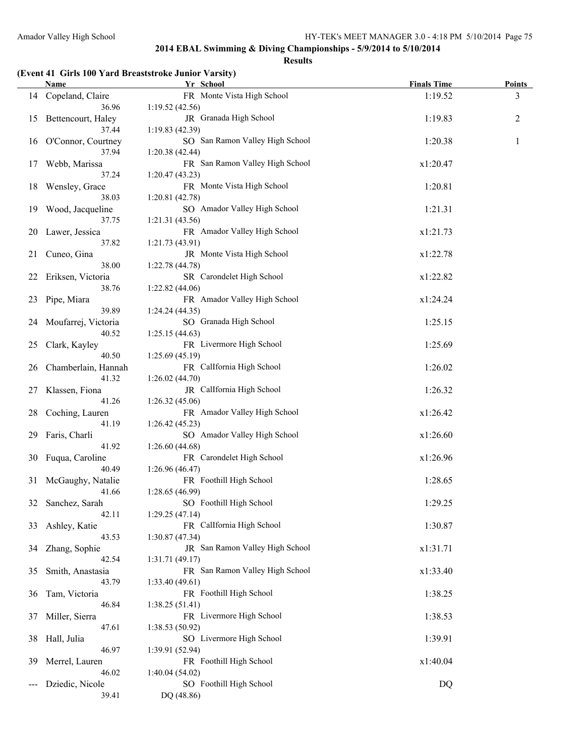## 2014 EBAL Swimming & Diving Championships - 5/9/2014 to 5/10/2014

### Results

#### (Event 41 Girls 100 Yard Breaststroke Junior Varsity)

| | Name | Yr | School | Finals Time | Points |
|---|---|---|---|---|---|
| 14 | Copeland, Claire | FR | Monte Vista High School | 1:19.52 | 3 |
| | 36.96 | 1:19.52 (42.56) | | | |
| 15 | Bettencourt, Haley | JR | Granada High School | 1:19.83 | 2 |
| | 37.44 | 1:19.83 (42.39) | | | |
| 16 | O'Connor, Courtney | SO | San Ramon Valley High School | 1:20.38 | 1 |
| | 37.94 | 1:20.38 (42.44) | | | |
| 17 | Webb, Marissa | FR | San Ramon Valley High School | x1:20.47 | |
| | 37.24 | 1:20.47 (43.23) | | | |
| 18 | Wensley, Grace | FR | Monte Vista High School | 1:20.81 | |
| | 38.03 | 1:20.81 (42.78) | | | |
| 19 | Wood, Jacqueline | SO | Amador Valley High School | 1:21.31 | |
| | 37.75 | 1:21.31 (43.56) | | | |
| 20 | Lawer, Jessica | FR | Amador Valley High School | x1:21.73 | |
| | 37.82 | 1:21.73 (43.91) | | | |
| 21 | Cuneo, Gina | JR | Monte Vista High School | x1:22.78 | |
| | 38.00 | 1:22.78 (44.78) | | | |
| 22 | Eriksen, Victoria | SR | Carondelet High School | x1:22.82 | |
| | 38.76 | 1:22.82 (44.06) | | | |
| 23 | Pipe, Miara | FR | Amador Valley High School | x1:24.24 | |
| | 39.89 | 1:24.24 (44.35) | | | |
| 24 | Moufarrej, Victoria | SO | Granada High School | 1:25.15 | |
| | 40.52 | 1:25.15 (44.63) | | | |
| 25 | Clark, Kayley | FR | Livermore High School | 1:25.69 | |
| | 40.50 | 1:25.69 (45.19) | | | |
| 26 | Chamberlain, Hannah | FR | CalIfornia High School | 1:26.02 | |
| | 41.32 | 1:26.02 (44.70) | | | |
| 27 | Klassen, Fiona | JR | CalIfornia High School | 1:26.32 | |
| | 41.26 | 1:26.32 (45.06) | | | |
| 28 | Coching, Lauren | FR | Amador Valley High School | x1:26.42 | |
| | 41.19 | 1:26.42 (45.23) | | | |
| 29 | Faris, Charli | SO | Amador Valley High School | x1:26.60 | |
| | 41.92 | 1:26.60 (44.68) | | | |
| 30 | Fuqua, Caroline | FR | Carondelet High School | x1:26.96 | |
| | 40.49 | 1:26.96 (46.47) | | | |
| 31 | McGaughy, Natalie | FR | Foothill High School | 1:28.65 | |
| | 41.66 | 1:28.65 (46.99) | | | |
| 32 | Sanchez, Sarah | SO | Foothill High School | 1:29.25 | |
| | 42.11 | 1:29.25 (47.14) | | | |
| 33 | Ashley, Katie | FR | CalIfornia High School | 1:30.87 | |
| | 43.53 | 1:30.87 (47.34) | | | |
| 34 | Zhang, Sophie | JR | San Ramon Valley High School | x1:31.71 | |
| | 42.54 | 1:31.71 (49.17) | | | |
| 35 | Smith, Anastasia | FR | San Ramon Valley High School | x1:33.40 | |
| | 43.79 | 1:33.40 (49.61) | | | |
| 36 | Tam, Victoria | FR | Foothill High School | 1:38.25 | |
| | 46.84 | 1:38.25 (51.41) | | | |
| 37 | Miller, Sierra | FR | Livermore High School | 1:38.53 | |
| | 47.61 | 1:38.53 (50.92) | | | |
| 38 | Hall, Julia | SO | Livermore High School | 1:39.91 | |
| | 46.97 | 1:39.91 (52.94) | | | |
| 39 | Merrel, Lauren | FR | Foothill High School | x1:40.04 | |
| | 46.02 | 1:40.04 (54.02) | | | |
| --- | Dziedic, Nicole | SO | Foothill High School | DQ | |
| | 39.41 | DQ (48.86) | | | |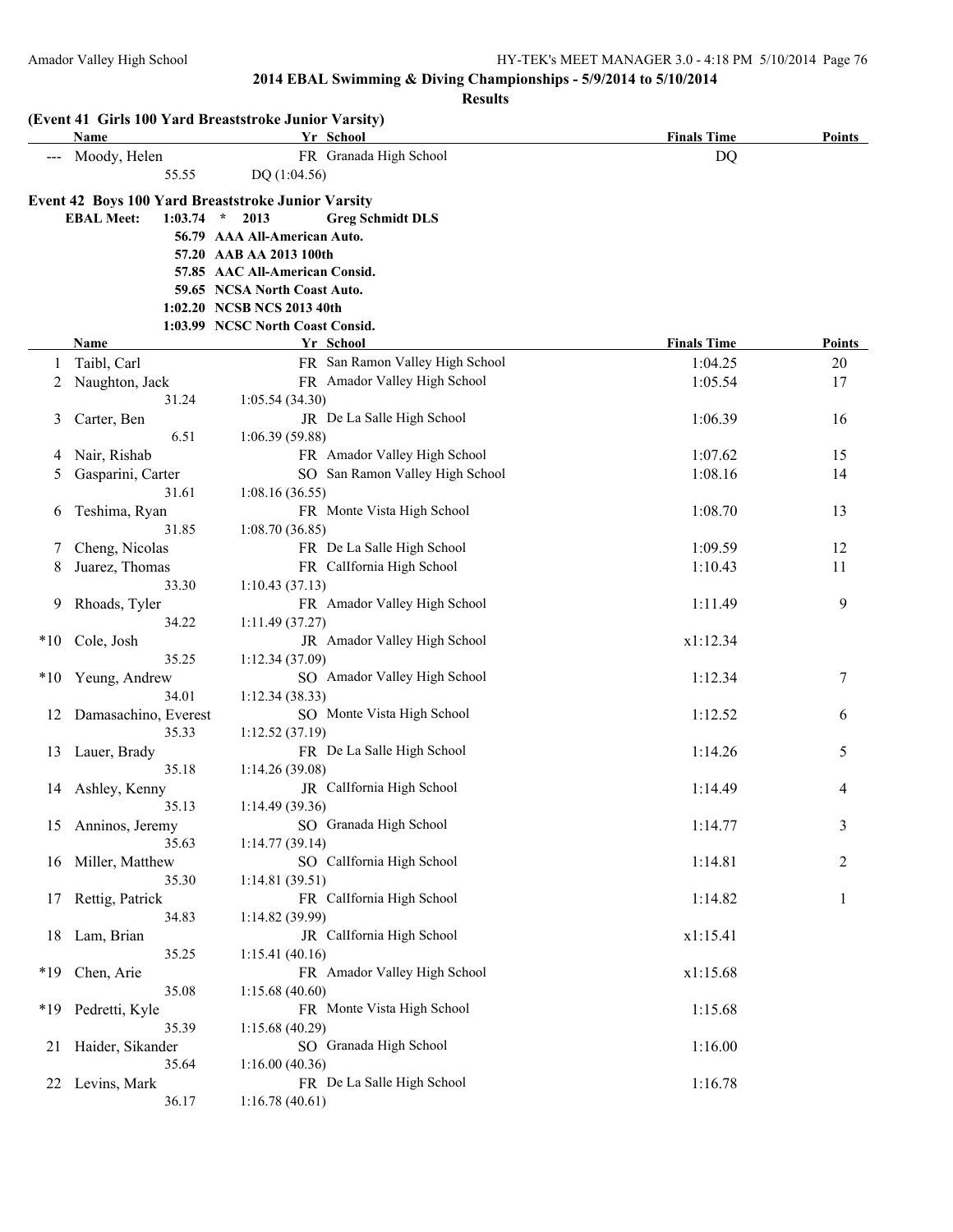**2014 EBAL Swimming & Diving Championships - 5/9/2014 to 5/10/2014**

**Results**

**(Event 41 Girls 100 Yard Breaststroke Junior Varsity)**

| | Name | Yr | School | Finals Time | Points |
|---|---|---|---|---|---|
| --- | Moody, Helen | FR | Granada High School | DQ | |
| | 55.55 | | DQ (1:04.56) | | |

**Event 42 Boys 100 Yard Breaststroke Junior Varsity**

**EBAL Meet: 1:03.74 * 2013 Greg Schmidt DLS**

- 56.79 AAA All-American Auto.
- 57.20 AAB AA 2013 100th
- 57.85 AAC All-American Consid.
- 59.65 NCSA North Coast Auto.
- 1:02.20 NCSB NCS 2013 40th
- 1:03.99 NCSC North Coast Consid.

| | Name | Yr | School | Finals Time | Points |
|---|---|---|---|---|---|
| 1 | Taibl, Carl | FR | San Ramon Valley High School | 1:04.25 | 20 |
| 2 | Naughton, Jack | FR | Amador Valley High School | 1:05.54 | 17 |
| | 31.24 | | 1:05.54 (34.30) | | |
| 3 | Carter, Ben | JR | De La Salle High School | 1:06.39 | 16 |
| | 6.51 | | 1:06.39 (59.88) | | |
| 4 | Nair, Rishab | FR | Amador Valley High School | 1:07.62 | 15 |
| 5 | Gasparini, Carter | SO | San Ramon Valley High School | 1:08.16 | 14 |
| | 31.61 | | 1:08.16 (36.55) | | |
| 6 | Teshima, Ryan | FR | Monte Vista High School | 1:08.70 | 13 |
| | 31.85 | | 1:08.70 (36.85) | | |
| 7 | Cheng, Nicolas | FR | De La Salle High School | 1:09.59 | 12 |
| 8 | Juarez, Thomas | FR | CalIfornia High School | 1:10.43 | 11 |
| | 33.30 | | 1:10.43 (37.13) | | |
| 9 | Rhoads, Tyler | FR | Amador Valley High School | 1:11.49 | 9 |
| | 34.22 | | 1:11.49 (37.27) | | |
| *10 | Cole, Josh | JR | Amador Valley High School | x1:12.34 | |
| | 35.25 | | 1:12.34 (37.09) | | |
| *10 | Yeung, Andrew | SO | Amador Valley High School | 1:12.34 | 7 |
| | 34.01 | | 1:12.34 (38.33) | | |
| 12 | Damasachino, Everest | SO | Monte Vista High School | 1:12.52 | 6 |
| | 35.33 | | 1:12.52 (37.19) | | |
| 13 | Lauer, Brady | FR | De La Salle High School | 1:14.26 | 5 |
| | 35.18 | | 1:14.26 (39.08) | | |
| 14 | Ashley, Kenny | JR | CalIfornia High School | 1:14.49 | 4 |
| | 35.13 | | 1:14.49 (39.36) | | |
| 15 | Anninos, Jeremy | SO | Granada High School | 1:14.77 | 3 |
| | 35.63 | | 1:14.77 (39.14) | | |
| 16 | Miller, Matthew | SO | CalIfornia High School | 1:14.81 | 2 |
| | 35.30 | | 1:14.81 (39.51) | | |
| 17 | Rettig, Patrick | FR | CalIfornia High School | 1:14.82 | 1 |
| | 34.83 | | 1:14.82 (39.99) | | |
| 18 | Lam, Brian | JR | CalIfornia High School | x1:15.41 | |
| | 35.25 | | 1:15.41 (40.16) | | |
| *19 | Chen, Arie | FR | Amador Valley High School | x1:15.68 | |
| | 35.08 | | 1:15.68 (40.60) | | |
| *19 | Pedretti, Kyle | FR | Monte Vista High School | 1:15.68 | |
| | 35.39 | | 1:15.68 (40.29) | | |
| 21 | Haider, Sikander | SO | Granada High School | 1:16.00 | |
| | 35.64 | | 1:16.00 (40.36) | | |
| 22 | Levins, Mark | FR | De La Salle High School | 1:16.78 | |
| | 36.17 | | 1:16.78 (40.61) | | |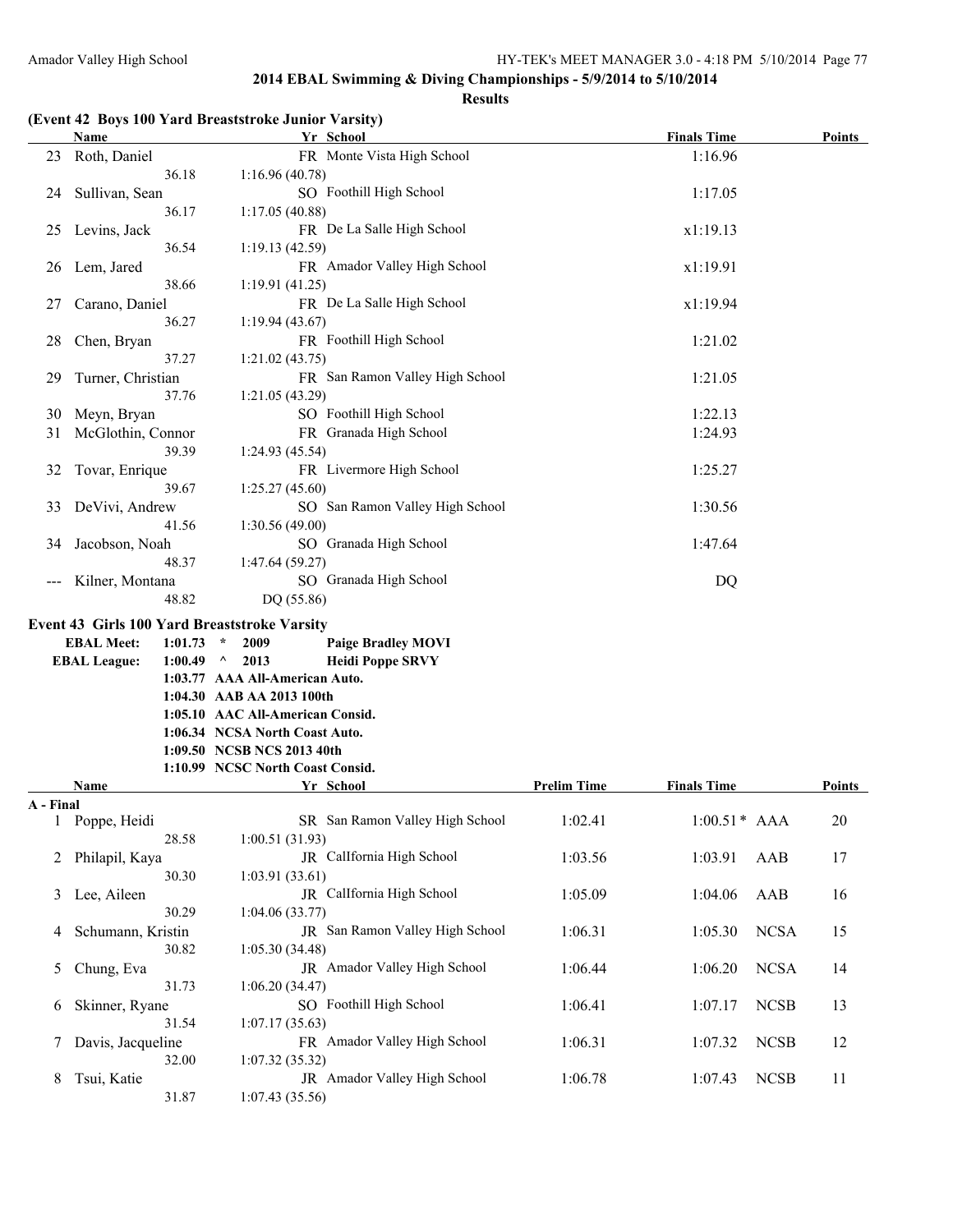## 2014 EBAL Swimming & Diving Championships - 5/9/2014 to 5/10/2014

### Results

**(Event 42 Boys 100 Yard Breaststroke Junior Varsity)**

| | Name | Yr | School | Finals Time | Points |
|---|---|---|---|---|---|
| 23 | Roth, Daniel | FR | Monte Vista High School | 1:16.96 | |
| | 36.18 | 1:16.96 (40.78) | | | |
| 24 | Sullivan, Sean | SO | Foothill High School | 1:17.05 | |
| | 36.17 | 1:17.05 (40.88) | | | |
| 25 | Levins, Jack | FR | De La Salle High School | x1:19.13 | |
| | 36.54 | 1:19.13 (42.59) | | | |
| 26 | Lem, Jared | FR | Amador Valley High School | x1:19.91 | |
| | 38.66 | 1:19.91 (41.25) | | | |
| 27 | Carano, Daniel | FR | De La Salle High School | x1:19.94 | |
| | 36.27 | 1:19.94 (43.67) | | | |
| 28 | Chen, Bryan | FR | Foothill High School | 1:21.02 | |
| | 37.27 | 1:21.02 (43.75) | | | |
| 29 | Turner, Christian | FR | San Ramon Valley High School | 1:21.05 | |
| | 37.76 | 1:21.05 (43.29) | | | |
| 30 | Meyn, Bryan | SO | Foothill High School | 1:22.13 | |
| 31 | McGlothin, Connor | FR | Granada High School | 1:24.93 | |
| | 39.39 | 1:24.93 (45.54) | | | |
| 32 | Tovar, Enrique | FR | Livermore High School | 1:25.27 | |
| | 39.67 | 1:25.27 (45.60) | | | |
| 33 | DeVivi, Andrew | SO | San Ramon Valley High School | 1:30.56 | |
| | 41.56 | 1:30.56 (49.00) | | | |
| 34 | Jacobson, Noah | SO | Granada High School | 1:47.64 | |
| | 48.37 | 1:47.64 (59.27) | | | |
| --- | Kilner, Montana | SO | Granada High School | DQ | |
| | 48.82 | DQ (55.86) | | | |

**Event 43 Girls 100 Yard Breaststroke Varsity**

**EBAL Meet: 1:01.73 * 2009 Paige Bradley MOVI**
**EBAL League: 1:00.49 ^ 2013 Heidi Poppe SRVY**
**1:03.77 AAA All-American Auto.**
**1:04.30 AAB AA 2013 100th**
**1:05.10 AAC All-American Consid.**
**1:06.34 NCSA North Coast Auto.**
**1:09.50 NCSB NCS 2013 40th**
**1:10.99 NCSC North Coast Consid.**

| | Name | Yr | School | Prelim Time | Finals Time | | Points |
|---|---|---|---|---|---|---|---|
| **A - Final** | | | | | | | |
| 1 | Poppe, Heidi | SR | San Ramon Valley High School | 1:02.41 | 1:00.51* | AAA | 20 |
| | 28.58 | 1:00.51 (31.93) | | | | | |
| 2 | Philapil, Kaya | JR | California High School | 1:03.56 | 1:03.91 | AAB | 17 |
| | 30.30 | 1:03.91 (33.61) | | | | | |
| 3 | Lee, Aileen | JR | California High School | 1:05.09 | 1:04.06 | AAB | 16 |
| | 30.29 | 1:04.06 (33.77) | | | | | |
| 4 | Schumann, Kristin | JR | San Ramon Valley High School | 1:06.31 | 1:05.30 | NCSA | 15 |
| | 30.82 | 1:05.30 (34.48) | | | | | |
| 5 | Chung, Eva | JR | Amador Valley High School | 1:06.44 | 1:06.20 | NCSA | 14 |
| | 31.73 | 1:06.20 (34.47) | | | | | |
| 6 | Skinner, Ryane | SO | Foothill High School | 1:06.41 | 1:07.17 | NCSB | 13 |
| | 31.54 | 1:07.17 (35.63) | | | | | |
| 7 | Davis, Jacqueline | FR | Amador Valley High School | 1:06.31 | 1:07.32 | NCSB | 12 |
| | 32.00 | 1:07.32 (35.32) | | | | | |
| 8 | Tsui, Katie | JR | Amador Valley High School | 1:06.78 | 1:07.43 | NCSB | 11 |
| | 31.87 | 1:07.43 (35.56) | | | | | |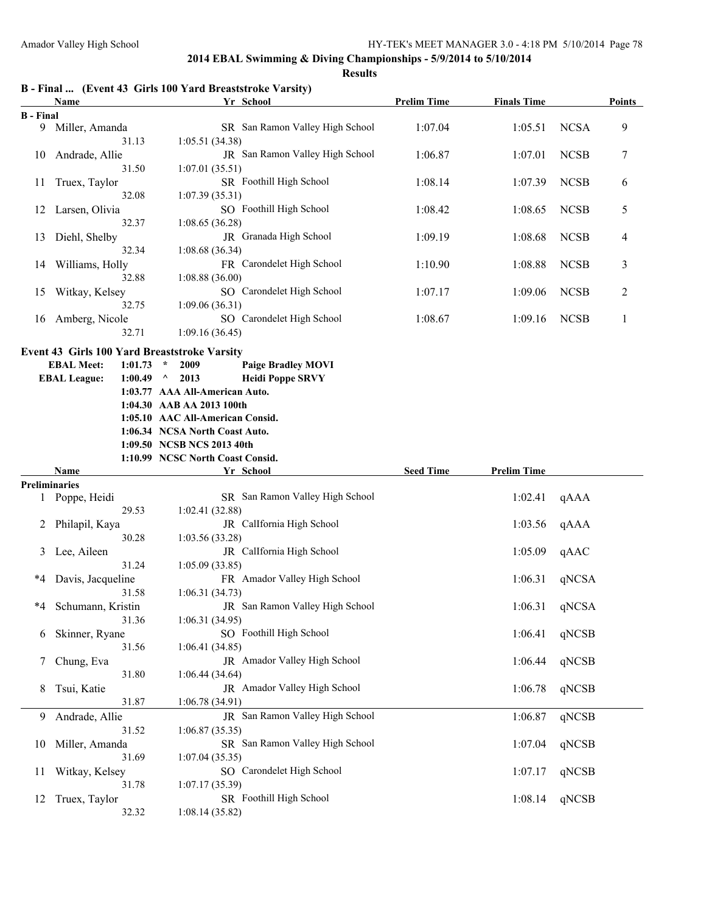## 2014 EBAL Swimming & Diving Championships - 5/9/2014 to 5/10/2014

### Results

### B - Final ... (Event 43 Girls 100 Yard Breaststroke Varsity)

| | Name | Yr | School | Prelim Time | Finals Time | | Points |
|---|---|---|---|---|---|---|---|
| **B - Final** | | | | | | | |
| 9 | Miller, Amanda | SR | San Ramon Valley High School | 1:07.04 | 1:05.51 | NCSA | 9 |
| | 31.13 | | 1:05.51 (34.38) | | | | |
| 10 | Andrade, Allie | JR | San Ramon Valley High School | 1:06.87 | 1:07.01 | NCSB | 7 |
| | 31.50 | | 1:07.01 (35.51) | | | | |
| 11 | Truex, Taylor | SR | Foothill High School | 1:08.14 | 1:07.39 | NCSB | 6 |
| | 32.08 | | 1:07.39 (35.31) | | | | |
| 12 | Larsen, Olivia | SO | Foothill High School | 1:08.42 | 1:08.65 | NCSB | 5 |
| | 32.37 | | 1:08.65 (36.28) | | | | |
| 13 | Diehl, Shelby | JR | Granada High School | 1:09.19 | 1:08.68 | NCSB | 4 |
| | 32.34 | | 1:08.68 (36.34) | | | | |
| 14 | Williams, Holly | FR | Carondelet High School | 1:10.90 | 1:08.88 | NCSB | 3 |
| | 32.88 | | 1:08.88 (36.00) | | | | |
| 15 | Witkay, Kelsey | SO | Carondelet High School | 1:07.17 | 1:09.06 | NCSB | 2 |
| | 32.75 | | 1:09.06 (36.31) | | | | |
| 16 | Amberg, Nicole | SO | Carondelet High School | 1:08.67 | 1:09.16 | NCSB | 1 |
| | 32.71 | | 1:09.16 (36.45) | | | | |

### Event 43 Girls 100 Yard Breaststroke Varsity

**EBAL Meet: 1:01.73 * 2009 Paige Bradley MOVI**
**EBAL League: 1:00.49 ^ 2013 Heidi Poppe SRVY**
**1:03.77 AAA All-American Auto.**
**1:04.30 AAB AA 2013 100th**
**1:05.10 AAC All-American Consid.**
**1:06.34 NCSA North Coast Auto.**
**1:09.50 NCSB NCS 2013 40th**
**1:10.99 NCSC North Coast Consid.**

| | Name | Yr | School | Seed Time | Prelim Time | |
|---|---|---|---|---|---|---|
| **Preliminaries** | | | | | | |
| 1 | Poppe, Heidi | SR | San Ramon Valley High School | | 1:02.41 | qAAA |
| | 29.53 | | 1:02.41 (32.88) | | | |
| 2 | Philapil, Kaya | JR | CalIfornia High School | | 1:03.56 | qAAA |
| | 30.28 | | 1:03.56 (33.28) | | | |
| 3 | Lee, Aileen | JR | CalIfornia High School | | 1:05.09 | qAAC |
| | 31.24 | | 1:05.09 (33.85) | | | |
| *4 | Davis, Jacqueline | FR | Amador Valley High School | | 1:06.31 | qNCSA |
| | 31.58 | | 1:06.31 (34.73) | | | |
| *4 | Schumann, Kristin | JR | San Ramon Valley High School | | 1:06.31 | qNCSA |
| | 31.36 | | 1:06.31 (34.95) | | | |
| 6 | Skinner, Ryane | SO | Foothill High School | | 1:06.41 | qNCSB |
| | 31.56 | | 1:06.41 (34.85) | | | |
| 7 | Chung, Eva | JR | Amador Valley High School | | 1:06.44 | qNCSB |
| | 31.80 | | 1:06.44 (34.64) | | | |
| 8 | Tsui, Katie | JR | Amador Valley High School | | 1:06.78 | qNCSB |
| | 31.87 | | 1:06.78 (34.91) | | | |
| 9 | Andrade, Allie | JR | San Ramon Valley High School | | 1:06.87 | qNCSB |
| | 31.52 | | 1:06.87 (35.35) | | | |
| 10 | Miller, Amanda | SR | San Ramon Valley High School | | 1:07.04 | qNCSB |
| | 31.69 | | 1:07.04 (35.35) | | | |
| 11 | Witkay, Kelsey | SO | Carondelet High School | | 1:07.17 | qNCSB |
| | 31.78 | | 1:07.17 (35.39) | | | |
| 12 | Truex, Taylor | SR | Foothill High School | | 1:08.14 | qNCSB |
| | 32.32 | | 1:08.14 (35.82) | | | |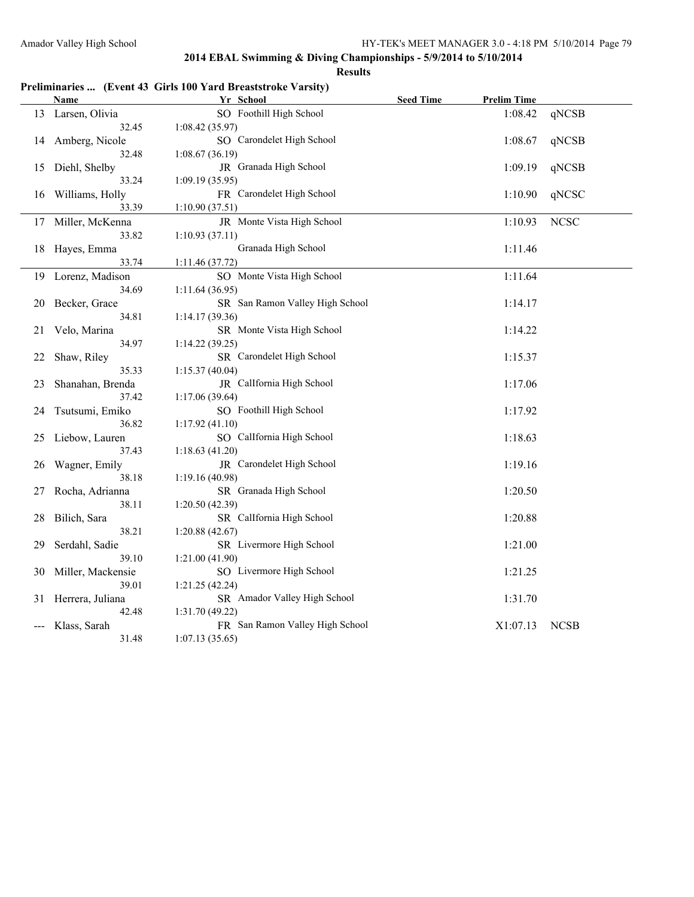## 2014 EBAL Swimming & Diving Championships - 5/9/2014 to 5/10/2014

### Results

**Preliminaries ... (Event 43 Girls 100 Yard Breaststroke Varsity)**

| | Name | Yr | School | Seed Time | Prelim Time | |
|---|---|---|---|---|---|---|
| 13 | Larsen, Olivia | SO | Foothill High School | | 1:08.42 | qNCSB |
| | 32.45 | 1:08.42 (35.97) | | | | |
| 14 | Amberg, Nicole | SO | Carondelet High School | | 1:08.67 | qNCSB |
| | 32.48 | 1:08.67 (36.19) | | | | |
| 15 | Diehl, Shelby | JR | Granada High School | | 1:09.19 | qNCSB |
| | 33.24 | 1:09.19 (35.95) | | | | |
| 16 | Williams, Holly | FR | Carondelet High School | | 1:10.90 | qNCSC |
| | 33.39 | 1:10.90 (37.51) | | | | |
| 17 | Miller, McKenna | JR | Monte Vista High School | | 1:10.93 | NCSC |
| | 33.82 | 1:10.93 (37.11) | | | | |
| 18 | Hayes, Emma | | Granada High School | | 1:11.46 | |
| | 33.74 | 1:11.46 (37.72) | | | | |
| 19 | Lorenz, Madison | SO | Monte Vista High School | | 1:11.64 | |
| | 34.69 | 1:11.64 (36.95) | | | | |
| 20 | Becker, Grace | SR | San Ramon Valley High School | | 1:14.17 | |
| | 34.81 | 1:14.17 (39.36) | | | | |
| 21 | Velo, Marina | SR | Monte Vista High School | | 1:14.22 | |
| | 34.97 | 1:14.22 (39.25) | | | | |
| 22 | Shaw, Riley | SR | Carondelet High School | | 1:15.37 | |
| | 35.33 | 1:15.37 (40.04) | | | | |
| 23 | Shanahan, Brenda | JR | CalIfornia High School | | 1:17.06 | |
| | 37.42 | 1:17.06 (39.64) | | | | |
| 24 | Tsutsumi, Emiko | SO | Foothill High School | | 1:17.92 | |
| | 36.82 | 1:17.92 (41.10) | | | | |
| 25 | Liebow, Lauren | SO | CalIfornia High School | | 1:18.63 | |
| | 37.43 | 1:18.63 (41.20) | | | | |
| 26 | Wagner, Emily | JR | Carondelet High School | | 1:19.16 | |
| | 38.18 | 1:19.16 (40.98) | | | | |
| 27 | Rocha, Adrianna | SR | Granada High School | | 1:20.50 | |
| | 38.11 | 1:20.50 (42.39) | | | | |
| 28 | Bilich, Sara | SR | CalIfornia High School | | 1:20.88 | |
| | 38.21 | 1:20.88 (42.67) | | | | |
| 29 | Serdahl, Sadie | SR | Livermore High School | | 1:21.00 | |
| | 39.10 | 1:21.00 (41.90) | | | | |
| 30 | Miller, Mackensie | SO | Livermore High School | | 1:21.25 | |
| | 39.01 | 1:21.25 (42.24) | | | | |
| 31 | Herrera, Juliana | SR | Amador Valley High School | | 1:31.70 | |
| | 42.48 | 1:31.70 (49.22) | | | | |
| --- | Klass, Sarah | FR | San Ramon Valley High School | | X1:07.13 | NCSB |
| | 31.48 | 1:07.13 (35.65) | | | | |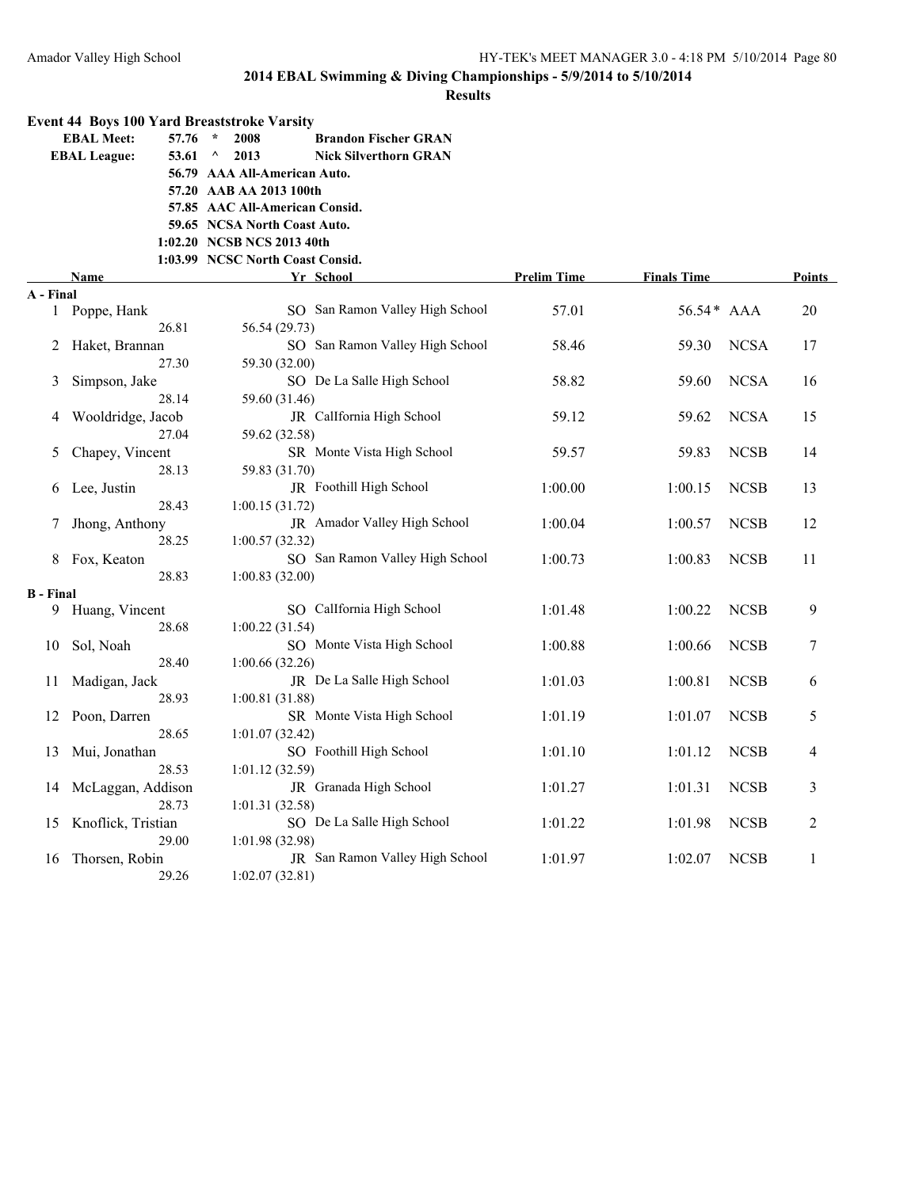## 2014 EBAL Swimming & Diving Championships - 5/9/2014 to 5/10/2014

### Results

**Event 44 Boys 100 Yard Breaststroke Varsity**

| | | | |
|---|---|---|---|
| **EBAL Meet:** | 57.76 * | 2008 | **Brandon Fischer GRAN** |
| **EBAL League:** | 53.61 ^ | 2013 | **Nick Silverthorn GRAN** |
| | 56.79 | AAA All-American Auto. | |
| | 57.20 | AAB AA 2013 100th | |
| | 57.85 | AAC All-American Consid. | |
| | 59.65 | NCSA North Coast Auto. | |
| | 1:02.20 | NCSB NCS 2013 40th | |
| | 1:03.99 | NCSC North Coast Consid. | |

| | Name | Yr | School | Prelim Time | Finals Time | | Points |
|---|---|---|---|---|---|---|---|
| **A - Final** | | | | | | | |
| 1 | Poppe, Hank | SO | San Ramon Valley High School | 57.01 | 56.54* | AAA | 20 |
| | 26.81 | 56.54 (29.73) | | | | | |
| 2 | Haket, Brannan | SO | San Ramon Valley High School | 58.46 | 59.30 | NCSA | 17 |
| | 27.30 | 59.30 (32.00) | | | | | |
| 3 | Simpson, Jake | SO | De La Salle High School | 58.82 | 59.60 | NCSA | 16 |
| | 28.14 | 59.60 (31.46) | | | | | |
| 4 | Wooldridge, Jacob | JR | CalIfornia High School | 59.12 | 59.62 | NCSA | 15 |
| | 27.04 | 59.62 (32.58) | | | | | |
| 5 | Chapey, Vincent | SR | Monte Vista High School | 59.57 | 59.83 | NCSB | 14 |
| | 28.13 | 59.83 (31.70) | | | | | |
| 6 | Lee, Justin | JR | Foothill High School | 1:00.00 | 1:00.15 | NCSB | 13 |
| | 28.43 | 1:00.15 (31.72) | | | | | |
| 7 | Jhong, Anthony | JR | Amador Valley High School | 1:00.04 | 1:00.57 | NCSB | 12 |
| | 28.25 | 1:00.57 (32.32) | | | | | |
| 8 | Fox, Keaton | SO | San Ramon Valley High School | 1:00.73 | 1:00.83 | NCSB | 11 |
| | 28.83 | 1:00.83 (32.00) | | | | | |
| **B - Final** | | | | | | | |
| 9 | Huang, Vincent | SO | CalIfornia High School | 1:01.48 | 1:00.22 | NCSB | 9 |
| | 28.68 | 1:00.22 (31.54) | | | | | |
| 10 | Sol, Noah | SO | Monte Vista High School | 1:00.88 | 1:00.66 | NCSB | 7 |
| | 28.40 | 1:00.66 (32.26) | | | | | |
| 11 | Madigan, Jack | JR | De La Salle High School | 1:01.03 | 1:00.81 | NCSB | 6 |
| | 28.93 | 1:00.81 (31.88) | | | | | |
| 12 | Poon, Darren | SR | Monte Vista High School | 1:01.19 | 1:01.07 | NCSB | 5 |
| | 28.65 | 1:01.07 (32.42) | | | | | |
| 13 | Mui, Jonathan | SO | Foothill High School | 1:01.10 | 1:01.12 | NCSB | 4 |
| | 28.53 | 1:01.12 (32.59) | | | | | |
| 14 | McLaggan, Addison | JR | Granada High School | 1:01.27 | 1:01.31 | NCSB | 3 |
| | 28.73 | 1:01.31 (32.58) | | | | | |
| 15 | Knoflick, Tristian | SO | De La Salle High School | 1:01.22 | 1:01.98 | NCSB | 2 |
| | 29.00 | 1:01.98 (32.98) | | | | | |
| 16 | Thorsen, Robin | JR | San Ramon Valley High School | 1:01.97 | 1:02.07 | NCSB | 1 |
| | 29.26 | 1:02.07 (32.81) | | | | | |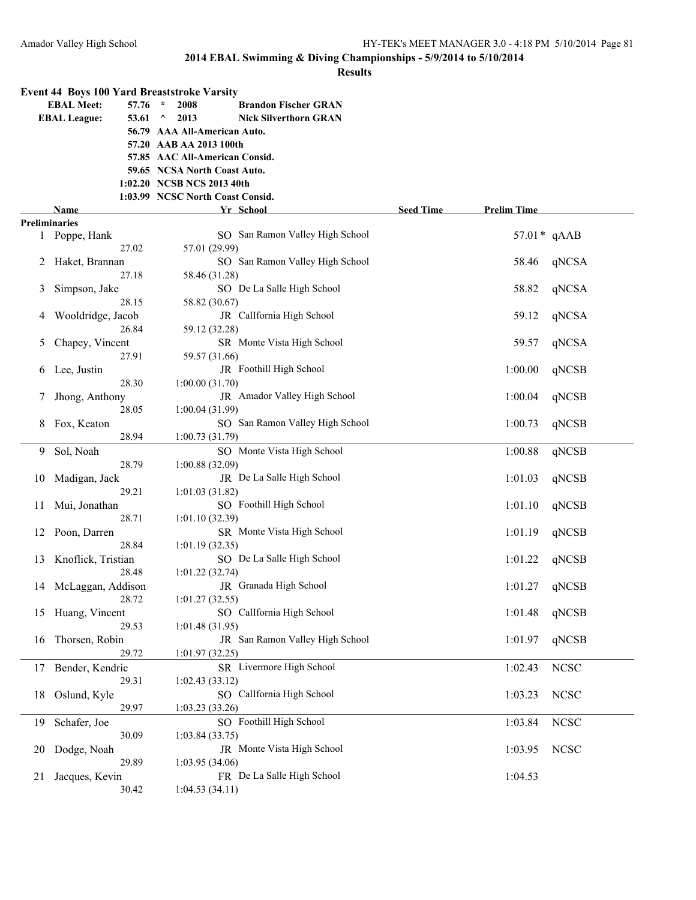## 2014 EBAL Swimming & Diving Championships - 5/9/2014 to 5/10/2014

### Results

**Event 44 Boys 100 Yard Breaststroke Varsity**

| | | | |
|---|---|---|---|
| **EBAL Meet:** | **57.76 \*** | **2008** | **Brandon Fischer GRAN** |
| **EBAL League:** | **53.61 ^** | **2013** | **Nick Silverthorn GRAN** |
| | **56.79** | **AAA All-American Auto.** | |
| | **57.20** | **AAB AA 2013 100th** | |
| | **57.85** | **AAC All-American Consid.** | |
| | **59.65** | **NCSA North Coast Auto.** | |
| | **1:02.20** | **NCSB NCS 2013 40th** | |
| | **1:03.99** | **NCSC North Coast Consid.** | |

| | Name | Yr | School | Seed Time | Prelim Time | |
|---|---|---|---|---|---|---|
| **Preliminaries** | | | | | | |
| 1 | Poppe, Hank | SO | San Ramon Valley High School | | 57.01* | qAAB |
| | 27.02 | 57.01 (29.99) | | | | |
| 2 | Haket, Brannan | SO | San Ramon Valley High School | | 58.46 | qNCSA |
| | 27.18 | 58.46 (31.28) | | | | |
| 3 | Simpson, Jake | SO | De La Salle High School | | 58.82 | qNCSA |
| | 28.15 | 58.82 (30.67) | | | | |
| 4 | Wooldridge, Jacob | JR | CalIfornia High School | | 59.12 | qNCSA |
| | 26.84 | 59.12 (32.28) | | | | |
| 5 | Chapey, Vincent | SR | Monte Vista High School | | 59.57 | qNCSA |
| | 27.91 | 59.57 (31.66) | | | | |
| 6 | Lee, Justin | JR | Foothill High School | | 1:00.00 | qNCSB |
| | 28.30 | 1:00.00 (31.70) | | | | |
| 7 | Jhong, Anthony | JR | Amador Valley High School | | 1:00.04 | qNCSB |
| | 28.05 | 1:00.04 (31.99) | | | | |
| 8 | Fox, Keaton | SO | San Ramon Valley High School | | 1:00.73 | qNCSB |
| | 28.94 | 1:00.73 (31.79) | | | | |
| 9 | Sol, Noah | SO | Monte Vista High School | | 1:00.88 | qNCSB |
| | 28.79 | 1:00.88 (32.09) | | | | |
| 10 | Madigan, Jack | JR | De La Salle High School | | 1:01.03 | qNCSB |
| | 29.21 | 1:01.03 (31.82) | | | | |
| 11 | Mui, Jonathan | SO | Foothill High School | | 1:01.10 | qNCSB |
| | 28.71 | 1:01.10 (32.39) | | | | |
| 12 | Poon, Darren | SR | Monte Vista High School | | 1:01.19 | qNCSB |
| | 28.84 | 1:01.19 (32.35) | | | | |
| 13 | Knoflick, Tristian | SO | De La Salle High School | | 1:01.22 | qNCSB |
| | 28.48 | 1:01.22 (32.74) | | | | |
| 14 | McLaggan, Addison | JR | Granada High School | | 1:01.27 | qNCSB |
| | 28.72 | 1:01.27 (32.55) | | | | |
| 15 | Huang, Vincent | SO | CalIfornia High School | | 1:01.48 | qNCSB |
| | 29.53 | 1:01.48 (31.95) | | | | |
| 16 | Thorsen, Robin | JR | San Ramon Valley High School | | 1:01.97 | qNCSB |
| | 29.72 | 1:01.97 (32.25) | | | | |
| 17 | Bender, Kendric | SR | Livermore High School | | 1:02.43 | NCSC |
| | 29.31 | 1:02.43 (33.12) | | | | |
| 18 | Oslund, Kyle | SO | CalIfornia High School | | 1:03.23 | NCSC |
| | 29.97 | 1:03.23 (33.26) | | | | |
| 19 | Schafer, Joe | SO | Foothill High School | | 1:03.84 | NCSC |
| | 30.09 | 1:03.84 (33.75) | | | | |
| 20 | Dodge, Noah | JR | Monte Vista High School | | 1:03.95 | NCSC |
| | 29.89 | 1:03.95 (34.06) | | | | |
| 21 | Jacques, Kevin | FR | De La Salle High School | | 1:04.53 | |
| | 30.42 | 1:04.53 (34.11) | | | | |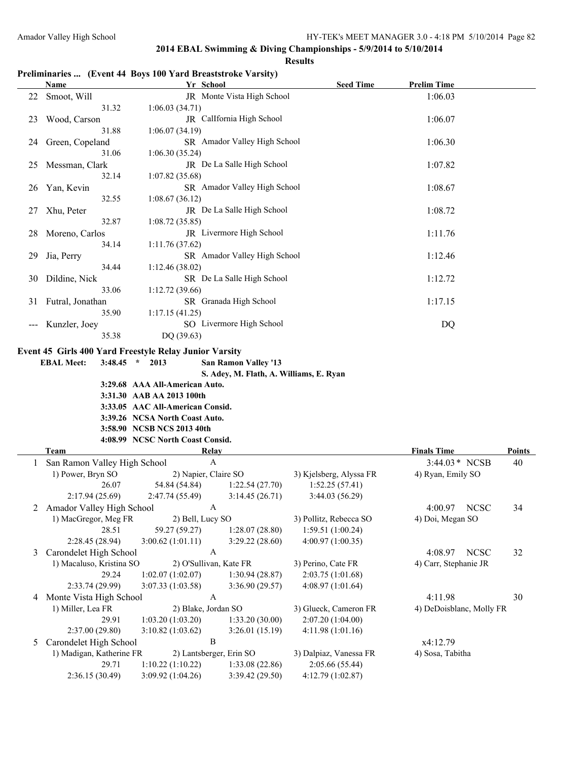## 2014 EBAL Swimming & Diving Championships - 5/9/2014 to 5/10/2014

### Results

**Preliminaries ... (Event 44 Boys 100 Yard Breaststroke Varsity)**

| | Name | Yr | School | Seed Time | Prelim Time |
|---|---|---|---|---|---|
| 22 | Smoot, Will | JR | Monte Vista High School | | 1:06.03 |
| | 31.32 | 1:06.03 (34.71) | | | |
| 23 | Wood, Carson | JR | CalIfornia High School | | 1:06.07 |
| | 31.88 | 1:06.07 (34.19) | | | |
| 24 | Green, Copeland | SR | Amador Valley High School | | 1:06.30 |
| | 31.06 | 1:06.30 (35.24) | | | |
| 25 | Messman, Clark | JR | De La Salle High School | | 1:07.82 |
| | 32.14 | 1:07.82 (35.68) | | | |
| 26 | Yan, Kevin | SR | Amador Valley High School | | 1:08.67 |
| | 32.55 | 1:08.67 (36.12) | | | |
| 27 | Xhu, Peter | JR | De La Salle High School | | 1:08.72 |
| | 32.87 | 1:08.72 (35.85) | | | |
| 28 | Moreno, Carlos | JR | Livermore High School | | 1:11.76 |
| | 34.14 | 1:11.76 (37.62) | | | |
| 29 | Jia, Perry | SR | Amador Valley High School | | 1:12.46 |
| | 34.44 | 1:12.46 (38.02) | | | |
| 30 | Dildine, Nick | SR | De La Salle High School | | 1:12.72 |
| | 33.06 | 1:12.72 (39.66) | | | |
| 31 | Futral, Jonathan | SR | Granada High School | | 1:17.15 |
| | 35.90 | 1:17.15 (41.25) | | | |
| --- | Kunzler, Joey | SO | Livermore High School | | DQ |
| | 35.38 | DQ (39.63) | | | |

**Event 45 Girls 400 Yard Freestyle Relay Junior Varsity**

**EBAL Meet: 3:48.45 * 2013 San Ramon Valley '13**
**S. Adey, M. Flath, A. Williams, E. Ryan**

**3:29.68 AAA All-American Auto.**
**3:31.30 AAB AA 2013 100th**
**3:33.05 AAC All-American Consid.**
**3:39.26 NCSA North Coast Auto.**
**3:58.90 NCSB NCS 2013 40th**
**4:08.99 NCSC North Coast Consid.**

| | Team | Relay | | | Finals Time | Points |
|---|---|---|---|---|---|---|
| 1 | San Ramon Valley High School | A | | | 3:44.03 * NCSB | 40 |
| | 1) Power, Bryn SO | 2) Napier, Claire SO | | 3) Kjelsberg, Alyssa FR | 4) Ryan, Emily SO | |
| | 26.07 | 54.84 (54.84) | 1:22.54 (27.70) | 1:52.25 (57.41) | | |
| | 2:17.94 (25.69) | 2:47.74 (55.49) | 3:14.45 (26.71) | 3:44.03 (56.29) | | |
| 2 | Amador Valley High School | A | | | 4:00.97 NCSC | 34 |
| | 1) MacGregor, Meg FR | 2) Bell, Lucy SO | | 3) Pollitz, Rebecca SO | 4) Doi, Megan SO | |
| | 28.51 | 59.27 (59.27) | 1:28.07 (28.80) | 1:59.51 (1:00.24) | | |
| | 2:28.45 (28.94) | 3:00.62 (1:01.11) | 3:29.22 (28.60) | 4:00.97 (1:00.35) | | |
| 3 | Carondelet High School | A | | | 4:08.97 NCSC | 32 |
| | 1) Macaluso, Kristina SO | 2) O'Sullivan, Kate FR | | 3) Perino, Cate FR | 4) Carr, Stephanie JR | |
| | 29.24 | 1:02.07 (1:02.07) | 1:30.94 (28.87) | 2:03.75 (1:01.68) | | |
| | 2:33.74 (29.99) | 3:07.33 (1:03.58) | 3:36.90 (29.57) | 4:08.97 (1:01.64) | | |
| 4 | Monte Vista High School | A | | | 4:11.98 | 30 |
| | 1) Miller, Lea FR | 2) Blake, Jordan SO | | 3) Glueck, Cameron FR | 4) DeDoisblanc, Molly FR | |
| | 29.91 | 1:03.20 (1:03.20) | 1:33.20 (30.00) | 2:07.20 (1:04.00) | | |
| | 2:37.00 (29.80) | 3:10.82 (1:03.62) | 3:26.01 (15.19) | 4:11.98 (1:01.16) | | |
| 5 | Carondelet High School | B | | | x4:12.79 | |
| | 1) Madigan, Katherine FR | 2) Lantsberger, Erin SO | | 3) Dalpiaz, Vanessa FR | 4) Sosa, Tabitha | |
| | 29.71 | 1:10.22 (1:10.22) | 1:33.08 (22.86) | 2:05.66 (55.44) | | |
| | 2:36.15 (30.49) | 3:09.92 (1:04.26) | 3:39.42 (29.50) | 4:12.79 (1:02.87) | | |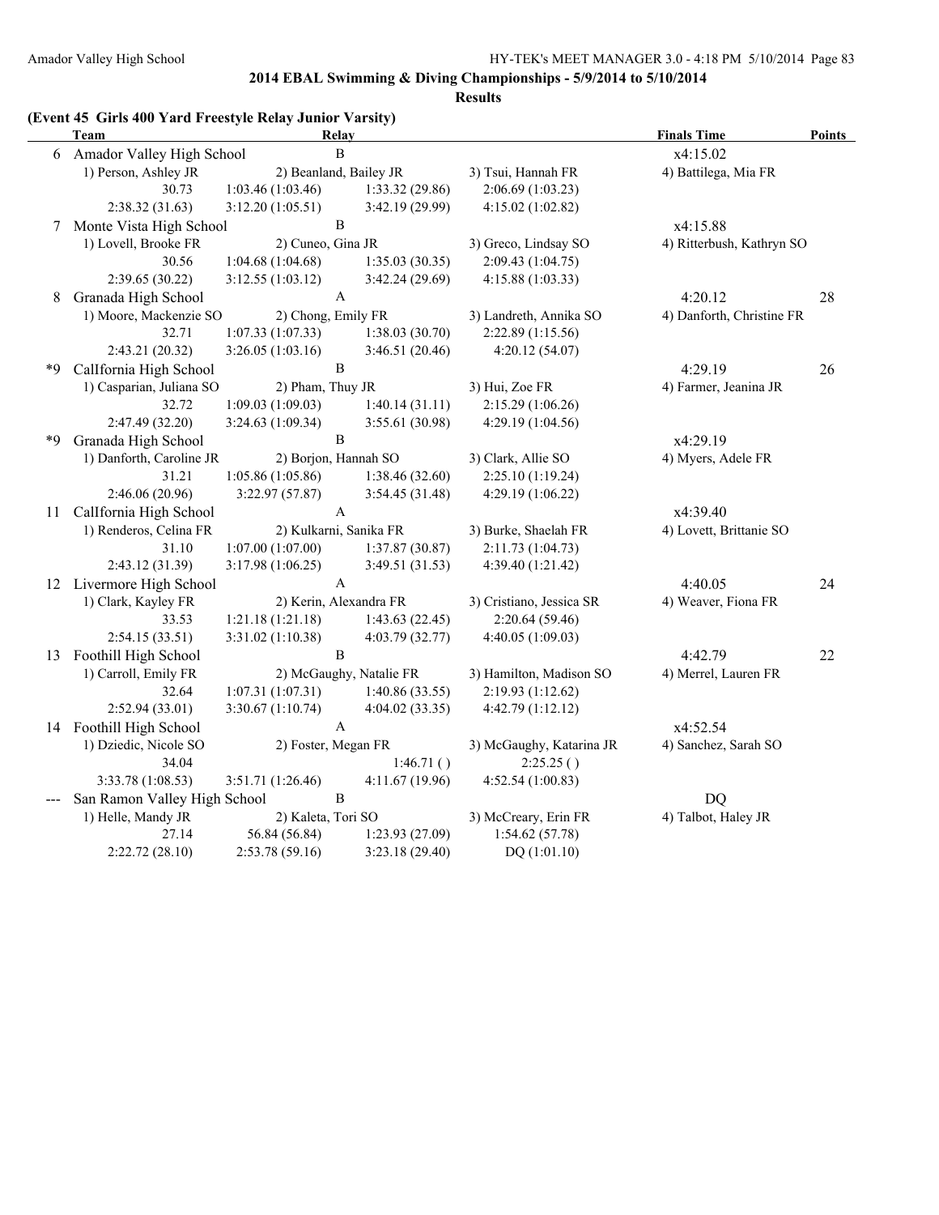## 2014 EBAL Swimming & Diving Championships - 5/9/2014 to 5/10/2014

### Results

**(Event 45 Girls 400 Yard Freestyle Relay Junior Varsity)**

| | Team | Relay | | | Finals Time | Points |
|---|---|---|---|---|---|---|
| 6 | Amador Valley High School | B | | | x4:15.02 | |
| | 1) Person, Ashley JR | 2) Beanland, Bailey JR | 3) Tsui, Hannah FR | 4) Battilega, Mia FR | | |
| | 30.73 | 1:03.46 (1:03.46) | 1:33.32 (29.86) | 2:06.69 (1:03.23) | | |
| | 2:38.32 (31.63) | 3:12.20 (1:05.51) | 3:42.19 (29.99) | 4:15.02 (1:02.82) | | |
| 7 | Monte Vista High School | B | | | x4:15.88 | |
| | 1) Lovell, Brooke FR | 2) Cuneo, Gina JR | 3) Greco, Lindsay SO | 4) Ritterbush, Kathryn SO | | |
| | 30.56 | 1:04.68 (1:04.68) | 1:35.03 (30.35) | 2:09.43 (1:04.75) | | |
| | 2:39.65 (30.22) | 3:12.55 (1:03.12) | 3:42.24 (29.69) | 4:15.88 (1:03.33) | | |
| 8 | Granada High School | A | | | 4:20.12 | 28 |
| | 1) Moore, Mackenzie SO | 2) Chong, Emily FR | 3) Landreth, Annika SO | 4) Danforth, Christine FR | | |
| | 32.71 | 1:07.33 (1:07.33) | 1:38.03 (30.70) | 2:22.89 (1:15.56) | | |
| | 2:43.21 (20.32) | 3:26.05 (1:03.16) | 3:46.51 (20.46) | 4:20.12 (54.07) | | |
| *9 | CalIfornia High School | B | | | 4:29.19 | 26 |
| | 1) Casparian, Juliana SO | 2) Pham, Thuy JR | 3) Hui, Zoe FR | 4) Farmer, Jeanina JR | | |
| | 32.72 | 1:09.03 (1:09.03) | 1:40.14 (31.11) | 2:15.29 (1:06.26) | | |
| | 2:47.49 (32.20) | 3:24.63 (1:09.34) | 3:55.61 (30.98) | 4:29.19 (1:04.56) | | |
| *9 | Granada High School | B | | | x4:29.19 | |
| | 1) Danforth, Caroline JR | 2) Borjon, Hannah SO | 3) Clark, Allie SO | 4) Myers, Adele FR | | |
| | 31.21 | 1:05.86 (1:05.86) | 1:38.46 (32.60) | 2:25.10 (1:19.24) | | |
| | 2:46.06 (20.96) | 3:22.97 (57.87) | 3:54.45 (31.48) | 4:29.19 (1:06.22) | | |
| 11 | CalIfornia High School | A | | | x4:39.40 | |
| | 1) Renderos, Celina FR | 2) Kulkarni, Sanika FR | 3) Burke, Shaelah FR | 4) Lovett, Brittanie SO | | |
| | 31.10 | 1:07.00 (1:07.00) | 1:37.87 (30.87) | 2:11.73 (1:04.73) | | |
| | 2:43.12 (31.39) | 3:17.98 (1:06.25) | 3:49.51 (31.53) | 4:39.40 (1:21.42) | | |
| 12 | Livermore High School | A | | | 4:40.05 | 24 |
| | 1) Clark, Kayley FR | 2) Kerin, Alexandra FR | 3) Cristiano, Jessica SR | 4) Weaver, Fiona FR | | |
| | 33.53 | 1:21.18 (1:21.18) | 1:43.63 (22.45) | 2:20.64 (59.46) | | |
| | 2:54.15 (33.51) | 3:31.02 (1:10.38) | 4:03.79 (32.77) | 4:40.05 (1:09.03) | | |
| 13 | Foothill High School | B | | | 4:42.79 | 22 |
| | 1) Carroll, Emily FR | 2) McGaughy, Natalie FR | 3) Hamilton, Madison SO | 4) Merrel, Lauren FR | | |
| | 32.64 | 1:07.31 (1:07.31) | 1:40.86 (33.55) | 2:19.93 (1:12.62) | | |
| | 2:52.94 (33.01) | 3:30.67 (1:10.74) | 4:04.02 (33.35) | 4:42.79 (1:12.12) | | |
| 14 | Foothill High School | A | | | x4:52.54 | |
| | 1) Dziedic, Nicole SO | 2) Foster, Megan FR | 3) McGaughy, Katarina JR | 4) Sanchez, Sarah SO | | |
| | 34.04 | | 1:46.71 ( ) | 2:25.25 ( ) | | |
| | 3:33.78 (1:08.53) | 3:51.71 (1:26.46) | 4:11.67 (19.96) | 4:52.54 (1:00.83) | | |
| --- | San Ramon Valley High School | B | | | DQ | |
| | 1) Helle, Mandy JR | 2) Kaleta, Tori SO | 3) McCreary, Erin FR | 4) Talbot, Haley JR | | |
| | 27.14 | 56.84 (56.84) | 1:23.93 (27.09) | 1:54.62 (57.78) | | |
| | 2:22.72 (28.10) | 2:53.78 (59.16) | 3:23.18 (29.40) | DQ (1:01.10) | | |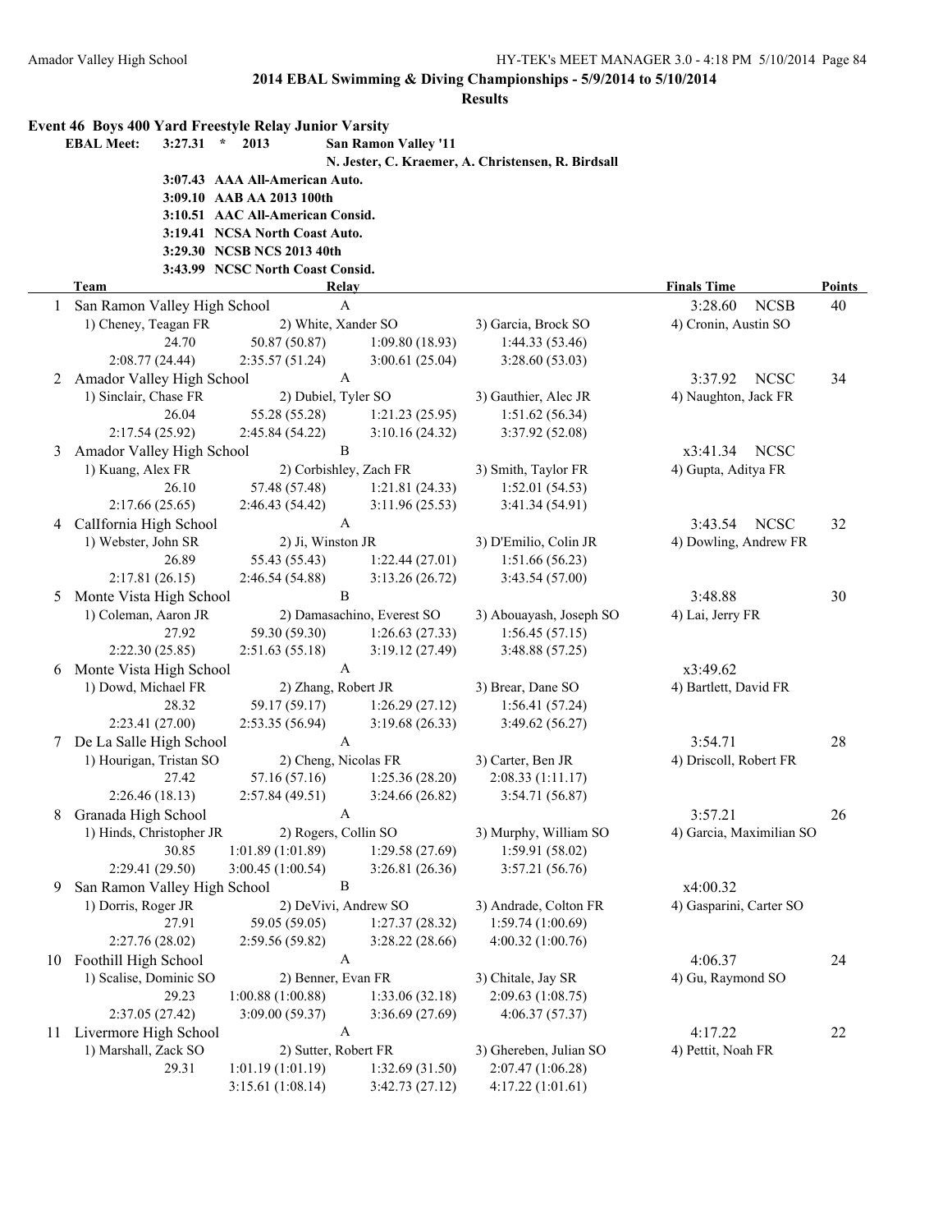## 2014 EBAL Swimming & Diving Championships - 5/9/2014 to 5/10/2014

### Results

**Event 46 Boys 400 Yard Freestyle Relay Junior Varsity**

**EBAL Meet:** 3:27.31 * 2013 **San Ramon Valley '11**
**N. Jester, C. Kraemer, A. Christensen, R. Birdsall**

3:07.43 AAA All-American Auto.
3:09.10 AAB AA 2013 100th
3:10.51 AAC All-American Consid.
3:19.41 NCSA North Coast Auto.
3:29.30 NCSB NCS 2013 40th
3:43.99 NCSC North Coast Consid.

| | Team | Relay | | | Finals Time | Points |
|---|---|---|---|---|---|---|
| 1 | San Ramon Valley High School | A | | | 3:28.60 NCSB | 40 |
| | 1) Cheney, Teagan FR | 2) White, Xander SO | 3) Garcia, Brock SO | 4) Cronin, Austin SO | | |
| | 24.70 | 50.87 (50.87) | 1:09.80 (18.93) | 1:44.33 (53.46) | | |
| | 2:08.77 (24.44) | 2:35.57 (51.24) | 3:00.61 (25.04) | 3:28.60 (53.03) | | |
| 2 | Amador Valley High School | A | | | 3:37.92 NCSC | 34 |
| | 1) Sinclair, Chase FR | 2) Dubiel, Tyler SO | 3) Gauthier, Alec JR | 4) Naughton, Jack FR | | |
| | 26.04 | 55.28 (55.28) | 1:21.23 (25.95) | 1:51.62 (56.34) | | |
| | 2:17.54 (25.92) | 2:45.84 (54.22) | 3:10.16 (24.32) | 3:37.92 (52.08) | | |
| 3 | Amador Valley High School | B | | | x3:41.34 NCSC | |
| | 1) Kuang, Alex FR | 2) Corbishley, Zach FR | 3) Smith, Taylor FR | 4) Gupta, Aditya FR | | |
| | 26.10 | 57.48 (57.48) | 1:21.81 (24.33) | 1:52.01 (54.53) | | |
| | 2:17.66 (25.65) | 2:46.43 (54.42) | 3:11.96 (25.53) | 3:41.34 (54.91) | | |
| 4 | CalIfornia High School | A | | | 3:43.54 NCSC | 32 |
| | 1) Webster, John SR | 2) Ji, Winston JR | 3) D'Emilio, Colin JR | 4) Dowling, Andrew FR | | |
| | 26.89 | 55.43 (55.43) | 1:22.44 (27.01) | 1:51.66 (56.23) | | |
| | 2:17.81 (26.15) | 2:46.54 (54.88) | 3:13.26 (26.72) | 3:43.54 (57.00) | | |
| 5 | Monte Vista High School | B | | | 3:48.88 | 30 |
| | 1) Coleman, Aaron JR | 2) Damasachino, Everest SO | 3) Abouayash, Joseph SO | 4) Lai, Jerry FR | | |
| | 27.92 | 59.30 (59.30) | 1:26.63 (27.33) | 1:56.45 (57.15) | | |
| | 2:22.30 (25.85) | 2:51.63 (55.18) | 3:19.12 (27.49) | 3:48.88 (57.25) | | |
| 6 | Monte Vista High School | A | | | x3:49.62 | |
| | 1) Dowd, Michael FR | 2) Zhang, Robert JR | 3) Brear, Dane SO | 4) Bartlett, David FR | | |
| | 28.32 | 59.17 (59.17) | 1:26.29 (27.12) | 1:56.41 (57.24) | | |
| | 2:23.41 (27.00) | 2:53.35 (56.94) | 3:19.68 (26.33) | 3:49.62 (56.27) | | |
| 7 | De La Salle High School | A | | | 3:54.71 | 28 |
| | 1) Hourigan, Tristan SO | 2) Cheng, Nicolas FR | 3) Carter, Ben JR | 4) Driscoll, Robert FR | | |
| | 27.42 | 57.16 (57.16) | 1:25.36 (28.20) | 2:08.33 (1:11.17) | | |
| | 2:26.46 (18.13) | 2:57.84 (49.51) | 3:24.66 (26.82) | 3:54.71 (56.87) | | |
| 8 | Granada High School | A | | | 3:57.21 | 26 |
| | 1) Hinds, Christopher JR | 2) Rogers, Collin SO | 3) Murphy, William SO | 4) Garcia, Maximilian SO | | |
| | 30.85 | 1:01.89 (1:01.89) | 1:29.58 (27.69) | 1:59.91 (58.02) | | |
| | 2:29.41 (29.50) | 3:00.45 (1:00.54) | 3:26.81 (26.36) | 3:57.21 (56.76) | | |
| 9 | San Ramon Valley High School | B | | | x4:00.32 | |
| | 1) Dorris, Roger JR | 2) DeVivi, Andrew SO | 3) Andrade, Colton FR | 4) Gasparini, Carter SO | | |
| | 27.91 | 59.05 (59.05) | 1:27.37 (28.32) | 1:59.74 (1:00.69) | | |
| | 2:27.76 (28.02) | 2:59.56 (59.82) | 3:28.22 (28.66) | 4:00.32 (1:00.76) | | |
| 10 | Foothill High School | A | | | 4:06.37 | 24 |
| | 1) Scalise, Dominic SO | 2) Benner, Evan FR | 3) Chitale, Jay SR | 4) Gu, Raymond SO | | |
| | 29.23 | 1:00.88 (1:00.88) | 1:33.06 (32.18) | 2:09.63 (1:08.75) | | |
| | 2:37.05 (27.42) | 3:09.00 (59.37) | 3:36.69 (27.69) | 4:06.37 (57.37) | | |
| 11 | Livermore High School | A | | | 4:17.22 | 22 |
| | 1) Marshall, Zack SO | 2) Sutter, Robert FR | 3) Ghereben, Julian SO | 4) Pettit, Noah FR | | |
| | 29.31 | 1:01.19 (1:01.19) | 1:32.69 (31.50) | 2:07.47 (1:06.28) | | |
| | | 3:15.61 (1:08.14) | 3:42.73 (27.12) | 4:17.22 (1:01.61) | | |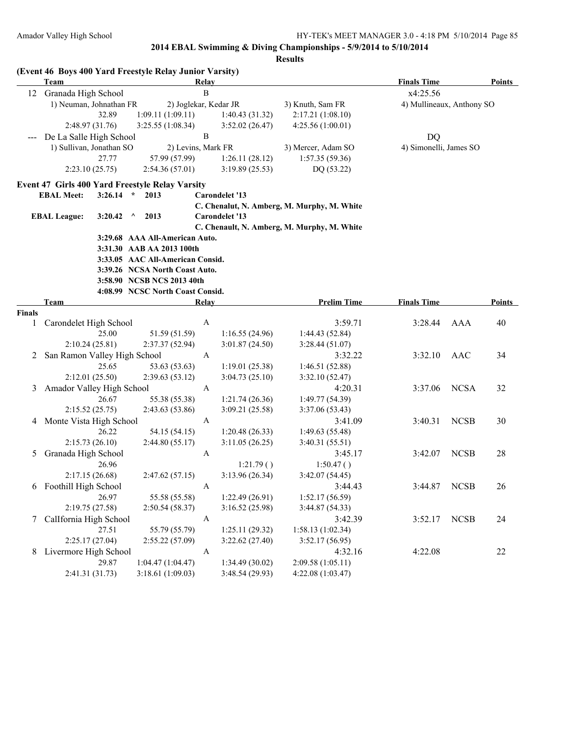**2014 EBAL Swimming & Diving Championships - 5/9/2014 to 5/10/2014**

**Results**

### (Event 46 Boys 400 Yard Freestyle Relay Junior Varsity)

| | Team | Relay | | Finals Time | Points |
|---|---|---|---|---|---|
| 12 | Granada High School | B | | x4:25.56 | |
| | 1) Neuman, Johnathan FR | 2) Joglekar, Kedar JR | 3) Knuth, Sam FR | 4) Mullineaux, Anthony SO | |
| | 32.89 / 1:09.11 (1:09.11) | 1:40.43 (31.32) | 2:17.21 (1:08.10) | | |
| | 2:48.97 (31.76) / 3:25.55 (1:08.34) | 3:52.02 (26.47) | 4:25.56 (1:00.01) | | |
| --- | De La Salle High School | B | | DQ | |
| | 1) Sullivan, Jonathan SO | 2) Levins, Mark FR | 3) Mercer, Adam SO | 4) Simonelli, James SO | |
| | 27.77 / 57.99 (57.99) | 1:26.11 (28.12) | 1:57.35 (59.36) | | |
| | 2:23.10 (25.75) / 2:54.36 (57.01) | 3:19.89 (25.53) | DQ (53.22) | | |

### Event 47 Girls 400 Yard Freestyle Relay Varsity

EBAL Meet: 3:26.14 * 2013 Carondelet '13
C. Chenalut, N. Amberg, M. Murphy, M. White

EBAL League: 3:20.42 ^ 2013 Carondelet '13
C. Chenault, N. Amberg, M. Murphy, M. White

3:29.68 AAA All-American Auto.
3:31.30 AAB AA 2013 100th
3:33.05 AAC All-American Consid.
3:39.26 NCSA North Coast Auto.
3:58.90 NCSB NCS 2013 40th
4:08.99 NCSC North Coast Consid.

| | Team | Relay | Prelim Time | Finals Time | | Points |
|---|---|---|---|---|---|---|
| **Finals** | | | | | | |
| 1 | Carondelet High School | A | 3:59.71 | 3:28.44 | AAA | 40 |
| | 25.00 / 51.59 (51.59) / 1:16.55 (24.96) / 1:44.43 (52.84) | | | | | |
| | 2:10.24 (25.81) / 2:37.37 (52.94) / 3:01.87 (24.50) / 3:28.44 (51.07) | | | | | |
| 2 | San Ramon Valley High School | A | 3:32.22 | 3:32.10 | AAC | 34 |
| | 25.65 / 53.63 (53.63) / 1:19.01 (25.38) / 1:46.51 (52.88) | | | | | |
| | 2:12.01 (25.50) / 2:39.63 (53.12) / 3:04.73 (25.10) / 3:32.10 (52.47) | | | | | |
| 3 | Amador Valley High School | A | 4:20.31 | 3:37.06 | NCSA | 32 |
| | 26.67 / 55.38 (55.38) / 1:21.74 (26.36) / 1:49.77 (54.39) | | | | | |
| | 2:15.52 (25.75) / 2:43.63 (53.86) / 3:09.21 (25.58) / 3:37.06 (53.43) | | | | | |
| 4 | Monte Vista High School | A | 3:41.09 | 3:40.31 | NCSB | 30 |
| | 26.22 / 54.15 (54.15) / 1:20.48 (26.33) / 1:49.63 (55.48) | | | | | |
| | 2:15.73 (26.10) / 2:44.80 (55.17) / 3:11.05 (26.25) / 3:40.31 (55.51) | | | | | |
| 5 | Granada High School | A | 3:45.17 | 3:42.07 | NCSB | 28 |
| | 26.96 / 1:21.79 ( ) / 1:50.47 ( ) | | | | | |
| | 2:17.15 (26.68) / 2:47.62 (57.15) / 3:13.96 (26.34) / 3:42.07 (54.45) | | | | | |
| 6 | Foothill High School | A | 3:44.43 | 3:44.87 | NCSB | 26 |
| | 26.97 / 55.58 (55.58) / 1:22.49 (26.91) / 1:52.17 (56.59) | | | | | |
| | 2:19.75 (27.58) / 2:50.54 (58.37) / 3:16.52 (25.98) / 3:44.87 (54.33) | | | | | |
| 7 | CalIfornia High School | A | 3:42.39 | 3:52.17 | NCSB | 24 |
| | 27.51 / 55.79 (55.79) / 1:25.11 (29.32) / 1:58.13 (1:02.34) | | | | | |
| | 2:25.17 (27.04) / 2:55.22 (57.09) / 3:22.62 (27.40) / 3:52.17 (56.95) | | | | | |
| 8 | Livermore High School | A | 4:32.16 | 4:22.08 | | 22 |
| | 29.87 / 1:04.47 (1:04.47) / 1:34.49 (30.02) / 2:09.58 (1:05.11) | | | | | |
| | 2:41.31 (31.73) / 3:18.61 (1:09.03) / 3:48.54 (29.93) / 4:22.08 (1:03.47) | | | | | |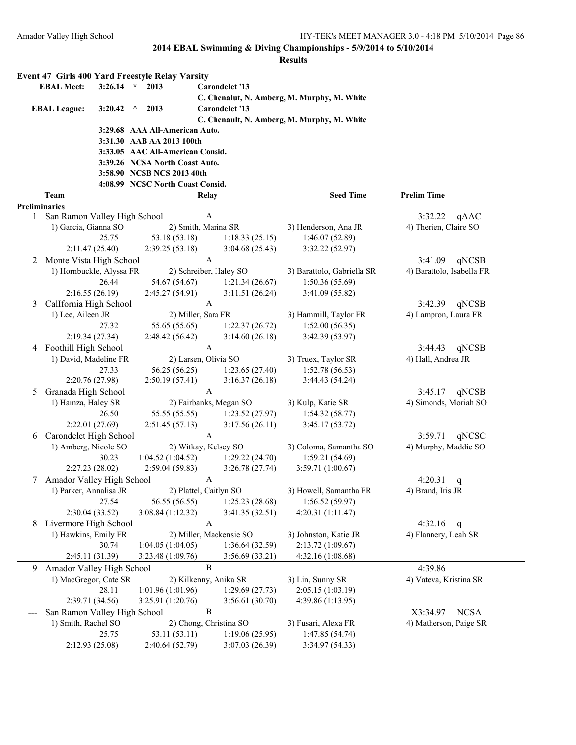## 2014 EBAL Swimming & Diving Championships - 5/9/2014 to 5/10/2014

### Results

**Event 47 Girls 400 Yard Freestyle Relay Varsity**

| | | | |
|---|---|---|---|
| **EBAL Meet:** | **3:26.14 \* 2013** | **Carondelet '13** | **C. Chenalut, N. Amberg, M. Murphy, M. White** |
| **EBAL League:** | **3:20.42 ^ 2013** | **Carondelet '13** | **C. Chenault, N. Amberg, M. Murphy, M. White** |
| | **3:29.68 AAA All-American Auto.** | | |
| | **3:31.30 AAB AA 2013 100th** | | |
| | **3:33.05 AAC All-American Consid.** | | |
| | **3:39.26 NCSA North Coast Auto.** | | |
| | **3:58.90 NCSB NCS 2013 40th** | | |
| | **4:08.99 NCSC North Coast Consid.** | | |

| Team | Relay | | Seed Time | Prelim Time |
|---|---|---|---|---|
| **Preliminaries** | | | | |
| 1 San Ramon Valley High School | A | | | 3:32.22 qAAC |
| 1) Garcia, Gianna SO | 2) Smith, Marina SR | | 3) Henderson, Ana JR | 4) Therien, Claire SO |
| 25.75 | 53.18 (53.18) | 1:18.33 (25.15) | 1:46.07 (52.89) | |
| 2:11.47 (25.40) | 2:39.25 (53.18) | 3:04.68 (25.43) | 3:32.22 (52.97) | |
| 2 Monte Vista High School | A | | | 3:41.09 qNCSB |
| 1) Hornbuckle, Alyssa FR | 2) Schreiber, Haley SO | | 3) Barattolo, Gabriella SR | 4) Barattolo, Isabella FR |
| 26.44 | 54.67 (54.67) | 1:21.34 (26.67) | 1:50.36 (55.69) | |
| 2:16.55 (26.19) | 2:45.27 (54.91) | 3:11.51 (26.24) | 3:41.09 (55.82) | |
| 3 CalIfornia High School | A | | | 3:42.39 qNCSB |
| 1) Lee, Aileen JR | 2) Miller, Sara FR | | 3) Hammill, Taylor FR | 4) Lampron, Laura FR |
| 27.32 | 55.65 (55.65) | 1:22.37 (26.72) | 1:52.00 (56.35) | |
| 2:19.34 (27.34) | 2:48.42 (56.42) | 3:14.60 (26.18) | 3:42.39 (53.97) | |
| 4 Foothill High School | A | | | 3:44.43 qNCSB |
| 1) David, Madeline FR | 2) Larsen, Olivia SO | | 3) Truex, Taylor SR | 4) Hall, Andrea JR |
| 27.33 | 56.25 (56.25) | 1:23.65 (27.40) | 1:52.78 (56.53) | |
| 2:20.76 (27.98) | 2:50.19 (57.41) | 3:16.37 (26.18) | 3:44.43 (54.24) | |
| 5 Granada High School | A | | | 3:45.17 qNCSB |
| 1) Hamza, Haley SR | 2) Fairbanks, Megan SO | | 3) Kulp, Katie SR | 4) Simonds, Moriah SO |
| 26.50 | 55.55 (55.55) | 1:23.52 (27.97) | 1:54.32 (58.77) | |
| 2:22.01 (27.69) | 2:51.45 (57.13) | 3:17.56 (26.11) | 3:45.17 (53.72) | |
| 6 Carondelet High School | A | | | 3:59.71 qNCSC |
| 1) Amberg, Nicole SO | 2) Witkay, Kelsey SO | | 3) Coloma, Samantha SO | 4) Murphy, Maddie SO |
| 30.23 | 1:04.52 (1:04.52) | 1:29.22 (24.70) | 1:59.21 (54.69) | |
| 2:27.23 (28.02) | 2:59.04 (59.83) | 3:26.78 (27.74) | 3:59.71 (1:00.67) | |
| 7 Amador Valley High School | A | | | 4:20.31 q |
| 1) Parker, Annalisa JR | 2) Plattel, Caitlyn SO | | 3) Howell, Samantha FR | 4) Brand, Iris JR |
| 27.54 | 56.55 (56.55) | 1:25.23 (28.68) | 1:56.52 (59.97) | |
| 2:30.04 (33.52) | 3:08.84 (1:12.32) | 3:41.35 (32.51) | 4:20.31 (1:11.47) | |
| 8 Livermore High School | A | | | 4:32.16 q |
| 1) Hawkins, Emily FR | 2) Miller, Mackensie SO | | 3) Johnston, Katie JR | 4) Flannery, Leah SR |
| 30.74 | 1:04.05 (1:04.05) | 1:36.64 (32.59) | 2:13.72 (1:09.67) | |
| 2:45.11 (31.39) | 3:23.48 (1:09.76) | 3:56.69 (33.21) | 4:32.16 (1:08.68) | |
| 9 Amador Valley High School | B | | | 4:39.86 |
| 1) MacGregor, Cate SR | 2) Kilkenny, Anika SR | | 3) Lin, Sunny SR | 4) Vateva, Kristina SR |
| 28.11 | 1:01.96 (1:01.96) | 1:29.69 (27.73) | 2:05.15 (1:03.19) | |
| 2:39.71 (34.56) | 3:25.91 (1:20.76) | 3:56.61 (30.70) | 4:39.86 (1:13.95) | |
| --- San Ramon Valley High School | B | | | X3:34.97 NCSA |
| 1) Smith, Rachel SO | 2) Chong, Christina SO | | 3) Fusari, Alexa FR | 4) Matherson, Paige SR |
| 25.75 | 53.11 (53.11) | 1:19.06 (25.95) | 1:47.85 (54.74) | |
| 2:12.93 (25.08) | 2:40.64 (52.79) | 3:07.03 (26.39) | 3:34.97 (54.33) | |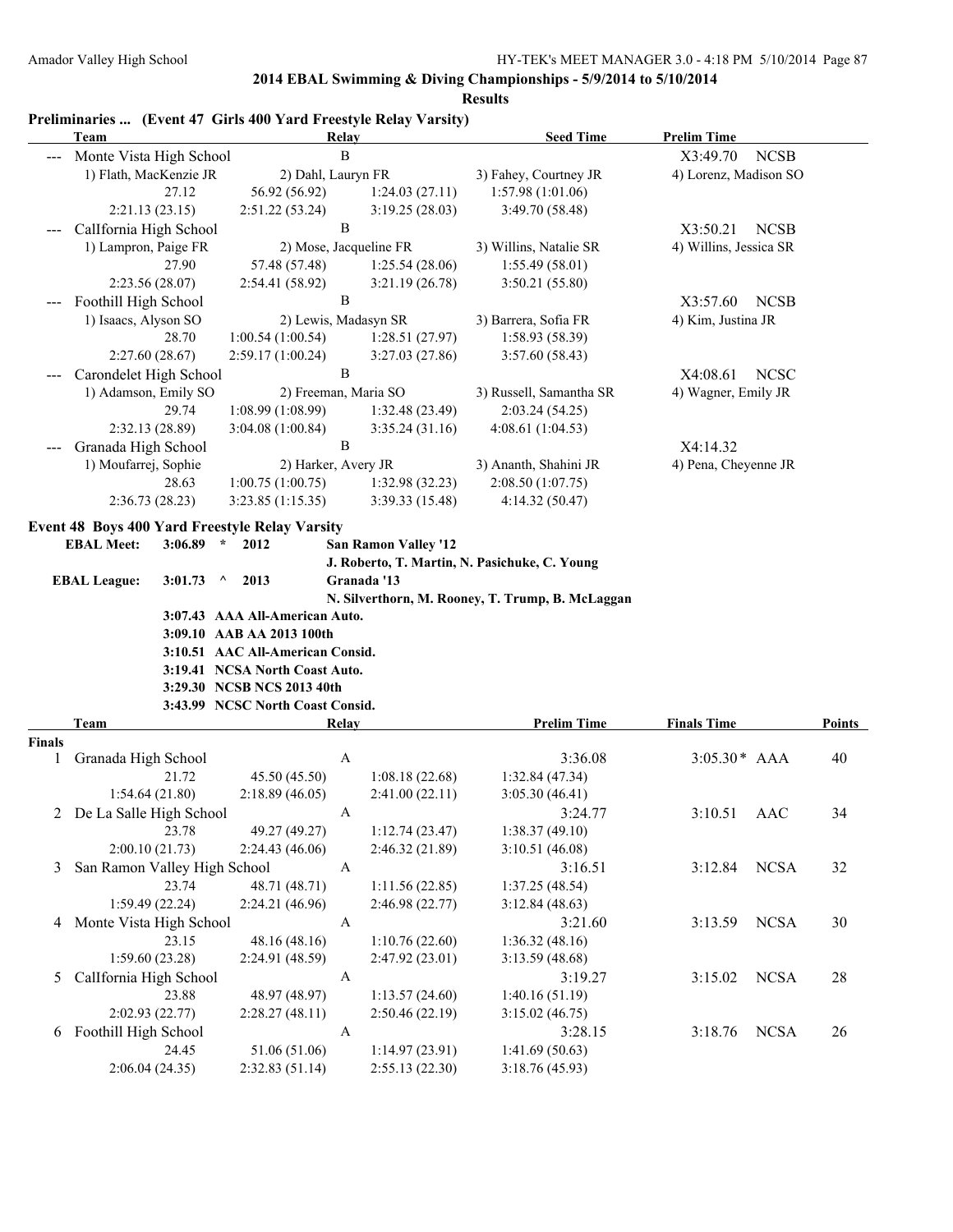**2014 EBAL Swimming & Diving Championships - 5/9/2014 to 5/10/2014**

**Results**

### Preliminaries ... (Event 47 Girls 400 Yard Freestyle Relay Varsity)

| | Team | Relay | Seed Time | Prelim Time |
|---|---|---|---|---|
| --- | Monte Vista High School | B | | X3:49.70 NCSB |
| | 1) Flath, MacKenzie JR | 2) Dahl, Lauryn FR | 3) Fahey, Courtney JR | 4) Lorenz, Madison SO |
| | 27.12 | 56.92 (56.92) | 1:24.03 (27.11) | 1:57.98 (1:01.06) |
| | 2:21.13 (23.15) | 2:51.22 (53.24) | 3:19.25 (28.03) | 3:49.70 (58.48) |
| --- | CalIfornia High School | B | | X3:50.21 NCSB |
| | 1) Lampron, Paige FR | 2) Mose, Jacqueline FR | 3) Willins, Natalie SR | 4) Willins, Jessica SR |
| | 27.90 | 57.48 (57.48) | 1:25.54 (28.06) | 1:55.49 (58.01) |
| | 2:23.56 (28.07) | 2:54.41 (58.92) | 3:21.19 (26.78) | 3:50.21 (55.80) |
| --- | Foothill High School | B | | X3:57.60 NCSB |
| | 1) Isaacs, Alyson SO | 2) Lewis, Madasyn SR | 3) Barrera, Sofia FR | 4) Kim, Justina JR |
| | 28.70 | 1:00.54 (1:00.54) | 1:28.51 (27.97) | 1:58.93 (58.39) |
| | 2:27.60 (28.67) | 2:59.17 (1:00.24) | 3:27.03 (27.86) | 3:57.60 (58.43) |
| --- | Carondelet High School | B | | X4:08.61 NCSC |
| | 1) Adamson, Emily SO | 2) Freeman, Maria SO | 3) Russell, Samantha SR | 4) Wagner, Emily JR |
| | 29.74 | 1:08.99 (1:08.99) | 1:32.48 (23.49) | 2:03.24 (54.25) |
| | 2:32.13 (28.89) | 3:04.08 (1:00.84) | 3:35.24 (31.16) | 4:08.61 (1:04.53) |
| --- | Granada High School | B | | X4:14.32 |
| | 1) Moufarrej, Sophie | 2) Harker, Avery JR | 3) Ananth, Shahini JR | 4) Pena, Cheyenne JR |
| | 28.63 | 1:00.75 (1:00.75) | 1:32.98 (32.23) | 2:08.50 (1:07.75) |
| | 2:36.73 (28.23) | 3:23.85 (1:15.35) | 3:39.33 (15.48) | 4:14.32 (50.47) |

### Event 48 Boys 400 Yard Freestyle Relay Varsity

**EBAL Meet:** 3:06.89 * 2012 San Raman Valley '12
J. Roberto, T. Martin, N. Pasichuke, C. Young

**EBAL League:** 3:01.73 ^ 2013 Granada '13
N. Silverthorn, M. Rooney, T. Trump, B. McLaggan

3:07.43 AAA All-American Auto.
3:09.10 AAB AA 2013 100th
3:10.51 AAC All-American Consid.
3:19.41 NCSA North Coast Auto.
3:29.30 NCSB NCS 2013 40th
3:43.99 NCSC North Coast Consid.

| | Team | Relay | Prelim Time | Finals Time | Points |
|---|---|---|---|---|---|
| **Finals** | | | | | |
| 1 | Granada High School | A | 3:36.08 | 3:05.30* AAA | 40 |
| | 21.72 | 45.50 (45.50) | 1:08.18 (22.68) | 1:32.84 (47.34) | |
| | 1:54.64 (21.80) | 2:18.89 (46.05) | 2:41.00 (22.11) | 3:05.30 (46.41) | |
| 2 | De La Salle High School | A | 3:24.77 | 3:10.51 AAC | 34 |
| | 23.78 | 49.27 (49.27) | 1:12.74 (23.47) | 1:38.37 (49.10) | |
| | 2:00.10 (21.73) | 2:24.43 (46.06) | 2:46.32 (21.89) | 3:10.51 (46.08) | |
| 3 | San Ramon Valley High School | A | 3:16.51 | 3:12.84 NCSA | 32 |
| | 23.74 | 48.71 (48.71) | 1:11.56 (22.85) | 1:37.25 (48.54) | |
| | 1:59.49 (22.24) | 2:24.21 (46.96) | 2:46.98 (22.77) | 3:12.84 (48.63) | |
| 4 | Monte Vista High School | A | 3:21.60 | 3:13.59 NCSA | 30 |
| | 23.15 | 48.16 (48.16) | 1:10.76 (22.60) | 1:36.32 (48.16) | |
| | 1:59.60 (23.28) | 2:24.91 (48.59) | 2:47.92 (23.01) | 3:13.59 (48.68) | |
| 5 | CalIfornia High School | A | 3:19.27 | 3:15.02 NCSA | 28 |
| | 23.88 | 48.97 (48.97) | 1:13.57 (24.60) | 1:40.16 (51.19) | |
| | 2:02.93 (22.77) | 2:28.27 (48.11) | 2:50.46 (22.19) | 3:15.02 (46.75) | |
| 6 | Foothill High School | A | 3:28.15 | 3:18.76 NCSA | 26 |
| | 24.45 | 51.06 (51.06) | 1:14.97 (23.91) | 1:41.69 (50.63) | |
| | 2:06.04 (24.35) | 2:32.83 (51.14) | 2:55.13 (22.30) | 3:18.76 (45.93) | |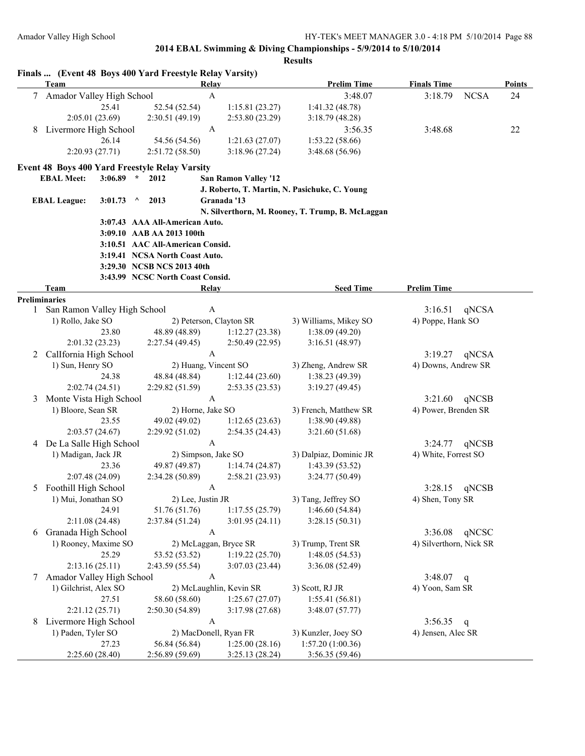**2014 EBAL Swimming & Diving Championships - 5/9/2014 to 5/10/2014**

**Results**

### Finals ... (Event 48 Boys 400 Yard Freestyle Relay Varsity)

| | Team | Relay | | Prelim Time | Finals Time | | Points |
|---|---|---|---|---|---|---|---|
| 7 | Amador Valley High School | A | | 3:48.07 | 3:18.79 | NCSA | 24 |
| | 25.41 | 52.54 (52.54) | 1:15.81 (23.27) | 1:41.32 (48.78) | | | |
| | 2:05.01 (23.69) | 2:30.51 (49.19) | 2:53.80 (23.29) | 3:18.79 (48.28) | | | |
| 8 | Livermore High School | A | | 3:56.35 | 3:48.68 | | 22 |
| | 26.14 | 54.56 (54.56) | 1:21.63 (27.07) | 1:53.22 (58.66) | | | |
| | 2:20.93 (27.71) | 2:51.72 (58.50) | 3:18.96 (27.24) | 3:48.68 (56.96) | | | |

### Event 48 Boys 400 Yard Freestyle Relay Varsity

**EBAL Meet:** 3:06.89 * 2012 San Ramon Valley '12
J. Roberto, T. Martin, N. Pasichuke, C. Young

**EBAL League:** 3:01.73 ^ 2013 Granada '13
N. Silverthorn, M. Rooney, T. Trump, B. McLaggan

3:07.43 AAA All-American Auto.
3:09.10 AAB AA 2013 100th
3:10.51 AAC All-American Consid.
3:19.41 NCSA North Coast Auto.
3:29.30 NCSB NCS 2013 40th
3:43.99 NCSC North Coast Consid.

| | Team | Relay | | Seed Time | Prelim Time | |
|---|---|---|---|---|---|---|
| **Preliminaries** | | | | | | |
| 1 | San Ramon Valley High School | A | | | 3:16.51 | qNCSA |
| | 1) Rollo, Jake SO | 2) Peterson, Clayton SR | | 3) Williams, Mikey SO | 4) Poppe, Hank SO | |
| | 23.80 | 48.89 (48.89) | 1:12.27 (23.38) | 1:38.09 (49.20) | | |
| | 2:01.32 (23.23) | 2:27.54 (49.45) | 2:50.49 (22.95) | 3:16.51 (48.97) | | |
| 2 | CalIfornia High School | A | | | 3:19.27 | qNCSA |
| | 1) Sun, Henry SO | 2) Huang, Vincent SO | | 3) Zheng, Andrew SR | 4) Downs, Andrew SR | |
| | 24.38 | 48.84 (48.84) | 1:12.44 (23.60) | 1:38.23 (49.39) | | |
| | 2:02.74 (24.51) | 2:29.82 (51.59) | 2:53.35 (23.53) | 3:19.27 (49.45) | | |
| 3 | Monte Vista High School | A | | | 3:21.60 | qNCSB |
| | 1) Bloore, Sean SR | 2) Horne, Jake SO | | 3) French, Matthew SR | 4) Power, Brenden SR | |
| | 23.55 | 49.02 (49.02) | 1:12.65 (23.63) | 1:38.90 (49.88) | | |
| | 2:03.57 (24.67) | 2:29.92 (51.02) | 2:54.35 (24.43) | 3:21.60 (51.68) | | |
| 4 | De La Salle High School | A | | | 3:24.77 | qNCSB |
| | 1) Madigan, Jack JR | 2) Simpson, Jake SO | | 3) Dalpiaz, Dominic JR | 4) White, Forrest SO | |
| | 23.36 | 49.87 (49.87) | 1:14.74 (24.87) | 1:43.39 (53.52) | | |
| | 2:07.48 (24.09) | 2:34.28 (50.89) | 2:58.21 (23.93) | 3:24.77 (50.49) | | |
| 5 | Foothill High School | A | | | 3:28.15 | qNCSB |
| | 1) Mui, Jonathan SO | 2) Lee, Justin JR | | 3) Tang, Jeffrey SO | 4) Shen, Tony SR | |
| | 24.91 | 51.76 (51.76) | 1:17.55 (25.79) | 1:46.60 (54.84) | | |
| | 2:11.08 (24.48) | 2:37.84 (51.24) | 3:01.95 (24.11) | 3:28.15 (50.31) | | |
| 6 | Granada High School | A | | | 3:36.08 | qNCSC |
| | 1) Rooney, Maxime SO | 2) McLaggan, Bryce SR | | 3) Trump, Trent SR | 4) Silverthorn, Nick SR | |
| | 25.29 | 53.52 (53.52) | 1:19.22 (25.70) | 1:48.05 (54.53) | | |
| | 2:13.16 (25.11) | 2:43.59 (55.54) | 3:07.03 (23.44) | 3:36.08 (52.49) | | |
| 7 | Amador Valley High School | A | | | 3:48.07 | q |
| | 1) Gilchrist, Alex SO | 2) McLaughlin, Kevin SR | | 3) Scott, RJ JR | 4) Yoon, Sam SR | |
| | 27.51 | 58.60 (58.60) | 1:25.67 (27.07) | 1:55.41 (56.81) | | |
| | 2:21.12 (25.71) | 2:50.30 (54.89) | 3:17.98 (27.68) | 3:48.07 (57.77) | | |
| 8 | Livermore High School | A | | | 3:56.35 | q |
| | 1) Paden, Tyler SO | 2) MacDonell, Ryan FR | | 3) Kunzler, Joey SO | 4) Jensen, Alec SR | |
| | 27.23 | 56.84 (56.84) | 1:25.00 (28.16) | 1:57.20 (1:00.36) | | |
| | 2:25.60 (28.40) | 2:56.89 (59.69) | 3:25.13 (28.24) | 3:56.35 (59.46) | | |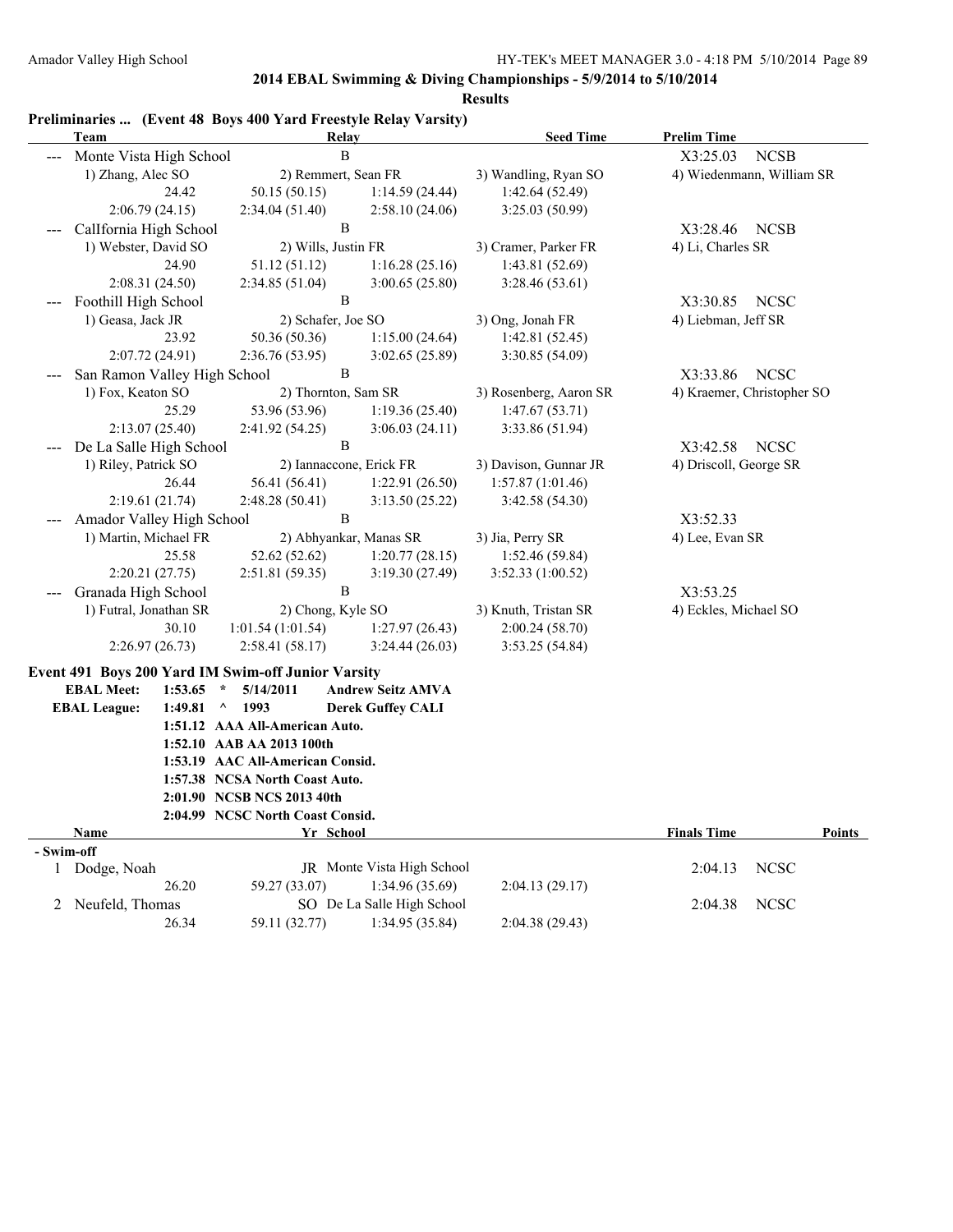**2014 EBAL Swimming & Diving Championships - 5/9/2014 to 5/10/2014**

**Results**

### Preliminaries ... (Event 48 Boys 400 Yard Freestyle Relay Varsity)

| | Team | Relay | Seed Time | Prelim Time |
|---|---|---|---|---|
| --- | Monte Vista High School | B | | X3:25.03 NCSB |
| | 1) Zhang, Alec SO | 2) Remmert, Sean FR | 3) Wandling, Ryan SO | 4) Wiedenmann, William SR |
| | 24.42 | 50.15 (50.15) | 1:14.59 (24.44) | 1:42.64 (52.49) |
| | 2:06.79 (24.15) | 2:34.04 (51.40) | 2:58.10 (24.06) | 3:25.03 (50.99) |
| --- | CalIfornia High School | B | | X3:28.46 NCSB |
| | 1) Webster, David SO | 2) Wills, Justin FR | 3) Cramer, Parker FR | 4) Li, Charles SR |
| | 24.90 | 51.12 (51.12) | 1:16.28 (25.16) | 1:43.81 (52.69) |
| | 2:08.31 (24.50) | 2:34.85 (51.04) | 3:00.65 (25.80) | 3:28.46 (53.61) |
| --- | Foothill High School | B | | X3:30.85 NCSC |
| | 1) Geasa, Jack JR | 2) Schafer, Joe SO | 3) Ong, Jonah FR | 4) Liebman, Jeff SR |
| | 23.92 | 50.36 (50.36) | 1:15.00 (24.64) | 1:42.81 (52.45) |
| | 2:07.72 (24.91) | 2:36.76 (53.95) | 3:02.65 (25.89) | 3:30.85 (54.09) |
| --- | San Ramon Valley High School | B | | X3:33.86 NCSC |
| | 1) Fox, Keaton SO | 2) Thornton, Sam SR | 3) Rosenberg, Aaron SR | 4) Kraemer, Christopher SO |
| | 25.29 | 53.96 (53.96) | 1:19.36 (25.40) | 1:47.67 (53.71) |
| | 2:13.07 (25.40) | 2:41.92 (54.25) | 3:06.03 (24.11) | 3:33.86 (51.94) |
| --- | De La Salle High School | B | | X3:42.58 NCSC |
| | 1) Riley, Patrick SO | 2) Iannaccone, Erick FR | 3) Davison, Gunnar JR | 4) Driscoll, George SR |
| | 26.44 | 56.41 (56.41) | 1:22.91 (26.50) | 1:57.87 (1:01.46) |
| | 2:19.61 (21.74) | 2:48.28 (50.41) | 3:13.50 (25.22) | 3:42.58 (54.30) |
| --- | Amador Valley High School | B | | X3:52.33 |
| | 1) Martin, Michael FR | 2) Abhyankar, Manas SR | 3) Jia, Perry SR | 4) Lee, Evan SR |
| | 25.58 | 52.62 (52.62) | 1:20.77 (28.15) | 1:52.46 (59.84) |
| | 2:20.21 (27.75) | 2:51.81 (59.35) | 3:19.30 (27.49) | 3:52.33 (1:00.52) |
| --- | Granada High School | B | | X3:53.25 |
| | 1) Futral, Jonathan SR | 2) Chong, Kyle SO | 3) Knuth, Tristan SR | 4) Eckles, Michael SO |
| | 30.10 | 1:01.54 (1:01.54) | 1:27.97 (26.43) | 2:00.24 (58.70) |
| | 2:26.97 (26.73) | 2:58.41 (58.17) | 3:24.44 (26.03) | 3:53.25 (54.84) |

### Event 491 Boys 200 Yard IM Swim-off Junior Varsity

| | | | | |
|---|---|---|---|---|
| EBAL Meet: | 1:53.65 | * | 5/14/2011 | Andrew Seitz AMVA |
| EBAL League: | 1:49.81 | ^ | 1993 | Derek Guffey CALI |
| | 1:51.12 | AAA All-American Auto. | | |
| | 1:52.10 | AAB AA 2013 100th | | |
| | 1:53.19 | AAC All-American Consid. | | |
| | 1:57.38 | NCSA North Coast Auto. | | |
| | 2:01.90 | NCSB NCS 2013 40th | | |
| | 2:04.99 | NCSC North Coast Consid. | | |

| | Name | Yr | School | | Finals Time | Points |
|---|---|---|---|---|---|---|
| **- Swim-off** | | | | | | |
| 1 | Dodge, Noah | JR | Monte Vista High School | | 2:04.13 NCSC | |
| | 26.20 | 59.27 (33.07) | 1:34.96 (35.69) | 2:04.13 (29.17) | | |
| 2 | Neufeld, Thomas | SO | De La Salle High School | | 2:04.38 NCSC | |
| | 26.34 | 59.11 (32.77) | 1:34.95 (35.84) | 2:04.38 (29.43) | | |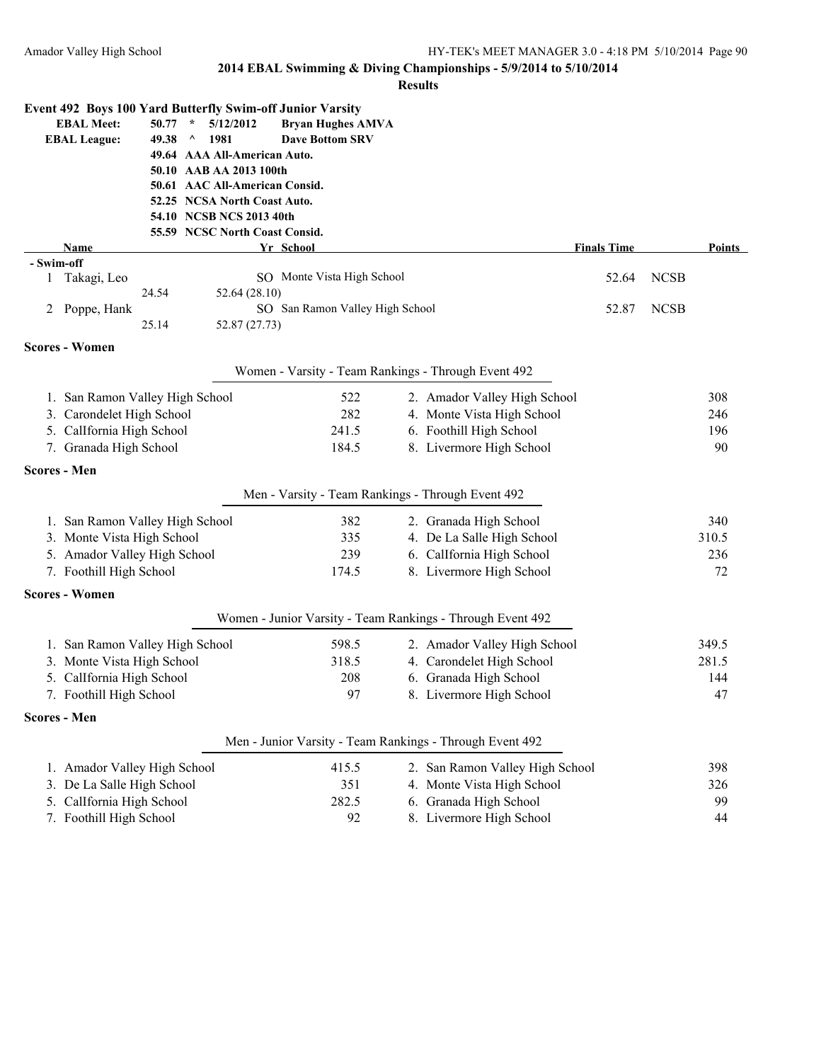## 2014 EBAL Swimming & Diving Championships - 5/9/2014 to 5/10/2014

### Results

**Event 492 Boys 100 Yard Butterfly Swim-off Junior Varsity**

| | | | |
|---|---|---|---|
| **EBAL Meet:** | 50.77 * | 5/12/2012 | Bryan Hughes AMVA |
| **EBAL League:** | 49.38 ^ | 1981 | Dave Bottom SRV |
| | 49.64 | AAA All-American Auto. | |
| | 50.10 | AAB AA 2013 100th | |
| | 50.61 | AAC All-American Consid. | |
| | 52.25 | NCSA North Coast Auto. | |
| | 54.10 | NCSB NCS 2013 40th | |
| | 55.59 | NCSC North Coast Consid. | |

| | Name | Yr | School | Finals Time | | Points |
|---|---|---|---|---|---|---|
| **- Swim-off** | | | | | | |
| 1 | Takagi, Leo | SO | Monte Vista High School | 52.64 | NCSB | |
| | 24.54 | | 52.64 (28.10) | | | |
| 2 | Poppe, Hank | SO | San Ramon Valley High School | 52.87 | NCSB | |
| | 25.14 | | 52.87 (27.73) | | | |

**Scores - Women**

Women - Varsity - Team Rankings - Through Event 492

| | | | |
|---|---|---|---|
| 1. San Ramon Valley High School | 522 | 2. Amador Valley High School | 308 |
| 3. Carondelet High School | 282 | 4. Monte Vista High School | 246 |
| 5. CalIfornia High School | 241.5 | 6. Foothill High School | 196 |
| 7. Granada High School | 184.5 | 8. Livermore High School | 90 |

**Scores - Men**

Men - Varsity - Team Rankings - Through Event 492

| | | | |
|---|---|---|---|
| 1. San Ramon Valley High School | 382 | 2. Granada High School | 340 |
| 3. Monte Vista High School | 335 | 4. De La Salle High School | 310.5 |
| 5. Amador Valley High School | 239 | 6. CalIfornia High School | 236 |
| 7. Foothill High School | 174.5 | 8. Livermore High School | 72 |

**Scores - Women**

Women - Junior Varsity - Team Rankings - Through Event 492

| | | | |
|---|---|---|---|
| 1. San Ramon Valley High School | 598.5 | 2. Amador Valley High School | 349.5 |
| 3. Monte Vista High School | 318.5 | 4. Carondelet High School | 281.5 |
| 5. CalIfornia High School | 208 | 6. Granada High School | 144 |
| 7. Foothill High School | 97 | 8. Livermore High School | 47 |

**Scores - Men**

Men - Junior Varsity - Team Rankings - Through Event 492

| | | | |
|---|---|---|---|
| 1. Amador Valley High School | 415.5 | 2. San Ramon Valley High School | 398 |
| 3. De La Salle High School | 351 | 4. Monte Vista High School | 326 |
| 5. CalIfornia High School | 282.5 | 6. Granada High School | 99 |
| 7. Foothill High School | 92 | 8. Livermore High School | 44 |